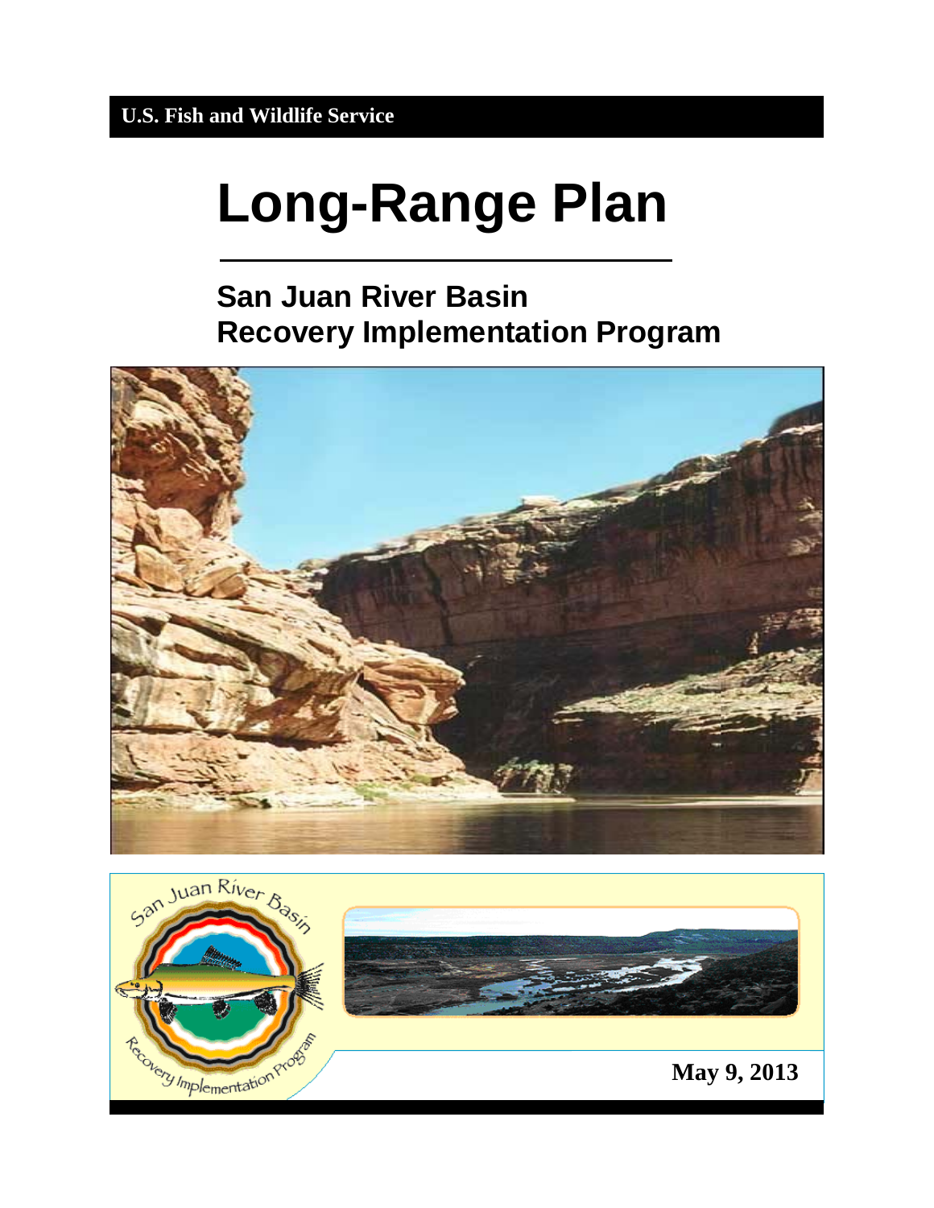U.S. Fish and Wildlife Service

# Long-Range Plan

## San Juan River Basin Recovery Implementation Program

May 9, 2013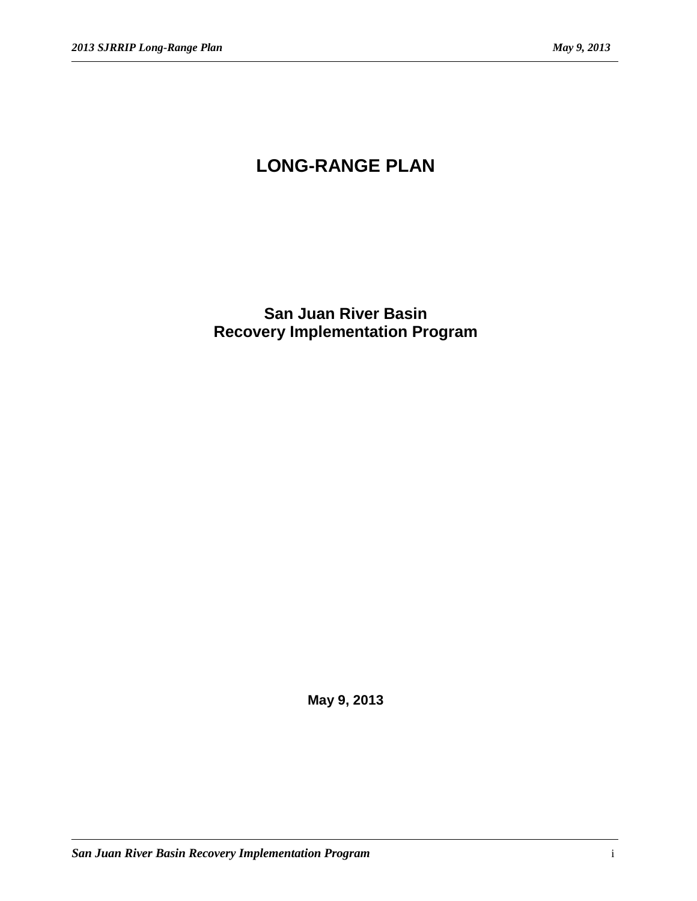# LONG-RANGE PLAN

## San Juan River Basin
## Recovery Implementation Program

**May 9, 2013**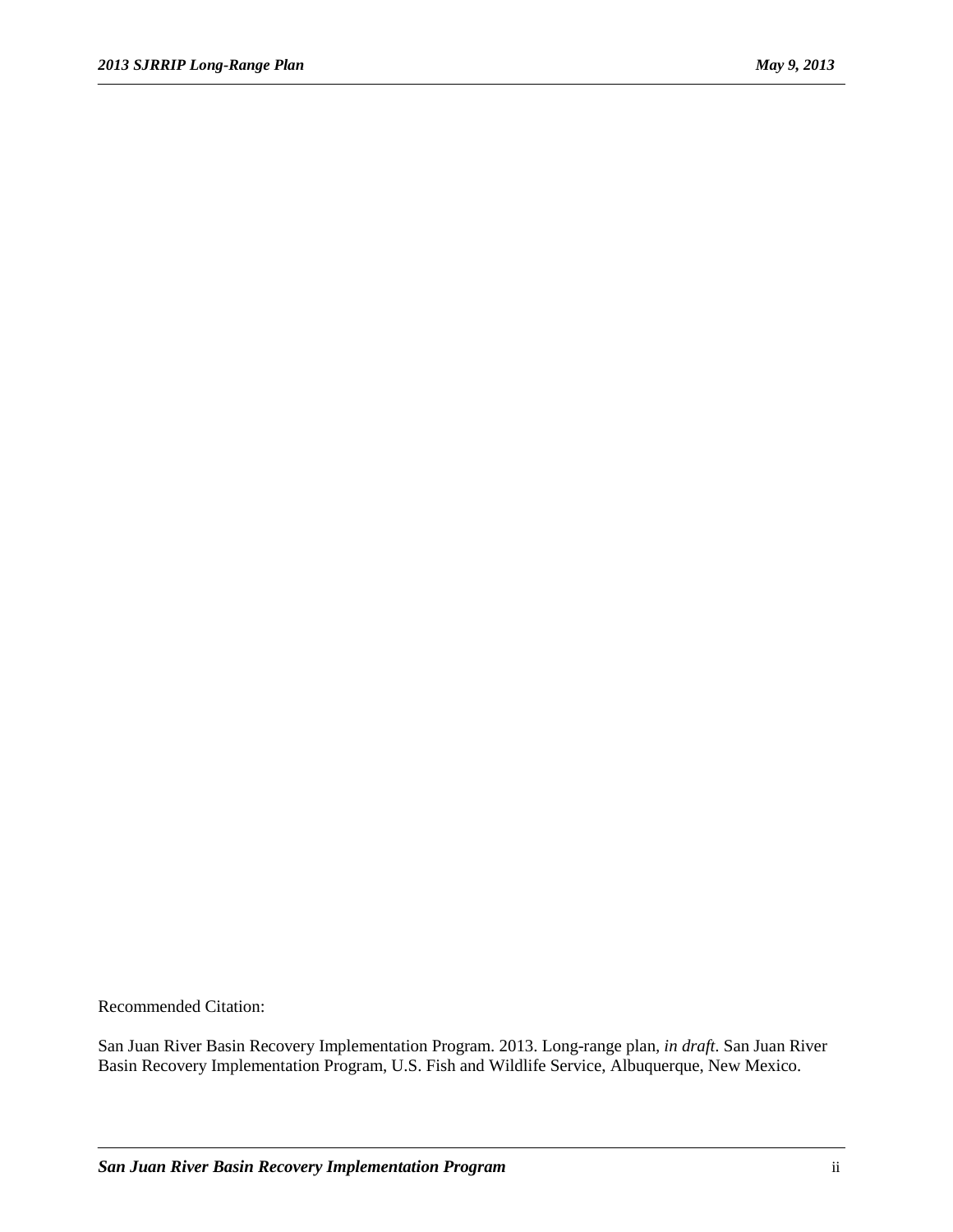Recommended Citation:

San Juan River Basin Recovery Implementation Program. 2013. Long-range plan, *in draft*. San Juan River Basin Recovery Implementation Program, U.S. Fish and Wildlife Service, Albuquerque, New Mexico.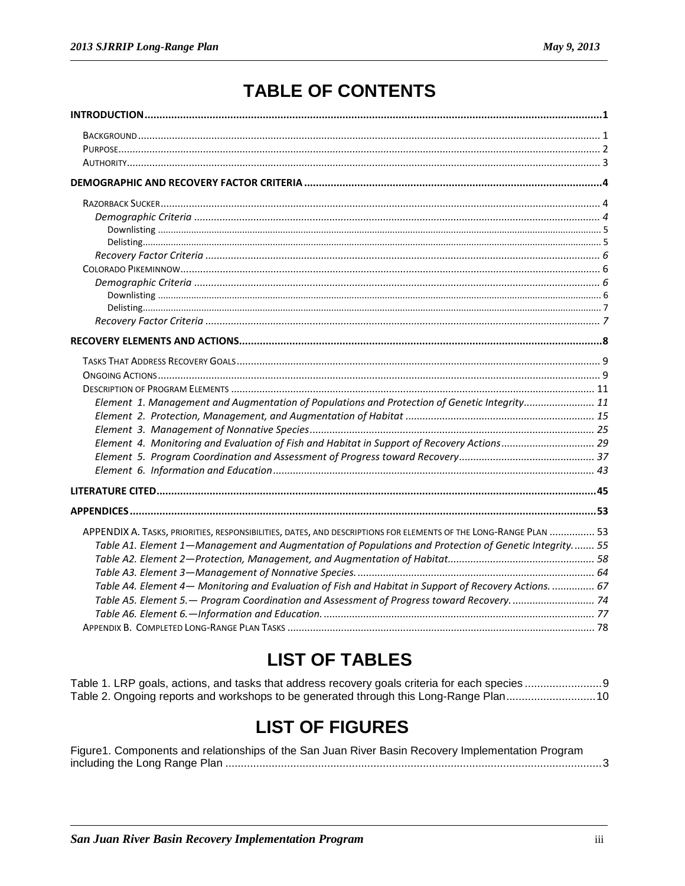# TABLE OF CONTENTS

**INTRODUCTION** .......... **1**

- BACKGROUND .......... 1
- PURPOSE .......... 2
- AUTHORITY .......... 3

**DEMOGRAPHIC AND RECOVERY FACTOR CRITERIA** .......... **4**

- RAZORBACK SUCKER .......... 4
  - *Demographic Criteria* .......... *4*
    - Downlisting .......... 5
    - Delisting .......... 5
  - *Recovery Factor Criteria* .......... *6*
- COLORADO PIKEMINNOW .......... 6
  - *Demographic Criteria* .......... *6*
    - Downlisting .......... 6
    - Delisting .......... 7
  - *Recovery Factor Criteria* .......... *7*

**RECOVERY ELEMENTS AND ACTIONS** .......... **8**

- TASKS THAT ADDRESS RECOVERY GOALS .......... 9
- ONGOING ACTIONS .......... 9
- DESCRIPTION OF PROGRAM ELEMENTS .......... 11
  - *Element 1. Management and Augmentation of Populations and Protection of Genetic Integrity* .......... *11*
  - *Element 2. Protection, Management, and Augmentation of Habitat* .......... *15*
  - *Element 3. Management of Nonnative Species* .......... *25*
  - *Element 4. Monitoring and Evaluation of Fish and Habitat in Support of Recovery Actions* .......... *29*
  - *Element 5. Program Coordination and Assessment of Progress toward Recovery* .......... *37*
  - *Element 6. Information and Education* .......... *43*

**LITERATURE CITED** .......... **45**

**APPENDICES** .......... **53**

- APPENDIX A. TASKS, PRIORITIES, RESPONSIBILITIES, DATES, AND DESCRIPTIONS FOR ELEMENTS OF THE LONG-RANGE PLAN .......... 53
  - *Table A1. Element 1—Management and Augmentation of Populations and Protection of Genetic Integrity.* .......... *55*
  - *Table A2. Element 2—Protection, Management, and Augmentation of Habitat.* .......... *58*
  - *Table A3. Element 3—Management of Nonnative Species.* .......... *64*
  - *Table A4. Element 4— Monitoring and Evaluation of Fish and Habitat in Support of Recovery Actions.* .......... *67*
  - *Table A5. Element 5.— Program Coordination and Assessment of Progress toward Recovery.* .......... *74*
  - *Table A6. Element 6.—Information and Education.* .......... *77*
- APPENDIX B. COMPLETED LONG-RANGE PLAN TASKS .......... 78

# LIST OF TABLES

Table 1. LRP goals, actions, and tasks that address recovery goals criteria for each species .......... 9

Table 2. Ongoing reports and workshops to be generated through this Long-Range Plan .......... 10

# LIST OF FIGURES

Figure1. Components and relationships of the San Juan River Basin Recovery Implementation Program including the Long Range Plan .......... 3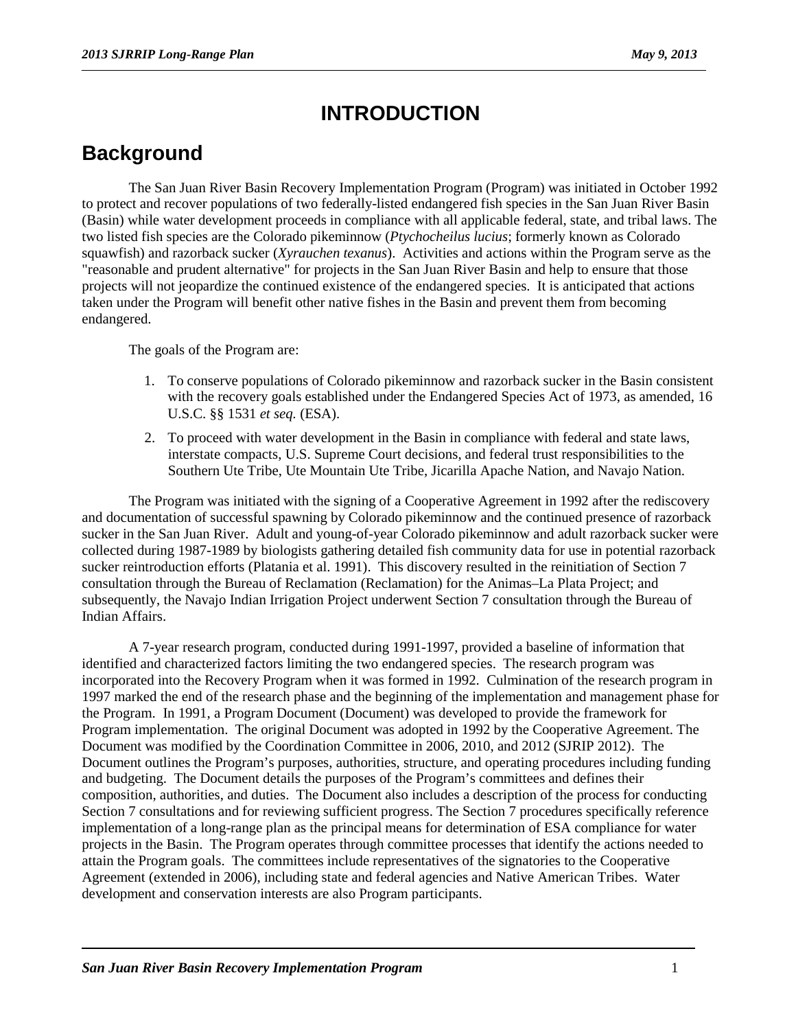# INTRODUCTION

## Background

The San Juan River Basin Recovery Implementation Program (Program) was initiated in October 1992 to protect and recover populations of two federally-listed endangered fish species in the San Juan River Basin (Basin) while water development proceeds in compliance with all applicable federal, state, and tribal laws. The two listed fish species are the Colorado pikeminnow (*Ptychocheilus lucius*; formerly known as Colorado squawfish) and razorback sucker (*Xyrauchen texanus*). Activities and actions within the Program serve as the "reasonable and prudent alternative" for projects in the San Juan River Basin and help to ensure that those projects will not jeopardize the continued existence of the endangered species. It is anticipated that actions taken under the Program will benefit other native fishes in the Basin and prevent them from becoming endangered.

The goals of the Program are:

1. To conserve populations of Colorado pikeminnow and razorback sucker in the Basin consistent with the recovery goals established under the Endangered Species Act of 1973, as amended, 16 U.S.C. §§ 1531 *et seq.* (ESA).
2. To proceed with water development in the Basin in compliance with federal and state laws, interstate compacts, U.S. Supreme Court decisions, and federal trust responsibilities to the Southern Ute Tribe, Ute Mountain Ute Tribe, Jicarilla Apache Nation, and Navajo Nation.

The Program was initiated with the signing of a Cooperative Agreement in 1992 after the rediscovery and documentation of successful spawning by Colorado pikeminnow and the continued presence of razorback sucker in the San Juan River. Adult and young-of-year Colorado pikeminnow and adult razorback sucker were collected during 1987-1989 by biologists gathering detailed fish community data for use in potential razorback sucker reintroduction efforts (Platania et al. 1991). This discovery resulted in the reinitiation of Section 7 consultation through the Bureau of Reclamation (Reclamation) for the Animas–La Plata Project; and subsequently, the Navajo Indian Irrigation Project underwent Section 7 consultation through the Bureau of Indian Affairs.

A 7-year research program, conducted during 1991-1997, provided a baseline of information that identified and characterized factors limiting the two endangered species. The research program was incorporated into the Recovery Program when it was formed in 1992. Culmination of the research program in 1997 marked the end of the research phase and the beginning of the implementation and management phase for the Program. In 1991, a Program Document (Document) was developed to provide the framework for Program implementation. The original Document was adopted in 1992 by the Cooperative Agreement. The Document was modified by the Coordination Committee in 2006, 2010, and 2012 (SJRIP 2012). The Document outlines the Program's purposes, authorities, structure, and operating procedures including funding and budgeting. The Document details the purposes of the Program's committees and defines their composition, authorities, and duties. The Document also includes a description of the process for conducting Section 7 consultations and for reviewing sufficient progress. The Section 7 procedures specifically reference implementation of a long-range plan as the principal means for determination of ESA compliance for water projects in the Basin. The Program operates through committee processes that identify the actions needed to attain the Program goals. The committees include representatives of the signatories to the Cooperative Agreement (extended in 2006), including state and federal agencies and Native American Tribes. Water development and conservation interests are also Program participants.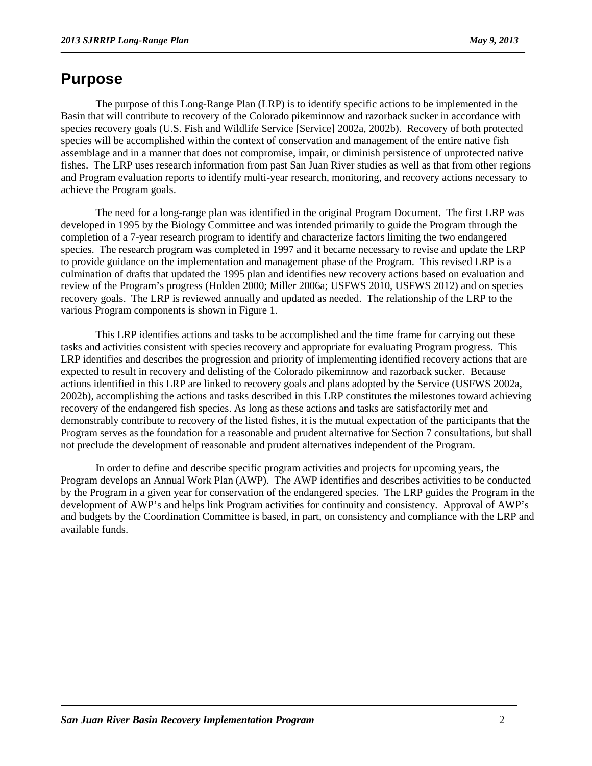# Purpose

The purpose of this Long-Range Plan (LRP) is to identify specific actions to be implemented in the Basin that will contribute to recovery of the Colorado pikeminnow and razorback sucker in accordance with species recovery goals (U.S. Fish and Wildlife Service [Service] 2002a, 2002b). Recovery of both protected species will be accomplished within the context of conservation and management of the entire native fish assemblage and in a manner that does not compromise, impair, or diminish persistence of unprotected native fishes. The LRP uses research information from past San Juan River studies as well as that from other regions and Program evaluation reports to identify multi-year research, monitoring, and recovery actions necessary to achieve the Program goals.

The need for a long-range plan was identified in the original Program Document. The first LRP was developed in 1995 by the Biology Committee and was intended primarily to guide the Program through the completion of a 7-year research program to identify and characterize factors limiting the two endangered species. The research program was completed in 1997 and it became necessary to revise and update the LRP to provide guidance on the implementation and management phase of the Program. This revised LRP is a culmination of drafts that updated the 1995 plan and identifies new recovery actions based on evaluation and review of the Program's progress (Holden 2000; Miller 2006a; USFWS 2010, USFWS 2012) and on species recovery goals. The LRP is reviewed annually and updated as needed. The relationship of the LRP to the various Program components is shown in Figure 1.

This LRP identifies actions and tasks to be accomplished and the time frame for carrying out these tasks and activities consistent with species recovery and appropriate for evaluating Program progress. This LRP identifies and describes the progression and priority of implementing identified recovery actions that are expected to result in recovery and delisting of the Colorado pikeminnow and razorback sucker. Because actions identified in this LRP are linked to recovery goals and plans adopted by the Service (USFWS 2002a, 2002b), accomplishing the actions and tasks described in this LRP constitutes the milestones toward achieving recovery of the endangered fish species. As long as these actions and tasks are satisfactorily met and demonstrably contribute to recovery of the listed fishes, it is the mutual expectation of the participants that the Program serves as the foundation for a reasonable and prudent alternative for Section 7 consultations, but shall not preclude the development of reasonable and prudent alternatives independent of the Program.

In order to define and describe specific program activities and projects for upcoming years, the Program develops an Annual Work Plan (AWP). The AWP identifies and describes activities to be conducted by the Program in a given year for conservation of the endangered species. The LRP guides the Program in the development of AWP's and helps link Program activities for continuity and consistency. Approval of AWP's and budgets by the Coordination Committee is based, in part, on consistency and compliance with the LRP and available funds.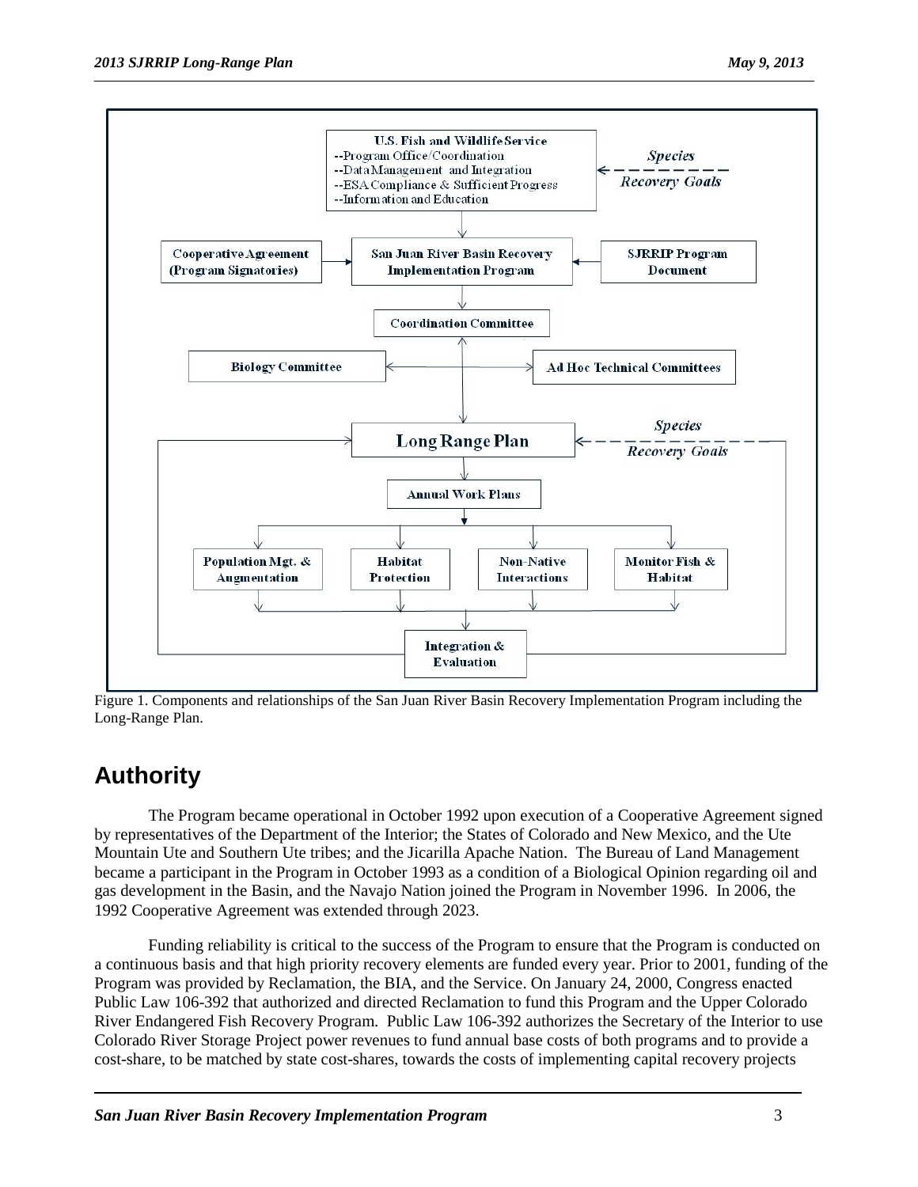Figure 1. Components and relationships of the San Juan River Basin Recovery Implementation Program including the Long-Range Plan.

## Authority

The Program became operational in October 1992 upon execution of a Cooperative Agreement signed by representatives of the Department of the Interior; the States of Colorado and New Mexico, and the Ute Mountain Ute and Southern Ute tribes; and the Jicarilla Apache Nation. The Bureau of Land Management became a participant in the Program in October 1993 as a condition of a Biological Opinion regarding oil and gas development in the Basin, and the Navajo Nation joined the Program in November 1996. In 2006, the 1992 Cooperative Agreement was extended through 2023.

Funding reliability is critical to the success of the Program to ensure that the Program is conducted on a continuous basis and that high priority recovery elements are funded every year. Prior to 2001, funding of the Program was provided by Reclamation, the BIA, and the Service. On January 24, 2000, Congress enacted Public Law 106-392 that authorized and directed Reclamation to fund this Program and the Upper Colorado River Endangered Fish Recovery Program. Public Law 106-392 authorizes the Secretary of the Interior to use Colorado River Storage Project power revenues to fund annual base costs of both programs and to provide a cost-share, to be matched by state cost-shares, towards the costs of implementing capital recovery projects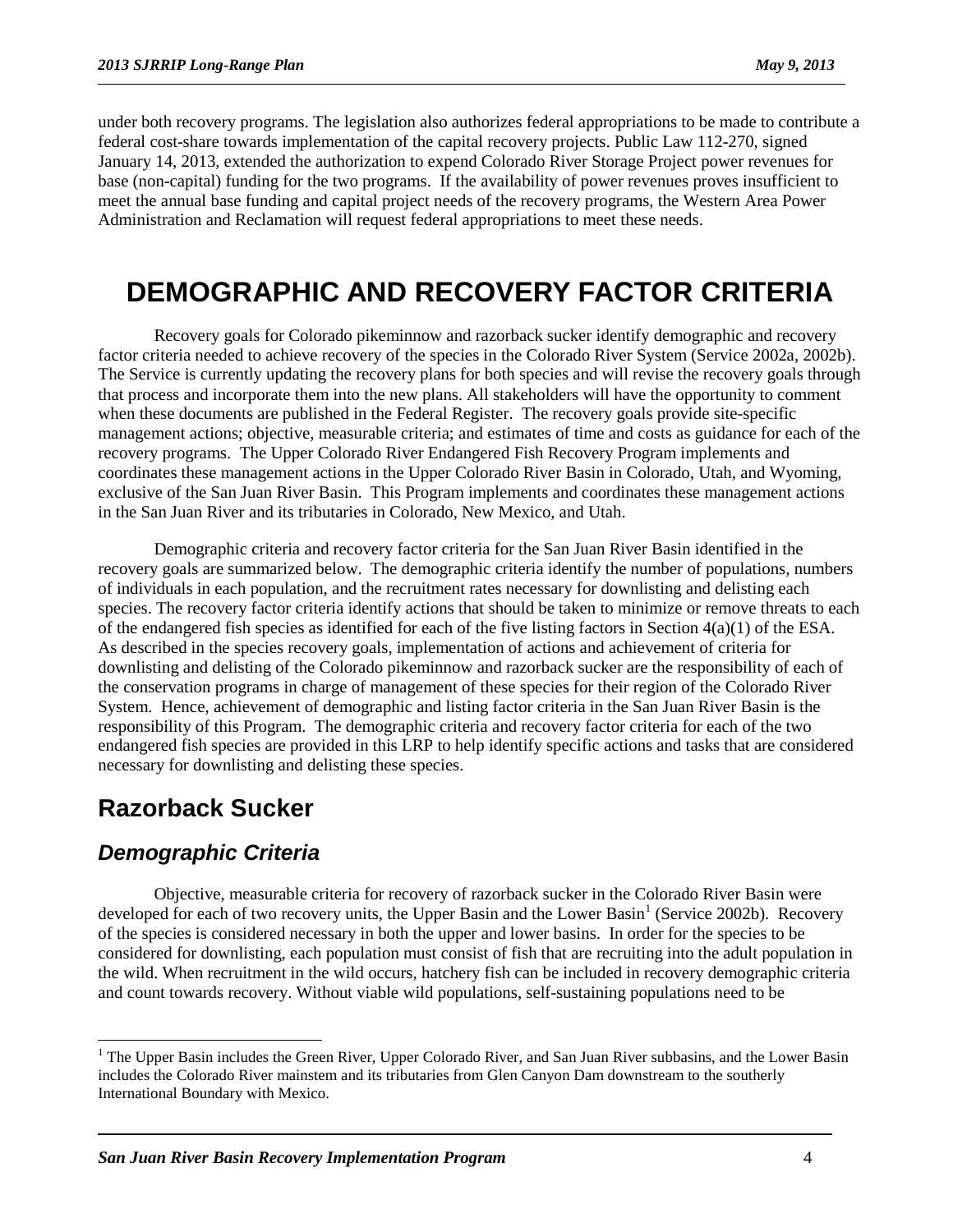under both recovery programs. The legislation also authorizes federal appropriations to be made to contribute a federal cost-share towards implementation of the capital recovery projects. Public Law 112-270, signed January 14, 2013, extended the authorization to expend Colorado River Storage Project power revenues for base (non-capital) funding for the two programs. If the availability of power revenues proves insufficient to meet the annual base funding and capital project needs of the recovery programs, the Western Area Power Administration and Reclamation will request federal appropriations to meet these needs.

# DEMOGRAPHIC AND RECOVERY FACTOR CRITERIA

Recovery goals for Colorado pikeminnow and razorback sucker identify demographic and recovery factor criteria needed to achieve recovery of the species in the Colorado River System (Service 2002a, 2002b). The Service is currently updating the recovery plans for both species and will revise the recovery goals through that process and incorporate them into the new plans. All stakeholders will have the opportunity to comment when these documents are published in the Federal Register. The recovery goals provide site-specific management actions; objective, measurable criteria; and estimates of time and costs as guidance for each of the recovery programs. The Upper Colorado River Endangered Fish Recovery Program implements and coordinates these management actions in the Upper Colorado River Basin in Colorado, Utah, and Wyoming, exclusive of the San Juan River Basin. This Program implements and coordinates these management actions in the San Juan River and its tributaries in Colorado, New Mexico, and Utah.

Demographic criteria and recovery factor criteria for the San Juan River Basin identified in the recovery goals are summarized below. The demographic criteria identify the number of populations, numbers of individuals in each population, and the recruitment rates necessary for downlisting and delisting each species. The recovery factor criteria identify actions that should be taken to minimize or remove threats to each of the endangered fish species as identified for each of the five listing factors in Section 4(a)(1) of the ESA. As described in the species recovery goals, implementation of actions and achievement of criteria for downlisting and delisting of the Colorado pikeminnow and razorback sucker are the responsibility of each of the conservation programs in charge of management of these species for their region of the Colorado River System. Hence, achievement of demographic and listing factor criteria in the San Juan River Basin is the responsibility of this Program. The demographic criteria and recovery factor criteria for each of the two endangered fish species are provided in this LRP to help identify specific actions and tasks that are considered necessary for downlisting and delisting these species.

## Razorback Sucker

### *Demographic Criteria*

Objective, measurable criteria for recovery of razorback sucker in the Colorado River Basin were developed for each of two recovery units, the Upper Basin and the Lower Basin[1] (Service 2002b). Recovery of the species is considered necessary in both the upper and lower basins. In order for the species to be considered for downlisting, each population must consist of fish that are recruiting into the adult population in the wild. When recruitment in the wild occurs, hatchery fish can be included in recovery demographic criteria and count towards recovery. Without viable wild populations, self-sustaining populations need to be

[1] The Upper Basin includes the Green River, Upper Colorado River, and San Juan River subbasins, and the Lower Basin includes the Colorado River mainstem and its tributaries from Glen Canyon Dam downstream to the southerly International Boundary with Mexico.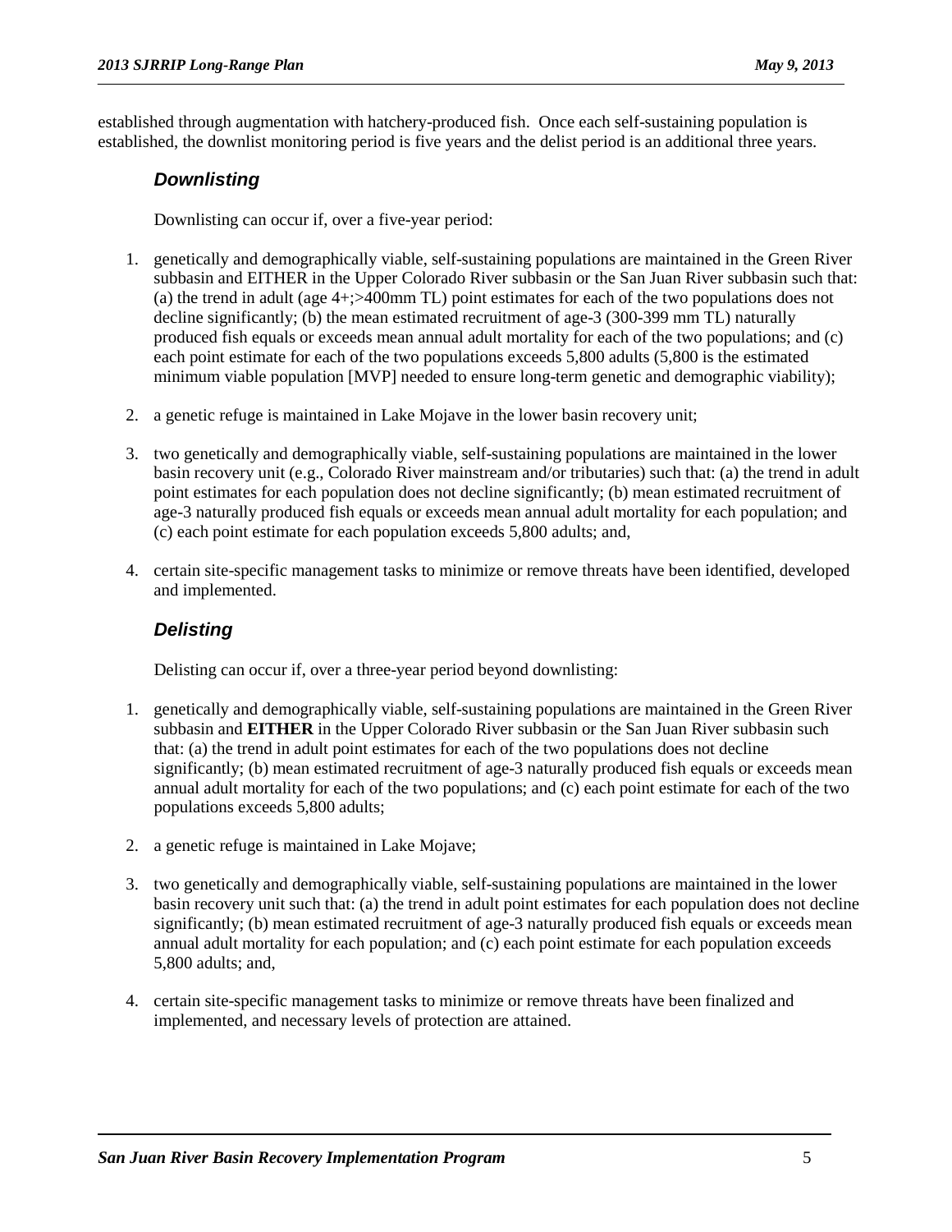established through augmentation with hatchery-produced fish. Once each self-sustaining population is established, the downlist monitoring period is five years and the delist period is an additional three years.

### *Downlisting*

Downlisting can occur if, over a five-year period:

1. genetically and demographically viable, self-sustaining populations are maintained in the Green River subbasin and EITHER in the Upper Colorado River subbasin or the San Juan River subbasin such that: (a) the trend in adult (age 4+;>400mm TL) point estimates for each of the two populations does not decline significantly; (b) the mean estimated recruitment of age-3 (300-399 mm TL) naturally produced fish equals or exceeds mean annual adult mortality for each of the two populations; and (c) each point estimate for each of the two populations exceeds 5,800 adults (5,800 is the estimated minimum viable population [MVP] needed to ensure long-term genetic and demographic viability);
2. a genetic refuge is maintained in Lake Mojave in the lower basin recovery unit;
3. two genetically and demographically viable, self-sustaining populations are maintained in the lower basin recovery unit (e.g., Colorado River mainstream and/or tributaries) such that: (a) the trend in adult point estimates for each population does not decline significantly; (b) mean estimated recruitment of age-3 naturally produced fish equals or exceeds mean annual adult mortality for each population; and (c) each point estimate for each population exceeds 5,800 adults; and,
4. certain site-specific management tasks to minimize or remove threats have been identified, developed and implemented.

### *Delisting*

Delisting can occur if, over a three-year period beyond downlisting:

1. genetically and demographically viable, self-sustaining populations are maintained in the Green River subbasin and **EITHER** in the Upper Colorado River subbasin or the San Juan River subbasin such that: (a) the trend in adult point estimates for each of the two populations does not decline significantly; (b) mean estimated recruitment of age-3 naturally produced fish equals or exceeds mean annual adult mortality for each of the two populations; and (c) each point estimate for each of the two populations exceeds 5,800 adults;
2. a genetic refuge is maintained in Lake Mojave;
3. two genetically and demographically viable, self-sustaining populations are maintained in the lower basin recovery unit such that: (a) the trend in adult point estimates for each population does not decline significantly; (b) mean estimated recruitment of age-3 naturally produced fish equals or exceeds mean annual adult mortality for each population; and (c) each point estimate for each population exceeds 5,800 adults; and,
4. certain site-specific management tasks to minimize or remove threats have been finalized and implemented, and necessary levels of protection are attained.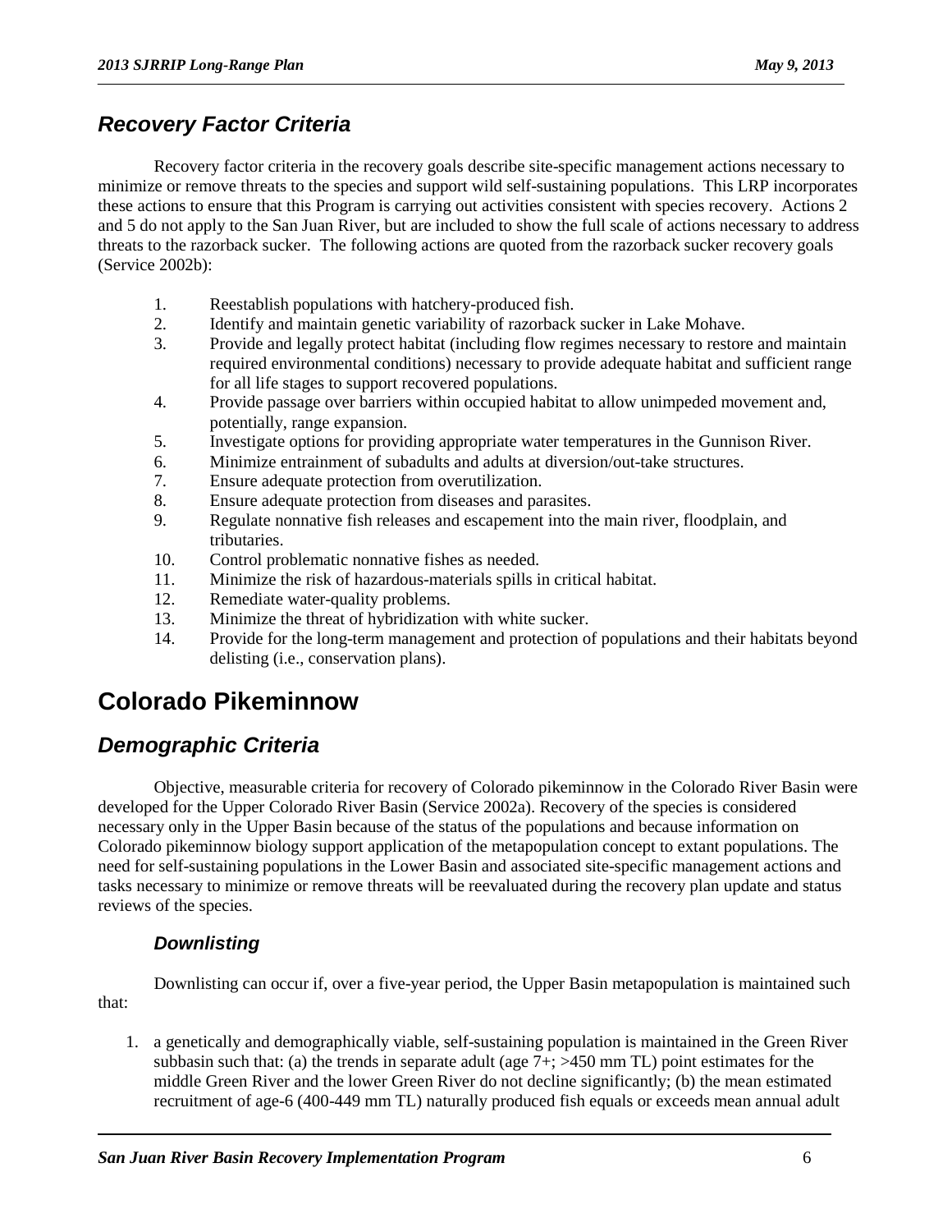## *Recovery Factor Criteria*

Recovery factor criteria in the recovery goals describe site-specific management actions necessary to minimize or remove threats to the species and support wild self-sustaining populations. This LRP incorporates these actions to ensure that this Program is carrying out activities consistent with species recovery. Actions 2 and 5 do not apply to the San Juan River, but are included to show the full scale of actions necessary to address threats to the razorback sucker. The following actions are quoted from the razorback sucker recovery goals (Service 2002b):

1. Reestablish populations with hatchery-produced fish.
2. Identify and maintain genetic variability of razorback sucker in Lake Mohave.
3. Provide and legally protect habitat (including flow regimes necessary to restore and maintain required environmental conditions) necessary to provide adequate habitat and sufficient range for all life stages to support recovered populations.
4. Provide passage over barriers within occupied habitat to allow unimpeded movement and, potentially, range expansion.
5. Investigate options for providing appropriate water temperatures in the Gunnison River.
6. Minimize entrainment of subadults and adults at diversion/out-take structures.
7. Ensure adequate protection from overutilization.
8. Ensure adequate protection from diseases and parasites.
9. Regulate nonnative fish releases and escapement into the main river, floodplain, and tributaries.
10. Control problematic nonnative fishes as needed.
11. Minimize the risk of hazardous-materials spills in critical habitat.
12. Remediate water-quality problems.
13. Minimize the threat of hybridization with white sucker.
14. Provide for the long-term management and protection of populations and their habitats beyond delisting (i.e., conservation plans).

# Colorado Pikeminnow

## *Demographic Criteria*

Objective, measurable criteria for recovery of Colorado pikeminnow in the Colorado River Basin were developed for the Upper Colorado River Basin (Service 2002a). Recovery of the species is considered necessary only in the Upper Basin because of the status of the populations and because information on Colorado pikeminnow biology support application of the metapopulation concept to extant populations. The need for self-sustaining populations in the Lower Basin and associated site-specific management actions and tasks necessary to minimize or remove threats will be reevaluated during the recovery plan update and status reviews of the species.

### *Downlisting*

Downlisting can occur if, over a five-year period, the Upper Basin metapopulation is maintained such that:

1. a genetically and demographically viable, self-sustaining population is maintained in the Green River subbasin such that: (a) the trends in separate adult (age 7+; >450 mm TL) point estimates for the middle Green River and the lower Green River do not decline significantly; (b) the mean estimated recruitment of age-6 (400-449 mm TL) naturally produced fish equals or exceeds mean annual adult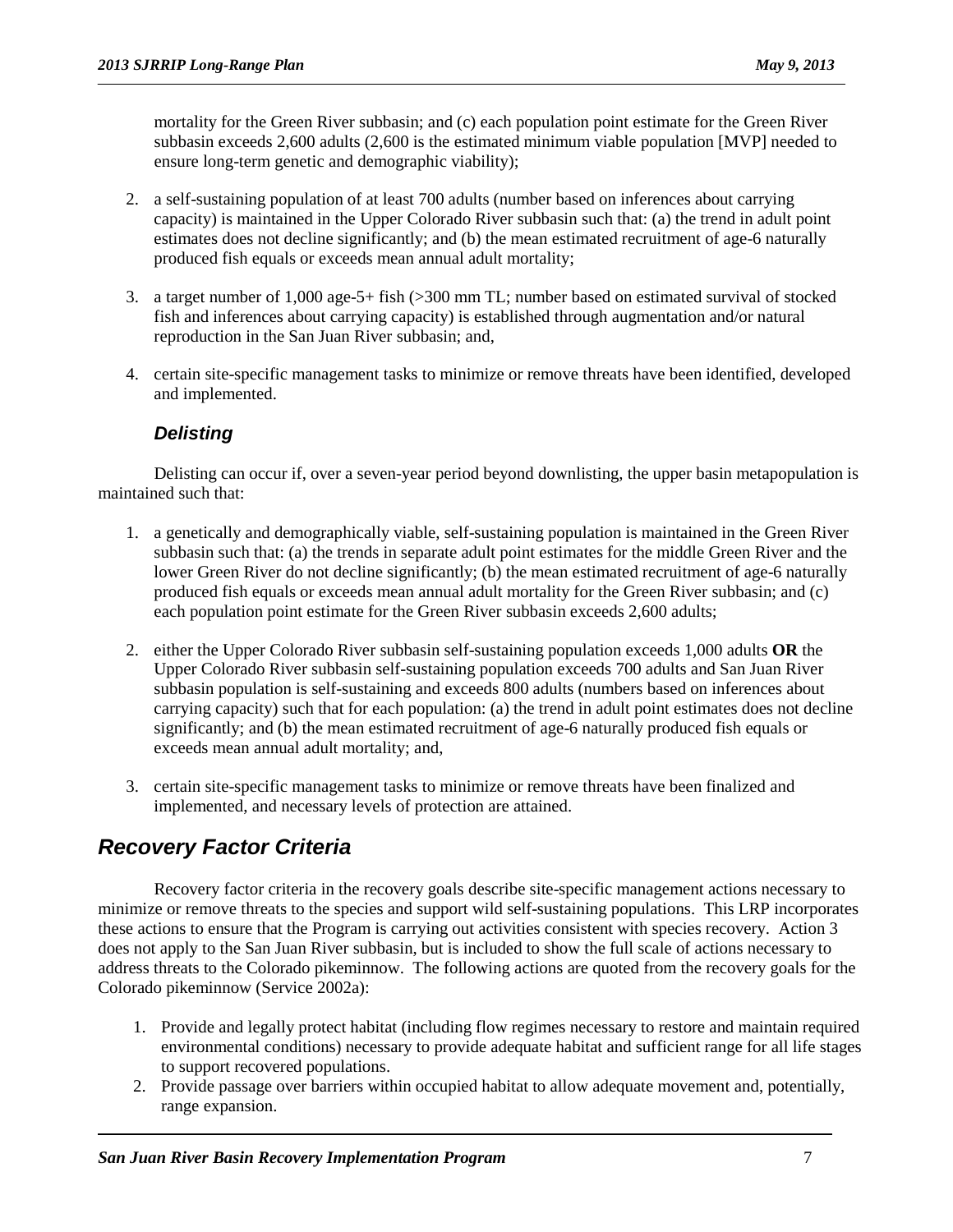mortality for the Green River subbasin; and (c) each population point estimate for the Green River subbasin exceeds 2,600 adults (2,600 is the estimated minimum viable population [MVP] needed to ensure long-term genetic and demographic viability);

2. a self-sustaining population of at least 700 adults (number based on inferences about carrying capacity) is maintained in the Upper Colorado River subbasin such that: (a) the trend in adult point estimates does not decline significantly; and (b) the mean estimated recruitment of age-6 naturally produced fish equals or exceeds mean annual adult mortality;

3. a target number of 1,000 age-5+ fish (>300 mm TL; number based on estimated survival of stocked fish and inferences about carrying capacity) is established through augmentation and/or natural reproduction in the San Juan River subbasin; and,

4. certain site-specific management tasks to minimize or remove threats have been identified, developed and implemented.

### *Delisting*

Delisting can occur if, over a seven-year period beyond downlisting, the upper basin metapopulation is maintained such that:

1. a genetically and demographically viable, self-sustaining population is maintained in the Green River subbasin such that: (a) the trends in separate adult point estimates for the middle Green River and the lower Green River do not decline significantly; (b) the mean estimated recruitment of age-6 naturally produced fish equals or exceeds mean annual adult mortality for the Green River subbasin; and (c) each population point estimate for the Green River subbasin exceeds 2,600 adults;

2. either the Upper Colorado River subbasin self-sustaining population exceeds 1,000 adults **OR** the Upper Colorado River subbasin self-sustaining population exceeds 700 adults and San Juan River subbasin population is self-sustaining and exceeds 800 adults (numbers based on inferences about carrying capacity) such that for each population: (a) the trend in adult point estimates does not decline significantly; and (b) the mean estimated recruitment of age-6 naturally produced fish equals or exceeds mean annual adult mortality; and,

3. certain site-specific management tasks to minimize or remove threats have been finalized and implemented, and necessary levels of protection are attained.

## *Recovery Factor Criteria*

Recovery factor criteria in the recovery goals describe site-specific management actions necessary to minimize or remove threats to the species and support wild self-sustaining populations. This LRP incorporates these actions to ensure that the Program is carrying out activities consistent with species recovery. Action 3 does not apply to the San Juan River subbasin, but is included to show the full scale of actions necessary to address threats to the Colorado pikeminnow. The following actions are quoted from the recovery goals for the Colorado pikeminnow (Service 2002a):

1. Provide and legally protect habitat (including flow regimes necessary to restore and maintain required environmental conditions) necessary to provide adequate habitat and sufficient range for all life stages to support recovered populations.
2. Provide passage over barriers within occupied habitat to allow adequate movement and, potentially, range expansion.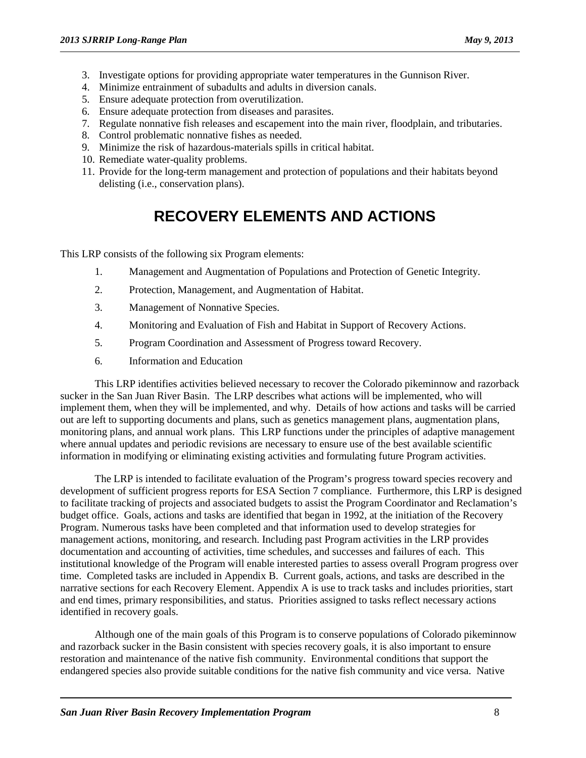3. Investigate options for providing appropriate water temperatures in the Gunnison River.
4. Minimize entrainment of subadults and adults in diversion canals.
5. Ensure adequate protection from overutilization.
6. Ensure adequate protection from diseases and parasites.
7. Regulate nonnative fish releases and escapement into the main river, floodplain, and tributaries.
8. Control problematic nonnative fishes as needed.
9. Minimize the risk of hazardous-materials spills in critical habitat.
10. Remediate water-quality problems.
11. Provide for the long-term management and protection of populations and their habitats beyond delisting (i.e., conservation plans).

# RECOVERY ELEMENTS AND ACTIONS

This LRP consists of the following six Program elements:

1. Management and Augmentation of Populations and Protection of Genetic Integrity.
2. Protection, Management, and Augmentation of Habitat.
3. Management of Nonnative Species.
4. Monitoring and Evaluation of Fish and Habitat in Support of Recovery Actions.
5. Program Coordination and Assessment of Progress toward Recovery.
6. Information and Education

This LRP identifies activities believed necessary to recover the Colorado pikeminnow and razorback sucker in the San Juan River Basin. The LRP describes what actions will be implemented, who will implement them, when they will be implemented, and why. Details of how actions and tasks will be carried out are left to supporting documents and plans, such as genetics management plans, augmentation plans, monitoring plans, and annual work plans. This LRP functions under the principles of adaptive management where annual updates and periodic revisions are necessary to ensure use of the best available scientific information in modifying or eliminating existing activities and formulating future Program activities.

The LRP is intended to facilitate evaluation of the Program's progress toward species recovery and development of sufficient progress reports for ESA Section 7 compliance. Furthermore, this LRP is designed to facilitate tracking of projects and associated budgets to assist the Program Coordinator and Reclamation's budget office. Goals, actions and tasks are identified that began in 1992, at the initiation of the Recovery Program. Numerous tasks have been completed and that information used to develop strategies for management actions, monitoring, and research. Including past Program activities in the LRP provides documentation and accounting of activities, time schedules, and successes and failures of each. This institutional knowledge of the Program will enable interested parties to assess overall Program progress over time. Completed tasks are included in Appendix B. Current goals, actions, and tasks are described in the narrative sections for each Recovery Element. Appendix A is use to track tasks and includes priorities, start and end times, primary responsibilities, and status. Priorities assigned to tasks reflect necessary actions identified in recovery goals.

Although one of the main goals of this Program is to conserve populations of Colorado pikeminnow and razorback sucker in the Basin consistent with species recovery goals, it is also important to ensure restoration and maintenance of the native fish community. Environmental conditions that support the endangered species also provide suitable conditions for the native fish community and vice versa. Native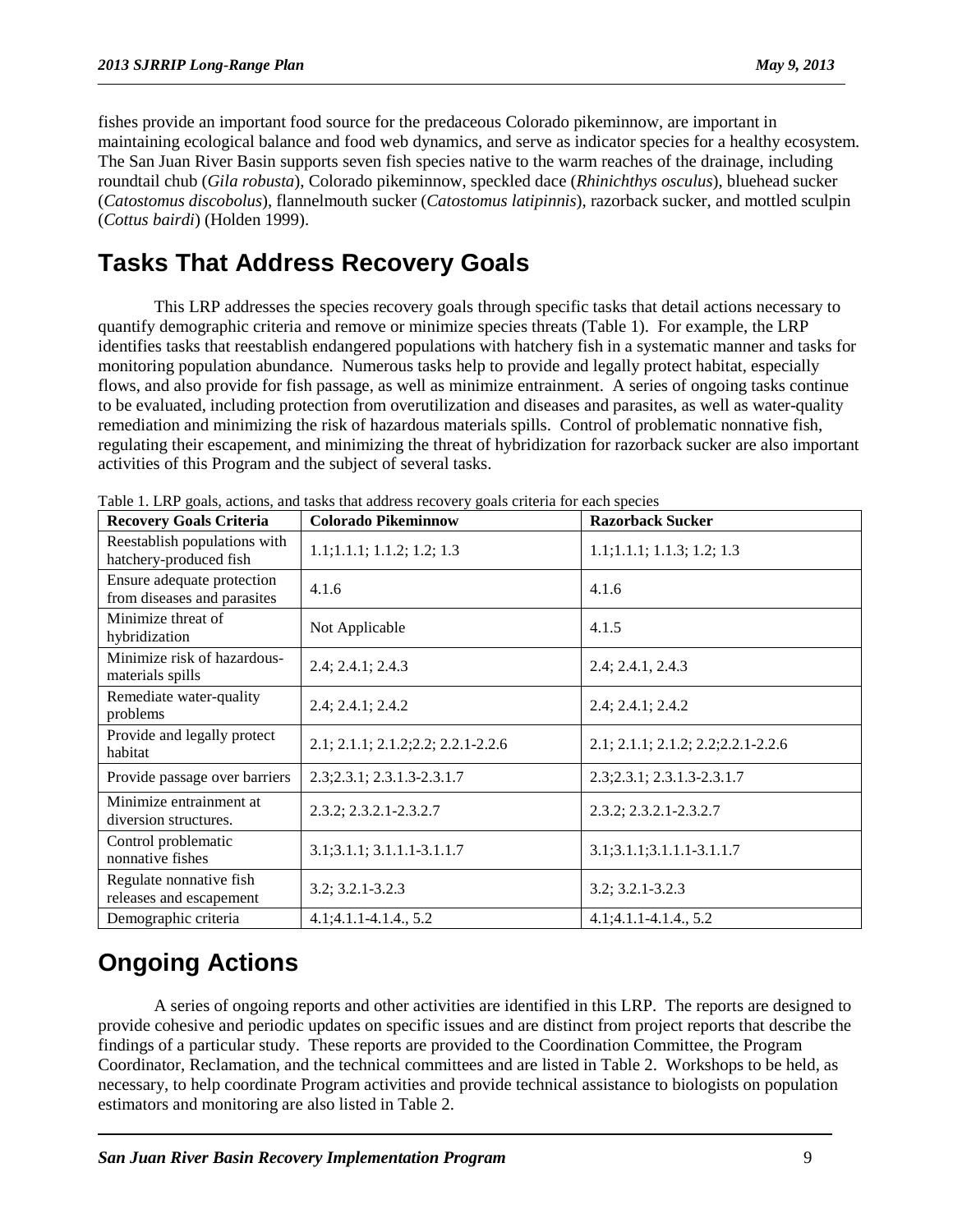fishes provide an important food source for the predaceous Colorado pikeminnow, are important in maintaining ecological balance and food web dynamics, and serve as indicator species for a healthy ecosystem. The San Juan River Basin supports seven fish species native to the warm reaches of the drainage, including roundtail chub (*Gila robusta*), Colorado pikeminnow, speckled dace (*Rhinichthys osculus*), bluehead sucker (*Catostomus discobolus*), flannelmouth sucker (*Catostomus latipinnis*), razorback sucker, and mottled sculpin (*Cottus bairdi*) (Holden 1999).

# Tasks That Address Recovery Goals

This LRP addresses the species recovery goals through specific tasks that detail actions necessary to quantify demographic criteria and remove or minimize species threats (Table 1). For example, the LRP identifies tasks that reestablish endangered populations with hatchery fish in a systematic manner and tasks for monitoring population abundance. Numerous tasks help to provide and legally protect habitat, especially flows, and also provide for fish passage, as well as minimize entrainment. A series of ongoing tasks continue to be evaluated, including protection from overutilization and diseases and parasites, as well as water-quality remediation and minimizing the risk of hazardous materials spills. Control of problematic nonnative fish, regulating their escapement, and minimizing the threat of hybridization for razorback sucker are also important activities of this Program and the subject of several tasks.

Table 1. LRP goals, actions, and tasks that address recovery goals criteria for each species

| Recovery Goals Criteria | Colorado Pikeminnow | Razorback Sucker |
|---|---|---|
| Reestablish populations with hatchery-produced fish | 1.1;1.1.1; 1.1.2; 1.2; 1.3 | 1.1;1.1.1; 1.1.3; 1.2; 1.3 |
| Ensure adequate protection from diseases and parasites | 4.1.6 | 4.1.6 |
| Minimize threat of hybridization | Not Applicable | 4.1.5 |
| Minimize risk of hazardous-materials spills | 2.4; 2.4.1; 2.4.3 | 2.4; 2.4.1, 2.4.3 |
| Remediate water-quality problems | 2.4; 2.4.1; 2.4.2 | 2.4; 2.4.1; 2.4.2 |
| Provide and legally protect habitat | 2.1; 2.1.1; 2.1.2;2.2; 2.2.1-2.2.6 | 2.1; 2.1.1; 2.1.2; 2.2;2.2.1-2.2.6 |
| Provide passage over barriers | 2.3;2.3.1; 2.3.1.3-2.3.1.7 | 2.3;2.3.1; 2.3.1.3-2.3.1.7 |
| Minimize entrainment at diversion structures. | 2.3.2; 2.3.2.1-2.3.2.7 | 2.3.2; 2.3.2.1-2.3.2.7 |
| Control problematic nonnative fishes | 3.1;3.1.1; 3.1.1.1-3.1.1.7 | 3.1;3.1.1;3.1.1.1-3.1.1.7 |
| Regulate nonnative fish releases and escapement | 3.2; 3.2.1-3.2.3 | 3.2; 3.2.1-3.2.3 |
| Demographic criteria | 4.1;4.1.1-4.1.4., 5.2 | 4.1;4.1.1-4.1.4., 5.2 |

# Ongoing Actions

A series of ongoing reports and other activities are identified in this LRP. The reports are designed to provide cohesive and periodic updates on specific issues and are distinct from project reports that describe the findings of a particular study. These reports are provided to the Coordination Committee, the Program Coordinator, Reclamation, and the technical committees and are listed in Table 2. Workshops to be held, as necessary, to help coordinate Program activities and provide technical assistance to biologists on population estimators and monitoring are also listed in Table 2.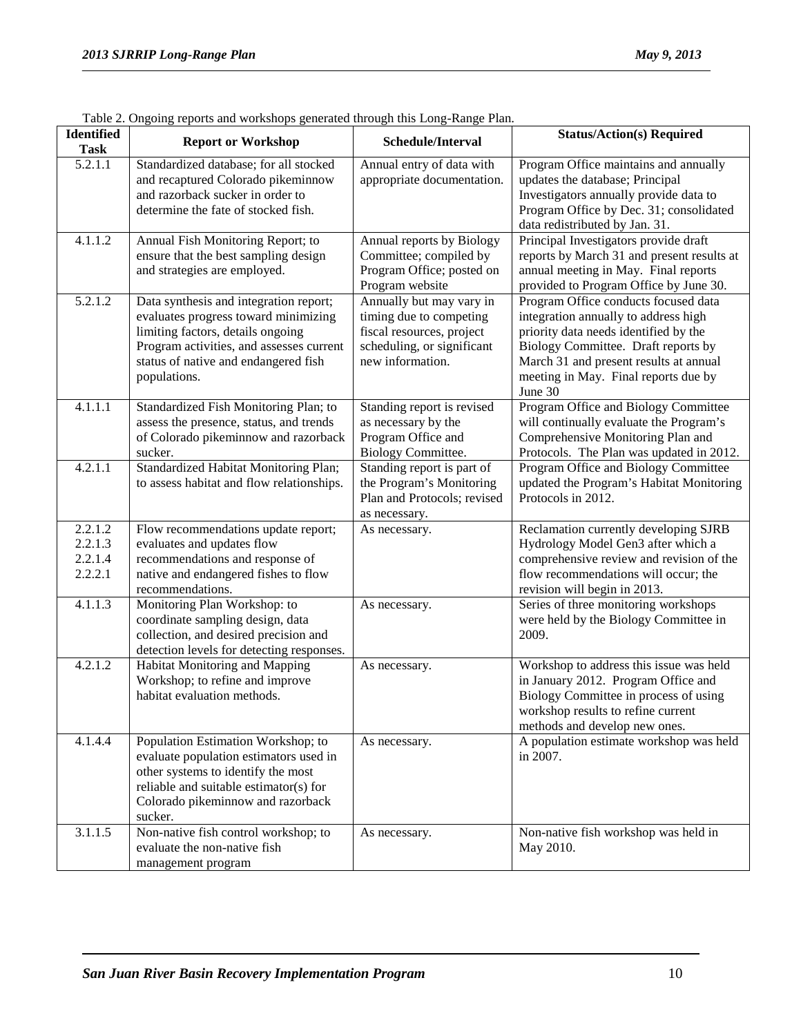Table 2. Ongoing reports and workshops generated through this Long-Range Plan.

| Identified Task | Report or Workshop | Schedule/Interval | Status/Action(s) Required |
|---|---|---|---|
| 5.2.1.1 | Standardized database; for all stocked and recaptured Colorado pikeminnow and razorback sucker in order to determine the fate of stocked fish. | Annual entry of data with appropriate documentation. | Program Office maintains and annually updates the database; Principal Investigators annually provide data to Program Office by Dec. 31; consolidated data redistributed by Jan. 31. |
| 4.1.1.2 | Annual Fish Monitoring Report; to ensure that the best sampling design and strategies are employed. | Annual reports by Biology Committee; compiled by Program Office; posted on Program website | Principal Investigators provide draft reports by March 31 and present results at annual meeting in May. Final reports provided to Program Office by June 30. |
| 5.2.1.2 | Data synthesis and integration report; evaluates progress toward minimizing limiting factors, details ongoing Program activities, and assesses current status of native and endangered fish populations. | Annually but may vary in timing due to competing fiscal resources, project scheduling, or significant new information. | Program Office conducts focused data integration annually to address high priority data needs identified by the Biology Committee. Draft reports by March 31 and present results at annual meeting in May. Final reports due by June 30 |
| 4.1.1.1 | Standardized Fish Monitoring Plan; to assess the presence, status, and trends of Colorado pikeminnow and razorback sucker. | Standing report is revised as necessary by the Program Office and Biology Committee. | Program Office and Biology Committee will continually evaluate the Program's Comprehensive Monitoring Plan and Protocols. The Plan was updated in 2012. |
| 4.2.1.1 | Standardized Habitat Monitoring Plan; to assess habitat and flow relationships. | Standing report is part of the Program's Monitoring Plan and Protocols; revised as necessary. | Program Office and Biology Committee updated the Program's Habitat Monitoring Protocols in 2012. |
| 2.2.1.2<br>2.2.1.3<br>2.2.1.4<br>2.2.2.1 | Flow recommendations update report; evaluates and updates flow recommendations and response of native and endangered fishes to flow recommendations. | As necessary. | Reclamation currently developing SJRB Hydrology Model Gen3 after which a comprehensive review and revision of the flow recommendations will occur; the revision will begin in 2013. |
| 4.1.1.3 | Monitoring Plan Workshop: to coordinate sampling design, data collection, and desired precision and detection levels for detecting responses. | As necessary. | Series of three monitoring workshops were held by the Biology Committee in 2009. |
| 4.2.1.2 | Habitat Monitoring and Mapping Workshop; to refine and improve habitat evaluation methods. | As necessary. | Workshop to address this issue was held in January 2012. Program Office and Biology Committee in process of using workshop results to refine current methods and develop new ones. |
| 4.1.4.4 | Population Estimation Workshop; to evaluate population estimators used in other systems to identify the most reliable and suitable estimator(s) for Colorado pikeminnow and razorback sucker. | As necessary. | A population estimate workshop was held in 2007. |
| 3.1.1.5 | Non-native fish control workshop; to evaluate the non-native fish management program | As necessary. | Non-native fish workshop was held in May 2010. |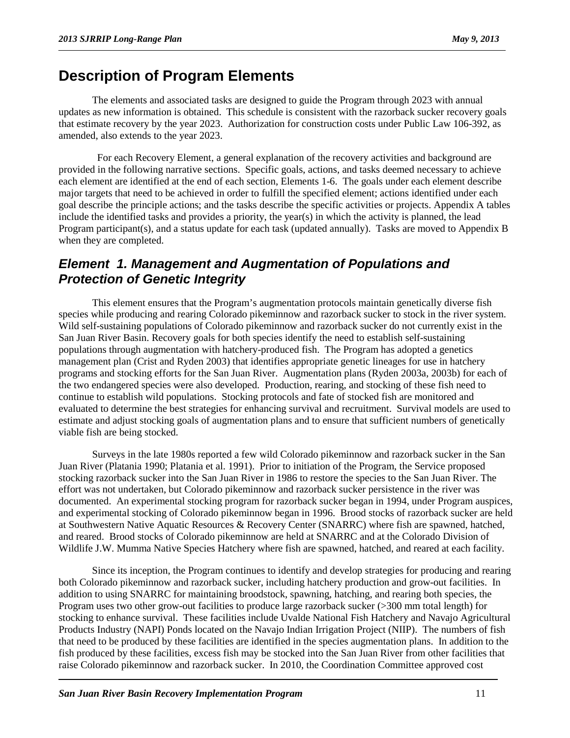# Description of Program Elements

The elements and associated tasks are designed to guide the Program through 2023 with annual updates as new information is obtained. This schedule is consistent with the razorback sucker recovery goals that estimate recovery by the year 2023. Authorization for construction costs under Public Law 106-392, as amended, also extends to the year 2023.

For each Recovery Element, a general explanation of the recovery activities and background are provided in the following narrative sections. Specific goals, actions, and tasks deemed necessary to achieve each element are identified at the end of each section, Elements 1-6. The goals under each element describe major targets that need to be achieved in order to fulfill the specified element; actions identified under each goal describe the principle actions; and the tasks describe the specific activities or projects. Appendix A tables include the identified tasks and provides a priority, the year(s) in which the activity is planned, the lead Program participant(s), and a status update for each task (updated annually). Tasks are moved to Appendix B when they are completed.

## *Element 1. Management and Augmentation of Populations and Protection of Genetic Integrity*

This element ensures that the Program's augmentation protocols maintain genetically diverse fish species while producing and rearing Colorado pikeminnow and razorback sucker to stock in the river system. Wild self-sustaining populations of Colorado pikeminnow and razorback sucker do not currently exist in the San Juan River Basin. Recovery goals for both species identify the need to establish self-sustaining populations through augmentation with hatchery-produced fish. The Program has adopted a genetics management plan (Crist and Ryden 2003) that identifies appropriate genetic lineages for use in hatchery programs and stocking efforts for the San Juan River. Augmentation plans (Ryden 2003a, 2003b) for each of the two endangered species were also developed. Production, rearing, and stocking of these fish need to continue to establish wild populations. Stocking protocols and fate of stocked fish are monitored and evaluated to determine the best strategies for enhancing survival and recruitment. Survival models are used to estimate and adjust stocking goals of augmentation plans and to ensure that sufficient numbers of genetically viable fish are being stocked.

Surveys in the late 1980s reported a few wild Colorado pikeminnow and razorback sucker in the San Juan River (Platania 1990; Platania et al. 1991). Prior to initiation of the Program, the Service proposed stocking razorback sucker into the San Juan River in 1986 to restore the species to the San Juan River. The effort was not undertaken, but Colorado pikeminnow and razorback sucker persistence in the river was documented. An experimental stocking program for razorback sucker began in 1994, under Program auspices, and experimental stocking of Colorado pikeminnow began in 1996. Brood stocks of razorback sucker are held at Southwestern Native Aquatic Resources & Recovery Center (SNARRC) where fish are spawned, hatched, and reared. Brood stocks of Colorado pikeminnow are held at SNARRC and at the Colorado Division of Wildlife J.W. Mumma Native Species Hatchery where fish are spawned, hatched, and reared at each facility.

Since its inception, the Program continues to identify and develop strategies for producing and rearing both Colorado pikeminnow and razorback sucker, including hatchery production and grow-out facilities. In addition to using SNARRC for maintaining broodstock, spawning, hatching, and rearing both species, the Program uses two other grow-out facilities to produce large razorback sucker (>300 mm total length) for stocking to enhance survival. These facilities include Uvalde National Fish Hatchery and Navajo Agricultural Products Industry (NAPI) Ponds located on the Navajo Indian Irrigation Project (NIIP). The numbers of fish that need to be produced by these facilities are identified in the species augmentation plans. In addition to the fish produced by these facilities, excess fish may be stocked into the San Juan River from other facilities that raise Colorado pikeminnow and razorback sucker. In 2010, the Coordination Committee approved cost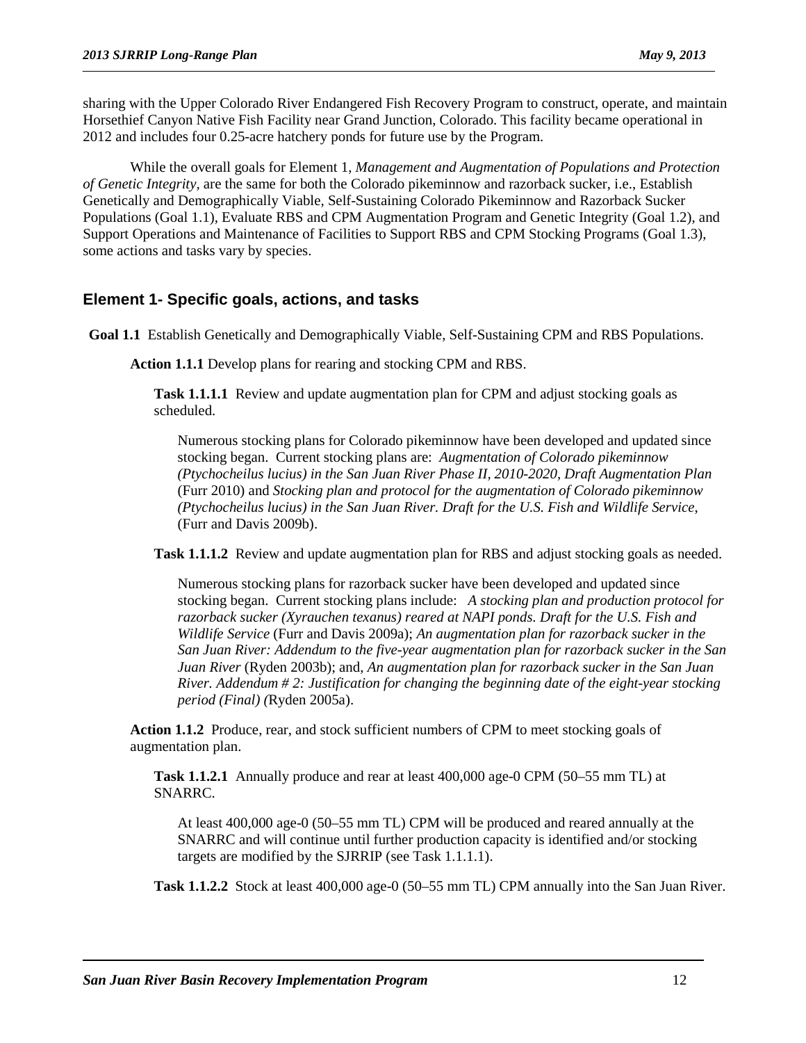sharing with the Upper Colorado River Endangered Fish Recovery Program to construct, operate, and maintain Horsethief Canyon Native Fish Facility near Grand Junction, Colorado. This facility became operational in 2012 and includes four 0.25-acre hatchery ponds for future use by the Program.

While the overall goals for Element 1, *Management and Augmentation of Populations and Protection of Genetic Integrity,* are the same for both the Colorado pikeminnow and razorback sucker, i.e., Establish Genetically and Demographically Viable, Self-Sustaining Colorado Pikeminnow and Razorback Sucker Populations (Goal 1.1), Evaluate RBS and CPM Augmentation Program and Genetic Integrity (Goal 1.2), and Support Operations and Maintenance of Facilities to Support RBS and CPM Stocking Programs (Goal 1.3), some actions and tasks vary by species.

## Element 1- Specific goals, actions, and tasks

**Goal 1.1** Establish Genetically and Demographically Viable, Self-Sustaining CPM and RBS Populations.

**Action 1.1.1** Develop plans for rearing and stocking CPM and RBS.

**Task 1.1.1.1** Review and update augmentation plan for CPM and adjust stocking goals as scheduled.

Numerous stocking plans for Colorado pikeminnow have been developed and updated since stocking began. Current stocking plans are: *Augmentation of Colorado pikeminnow (Ptychocheilus lucius) in the San Juan River Phase II, 2010-2020, Draft Augmentation Plan* (Furr 2010) and *Stocking plan and protocol for the augmentation of Colorado pikeminnow (Ptychocheilus lucius) in the San Juan River. Draft for the U.S. Fish and Wildlife Service,* (Furr and Davis 2009b).

**Task 1.1.1.2** Review and update augmentation plan for RBS and adjust stocking goals as needed.

Numerous stocking plans for razorback sucker have been developed and updated since stocking began. Current stocking plans include: *A stocking plan and production protocol for razorback sucker (Xyrauchen texanus) reared at NAPI ponds. Draft for the U.S. Fish and Wildlife Service* (Furr and Davis 2009a); *An augmentation plan for razorback sucker in the San Juan River: Addendum to the five-year augmentation plan for razorback sucker in the San Juan River* (Ryden 2003b); and, *An augmentation plan for razorback sucker in the San Juan River. Addendum # 2: Justification for changing the beginning date of the eight-year stocking period (Final) (*Ryden 2005a).

**Action 1.1.2** Produce, rear, and stock sufficient numbers of CPM to meet stocking goals of augmentation plan.

**Task 1.1.2.1** Annually produce and rear at least 400,000 age-0 CPM (50–55 mm TL) at SNARRC.

At least 400,000 age-0 (50–55 mm TL) CPM will be produced and reared annually at the SNARRC and will continue until further production capacity is identified and/or stocking targets are modified by the SJRRIP (see Task 1.1.1.1).

**Task 1.1.2.2** Stock at least 400,000 age-0 (50–55 mm TL) CPM annually into the San Juan River.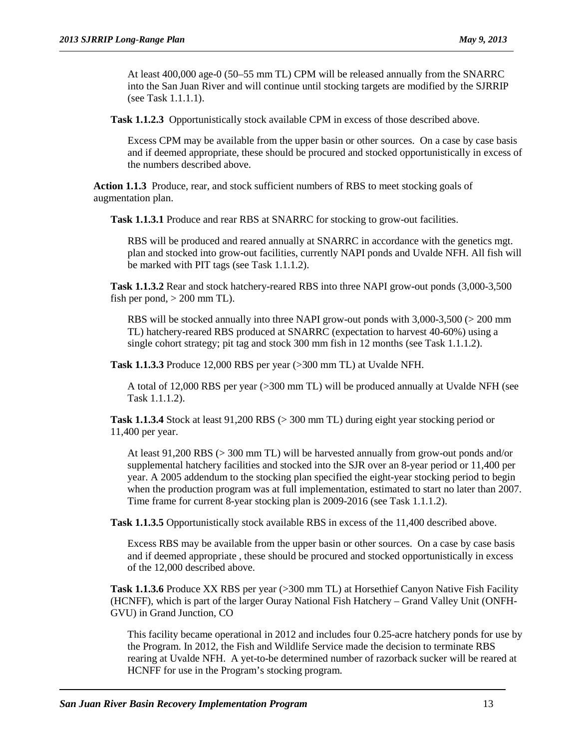At least 400,000 age-0 (50–55 mm TL) CPM will be released annually from the SNARRC into the San Juan River and will continue until stocking targets are modified by the SJRRIP (see Task 1.1.1.1).

**Task 1.1.2.3** Opportunistically stock available CPM in excess of those described above.

Excess CPM may be available from the upper basin or other sources. On a case by case basis and if deemed appropriate, these should be procured and stocked opportunistically in excess of the numbers described above.

**Action 1.1.3** Produce, rear, and stock sufficient numbers of RBS to meet stocking goals of augmentation plan.

**Task 1.1.3.1** Produce and rear RBS at SNARRC for stocking to grow-out facilities.

RBS will be produced and reared annually at SNARRC in accordance with the genetics mgt. plan and stocked into grow-out facilities, currently NAPI ponds and Uvalde NFH. All fish will be marked with PIT tags (see Task 1.1.1.2).

**Task 1.1.3.2** Rear and stock hatchery-reared RBS into three NAPI grow-out ponds (3,000-3,500 fish per pond, > 200 mm TL).

RBS will be stocked annually into three NAPI grow-out ponds with 3,000-3,500 (> 200 mm TL) hatchery-reared RBS produced at SNARRC (expectation to harvest 40-60%) using a single cohort strategy; pit tag and stock 300 mm fish in 12 months (see Task 1.1.1.2).

**Task 1.1.3.3** Produce 12,000 RBS per year (>300 mm TL) at Uvalde NFH.

A total of 12,000 RBS per year (>300 mm TL) will be produced annually at Uvalde NFH (see Task 1.1.1.2).

**Task 1.1.3.4** Stock at least 91,200 RBS (> 300 mm TL) during eight year stocking period or 11,400 per year.

At least 91,200 RBS (> 300 mm TL) will be harvested annually from grow-out ponds and/or supplemental hatchery facilities and stocked into the SJR over an 8-year period or 11,400 per year. A 2005 addendum to the stocking plan specified the eight-year stocking period to begin when the production program was at full implementation, estimated to start no later than 2007. Time frame for current 8-year stocking plan is 2009-2016 (see Task 1.1.1.2).

**Task 1.1.3.5** Opportunistically stock available RBS in excess of the 11,400 described above.

Excess RBS may be available from the upper basin or other sources. On a case by case basis and if deemed appropriate , these should be procured and stocked opportunistically in excess of the 12,000 described above.

**Task 1.1.3.6** Produce XX RBS per year (>300 mm TL) at Horsethief Canyon Native Fish Facility (HCNFF), which is part of the larger Ouray National Fish Hatchery – Grand Valley Unit (ONFH-GVU) in Grand Junction, CO

This facility became operational in 2012 and includes four 0.25-acre hatchery ponds for use by the Program. In 2012, the Fish and Wildlife Service made the decision to terminate RBS rearing at Uvalde NFH. A yet-to-be determined number of razorback sucker will be reared at HCNFF for use in the Program's stocking program.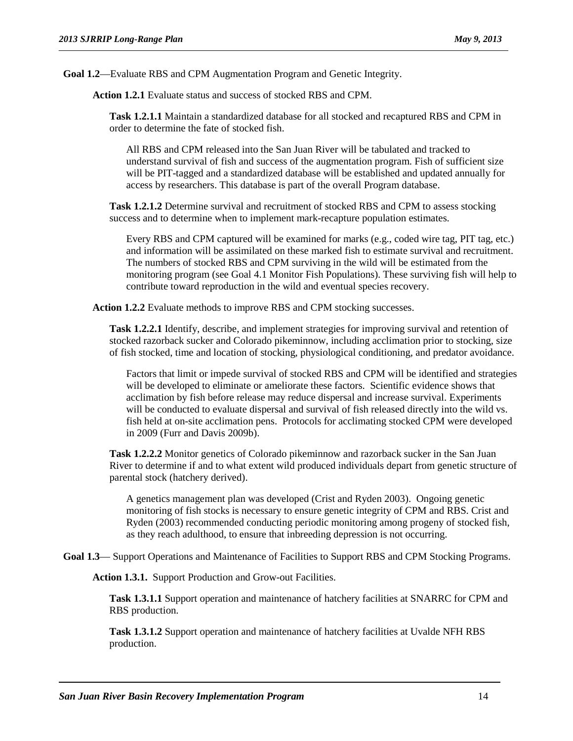**Goal 1.2**—Evaluate RBS and CPM Augmentation Program and Genetic Integrity.

**Action 1.2.1** Evaluate status and success of stocked RBS and CPM.

**Task 1.2.1.1** Maintain a standardized database for all stocked and recaptured RBS and CPM in order to determine the fate of stocked fish.

All RBS and CPM released into the San Juan River will be tabulated and tracked to understand survival of fish and success of the augmentation program. Fish of sufficient size will be PIT-tagged and a standardized database will be established and updated annually for access by researchers. This database is part of the overall Program database.

**Task 1.2.1.2** Determine survival and recruitment of stocked RBS and CPM to assess stocking success and to determine when to implement mark-recapture population estimates.

Every RBS and CPM captured will be examined for marks (e.g., coded wire tag, PIT tag, etc.) and information will be assimilated on these marked fish to estimate survival and recruitment. The numbers of stocked RBS and CPM surviving in the wild will be estimated from the monitoring program (see Goal 4.1 Monitor Fish Populations). These surviving fish will help to contribute toward reproduction in the wild and eventual species recovery.

**Action 1.2.2** Evaluate methods to improve RBS and CPM stocking successes.

**Task 1.2.2.1** Identify, describe, and implement strategies for improving survival and retention of stocked razorback sucker and Colorado pikeminnow, including acclimation prior to stocking, size of fish stocked, time and location of stocking, physiological conditioning, and predator avoidance.

Factors that limit or impede survival of stocked RBS and CPM will be identified and strategies will be developed to eliminate or ameliorate these factors. Scientific evidence shows that acclimation by fish before release may reduce dispersal and increase survival. Experiments will be conducted to evaluate dispersal and survival of fish released directly into the wild vs. fish held at on-site acclimation pens. Protocols for acclimating stocked CPM were developed in 2009 (Furr and Davis 2009b).

**Task 1.2.2.2** Monitor genetics of Colorado pikeminnow and razorback sucker in the San Juan River to determine if and to what extent wild produced individuals depart from genetic structure of parental stock (hatchery derived).

A genetics management plan was developed (Crist and Ryden 2003). Ongoing genetic monitoring of fish stocks is necessary to ensure genetic integrity of CPM and RBS. Crist and Ryden (2003) recommended conducting periodic monitoring among progeny of stocked fish, as they reach adulthood, to ensure that inbreeding depression is not occurring.

**Goal 1.3**— Support Operations and Maintenance of Facilities to Support RBS and CPM Stocking Programs.

**Action 1.3.1.** Support Production and Grow-out Facilities.

**Task 1.3.1.1** Support operation and maintenance of hatchery facilities at SNARRC for CPM and RBS production.

**Task 1.3.1.2** Support operation and maintenance of hatchery facilities at Uvalde NFH RBS production.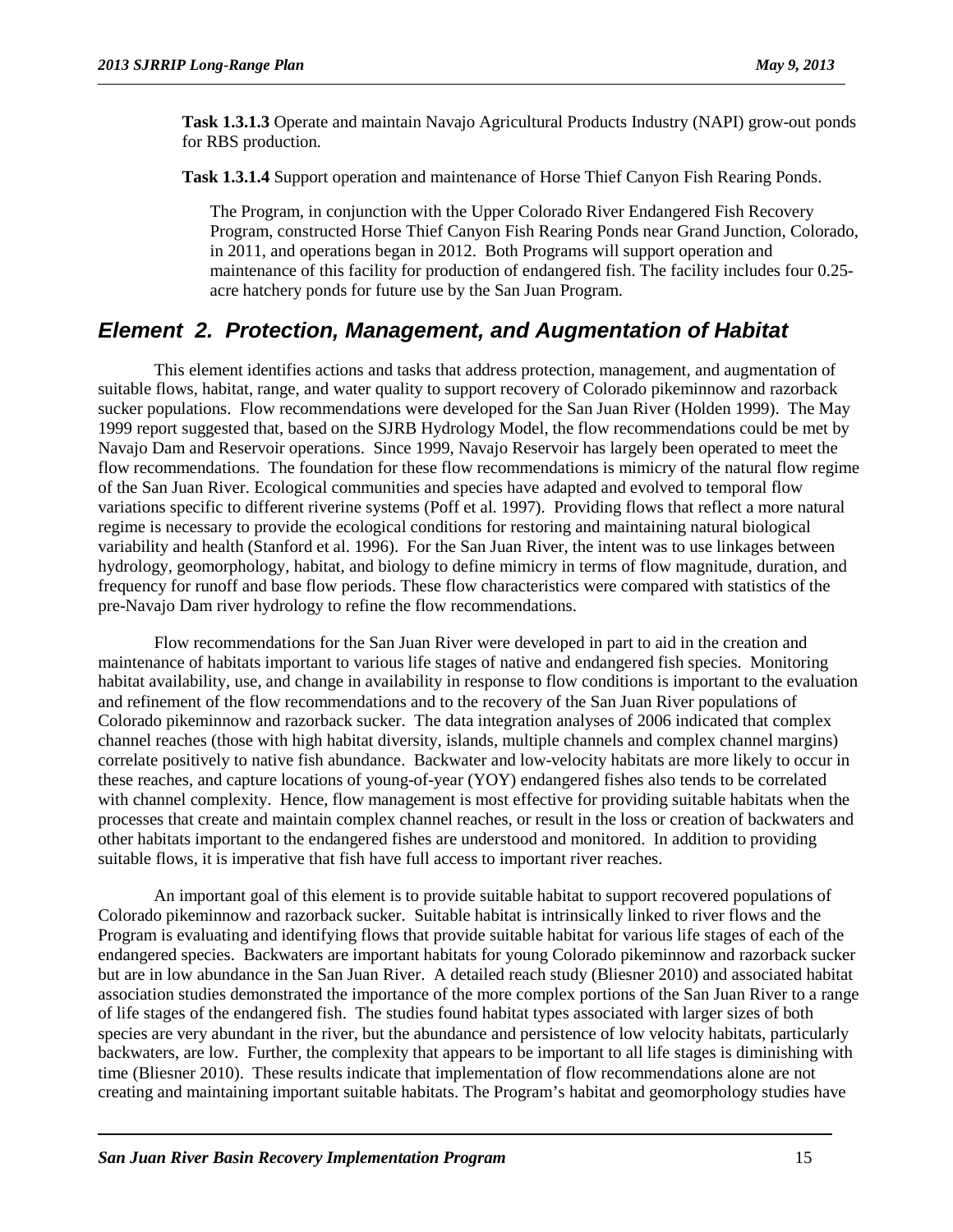**Task 1.3.1.3** Operate and maintain Navajo Agricultural Products Industry (NAPI) grow-out ponds for RBS production.

**Task 1.3.1.4** Support operation and maintenance of Horse Thief Canyon Fish Rearing Ponds.

The Program, in conjunction with the Upper Colorado River Endangered Fish Recovery Program, constructed Horse Thief Canyon Fish Rearing Ponds near Grand Junction, Colorado, in 2011, and operations began in 2012. Both Programs will support operation and maintenance of this facility for production of endangered fish. The facility includes four 0.25-acre hatchery ponds for future use by the San Juan Program.

## *Element 2. Protection, Management, and Augmentation of Habitat*

This element identifies actions and tasks that address protection, management, and augmentation of suitable flows, habitat, range, and water quality to support recovery of Colorado pikeminnow and razorback sucker populations. Flow recommendations were developed for the San Juan River (Holden 1999). The May 1999 report suggested that, based on the SJRB Hydrology Model, the flow recommendations could be met by Navajo Dam and Reservoir operations. Since 1999, Navajo Reservoir has largely been operated to meet the flow recommendations. The foundation for these flow recommendations is mimicry of the natural flow regime of the San Juan River. Ecological communities and species have adapted and evolved to temporal flow variations specific to different riverine systems (Poff et al. 1997). Providing flows that reflect a more natural regime is necessary to provide the ecological conditions for restoring and maintaining natural biological variability and health (Stanford et al. 1996). For the San Juan River, the intent was to use linkages between hydrology, geomorphology, habitat, and biology to define mimicry in terms of flow magnitude, duration, and frequency for runoff and base flow periods. These flow characteristics were compared with statistics of the pre-Navajo Dam river hydrology to refine the flow recommendations.

Flow recommendations for the San Juan River were developed in part to aid in the creation and maintenance of habitats important to various life stages of native and endangered fish species. Monitoring habitat availability, use, and change in availability in response to flow conditions is important to the evaluation and refinement of the flow recommendations and to the recovery of the San Juan River populations of Colorado pikeminnow and razorback sucker. The data integration analyses of 2006 indicated that complex channel reaches (those with high habitat diversity, islands, multiple channels and complex channel margins) correlate positively to native fish abundance. Backwater and low-velocity habitats are more likely to occur in these reaches, and capture locations of young-of-year (YOY) endangered fishes also tends to be correlated with channel complexity. Hence, flow management is most effective for providing suitable habitats when the processes that create and maintain complex channel reaches, or result in the loss or creation of backwaters and other habitats important to the endangered fishes are understood and monitored. In addition to providing suitable flows, it is imperative that fish have full access to important river reaches.

An important goal of this element is to provide suitable habitat to support recovered populations of Colorado pikeminnow and razorback sucker. Suitable habitat is intrinsically linked to river flows and the Program is evaluating and identifying flows that provide suitable habitat for various life stages of each of the endangered species. Backwaters are important habitats for young Colorado pikeminnow and razorback sucker but are in low abundance in the San Juan River. A detailed reach study (Bliesner 2010) and associated habitat association studies demonstrated the importance of the more complex portions of the San Juan River to a range of life stages of the endangered fish. The studies found habitat types associated with larger sizes of both species are very abundant in the river, but the abundance and persistence of low velocity habitats, particularly backwaters, are low. Further, the complexity that appears to be important to all life stages is diminishing with time (Bliesner 2010). These results indicate that implementation of flow recommendations alone are not creating and maintaining important suitable habitats. The Program's habitat and geomorphology studies have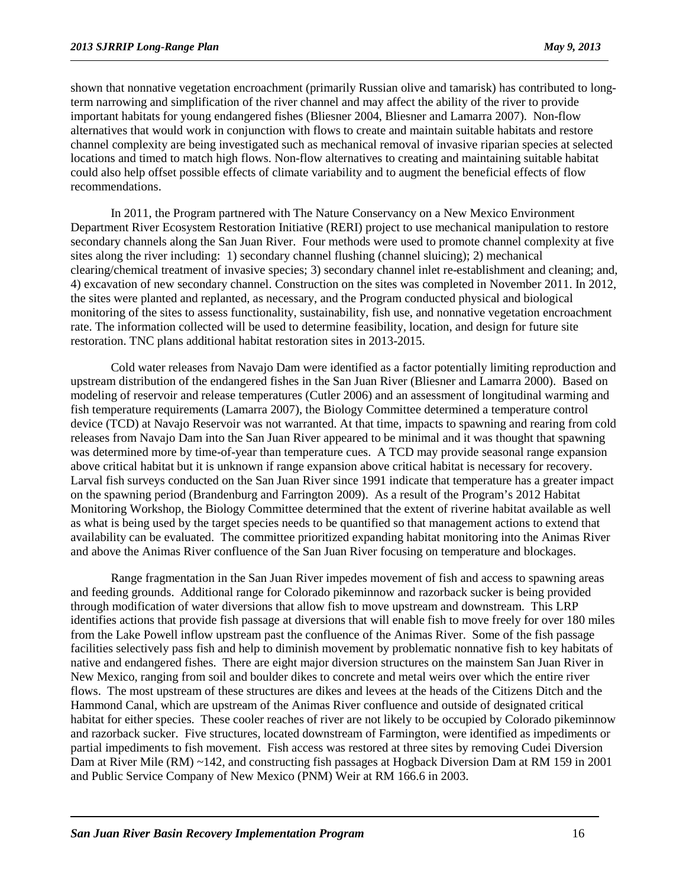shown that nonnative vegetation encroachment (primarily Russian olive and tamarisk) has contributed to long-term narrowing and simplification of the river channel and may affect the ability of the river to provide important habitats for young endangered fishes (Bliesner 2004, Bliesner and Lamarra 2007). Non-flow alternatives that would work in conjunction with flows to create and maintain suitable habitats and restore channel complexity are being investigated such as mechanical removal of invasive riparian species at selected locations and timed to match high flows. Non-flow alternatives to creating and maintaining suitable habitat could also help offset possible effects of climate variability and to augment the beneficial effects of flow recommendations.

In 2011, the Program partnered with The Nature Conservancy on a New Mexico Environment Department River Ecosystem Restoration Initiative (RERI) project to use mechanical manipulation to restore secondary channels along the San Juan River. Four methods were used to promote channel complexity at five sites along the river including: 1) secondary channel flushing (channel sluicing); 2) mechanical clearing/chemical treatment of invasive species; 3) secondary channel inlet re-establishment and cleaning; and, 4) excavation of new secondary channel. Construction on the sites was completed in November 2011. In 2012, the sites were planted and replanted, as necessary, and the Program conducted physical and biological monitoring of the sites to assess functionality, sustainability, fish use, and nonnative vegetation encroachment rate. The information collected will be used to determine feasibility, location, and design for future site restoration. TNC plans additional habitat restoration sites in 2013-2015.

Cold water releases from Navajo Dam were identified as a factor potentially limiting reproduction and upstream distribution of the endangered fishes in the San Juan River (Bliesner and Lamarra 2000). Based on modeling of reservoir and release temperatures (Cutler 2006) and an assessment of longitudinal warming and fish temperature requirements (Lamarra 2007), the Biology Committee determined a temperature control device (TCD) at Navajo Reservoir was not warranted. At that time, impacts to spawning and rearing from cold releases from Navajo Dam into the San Juan River appeared to be minimal and it was thought that spawning was determined more by time-of-year than temperature cues. A TCD may provide seasonal range expansion above critical habitat but it is unknown if range expansion above critical habitat is necessary for recovery. Larval fish surveys conducted on the San Juan River since 1991 indicate that temperature has a greater impact on the spawning period (Brandenburg and Farrington 2009). As a result of the Program's 2012 Habitat Monitoring Workshop, the Biology Committee determined that the extent of riverine habitat available as well as what is being used by the target species needs to be quantified so that management actions to extend that availability can be evaluated. The committee prioritized expanding habitat monitoring into the Animas River and above the Animas River confluence of the San Juan River focusing on temperature and blockages.

Range fragmentation in the San Juan River impedes movement of fish and access to spawning areas and feeding grounds. Additional range for Colorado pikeminnow and razorback sucker is being provided through modification of water diversions that allow fish to move upstream and downstream. This LRP identifies actions that provide fish passage at diversions that will enable fish to move freely for over 180 miles from the Lake Powell inflow upstream past the confluence of the Animas River. Some of the fish passage facilities selectively pass fish and help to diminish movement by problematic nonnative fish to key habitats of native and endangered fishes. There are eight major diversion structures on the mainstem San Juan River in New Mexico, ranging from soil and boulder dikes to concrete and metal weirs over which the entire river flows. The most upstream of these structures are dikes and levees at the heads of the Citizens Ditch and the Hammond Canal, which are upstream of the Animas River confluence and outside of designated critical habitat for either species. These cooler reaches of river are not likely to be occupied by Colorado pikeminnow and razorback sucker. Five structures, located downstream of Farmington, were identified as impediments or partial impediments to fish movement. Fish access was restored at three sites by removing Cudei Diversion Dam at River Mile (RM) ~142, and constructing fish passages at Hogback Diversion Dam at RM 159 in 2001 and Public Service Company of New Mexico (PNM) Weir at RM 166.6 in 2003.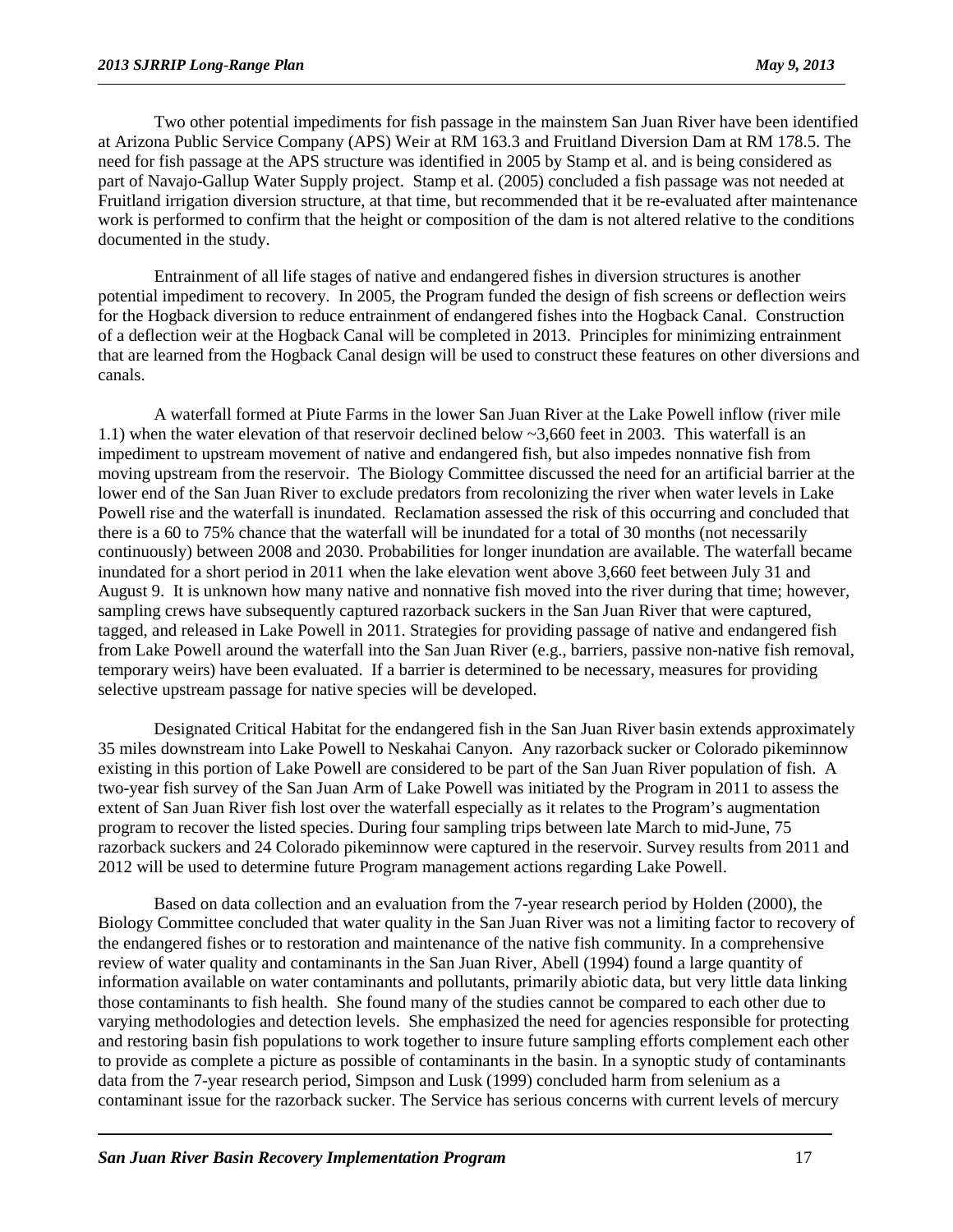Two other potential impediments for fish passage in the mainstem San Juan River have been identified at Arizona Public Service Company (APS) Weir at RM 163.3 and Fruitland Diversion Dam at RM 178.5. The need for fish passage at the APS structure was identified in 2005 by Stamp et al. and is being considered as part of Navajo-Gallup Water Supply project. Stamp et al. (2005) concluded a fish passage was not needed at Fruitland irrigation diversion structure, at that time, but recommended that it be re-evaluated after maintenance work is performed to confirm that the height or composition of the dam is not altered relative to the conditions documented in the study.

Entrainment of all life stages of native and endangered fishes in diversion structures is another potential impediment to recovery. In 2005, the Program funded the design of fish screens or deflection weirs for the Hogback diversion to reduce entrainment of endangered fishes into the Hogback Canal. Construction of a deflection weir at the Hogback Canal will be completed in 2013. Principles for minimizing entrainment that are learned from the Hogback Canal design will be used to construct these features on other diversions and canals.

A waterfall formed at Piute Farms in the lower San Juan River at the Lake Powell inflow (river mile 1.1) when the water elevation of that reservoir declined below ~3,660 feet in 2003. This waterfall is an impediment to upstream movement of native and endangered fish, but also impedes nonnative fish from moving upstream from the reservoir. The Biology Committee discussed the need for an artificial barrier at the lower end of the San Juan River to exclude predators from recolonizing the river when water levels in Lake Powell rise and the waterfall is inundated. Reclamation assessed the risk of this occurring and concluded that there is a 60 to 75% chance that the waterfall will be inundated for a total of 30 months (not necessarily continuously) between 2008 and 2030. Probabilities for longer inundation are available. The waterfall became inundated for a short period in 2011 when the lake elevation went above 3,660 feet between July 31 and August 9. It is unknown how many native and nonnative fish moved into the river during that time; however, sampling crews have subsequently captured razorback suckers in the San Juan River that were captured, tagged, and released in Lake Powell in 2011. Strategies for providing passage of native and endangered fish from Lake Powell around the waterfall into the San Juan River (e.g., barriers, passive non-native fish removal, temporary weirs) have been evaluated. If a barrier is determined to be necessary, measures for providing selective upstream passage for native species will be developed.

Designated Critical Habitat for the endangered fish in the San Juan River basin extends approximately 35 miles downstream into Lake Powell to Neskahai Canyon. Any razorback sucker or Colorado pikeminnow existing in this portion of Lake Powell are considered to be part of the San Juan River population of fish. A two-year fish survey of the San Juan Arm of Lake Powell was initiated by the Program in 2011 to assess the extent of San Juan River fish lost over the waterfall especially as it relates to the Program's augmentation program to recover the listed species. During four sampling trips between late March to mid-June, 75 razorback suckers and 24 Colorado pikeminnow were captured in the reservoir. Survey results from 2011 and 2012 will be used to determine future Program management actions regarding Lake Powell.

Based on data collection and an evaluation from the 7-year research period by Holden (2000), the Biology Committee concluded that water quality in the San Juan River was not a limiting factor to recovery of the endangered fishes or to restoration and maintenance of the native fish community. In a comprehensive review of water quality and contaminants in the San Juan River, Abell (1994) found a large quantity of information available on water contaminants and pollutants, primarily abiotic data, but very little data linking those contaminants to fish health. She found many of the studies cannot be compared to each other due to varying methodologies and detection levels. She emphasized the need for agencies responsible for protecting and restoring basin fish populations to work together to insure future sampling efforts complement each other to provide as complete a picture as possible of contaminants in the basin. In a synoptic study of contaminants data from the 7-year research period, Simpson and Lusk (1999) concluded harm from selenium as a contaminant issue for the razorback sucker. The Service has serious concerns with current levels of mercury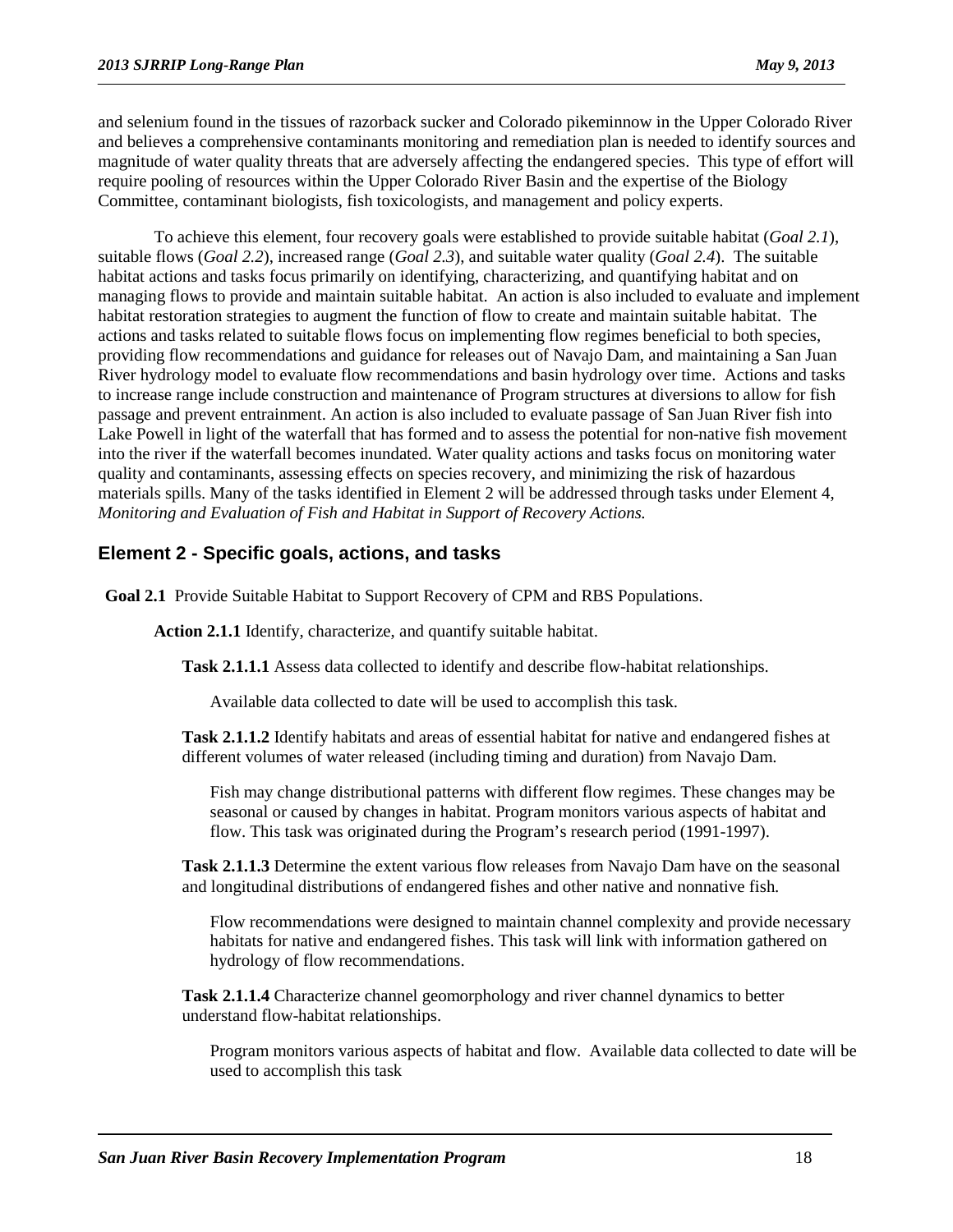and selenium found in the tissues of razorback sucker and Colorado pikeminnow in the Upper Colorado River and believes a comprehensive contaminants monitoring and remediation plan is needed to identify sources and magnitude of water quality threats that are adversely affecting the endangered species. This type of effort will require pooling of resources within the Upper Colorado River Basin and the expertise of the Biology Committee, contaminant biologists, fish toxicologists, and management and policy experts.

To achieve this element, four recovery goals were established to provide suitable habitat (*Goal 2.1*), suitable flows (*Goal 2.2*), increased range (*Goal 2.3*), and suitable water quality (*Goal 2.4*). The suitable habitat actions and tasks focus primarily on identifying, characterizing, and quantifying habitat and on managing flows to provide and maintain suitable habitat. An action is also included to evaluate and implement habitat restoration strategies to augment the function of flow to create and maintain suitable habitat. The actions and tasks related to suitable flows focus on implementing flow regimes beneficial to both species, providing flow recommendations and guidance for releases out of Navajo Dam, and maintaining a San Juan River hydrology model to evaluate flow recommendations and basin hydrology over time. Actions and tasks to increase range include construction and maintenance of Program structures at diversions to allow for fish passage and prevent entrainment. An action is also included to evaluate passage of San Juan River fish into Lake Powell in light of the waterfall that has formed and to assess the potential for non-native fish movement into the river if the waterfall becomes inundated. Water quality actions and tasks focus on monitoring water quality and contaminants, assessing effects on species recovery, and minimizing the risk of hazardous materials spills. Many of the tasks identified in Element 2 will be addressed through tasks under Element 4, *Monitoring and Evaluation of Fish and Habitat in Support of Recovery Actions.*

## Element 2 - Specific goals, actions, and tasks

**Goal 2.1** Provide Suitable Habitat to Support Recovery of CPM and RBS Populations.

**Action 2.1.1** Identify, characterize, and quantify suitable habitat.

**Task 2.1.1.1** Assess data collected to identify and describe flow-habitat relationships.

Available data collected to date will be used to accomplish this task.

**Task 2.1.1.2** Identify habitats and areas of essential habitat for native and endangered fishes at different volumes of water released (including timing and duration) from Navajo Dam.

Fish may change distributional patterns with different flow regimes. These changes may be seasonal or caused by changes in habitat. Program monitors various aspects of habitat and flow. This task was originated during the Program's research period (1991-1997).

**Task 2.1.1.3** Determine the extent various flow releases from Navajo Dam have on the seasonal and longitudinal distributions of endangered fishes and other native and nonnative fish.

Flow recommendations were designed to maintain channel complexity and provide necessary habitats for native and endangered fishes. This task will link with information gathered on hydrology of flow recommendations.

**Task 2.1.1.4** Characterize channel geomorphology and river channel dynamics to better understand flow-habitat relationships.

Program monitors various aspects of habitat and flow. Available data collected to date will be used to accomplish this task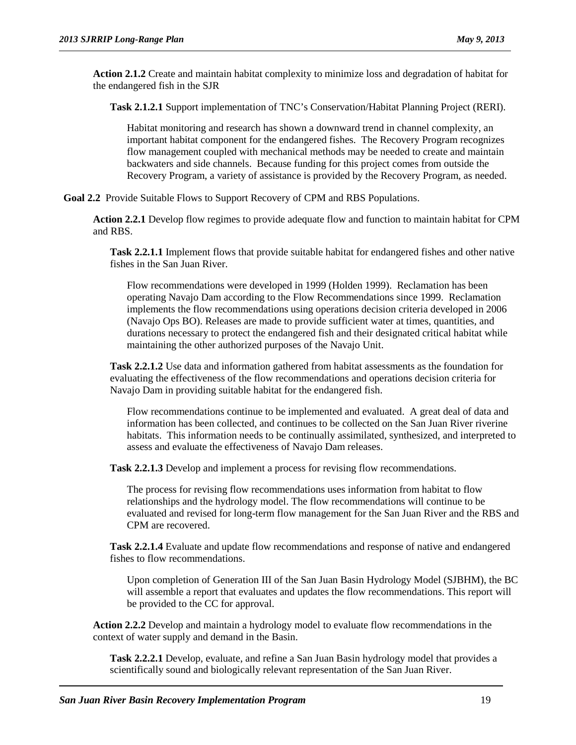**Action 2.1.2** Create and maintain habitat complexity to minimize loss and degradation of habitat for the endangered fish in the SJR

**Task 2.1.2.1** Support implementation of TNC's Conservation/Habitat Planning Project (RERI).

Habitat monitoring and research has shown a downward trend in channel complexity, an important habitat component for the endangered fishes. The Recovery Program recognizes flow management coupled with mechanical methods may be needed to create and maintain backwaters and side channels. Because funding for this project comes from outside the Recovery Program, a variety of assistance is provided by the Recovery Program, as needed.

**Goal 2.2** Provide Suitable Flows to Support Recovery of CPM and RBS Populations.

**Action 2.2.1** Develop flow regimes to provide adequate flow and function to maintain habitat for CPM and RBS.

**Task 2.2.1.1** Implement flows that provide suitable habitat for endangered fishes and other native fishes in the San Juan River.

Flow recommendations were developed in 1999 (Holden 1999). Reclamation has been operating Navajo Dam according to the Flow Recommendations since 1999. Reclamation implements the flow recommendations using operations decision criteria developed in 2006 (Navajo Ops BO). Releases are made to provide sufficient water at times, quantities, and durations necessary to protect the endangered fish and their designated critical habitat while maintaining the other authorized purposes of the Navajo Unit.

**Task 2.2.1.2** Use data and information gathered from habitat assessments as the foundation for evaluating the effectiveness of the flow recommendations and operations decision criteria for Navajo Dam in providing suitable habitat for the endangered fish.

Flow recommendations continue to be implemented and evaluated. A great deal of data and information has been collected, and continues to be collected on the San Juan River riverine habitats. This information needs to be continually assimilated, synthesized, and interpreted to assess and evaluate the effectiveness of Navajo Dam releases.

**Task 2.2.1.3** Develop and implement a process for revising flow recommendations.

The process for revising flow recommendations uses information from habitat to flow relationships and the hydrology model. The flow recommendations will continue to be evaluated and revised for long-term flow management for the San Juan River and the RBS and CPM are recovered.

**Task 2.2.1.4** Evaluate and update flow recommendations and response of native and endangered fishes to flow recommendations.

Upon completion of Generation III of the San Juan Basin Hydrology Model (SJBHM), the BC will assemble a report that evaluates and updates the flow recommendations. This report will be provided to the CC for approval.

**Action 2.2.2** Develop and maintain a hydrology model to evaluate flow recommendations in the context of water supply and demand in the Basin.

**Task 2.2.2.1** Develop, evaluate, and refine a San Juan Basin hydrology model that provides a scientifically sound and biologically relevant representation of the San Juan River.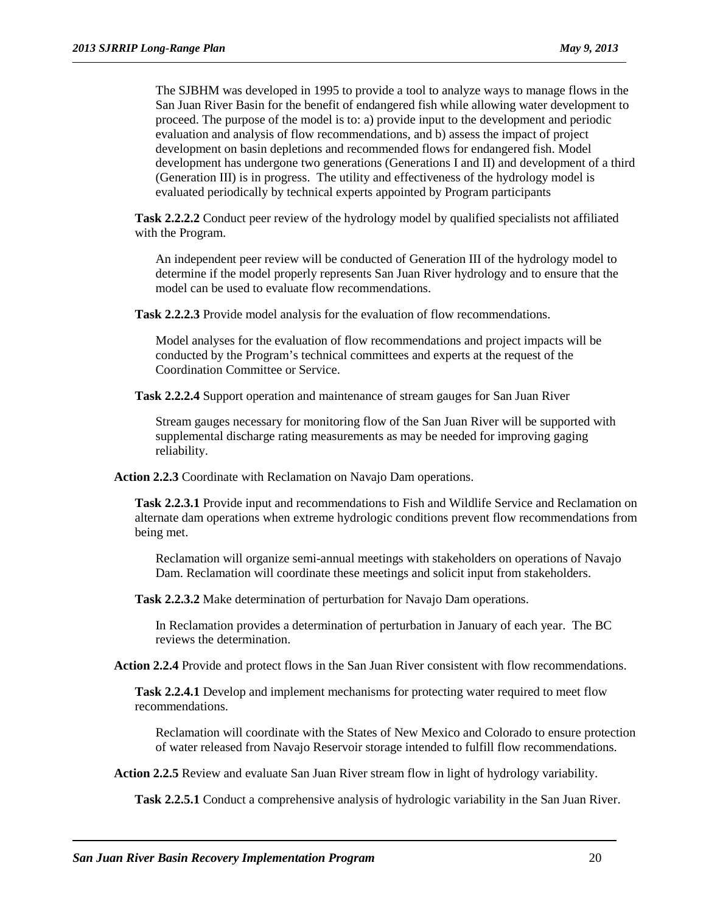The SJBHM was developed in 1995 to provide a tool to analyze ways to manage flows in the San Juan River Basin for the benefit of endangered fish while allowing water development to proceed. The purpose of the model is to: a) provide input to the development and periodic evaluation and analysis of flow recommendations, and b) assess the impact of project development on basin depletions and recommended flows for endangered fish. Model development has undergone two generations (Generations I and II) and development of a third (Generation III) is in progress. The utility and effectiveness of the hydrology model is evaluated periodically by technical experts appointed by Program participants

**Task 2.2.2.2** Conduct peer review of the hydrology model by qualified specialists not affiliated with the Program.

An independent peer review will be conducted of Generation III of the hydrology model to determine if the model properly represents San Juan River hydrology and to ensure that the model can be used to evaluate flow recommendations.

**Task 2.2.2.3** Provide model analysis for the evaluation of flow recommendations.

Model analyses for the evaluation of flow recommendations and project impacts will be conducted by the Program's technical committees and experts at the request of the Coordination Committee or Service.

**Task 2.2.2.4** Support operation and maintenance of stream gauges for San Juan River

Stream gauges necessary for monitoring flow of the San Juan River will be supported with supplemental discharge rating measurements as may be needed for improving gaging reliability.

**Action 2.2.3** Coordinate with Reclamation on Navajo Dam operations.

**Task 2.2.3.1** Provide input and recommendations to Fish and Wildlife Service and Reclamation on alternate dam operations when extreme hydrologic conditions prevent flow recommendations from being met.

Reclamation will organize semi-annual meetings with stakeholders on operations of Navajo Dam. Reclamation will coordinate these meetings and solicit input from stakeholders.

**Task 2.2.3.2** Make determination of perturbation for Navajo Dam operations.

In Reclamation provides a determination of perturbation in January of each year. The BC reviews the determination.

**Action 2.2.4** Provide and protect flows in the San Juan River consistent with flow recommendations.

**Task 2.2.4.1** Develop and implement mechanisms for protecting water required to meet flow recommendations.

Reclamation will coordinate with the States of New Mexico and Colorado to ensure protection of water released from Navajo Reservoir storage intended to fulfill flow recommendations.

**Action 2.2.5** Review and evaluate San Juan River stream flow in light of hydrology variability.

**Task 2.2.5.1** Conduct a comprehensive analysis of hydrologic variability in the San Juan River.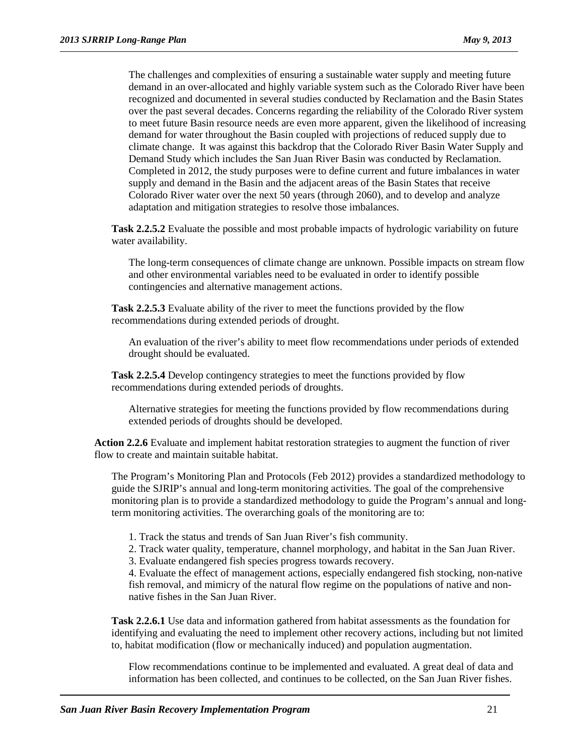The challenges and complexities of ensuring a sustainable water supply and meeting future demand in an over-allocated and highly variable system such as the Colorado River have been recognized and documented in several studies conducted by Reclamation and the Basin States over the past several decades. Concerns regarding the reliability of the Colorado River system to meet future Basin resource needs are even more apparent, given the likelihood of increasing demand for water throughout the Basin coupled with projections of reduced supply due to climate change. It was against this backdrop that the Colorado River Basin Water Supply and Demand Study which includes the San Juan River Basin was conducted by Reclamation. Completed in 2012, the study purposes were to define current and future imbalances in water supply and demand in the Basin and the adjacent areas of the Basin States that receive Colorado River water over the next 50 years (through 2060), and to develop and analyze adaptation and mitigation strategies to resolve those imbalances.

**Task 2.2.5.2** Evaluate the possible and most probable impacts of hydrologic variability on future water availability.

The long-term consequences of climate change are unknown. Possible impacts on stream flow and other environmental variables need to be evaluated in order to identify possible contingencies and alternative management actions.

**Task 2.2.5.3** Evaluate ability of the river to meet the functions provided by the flow recommendations during extended periods of drought.

An evaluation of the river's ability to meet flow recommendations under periods of extended drought should be evaluated.

**Task 2.2.5.4** Develop contingency strategies to meet the functions provided by flow recommendations during extended periods of droughts.

Alternative strategies for meeting the functions provided by flow recommendations during extended periods of droughts should be developed.

**Action 2.2.6** Evaluate and implement habitat restoration strategies to augment the function of river flow to create and maintain suitable habitat.

The Program's Monitoring Plan and Protocols (Feb 2012) provides a standardized methodology to guide the SJRIP's annual and long-term monitoring activities. The goal of the comprehensive monitoring plan is to provide a standardized methodology to guide the Program's annual and long-term monitoring activities. The overarching goals of the monitoring are to:

1. Track the status and trends of San Juan River's fish community.
2. Track water quality, temperature, channel morphology, and habitat in the San Juan River.
3. Evaluate endangered fish species progress towards recovery.
4. Evaluate the effect of management actions, especially endangered fish stocking, non-native fish removal, and mimicry of the natural flow regime on the populations of native and non-native fishes in the San Juan River.

**Task 2.2.6.1** Use data and information gathered from habitat assessments as the foundation for identifying and evaluating the need to implement other recovery actions, including but not limited to, habitat modification (flow or mechanically induced) and population augmentation.

Flow recommendations continue to be implemented and evaluated. A great deal of data and information has been collected, and continues to be collected, on the San Juan River fishes.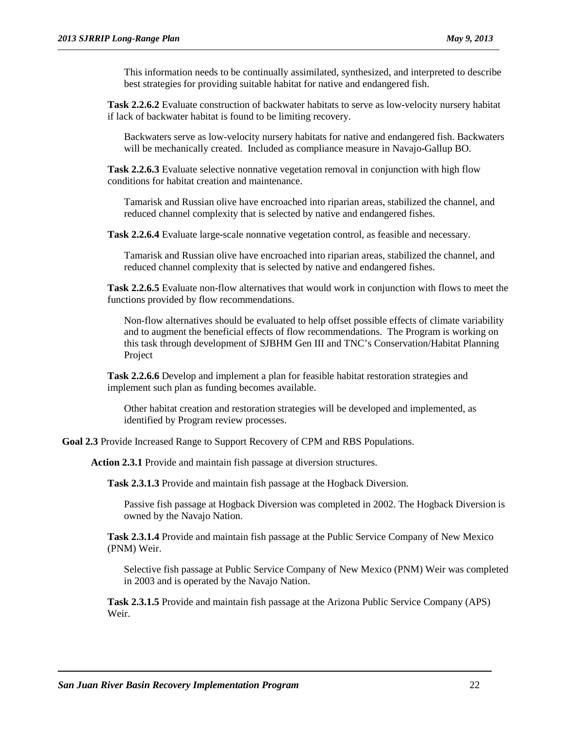This information needs to be continually assimilated, synthesized, and interpreted to describe best strategies for providing suitable habitat for native and endangered fish.

**Task 2.2.6.2** Evaluate construction of backwater habitats to serve as low-velocity nursery habitat if lack of backwater habitat is found to be limiting recovery.

Backwaters serve as low-velocity nursery habitats for native and endangered fish. Backwaters will be mechanically created. Included as compliance measure in Navajo-Gallup BO.

**Task 2.2.6.3** Evaluate selective nonnative vegetation removal in conjunction with high flow conditions for habitat creation and maintenance.

Tamarisk and Russian olive have encroached into riparian areas, stabilized the channel, and reduced channel complexity that is selected by native and endangered fishes.

**Task 2.2.6.4** Evaluate large-scale nonnative vegetation control, as feasible and necessary.

Tamarisk and Russian olive have encroached into riparian areas, stabilized the channel, and reduced channel complexity that is selected by native and endangered fishes.

**Task 2.2.6.5** Evaluate non-flow alternatives that would work in conjunction with flows to meet the functions provided by flow recommendations.

Non-flow alternatives should be evaluated to help offset possible effects of climate variability and to augment the beneficial effects of flow recommendations. The Program is working on this task through development of SJBHM Gen III and TNC's Conservation/Habitat Planning Project

**Task 2.2.6.6** Develop and implement a plan for feasible habitat restoration strategies and implement such plan as funding becomes available.

Other habitat creation and restoration strategies will be developed and implemented, as identified by Program review processes.

**Goal 2.3** Provide Increased Range to Support Recovery of CPM and RBS Populations.

**Action 2.3.1** Provide and maintain fish passage at diversion structures.

**Task 2.3.1.3** Provide and maintain fish passage at the Hogback Diversion.

Passive fish passage at Hogback Diversion was completed in 2002. The Hogback Diversion is owned by the Navajo Nation.

**Task 2.3.1.4** Provide and maintain fish passage at the Public Service Company of New Mexico (PNM) Weir.

Selective fish passage at Public Service Company of New Mexico (PNM) Weir was completed in 2003 and is operated by the Navajo Nation.

**Task 2.3.1.5** Provide and maintain fish passage at the Arizona Public Service Company (APS) Weir.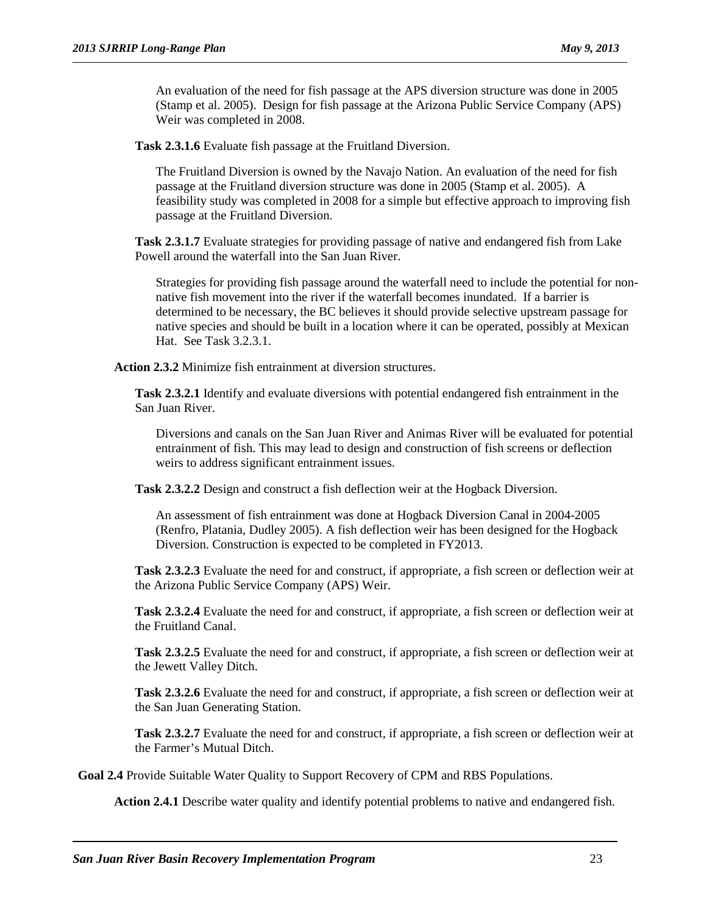An evaluation of the need for fish passage at the APS diversion structure was done in 2005 (Stamp et al. 2005). Design for fish passage at the Arizona Public Service Company (APS) Weir was completed in 2008.

**Task 2.3.1.6** Evaluate fish passage at the Fruitland Diversion.

The Fruitland Diversion is owned by the Navajo Nation. An evaluation of the need for fish passage at the Fruitland diversion structure was done in 2005 (Stamp et al. 2005). A feasibility study was completed in 2008 for a simple but effective approach to improving fish passage at the Fruitland Diversion.

**Task 2.3.1.7** Evaluate strategies for providing passage of native and endangered fish from Lake Powell around the waterfall into the San Juan River.

Strategies for providing fish passage around the waterfall need to include the potential for non-native fish movement into the river if the waterfall becomes inundated. If a barrier is determined to be necessary, the BC believes it should provide selective upstream passage for native species and should be built in a location where it can be operated, possibly at Mexican Hat. See Task 3.2.3.1.

**Action 2.3.2** Minimize fish entrainment at diversion structures.

**Task 2.3.2.1** Identify and evaluate diversions with potential endangered fish entrainment in the San Juan River.

Diversions and canals on the San Juan River and Animas River will be evaluated for potential entrainment of fish. This may lead to design and construction of fish screens or deflection weirs to address significant entrainment issues.

**Task 2.3.2.2** Design and construct a fish deflection weir at the Hogback Diversion.

An assessment of fish entrainment was done at Hogback Diversion Canal in 2004-2005 (Renfro, Platania, Dudley 2005). A fish deflection weir has been designed for the Hogback Diversion. Construction is expected to be completed in FY2013.

**Task 2.3.2.3** Evaluate the need for and construct, if appropriate, a fish screen or deflection weir at the Arizona Public Service Company (APS) Weir.

**Task 2.3.2.4** Evaluate the need for and construct, if appropriate, a fish screen or deflection weir at the Fruitland Canal.

**Task 2.3.2.5** Evaluate the need for and construct, if appropriate, a fish screen or deflection weir at the Jewett Valley Ditch.

**Task 2.3.2.6** Evaluate the need for and construct, if appropriate, a fish screen or deflection weir at the San Juan Generating Station.

**Task 2.3.2.7** Evaluate the need for and construct, if appropriate, a fish screen or deflection weir at the Farmer's Mutual Ditch.

**Goal 2.4** Provide Suitable Water Quality to Support Recovery of CPM and RBS Populations.

**Action 2.4.1** Describe water quality and identify potential problems to native and endangered fish.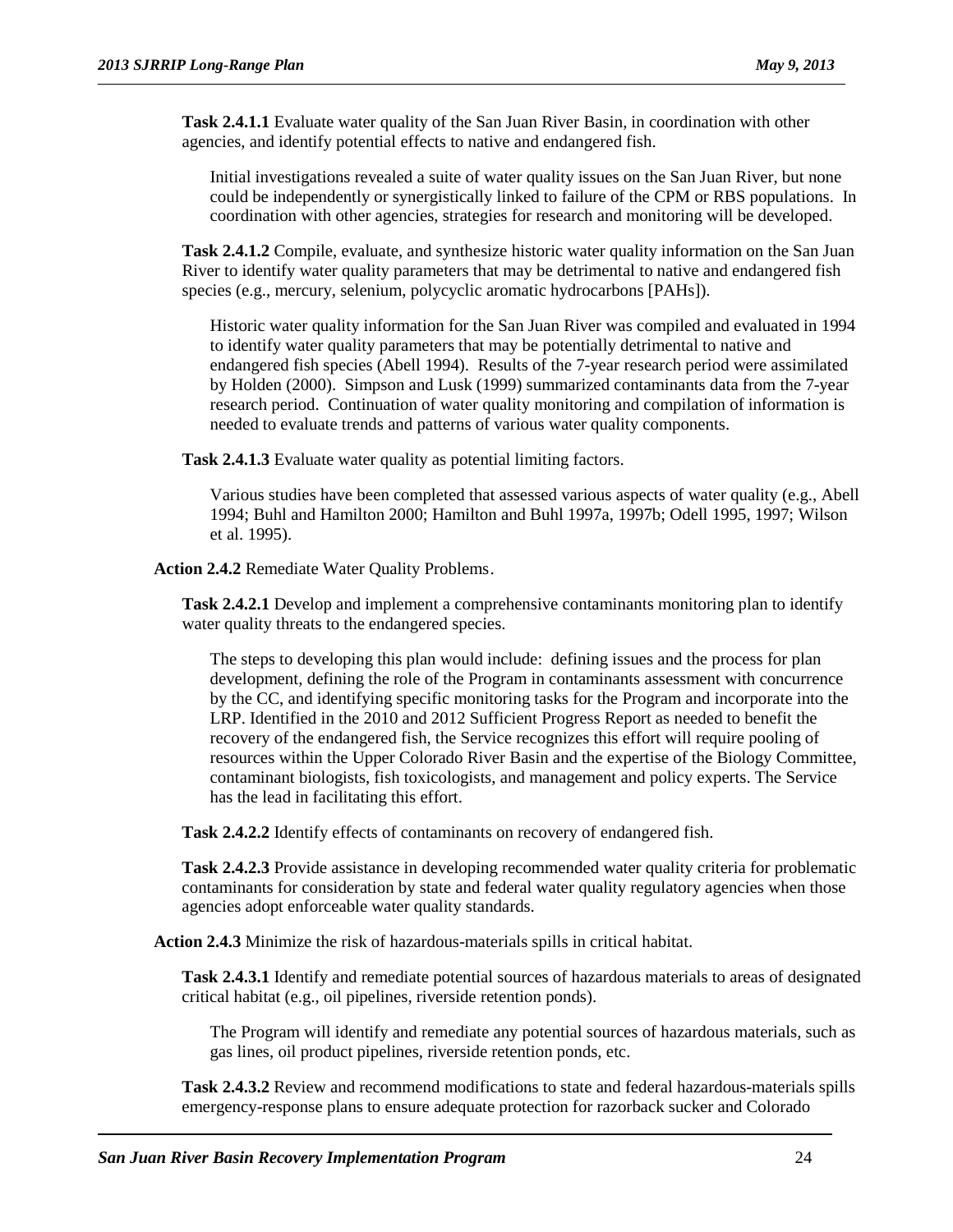**Task 2.4.1.1** Evaluate water quality of the San Juan River Basin, in coordination with other agencies, and identify potential effects to native and endangered fish.

Initial investigations revealed a suite of water quality issues on the San Juan River, but none could be independently or synergistically linked to failure of the CPM or RBS populations. In coordination with other agencies, strategies for research and monitoring will be developed.

**Task 2.4.1.2** Compile, evaluate, and synthesize historic water quality information on the San Juan River to identify water quality parameters that may be detrimental to native and endangered fish species (e.g., mercury, selenium, polycyclic aromatic hydrocarbons [PAHs]).

Historic water quality information for the San Juan River was compiled and evaluated in 1994 to identify water quality parameters that may be potentially detrimental to native and endangered fish species (Abell 1994). Results of the 7-year research period were assimilated by Holden (2000). Simpson and Lusk (1999) summarized contaminants data from the 7-year research period. Continuation of water quality monitoring and compilation of information is needed to evaluate trends and patterns of various water quality components.

**Task 2.4.1.3** Evaluate water quality as potential limiting factors.

Various studies have been completed that assessed various aspects of water quality (e.g., Abell 1994; Buhl and Hamilton 2000; Hamilton and Buhl 1997a, 1997b; Odell 1995, 1997; Wilson et al. 1995).

**Action 2.4.2** Remediate Water Quality Problems.

**Task 2.4.2.1** Develop and implement a comprehensive contaminants monitoring plan to identify water quality threats to the endangered species.

The steps to developing this plan would include: defining issues and the process for plan development, defining the role of the Program in contaminants assessment with concurrence by the CC, and identifying specific monitoring tasks for the Program and incorporate into the LRP. Identified in the 2010 and 2012 Sufficient Progress Report as needed to benefit the recovery of the endangered fish, the Service recognizes this effort will require pooling of resources within the Upper Colorado River Basin and the expertise of the Biology Committee, contaminant biologists, fish toxicologists, and management and policy experts. The Service has the lead in facilitating this effort.

**Task 2.4.2.2** Identify effects of contaminants on recovery of endangered fish.

**Task 2.4.2.3** Provide assistance in developing recommended water quality criteria for problematic contaminants for consideration by state and federal water quality regulatory agencies when those agencies adopt enforceable water quality standards.

**Action 2.4.3** Minimize the risk of hazardous-materials spills in critical habitat.

**Task 2.4.3.1** Identify and remediate potential sources of hazardous materials to areas of designated critical habitat (e.g., oil pipelines, riverside retention ponds).

The Program will identify and remediate any potential sources of hazardous materials, such as gas lines, oil product pipelines, riverside retention ponds, etc.

**Task 2.4.3.2** Review and recommend modifications to state and federal hazardous-materials spills emergency-response plans to ensure adequate protection for razorback sucker and Colorado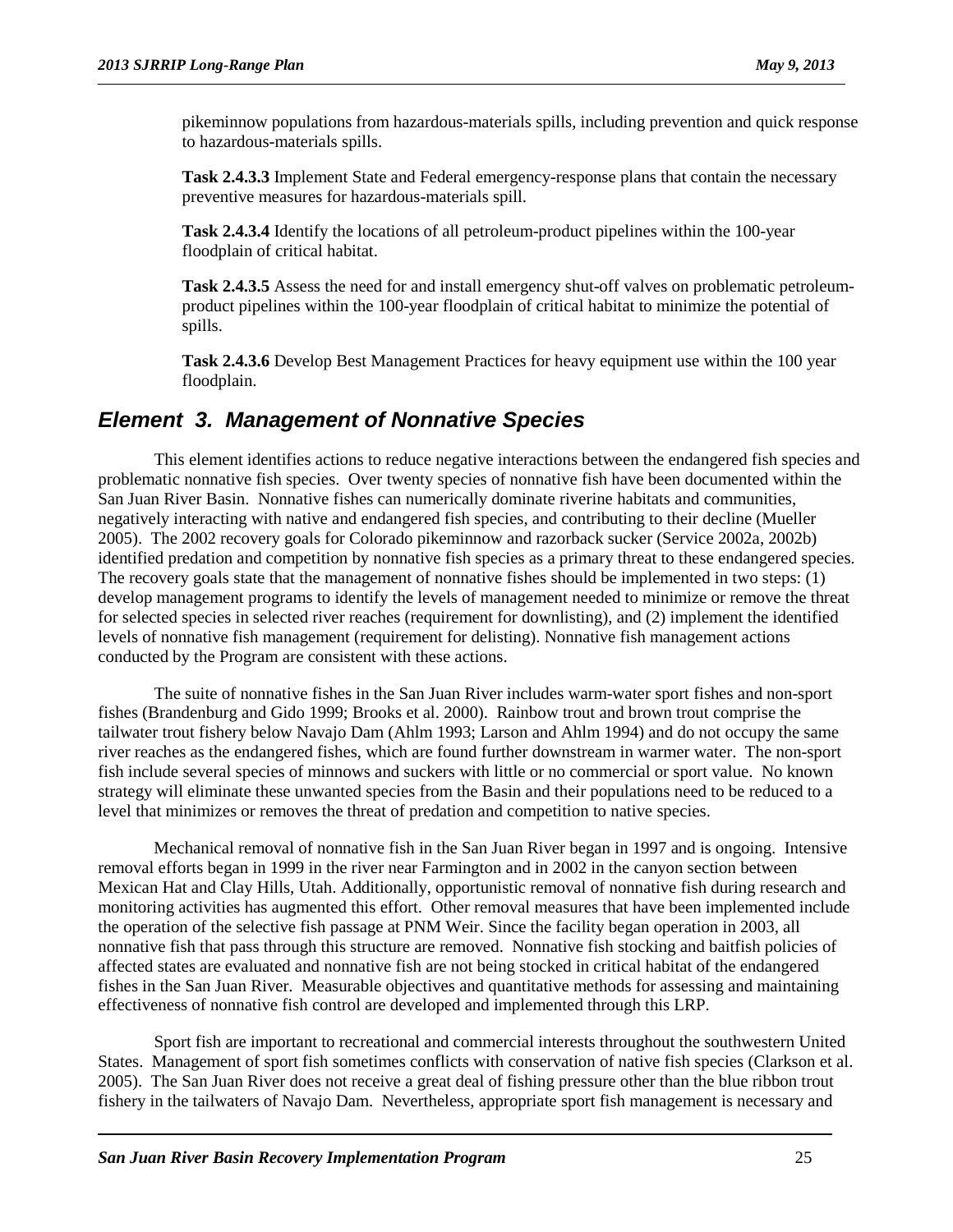pikeminnow populations from hazardous-materials spills, including prevention and quick response to hazardous-materials spills.

**Task 2.4.3.3** Implement State and Federal emergency-response plans that contain the necessary preventive measures for hazardous-materials spill.

**Task 2.4.3.4** Identify the locations of all petroleum-product pipelines within the 100-year floodplain of critical habitat.

**Task 2.4.3.5** Assess the need for and install emergency shut-off valves on problematic petroleum-product pipelines within the 100-year floodplain of critical habitat to minimize the potential of spills.

**Task 2.4.3.6** Develop Best Management Practices for heavy equipment use within the 100 year floodplain.

## *Element 3. Management of Nonnative Species*

This element identifies actions to reduce negative interactions between the endangered fish species and problematic nonnative fish species. Over twenty species of nonnative fish have been documented within the San Juan River Basin. Nonnative fishes can numerically dominate riverine habitats and communities, negatively interacting with native and endangered fish species, and contributing to their decline (Mueller 2005). The 2002 recovery goals for Colorado pikeminnow and razorback sucker (Service 2002a, 2002b) identified predation and competition by nonnative fish species as a primary threat to these endangered species. The recovery goals state that the management of nonnative fishes should be implemented in two steps: (1) develop management programs to identify the levels of management needed to minimize or remove the threat for selected species in selected river reaches (requirement for downlisting), and (2) implement the identified levels of nonnative fish management (requirement for delisting). Nonnative fish management actions conducted by the Program are consistent with these actions.

The suite of nonnative fishes in the San Juan River includes warm-water sport fishes and non-sport fishes (Brandenburg and Gido 1999; Brooks et al. 2000). Rainbow trout and brown trout comprise the tailwater trout fishery below Navajo Dam (Ahlm 1993; Larson and Ahlm 1994) and do not occupy the same river reaches as the endangered fishes, which are found further downstream in warmer water. The non-sport fish include several species of minnows and suckers with little or no commercial or sport value. No known strategy will eliminate these unwanted species from the Basin and their populations need to be reduced to a level that minimizes or removes the threat of predation and competition to native species.

Mechanical removal of nonnative fish in the San Juan River began in 1997 and is ongoing. Intensive removal efforts began in 1999 in the river near Farmington and in 2002 in the canyon section between Mexican Hat and Clay Hills, Utah. Additionally, opportunistic removal of nonnative fish during research and monitoring activities has augmented this effort. Other removal measures that have been implemented include the operation of the selective fish passage at PNM Weir. Since the facility began operation in 2003, all nonnative fish that pass through this structure are removed. Nonnative fish stocking and baitfish policies of affected states are evaluated and nonnative fish are not being stocked in critical habitat of the endangered fishes in the San Juan River. Measurable objectives and quantitative methods for assessing and maintaining effectiveness of nonnative fish control are developed and implemented through this LRP.

Sport fish are important to recreational and commercial interests throughout the southwestern United States. Management of sport fish sometimes conflicts with conservation of native fish species (Clarkson et al. 2005). The San Juan River does not receive a great deal of fishing pressure other than the blue ribbon trout fishery in the tailwaters of Navajo Dam. Nevertheless, appropriate sport fish management is necessary and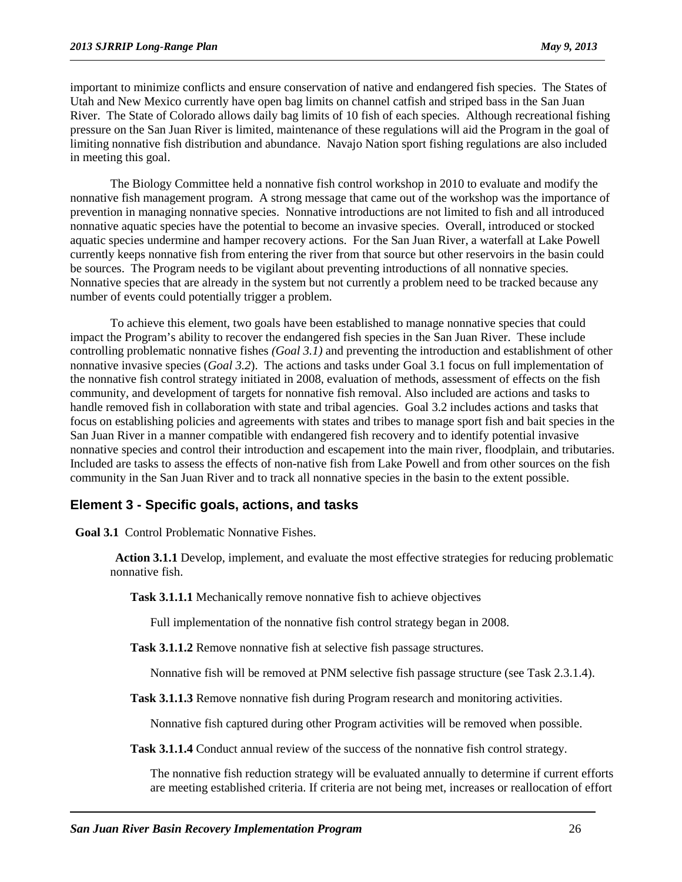important to minimize conflicts and ensure conservation of native and endangered fish species. The States of Utah and New Mexico currently have open bag limits on channel catfish and striped bass in the San Juan River. The State of Colorado allows daily bag limits of 10 fish of each species. Although recreational fishing pressure on the San Juan River is limited, maintenance of these regulations will aid the Program in the goal of limiting nonnative fish distribution and abundance. Navajo Nation sport fishing regulations are also included in meeting this goal.

The Biology Committee held a nonnative fish control workshop in 2010 to evaluate and modify the nonnative fish management program. A strong message that came out of the workshop was the importance of prevention in managing nonnative species. Nonnative introductions are not limited to fish and all introduced nonnative aquatic species have the potential to become an invasive species. Overall, introduced or stocked aquatic species undermine and hamper recovery actions. For the San Juan River, a waterfall at Lake Powell currently keeps nonnative fish from entering the river from that source but other reservoirs in the basin could be sources. The Program needs to be vigilant about preventing introductions of all nonnative species. Nonnative species that are already in the system but not currently a problem need to be tracked because any number of events could potentially trigger a problem.

To achieve this element, two goals have been established to manage nonnative species that could impact the Program's ability to recover the endangered fish species in the San Juan River. These include controlling problematic nonnative fishes *(Goal 3.1)* and preventing the introduction and establishment of other nonnative invasive species (*Goal 3.2*). The actions and tasks under Goal 3.1 focus on full implementation of the nonnative fish control strategy initiated in 2008, evaluation of methods, assessment of effects on the fish community, and development of targets for nonnative fish removal. Also included are actions and tasks to handle removed fish in collaboration with state and tribal agencies. Goal 3.2 includes actions and tasks that focus on establishing policies and agreements with states and tribes to manage sport fish and bait species in the San Juan River in a manner compatible with endangered fish recovery and to identify potential invasive nonnative species and control their introduction and escapement into the main river, floodplain, and tributaries. Included are tasks to assess the effects of non-native fish from Lake Powell and from other sources on the fish community in the San Juan River and to track all nonnative species in the basin to the extent possible.

## Element 3 - Specific goals, actions, and tasks

**Goal 3.1** Control Problematic Nonnative Fishes.

**Action 3.1.1** Develop, implement, and evaluate the most effective strategies for reducing problematic nonnative fish.

**Task 3.1.1.1** Mechanically remove nonnative fish to achieve objectives

Full implementation of the nonnative fish control strategy began in 2008.

**Task 3.1.1.2** Remove nonnative fish at selective fish passage structures.

Nonnative fish will be removed at PNM selective fish passage structure (see Task 2.3.1.4).

**Task 3.1.1.3** Remove nonnative fish during Program research and monitoring activities.

Nonnative fish captured during other Program activities will be removed when possible.

**Task 3.1.1.4** Conduct annual review of the success of the nonnative fish control strategy.

The nonnative fish reduction strategy will be evaluated annually to determine if current efforts are meeting established criteria. If criteria are not being met, increases or reallocation of effort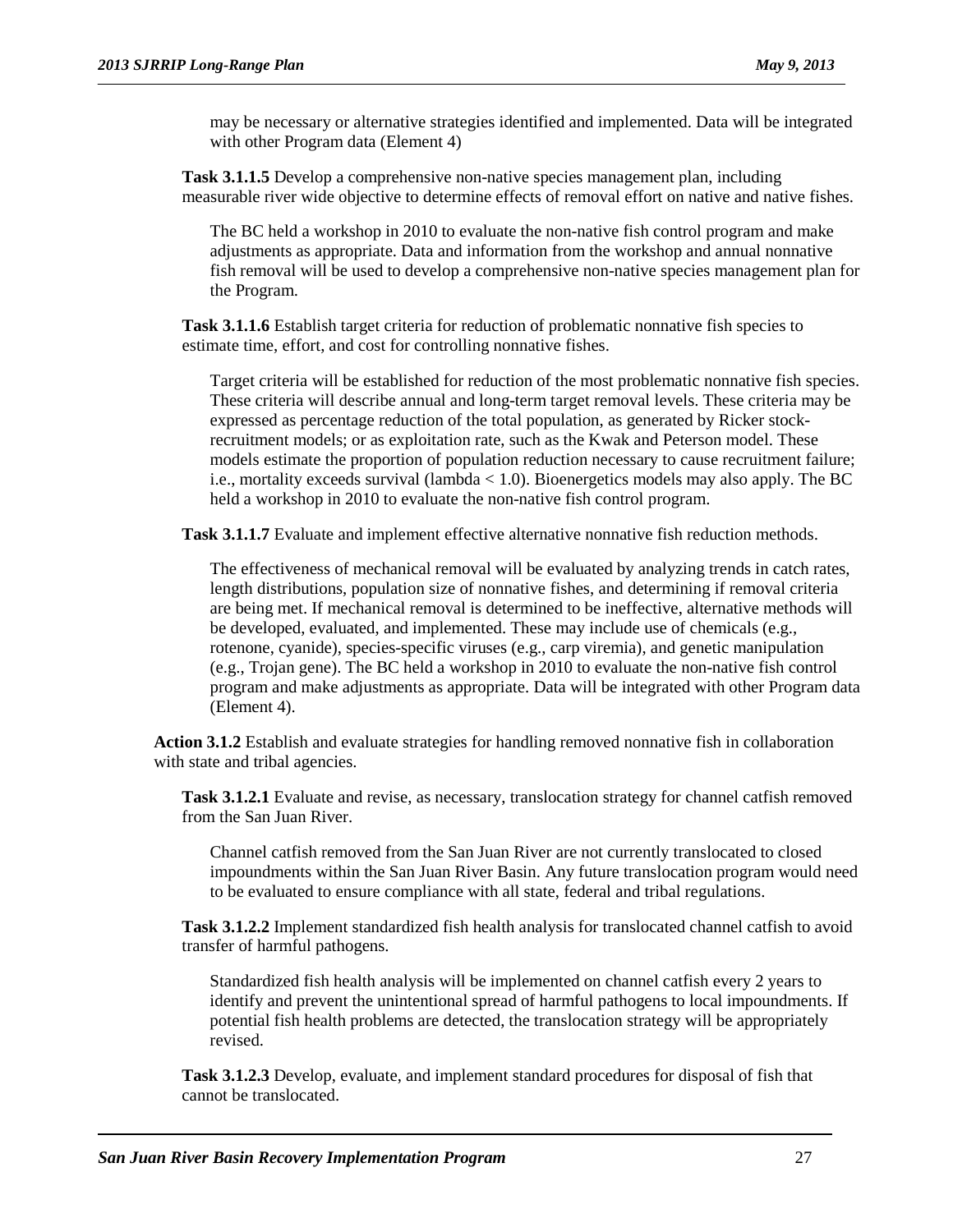may be necessary or alternative strategies identified and implemented. Data will be integrated with other Program data (Element 4)

**Task 3.1.1.5** Develop a comprehensive non-native species management plan, including measurable river wide objective to determine effects of removal effort on native and native fishes.

The BC held a workshop in 2010 to evaluate the non-native fish control program and make adjustments as appropriate. Data and information from the workshop and annual nonnative fish removal will be used to develop a comprehensive non-native species management plan for the Program.

**Task 3.1.1.6** Establish target criteria for reduction of problematic nonnative fish species to estimate time, effort, and cost for controlling nonnative fishes.

Target criteria will be established for reduction of the most problematic nonnative fish species. These criteria will describe annual and long-term target removal levels. These criteria may be expressed as percentage reduction of the total population, as generated by Ricker stock-recruitment models; or as exploitation rate, such as the Kwak and Peterson model. These models estimate the proportion of population reduction necessary to cause recruitment failure; i.e., mortality exceeds survival (lambda < 1.0). Bioenergetics models may also apply. The BC held a workshop in 2010 to evaluate the non-native fish control program.

**Task 3.1.1.7** Evaluate and implement effective alternative nonnative fish reduction methods.

The effectiveness of mechanical removal will be evaluated by analyzing trends in catch rates, length distributions, population size of nonnative fishes, and determining if removal criteria are being met. If mechanical removal is determined to be ineffective, alternative methods will be developed, evaluated, and implemented. These may include use of chemicals (e.g., rotenone, cyanide), species-specific viruses (e.g., carp viremia), and genetic manipulation (e.g., Trojan gene). The BC held a workshop in 2010 to evaluate the non-native fish control program and make adjustments as appropriate. Data will be integrated with other Program data (Element 4).

**Action 3.1.2** Establish and evaluate strategies for handling removed nonnative fish in collaboration with state and tribal agencies.

**Task 3.1.2.1** Evaluate and revise, as necessary, translocation strategy for channel catfish removed from the San Juan River.

Channel catfish removed from the San Juan River are not currently translocated to closed impoundments within the San Juan River Basin. Any future translocation program would need to be evaluated to ensure compliance with all state, federal and tribal regulations.

**Task 3.1.2.2** Implement standardized fish health analysis for translocated channel catfish to avoid transfer of harmful pathogens.

Standardized fish health analysis will be implemented on channel catfish every 2 years to identify and prevent the unintentional spread of harmful pathogens to local impoundments. If potential fish health problems are detected, the translocation strategy will be appropriately revised.

**Task 3.1.2.3** Develop, evaluate, and implement standard procedures for disposal of fish that cannot be translocated.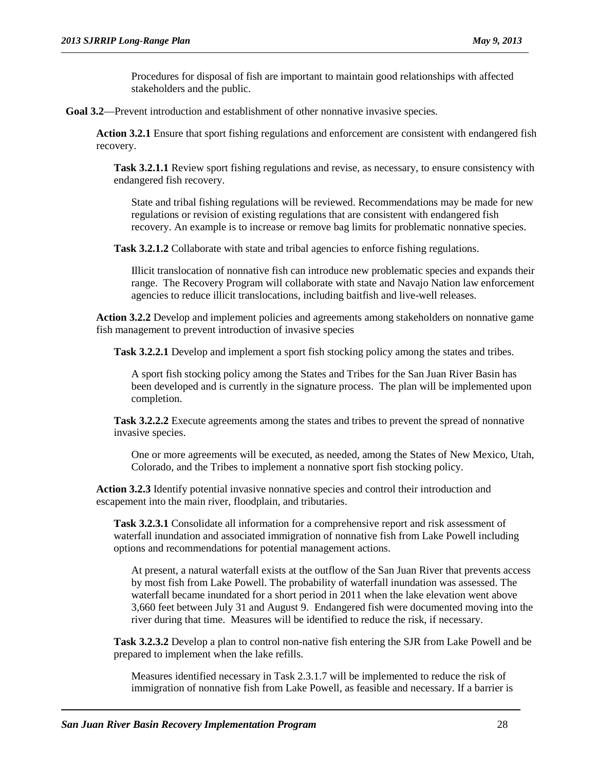Procedures for disposal of fish are important to maintain good relationships with affected stakeholders and the public.

**Goal 3.2**—Prevent introduction and establishment of other nonnative invasive species.

**Action 3.2.1** Ensure that sport fishing regulations and enforcement are consistent with endangered fish recovery.

**Task 3.2.1.1** Review sport fishing regulations and revise, as necessary, to ensure consistency with endangered fish recovery.

State and tribal fishing regulations will be reviewed. Recommendations may be made for new regulations or revision of existing regulations that are consistent with endangered fish recovery. An example is to increase or remove bag limits for problematic nonnative species.

**Task 3.2.1.2** Collaborate with state and tribal agencies to enforce fishing regulations.

Illicit translocation of nonnative fish can introduce new problematic species and expands their range. The Recovery Program will collaborate with state and Navajo Nation law enforcement agencies to reduce illicit translocations, including baitfish and live-well releases.

**Action 3.2.2** Develop and implement policies and agreements among stakeholders on nonnative game fish management to prevent introduction of invasive species

**Task 3.2.2.1** Develop and implement a sport fish stocking policy among the states and tribes.

A sport fish stocking policy among the States and Tribes for the San Juan River Basin has been developed and is currently in the signature process. The plan will be implemented upon completion.

**Task 3.2.2.2** Execute agreements among the states and tribes to prevent the spread of nonnative invasive species.

One or more agreements will be executed, as needed, among the States of New Mexico, Utah, Colorado, and the Tribes to implement a nonnative sport fish stocking policy.

**Action 3.2.3** Identify potential invasive nonnative species and control their introduction and escapement into the main river, floodplain, and tributaries.

**Task 3.2.3.1** Consolidate all information for a comprehensive report and risk assessment of waterfall inundation and associated immigration of nonnative fish from Lake Powell including options and recommendations for potential management actions.

At present, a natural waterfall exists at the outflow of the San Juan River that prevents access by most fish from Lake Powell. The probability of waterfall inundation was assessed. The waterfall became inundated for a short period in 2011 when the lake elevation went above 3,660 feet between July 31 and August 9. Endangered fish were documented moving into the river during that time. Measures will be identified to reduce the risk, if necessary.

**Task 3.2.3.2** Develop a plan to control non-native fish entering the SJR from Lake Powell and be prepared to implement when the lake refills.

Measures identified necessary in Task 2.3.1.7 will be implemented to reduce the risk of immigration of nonnative fish from Lake Powell, as feasible and necessary. If a barrier is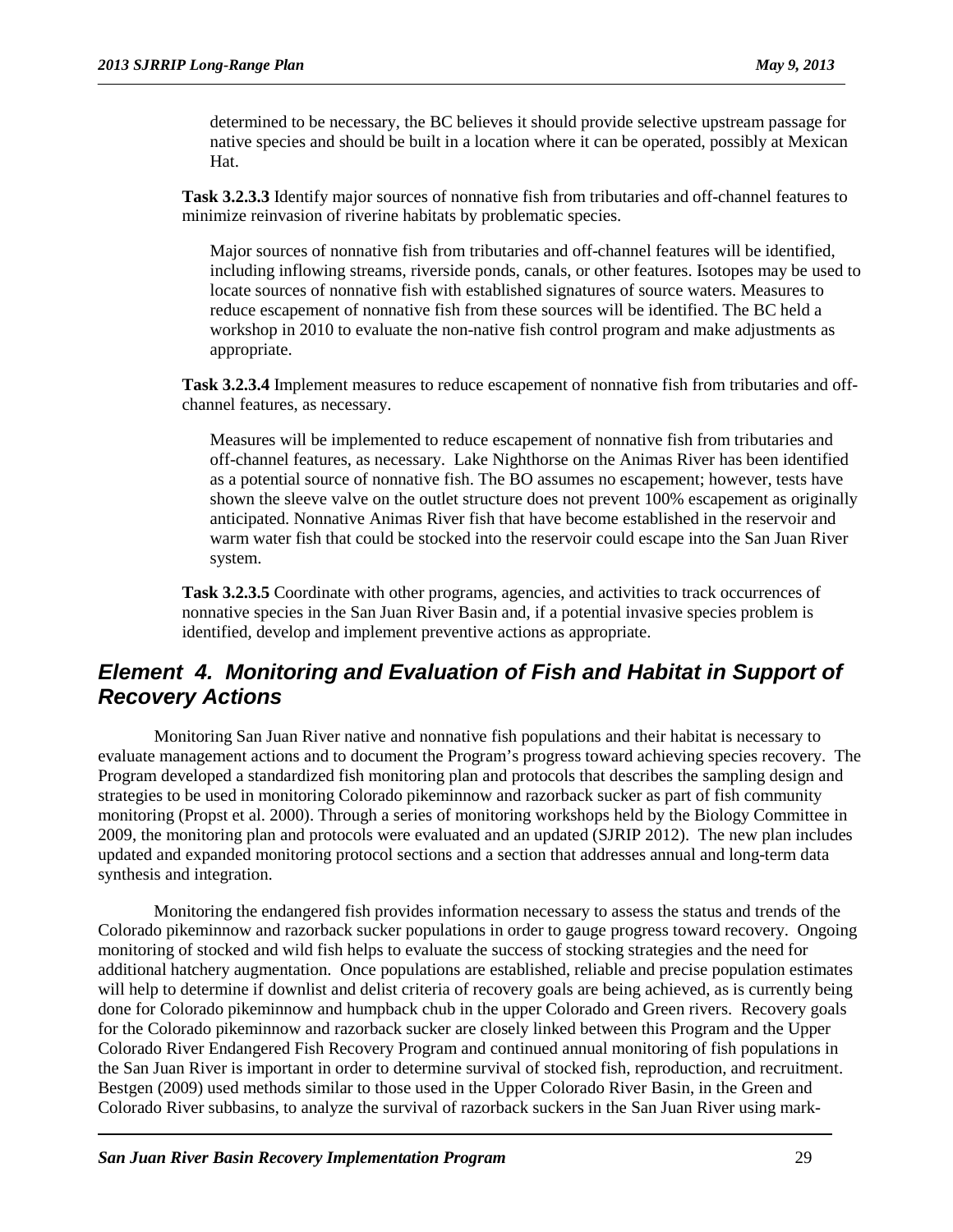determined to be necessary, the BC believes it should provide selective upstream passage for native species and should be built in a location where it can be operated, possibly at Mexican Hat.

**Task 3.2.3.3** Identify major sources of nonnative fish from tributaries and off-channel features to minimize reinvasion of riverine habitats by problematic species.

Major sources of nonnative fish from tributaries and off-channel features will be identified, including inflowing streams, riverside ponds, canals, or other features. Isotopes may be used to locate sources of nonnative fish with established signatures of source waters. Measures to reduce escapement of nonnative fish from these sources will be identified. The BC held a workshop in 2010 to evaluate the non-native fish control program and make adjustments as appropriate.

**Task 3.2.3.4** Implement measures to reduce escapement of nonnative fish from tributaries and off-channel features, as necessary.

Measures will be implemented to reduce escapement of nonnative fish from tributaries and off-channel features, as necessary. Lake Nighthorse on the Animas River has been identified as a potential source of nonnative fish. The BO assumes no escapement; however, tests have shown the sleeve valve on the outlet structure does not prevent 100% escapement as originally anticipated. Nonnative Animas River fish that have become established in the reservoir and warm water fish that could be stocked into the reservoir could escape into the San Juan River system.

**Task 3.2.3.5** Coordinate with other programs, agencies, and activities to track occurrences of nonnative species in the San Juan River Basin and, if a potential invasive species problem is identified, develop and implement preventive actions as appropriate.

## *Element 4. Monitoring and Evaluation of Fish and Habitat in Support of Recovery Actions*

Monitoring San Juan River native and nonnative fish populations and their habitat is necessary to evaluate management actions and to document the Program's progress toward achieving species recovery. The Program developed a standardized fish monitoring plan and protocols that describes the sampling design and strategies to be used in monitoring Colorado pikeminnow and razorback sucker as part of fish community monitoring (Propst et al. 2000). Through a series of monitoring workshops held by the Biology Committee in 2009, the monitoring plan and protocols were evaluated and an updated (SJRIP 2012). The new plan includes updated and expanded monitoring protocol sections and a section that addresses annual and long-term data synthesis and integration.

Monitoring the endangered fish provides information necessary to assess the status and trends of the Colorado pikeminnow and razorback sucker populations in order to gauge progress toward recovery. Ongoing monitoring of stocked and wild fish helps to evaluate the success of stocking strategies and the need for additional hatchery augmentation. Once populations are established, reliable and precise population estimates will help to determine if downlist and delist criteria of recovery goals are being achieved, as is currently being done for Colorado pikeminnow and humpback chub in the upper Colorado and Green rivers. Recovery goals for the Colorado pikeminnow and razorback sucker are closely linked between this Program and the Upper Colorado River Endangered Fish Recovery Program and continued annual monitoring of fish populations in the San Juan River is important in order to determine survival of stocked fish, reproduction, and recruitment. Bestgen (2009) used methods similar to those used in the Upper Colorado River Basin, in the Green and Colorado River subbasins, to analyze the survival of razorback suckers in the San Juan River using mark-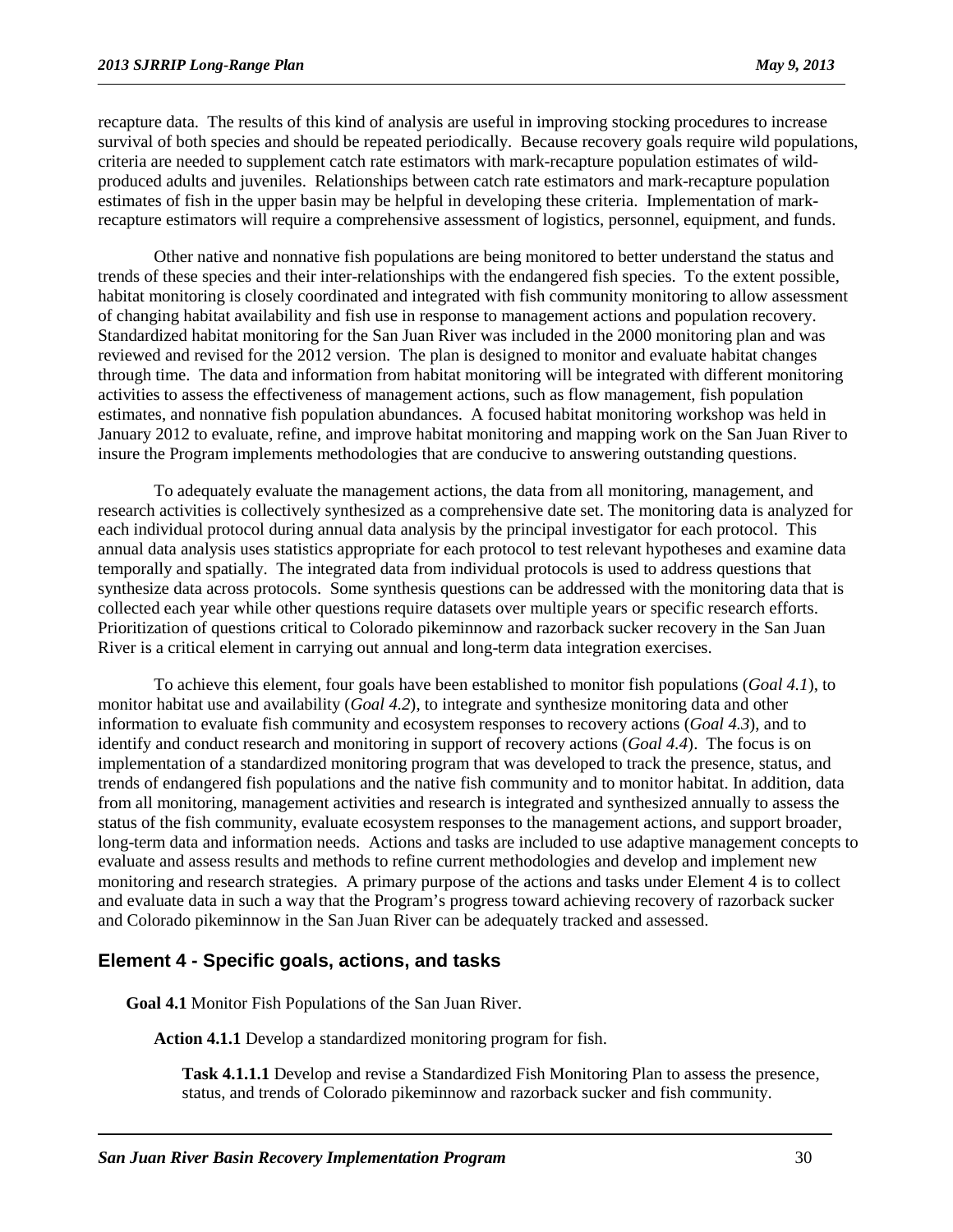recapture data. The results of this kind of analysis are useful in improving stocking procedures to increase survival of both species and should be repeated periodically. Because recovery goals require wild populations, criteria are needed to supplement catch rate estimators with mark-recapture population estimates of wild-produced adults and juveniles. Relationships between catch rate estimators and mark-recapture population estimates of fish in the upper basin may be helpful in developing these criteria. Implementation of mark-recapture estimators will require a comprehensive assessment of logistics, personnel, equipment, and funds.

Other native and nonnative fish populations are being monitored to better understand the status and trends of these species and their inter-relationships with the endangered fish species. To the extent possible, habitat monitoring is closely coordinated and integrated with fish community monitoring to allow assessment of changing habitat availability and fish use in response to management actions and population recovery. Standardized habitat monitoring for the San Juan River was included in the 2000 monitoring plan and was reviewed and revised for the 2012 version. The plan is designed to monitor and evaluate habitat changes through time. The data and information from habitat monitoring will be integrated with different monitoring activities to assess the effectiveness of management actions, such as flow management, fish population estimates, and nonnative fish population abundances. A focused habitat monitoring workshop was held in January 2012 to evaluate, refine, and improve habitat monitoring and mapping work on the San Juan River to insure the Program implements methodologies that are conducive to answering outstanding questions.

To adequately evaluate the management actions, the data from all monitoring, management, and research activities is collectively synthesized as a comprehensive date set. The monitoring data is analyzed for each individual protocol during annual data analysis by the principal investigator for each protocol. This annual data analysis uses statistics appropriate for each protocol to test relevant hypotheses and examine data temporally and spatially. The integrated data from individual protocols is used to address questions that synthesize data across protocols. Some synthesis questions can be addressed with the monitoring data that is collected each year while other questions require datasets over multiple years or specific research efforts. Prioritization of questions critical to Colorado pikeminnow and razorback sucker recovery in the San Juan River is a critical element in carrying out annual and long-term data integration exercises.

To achieve this element, four goals have been established to monitor fish populations (*Goal 4.1*), to monitor habitat use and availability (*Goal 4.2*), to integrate and synthesize monitoring data and other information to evaluate fish community and ecosystem responses to recovery actions (*Goal 4.3*), and to identify and conduct research and monitoring in support of recovery actions (*Goal 4.4*). The focus is on implementation of a standardized monitoring program that was developed to track the presence, status, and trends of endangered fish populations and the native fish community and to monitor habitat. In addition, data from all monitoring, management activities and research is integrated and synthesized annually to assess the status of the fish community, evaluate ecosystem responses to the management actions, and support broader, long-term data and information needs. Actions and tasks are included to use adaptive management concepts to evaluate and assess results and methods to refine current methodologies and develop and implement new monitoring and research strategies. A primary purpose of the actions and tasks under Element 4 is to collect and evaluate data in such a way that the Program's progress toward achieving recovery of razorback sucker and Colorado pikeminnow in the San Juan River can be adequately tracked and assessed.

## Element 4 - Specific goals, actions, and tasks

**Goal 4.1** Monitor Fish Populations of the San Juan River.

**Action 4.1.1** Develop a standardized monitoring program for fish.

**Task 4.1.1.1** Develop and revise a Standardized Fish Monitoring Plan to assess the presence, status, and trends of Colorado pikeminnow and razorback sucker and fish community.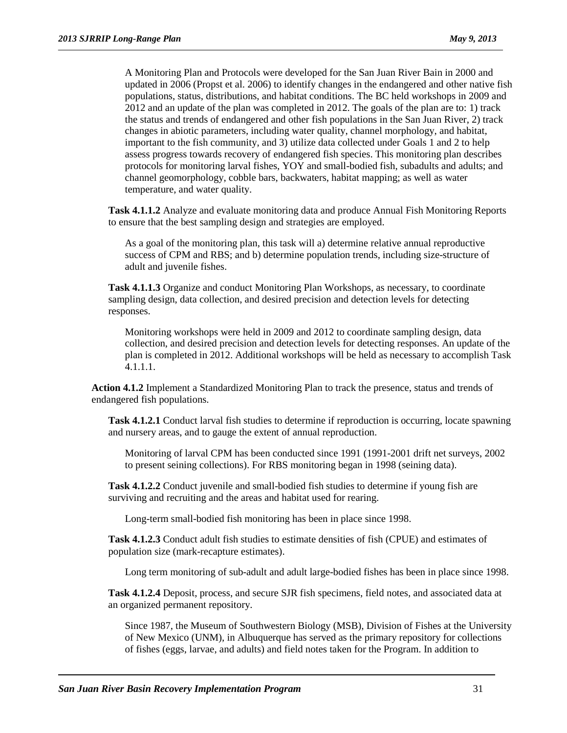A Monitoring Plan and Protocols were developed for the San Juan River Bain in 2000 and updated in 2006 (Propst et al. 2006) to identify changes in the endangered and other native fish populations, status, distributions, and habitat conditions. The BC held workshops in 2009 and 2012 and an update of the plan was completed in 2012. The goals of the plan are to: 1) track the status and trends of endangered and other fish populations in the San Juan River, 2) track changes in abiotic parameters, including water quality, channel morphology, and habitat, important to the fish community, and 3) utilize data collected under Goals 1 and 2 to help assess progress towards recovery of endangered fish species. This monitoring plan describes protocols for monitoring larval fishes, YOY and small-bodied fish, subadults and adults; and channel geomorphology, cobble bars, backwaters, habitat mapping; as well as water temperature, and water quality.

**Task 4.1.1.2** Analyze and evaluate monitoring data and produce Annual Fish Monitoring Reports to ensure that the best sampling design and strategies are employed.

As a goal of the monitoring plan, this task will a) determine relative annual reproductive success of CPM and RBS; and b) determine population trends, including size-structure of adult and juvenile fishes.

**Task 4.1.1.3** Organize and conduct Monitoring Plan Workshops, as necessary, to coordinate sampling design, data collection, and desired precision and detection levels for detecting responses.

Monitoring workshops were held in 2009 and 2012 to coordinate sampling design, data collection, and desired precision and detection levels for detecting responses. An update of the plan is completed in 2012. Additional workshops will be held as necessary to accomplish Task 4.1.1.1.

**Action 4.1.2** Implement a Standardized Monitoring Plan to track the presence, status and trends of endangered fish populations.

**Task 4.1.2.1** Conduct larval fish studies to determine if reproduction is occurring, locate spawning and nursery areas, and to gauge the extent of annual reproduction.

Monitoring of larval CPM has been conducted since 1991 (1991-2001 drift net surveys, 2002 to present seining collections). For RBS monitoring began in 1998 (seining data).

**Task 4.1.2.2** Conduct juvenile and small-bodied fish studies to determine if young fish are surviving and recruiting and the areas and habitat used for rearing.

Long-term small-bodied fish monitoring has been in place since 1998.

**Task 4.1.2.3** Conduct adult fish studies to estimate densities of fish (CPUE) and estimates of population size (mark-recapture estimates).

Long term monitoring of sub-adult and adult large-bodied fishes has been in place since 1998.

**Task 4.1.2.4** Deposit, process, and secure SJR fish specimens, field notes, and associated data at an organized permanent repository.

Since 1987, the Museum of Southwestern Biology (MSB), Division of Fishes at the University of New Mexico (UNM), in Albuquerque has served as the primary repository for collections of fishes (eggs, larvae, and adults) and field notes taken for the Program. In addition to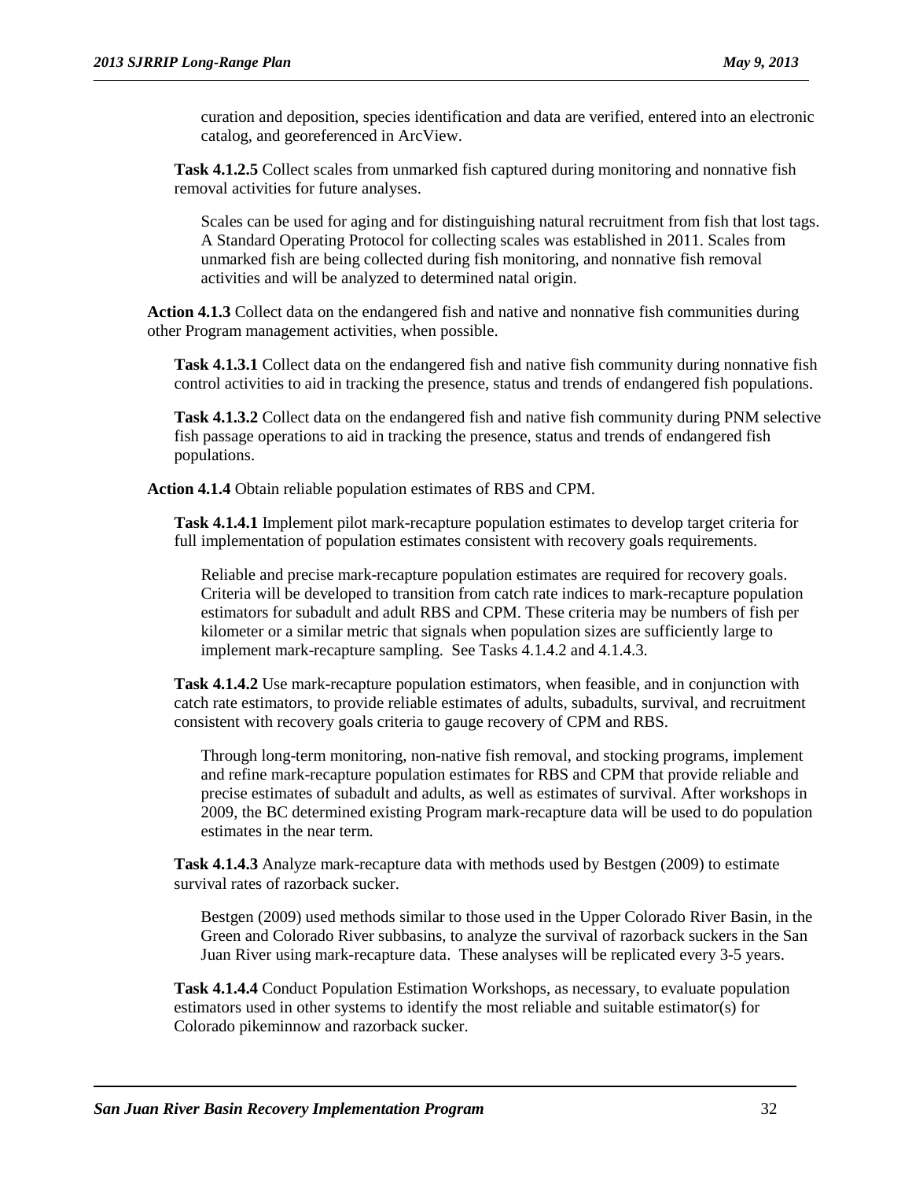curation and deposition, species identification and data are verified, entered into an electronic catalog, and georeferenced in ArcView.

**Task 4.1.2.5** Collect scales from unmarked fish captured during monitoring and nonnative fish removal activities for future analyses.

Scales can be used for aging and for distinguishing natural recruitment from fish that lost tags. A Standard Operating Protocol for collecting scales was established in 2011. Scales from unmarked fish are being collected during fish monitoring, and nonnative fish removal activities and will be analyzed to determined natal origin.

**Action 4.1.3** Collect data on the endangered fish and native and nonnative fish communities during other Program management activities, when possible.

**Task 4.1.3.1** Collect data on the endangered fish and native fish community during nonnative fish control activities to aid in tracking the presence, status and trends of endangered fish populations.

**Task 4.1.3.2** Collect data on the endangered fish and native fish community during PNM selective fish passage operations to aid in tracking the presence, status and trends of endangered fish populations.

**Action 4.1.4** Obtain reliable population estimates of RBS and CPM.

**Task 4.1.4.1** Implement pilot mark-recapture population estimates to develop target criteria for full implementation of population estimates consistent with recovery goals requirements.

Reliable and precise mark-recapture population estimates are required for recovery goals. Criteria will be developed to transition from catch rate indices to mark-recapture population estimators for subadult and adult RBS and CPM. These criteria may be numbers of fish per kilometer or a similar metric that signals when population sizes are sufficiently large to implement mark-recapture sampling. See Tasks 4.1.4.2 and 4.1.4.3.

**Task 4.1.4.2** Use mark-recapture population estimators, when feasible, and in conjunction with catch rate estimators, to provide reliable estimates of adults, subadults, survival, and recruitment consistent with recovery goals criteria to gauge recovery of CPM and RBS.

Through long-term monitoring, non-native fish removal, and stocking programs, implement and refine mark-recapture population estimates for RBS and CPM that provide reliable and precise estimates of subadult and adults, as well as estimates of survival. After workshops in 2009, the BC determined existing Program mark-recapture data will be used to do population estimates in the near term.

**Task 4.1.4.3** Analyze mark-recapture data with methods used by Bestgen (2009) to estimate survival rates of razorback sucker.

Bestgen (2009) used methods similar to those used in the Upper Colorado River Basin, in the Green and Colorado River subbasins, to analyze the survival of razorback suckers in the San Juan River using mark-recapture data. These analyses will be replicated every 3-5 years.

**Task 4.1.4.4** Conduct Population Estimation Workshops, as necessary, to evaluate population estimators used in other systems to identify the most reliable and suitable estimator(s) for Colorado pikeminnow and razorback sucker.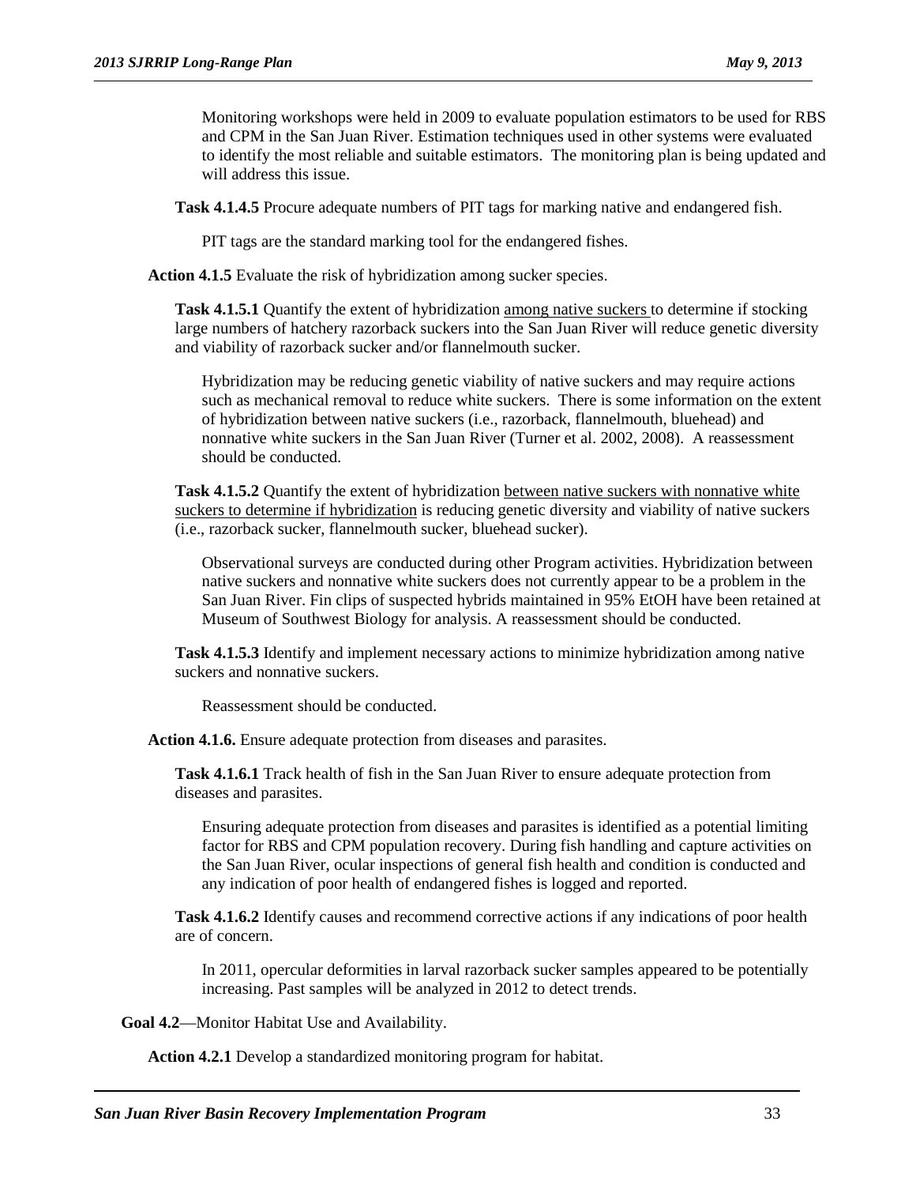Monitoring workshops were held in 2009 to evaluate population estimators to be used for RBS and CPM in the San Juan River. Estimation techniques used in other systems were evaluated to identify the most reliable and suitable estimators. The monitoring plan is being updated and will address this issue.

**Task 4.1.4.5** Procure adequate numbers of PIT tags for marking native and endangered fish.

PIT tags are the standard marking tool for the endangered fishes.

**Action 4.1.5** Evaluate the risk of hybridization among sucker species.

**Task 4.1.5.1** Quantify the extent of hybridization <u>among native suckers</u> to determine if stocking large numbers of hatchery razorback suckers into the San Juan River will reduce genetic diversity and viability of razorback sucker and/or flannelmouth sucker.

Hybridization may be reducing genetic viability of native suckers and may require actions such as mechanical removal to reduce white suckers. There is some information on the extent of hybridization between native suckers (i.e., razorback, flannelmouth, bluehead) and nonnative white suckers in the San Juan River (Turner et al. 2002, 2008). A reassessment should be conducted.

**Task 4.1.5.2** Quantify the extent of hybridization <u>between native suckers with nonnative white suckers to determine if hybridization</u> is reducing genetic diversity and viability of native suckers (i.e., razorback sucker, flannelmouth sucker, bluehead sucker).

Observational surveys are conducted during other Program activities. Hybridization between native suckers and nonnative white suckers does not currently appear to be a problem in the San Juan River. Fin clips of suspected hybrids maintained in 95% EtOH have been retained at Museum of Southwest Biology for analysis. A reassessment should be conducted.

**Task 4.1.5.3** Identify and implement necessary actions to minimize hybridization among native suckers and nonnative suckers.

Reassessment should be conducted.

**Action 4.1.6.** Ensure adequate protection from diseases and parasites.

**Task 4.1.6.1** Track health of fish in the San Juan River to ensure adequate protection from diseases and parasites.

Ensuring adequate protection from diseases and parasites is identified as a potential limiting factor for RBS and CPM population recovery. During fish handling and capture activities on the San Juan River, ocular inspections of general fish health and condition is conducted and any indication of poor health of endangered fishes is logged and reported.

**Task 4.1.6.2** Identify causes and recommend corrective actions if any indications of poor health are of concern.

In 2011, opercular deformities in larval razorback sucker samples appeared to be potentially increasing. Past samples will be analyzed in 2012 to detect trends.

**Goal 4.2**—Monitor Habitat Use and Availability.

**Action 4.2.1** Develop a standardized monitoring program for habitat.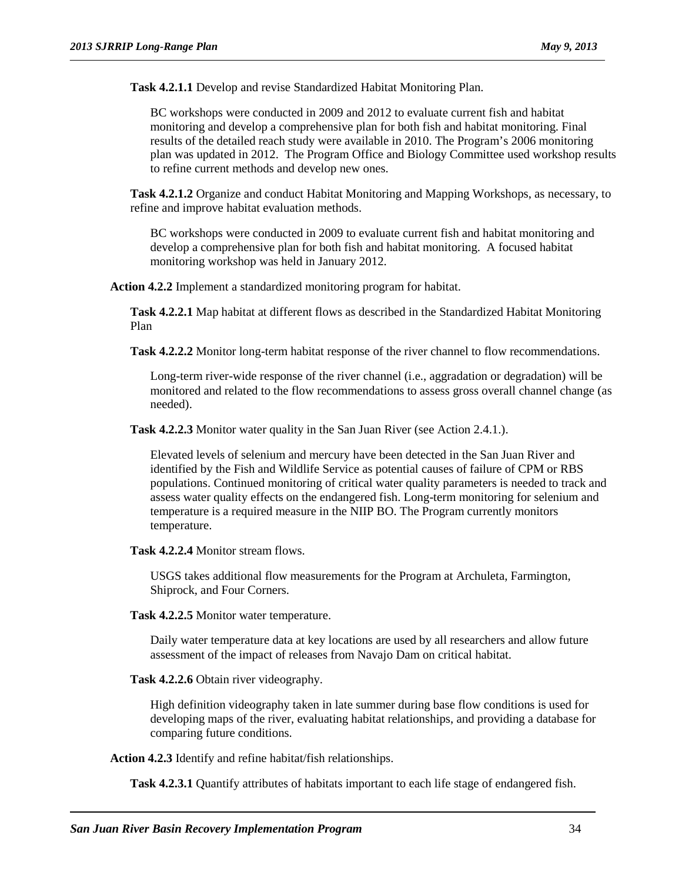**Task 4.2.1.1** Develop and revise Standardized Habitat Monitoring Plan.

BC workshops were conducted in 2009 and 2012 to evaluate current fish and habitat monitoring and develop a comprehensive plan for both fish and habitat monitoring. Final results of the detailed reach study were available in 2010. The Program's 2006 monitoring plan was updated in 2012. The Program Office and Biology Committee used workshop results to refine current methods and develop new ones.

**Task 4.2.1.2** Organize and conduct Habitat Monitoring and Mapping Workshops, as necessary, to refine and improve habitat evaluation methods.

BC workshops were conducted in 2009 to evaluate current fish and habitat monitoring and develop a comprehensive plan for both fish and habitat monitoring. A focused habitat monitoring workshop was held in January 2012.

**Action 4.2.2** Implement a standardized monitoring program for habitat.

**Task 4.2.2.1** Map habitat at different flows as described in the Standardized Habitat Monitoring Plan

**Task 4.2.2.2** Monitor long-term habitat response of the river channel to flow recommendations.

Long-term river-wide response of the river channel (i.e., aggradation or degradation) will be monitored and related to the flow recommendations to assess gross overall channel change (as needed).

**Task 4.2.2.3** Monitor water quality in the San Juan River (see Action 2.4.1.).

Elevated levels of selenium and mercury have been detected in the San Juan River and identified by the Fish and Wildlife Service as potential causes of failure of CPM or RBS populations. Continued monitoring of critical water quality parameters is needed to track and assess water quality effects on the endangered fish. Long-term monitoring for selenium and temperature is a required measure in the NIIP BO. The Program currently monitors temperature.

**Task 4.2.2.4** Monitor stream flows.

USGS takes additional flow measurements for the Program at Archuleta, Farmington, Shiprock, and Four Corners.

**Task 4.2.2.5** Monitor water temperature.

Daily water temperature data at key locations are used by all researchers and allow future assessment of the impact of releases from Navajo Dam on critical habitat.

**Task 4.2.2.6** Obtain river videography.

High definition videography taken in late summer during base flow conditions is used for developing maps of the river, evaluating habitat relationships, and providing a database for comparing future conditions.

**Action 4.2.3** Identify and refine habitat/fish relationships.

**Task 4.2.3.1** Quantify attributes of habitats important to each life stage of endangered fish.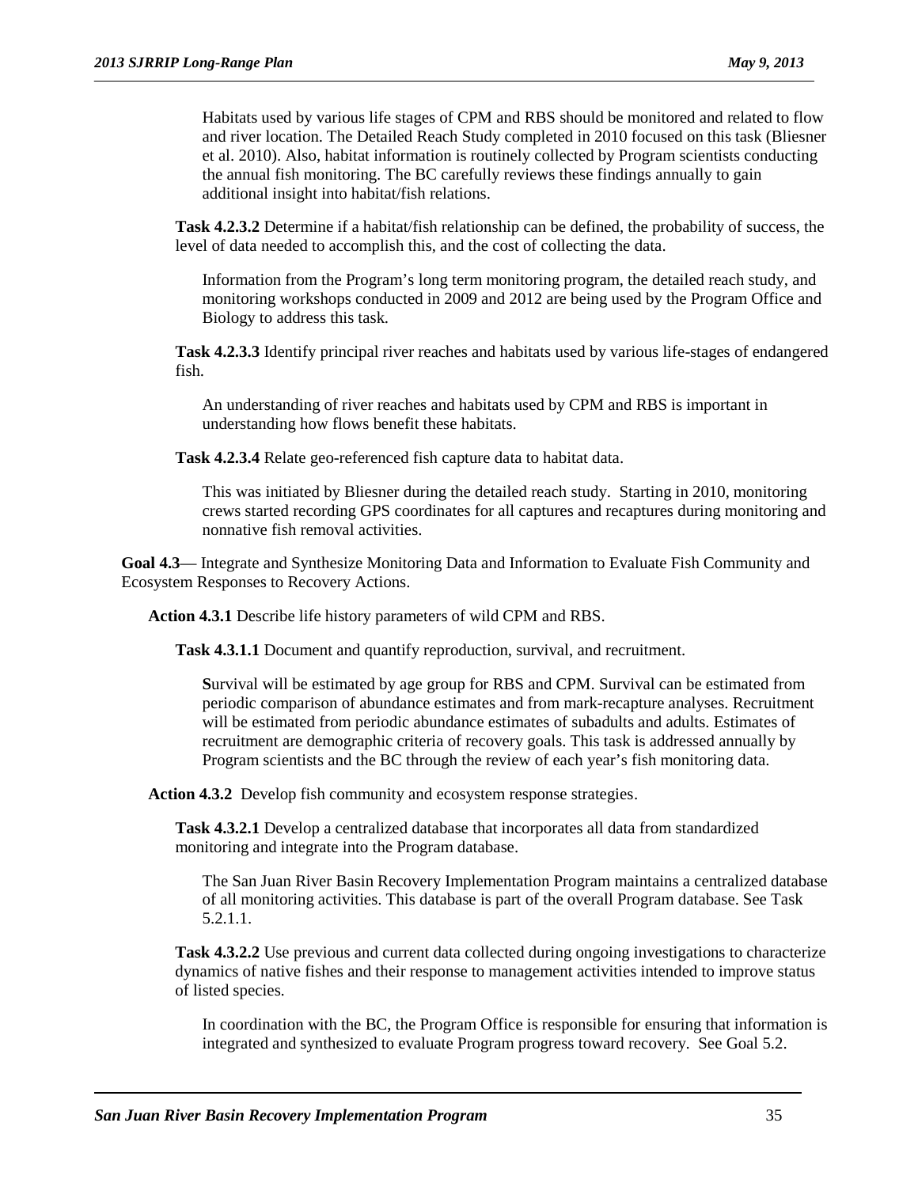Habitats used by various life stages of CPM and RBS should be monitored and related to flow and river location. The Detailed Reach Study completed in 2010 focused on this task (Bliesner et al. 2010). Also, habitat information is routinely collected by Program scientists conducting the annual fish monitoring. The BC carefully reviews these findings annually to gain additional insight into habitat/fish relations.

**Task 4.2.3.2** Determine if a habitat/fish relationship can be defined, the probability of success, the level of data needed to accomplish this, and the cost of collecting the data.

Information from the Program's long term monitoring program, the detailed reach study, and monitoring workshops conducted in 2009 and 2012 are being used by the Program Office and Biology to address this task.

**Task 4.2.3.3** Identify principal river reaches and habitats used by various life-stages of endangered fish.

An understanding of river reaches and habitats used by CPM and RBS is important in understanding how flows benefit these habitats.

**Task 4.2.3.4** Relate geo-referenced fish capture data to habitat data.

This was initiated by Bliesner during the detailed reach study. Starting in 2010, monitoring crews started recording GPS coordinates for all captures and recaptures during monitoring and nonnative fish removal activities.

**Goal 4.3**— Integrate and Synthesize Monitoring Data and Information to Evaluate Fish Community and Ecosystem Responses to Recovery Actions.

**Action 4.3.1** Describe life history parameters of wild CPM and RBS.

**Task 4.3.1.1** Document and quantify reproduction, survival, and recruitment.

**S**urvival will be estimated by age group for RBS and CPM. Survival can be estimated from periodic comparison of abundance estimates and from mark-recapture analyses. Recruitment will be estimated from periodic abundance estimates of subadults and adults. Estimates of recruitment are demographic criteria of recovery goals. This task is addressed annually by Program scientists and the BC through the review of each year's fish monitoring data.

**Action 4.3.2** Develop fish community and ecosystem response strategies.

**Task 4.3.2.1** Develop a centralized database that incorporates all data from standardized monitoring and integrate into the Program database.

The San Juan River Basin Recovery Implementation Program maintains a centralized database of all monitoring activities. This database is part of the overall Program database. See Task 5.2.1.1.

**Task 4.3.2.2** Use previous and current data collected during ongoing investigations to characterize dynamics of native fishes and their response to management activities intended to improve status of listed species.

In coordination with the BC, the Program Office is responsible for ensuring that information is integrated and synthesized to evaluate Program progress toward recovery. See Goal 5.2.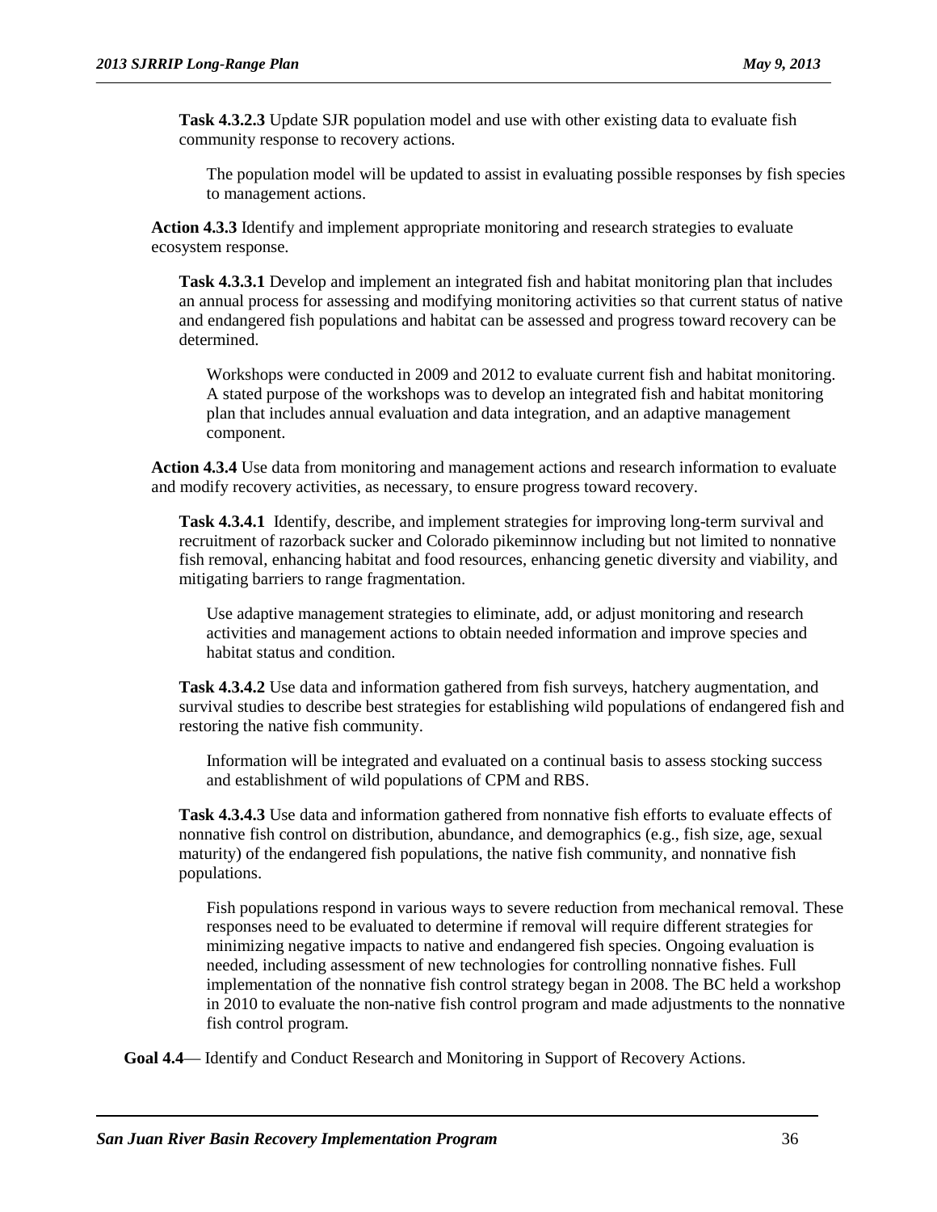**Task 4.3.2.3** Update SJR population model and use with other existing data to evaluate fish community response to recovery actions.

The population model will be updated to assist in evaluating possible responses by fish species to management actions.

**Action 4.3.3** Identify and implement appropriate monitoring and research strategies to evaluate ecosystem response.

**Task 4.3.3.1** Develop and implement an integrated fish and habitat monitoring plan that includes an annual process for assessing and modifying monitoring activities so that current status of native and endangered fish populations and habitat can be assessed and progress toward recovery can be determined.

Workshops were conducted in 2009 and 2012 to evaluate current fish and habitat monitoring. A stated purpose of the workshops was to develop an integrated fish and habitat monitoring plan that includes annual evaluation and data integration, and an adaptive management component.

**Action 4.3.4** Use data from monitoring and management actions and research information to evaluate and modify recovery activities, as necessary, to ensure progress toward recovery.

**Task 4.3.4.1** Identify, describe, and implement strategies for improving long-term survival and recruitment of razorback sucker and Colorado pikeminnow including but not limited to nonnative fish removal, enhancing habitat and food resources, enhancing genetic diversity and viability, and mitigating barriers to range fragmentation.

Use adaptive management strategies to eliminate, add, or adjust monitoring and research activities and management actions to obtain needed information and improve species and habitat status and condition.

**Task 4.3.4.2** Use data and information gathered from fish surveys, hatchery augmentation, and survival studies to describe best strategies for establishing wild populations of endangered fish and restoring the native fish community.

Information will be integrated and evaluated on a continual basis to assess stocking success and establishment of wild populations of CPM and RBS.

**Task 4.3.4.3** Use data and information gathered from nonnative fish efforts to evaluate effects of nonnative fish control on distribution, abundance, and demographics (e.g., fish size, age, sexual maturity) of the endangered fish populations, the native fish community, and nonnative fish populations.

Fish populations respond in various ways to severe reduction from mechanical removal. These responses need to be evaluated to determine if removal will require different strategies for minimizing negative impacts to native and endangered fish species. Ongoing evaluation is needed, including assessment of new technologies for controlling nonnative fishes. Full implementation of the nonnative fish control strategy began in 2008. The BC held a workshop in 2010 to evaluate the non-native fish control program and made adjustments to the nonnative fish control program.

**Goal 4.4**— Identify and Conduct Research and Monitoring in Support of Recovery Actions.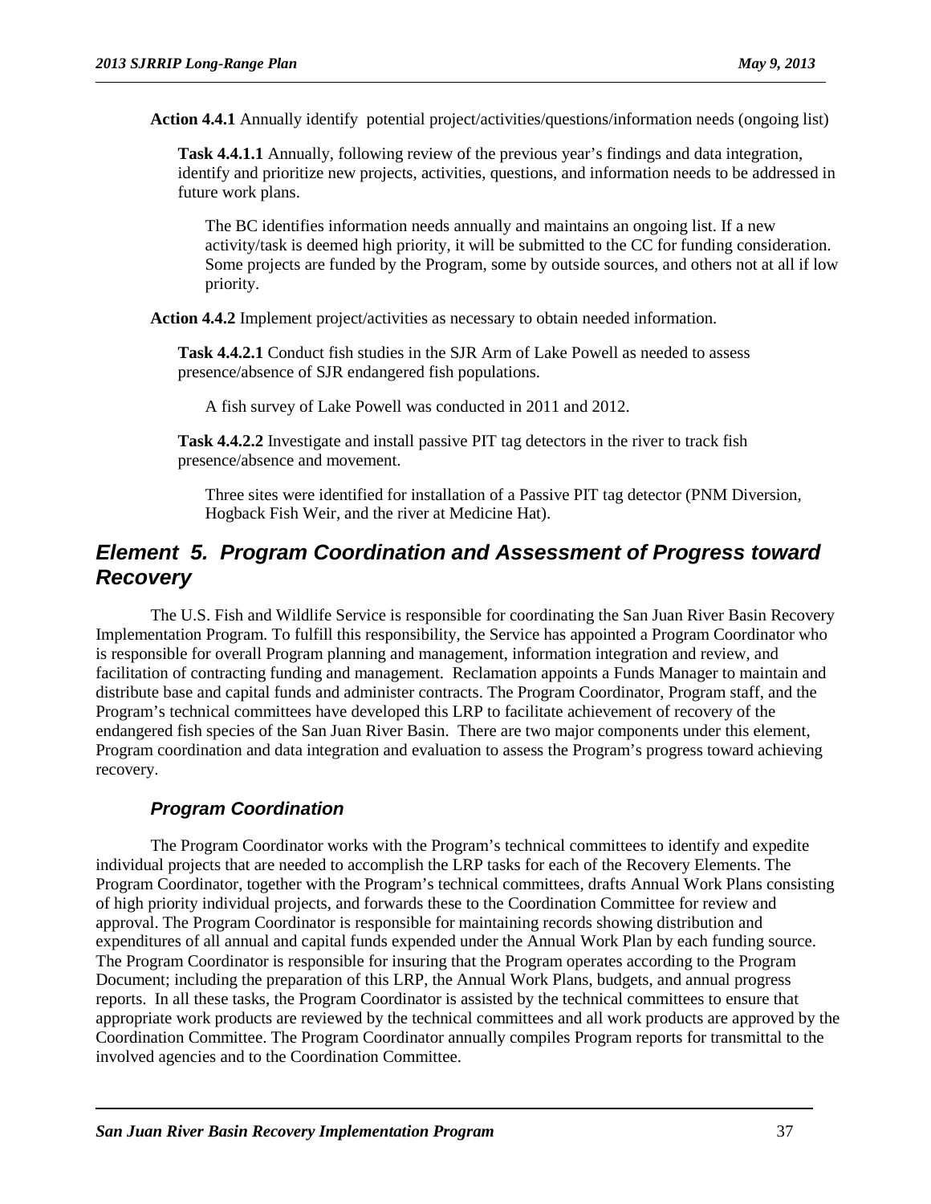**Action 4.4.1** Annually identify potential project/activities/questions/information needs (ongoing list)

**Task 4.4.1.1** Annually, following review of the previous year's findings and data integration, identify and prioritize new projects, activities, questions, and information needs to be addressed in future work plans.

The BC identifies information needs annually and maintains an ongoing list. If a new activity/task is deemed high priority, it will be submitted to the CC for funding consideration. Some projects are funded by the Program, some by outside sources, and others not at all if low priority.

**Action 4.4.2** Implement project/activities as necessary to obtain needed information.

**Task 4.4.2.1** Conduct fish studies in the SJR Arm of Lake Powell as needed to assess presence/absence of SJR endangered fish populations.

A fish survey of Lake Powell was conducted in 2011 and 2012.

**Task 4.4.2.2** Investigate and install passive PIT tag detectors in the river to track fish presence/absence and movement.

Three sites were identified for installation of a Passive PIT tag detector (PNM Diversion, Hogback Fish Weir, and the river at Medicine Hat).

## *Element 5. Program Coordination and Assessment of Progress toward Recovery*

The U.S. Fish and Wildlife Service is responsible for coordinating the San Juan River Basin Recovery Implementation Program. To fulfill this responsibility, the Service has appointed a Program Coordinator who is responsible for overall Program planning and management, information integration and review, and facilitation of contracting funding and management. Reclamation appoints a Funds Manager to maintain and distribute base and capital funds and administer contracts. The Program Coordinator, Program staff, and the Program's technical committees have developed this LRP to facilitate achievement of recovery of the endangered fish species of the San Juan River Basin. There are two major components under this element, Program coordination and data integration and evaluation to assess the Program's progress toward achieving recovery.

### *Program Coordination*

The Program Coordinator works with the Program's technical committees to identify and expedite individual projects that are needed to accomplish the LRP tasks for each of the Recovery Elements. The Program Coordinator, together with the Program's technical committees, drafts Annual Work Plans consisting of high priority individual projects, and forwards these to the Coordination Committee for review and approval. The Program Coordinator is responsible for maintaining records showing distribution and expenditures of all annual and capital funds expended under the Annual Work Plan by each funding source. The Program Coordinator is responsible for insuring that the Program operates according to the Program Document; including the preparation of this LRP, the Annual Work Plans, budgets, and annual progress reports. In all these tasks, the Program Coordinator is assisted by the technical committees to ensure that appropriate work products are reviewed by the technical committees and all work products are approved by the Coordination Committee. The Program Coordinator annually compiles Program reports for transmittal to the involved agencies and to the Coordination Committee.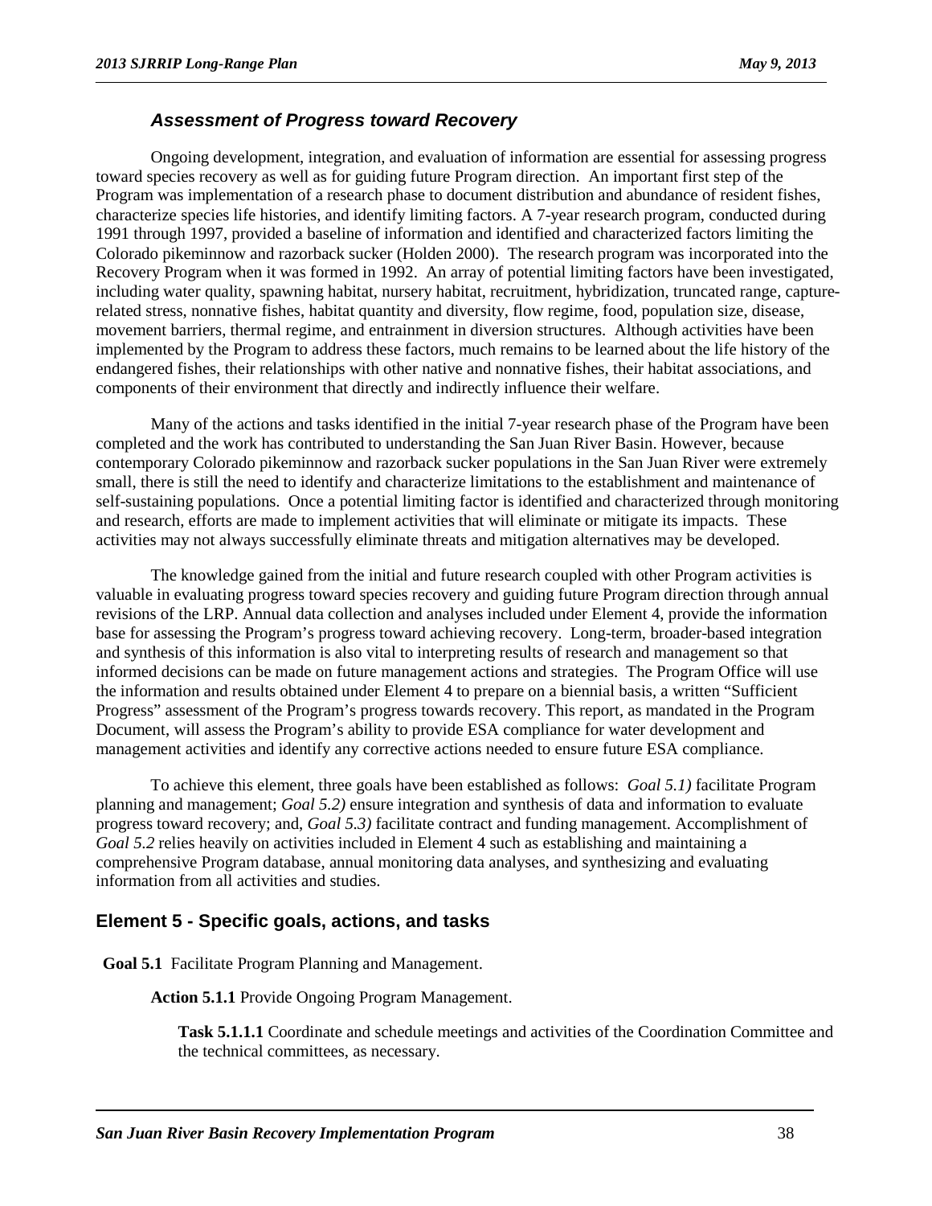### *Assessment of Progress toward Recovery*

Ongoing development, integration, and evaluation of information are essential for assessing progress toward species recovery as well as for guiding future Program direction. An important first step of the Program was implementation of a research phase to document distribution and abundance of resident fishes, characterize species life histories, and identify limiting factors. A 7-year research program, conducted during 1991 through 1997, provided a baseline of information and identified and characterized factors limiting the Colorado pikeminnow and razorback sucker (Holden 2000). The research program was incorporated into the Recovery Program when it was formed in 1992. An array of potential limiting factors have been investigated, including water quality, spawning habitat, nursery habitat, recruitment, hybridization, truncated range, capture-related stress, nonnative fishes, habitat quantity and diversity, flow regime, food, population size, disease, movement barriers, thermal regime, and entrainment in diversion structures. Although activities have been implemented by the Program to address these factors, much remains to be learned about the life history of the endangered fishes, their relationships with other native and nonnative fishes, their habitat associations, and components of their environment that directly and indirectly influence their welfare.

Many of the actions and tasks identified in the initial 7-year research phase of the Program have been completed and the work has contributed to understanding the San Juan River Basin. However, because contemporary Colorado pikeminnow and razorback sucker populations in the San Juan River were extremely small, there is still the need to identify and characterize limitations to the establishment and maintenance of self-sustaining populations. Once a potential limiting factor is identified and characterized through monitoring and research, efforts are made to implement activities that will eliminate or mitigate its impacts. These activities may not always successfully eliminate threats and mitigation alternatives may be developed.

The knowledge gained from the initial and future research coupled with other Program activities is valuable in evaluating progress toward species recovery and guiding future Program direction through annual revisions of the LRP. Annual data collection and analyses included under Element 4, provide the information base for assessing the Program's progress toward achieving recovery. Long-term, broader-based integration and synthesis of this information is also vital to interpreting results of research and management so that informed decisions can be made on future management actions and strategies. The Program Office will use the information and results obtained under Element 4 to prepare on a biennial basis, a written "Sufficient Progress" assessment of the Program's progress towards recovery. This report, as mandated in the Program Document, will assess the Program's ability to provide ESA compliance for water development and management activities and identify any corrective actions needed to ensure future ESA compliance.

To achieve this element, three goals have been established as follows: *Goal 5.1)* facilitate Program planning and management; *Goal 5.2)* ensure integration and synthesis of data and information to evaluate progress toward recovery; and, *Goal 5.3)* facilitate contract and funding management. Accomplishment of *Goal 5.2* relies heavily on activities included in Element 4 such as establishing and maintaining a comprehensive Program database, annual monitoring data analyses, and synthesizing and evaluating information from all activities and studies.

## Element 5 - Specific goals, actions, and tasks

**Goal 5.1** Facilitate Program Planning and Management.

**Action 5.1.1** Provide Ongoing Program Management.

**Task 5.1.1.1** Coordinate and schedule meetings and activities of the Coordination Committee and the technical committees, as necessary.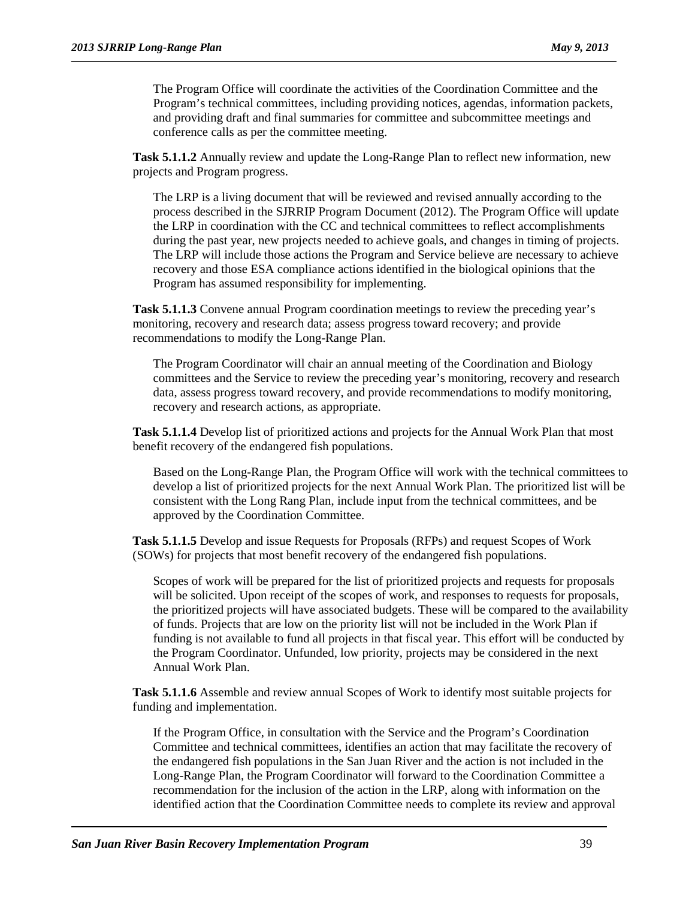The Program Office will coordinate the activities of the Coordination Committee and the Program's technical committees, including providing notices, agendas, information packets, and providing draft and final summaries for committee and subcommittee meetings and conference calls as per the committee meeting.

**Task 5.1.1.2** Annually review and update the Long-Range Plan to reflect new information, new projects and Program progress.

The LRP is a living document that will be reviewed and revised annually according to the process described in the SJRRIP Program Document (2012). The Program Office will update the LRP in coordination with the CC and technical committees to reflect accomplishments during the past year, new projects needed to achieve goals, and changes in timing of projects. The LRP will include those actions the Program and Service believe are necessary to achieve recovery and those ESA compliance actions identified in the biological opinions that the Program has assumed responsibility for implementing.

**Task 5.1.1.3** Convene annual Program coordination meetings to review the preceding year's monitoring, recovery and research data; assess progress toward recovery; and provide recommendations to modify the Long-Range Plan.

The Program Coordinator will chair an annual meeting of the Coordination and Biology committees and the Service to review the preceding year's monitoring, recovery and research data, assess progress toward recovery, and provide recommendations to modify monitoring, recovery and research actions, as appropriate.

**Task 5.1.1.4** Develop list of prioritized actions and projects for the Annual Work Plan that most benefit recovery of the endangered fish populations.

Based on the Long-Range Plan, the Program Office will work with the technical committees to develop a list of prioritized projects for the next Annual Work Plan. The prioritized list will be consistent with the Long Rang Plan, include input from the technical committees, and be approved by the Coordination Committee.

**Task 5.1.1.5** Develop and issue Requests for Proposals (RFPs) and request Scopes of Work (SOWs) for projects that most benefit recovery of the endangered fish populations.

Scopes of work will be prepared for the list of prioritized projects and requests for proposals will be solicited. Upon receipt of the scopes of work, and responses to requests for proposals, the prioritized projects will have associated budgets. These will be compared to the availability of funds. Projects that are low on the priority list will not be included in the Work Plan if funding is not available to fund all projects in that fiscal year. This effort will be conducted by the Program Coordinator. Unfunded, low priority, projects may be considered in the next Annual Work Plan.

**Task 5.1.1.6** Assemble and review annual Scopes of Work to identify most suitable projects for funding and implementation.

If the Program Office, in consultation with the Service and the Program's Coordination Committee and technical committees, identifies an action that may facilitate the recovery of the endangered fish populations in the San Juan River and the action is not included in the Long-Range Plan, the Program Coordinator will forward to the Coordination Committee a recommendation for the inclusion of the action in the LRP, along with information on the identified action that the Coordination Committee needs to complete its review and approval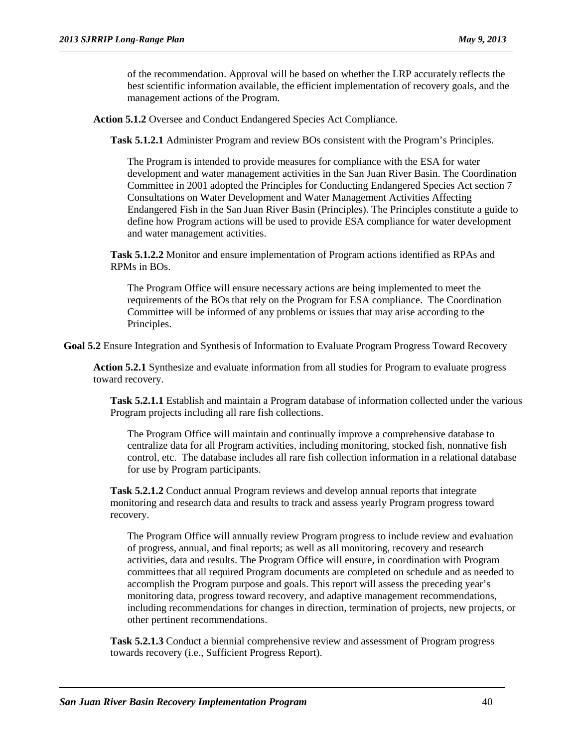of the recommendation. Approval will be based on whether the LRP accurately reflects the best scientific information available, the efficient implementation of recovery goals, and the management actions of the Program.

**Action 5.1.2** Oversee and Conduct Endangered Species Act Compliance.

**Task 5.1.2.1** Administer Program and review BOs consistent with the Program's Principles.

The Program is intended to provide measures for compliance with the ESA for water development and water management activities in the San Juan River Basin. The Coordination Committee in 2001 adopted the Principles for Conducting Endangered Species Act section 7 Consultations on Water Development and Water Management Activities Affecting Endangered Fish in the San Juan River Basin (Principles). The Principles constitute a guide to define how Program actions will be used to provide ESA compliance for water development and water management activities.

**Task 5.1.2.2** Monitor and ensure implementation of Program actions identified as RPAs and RPMs in BOs.

The Program Office will ensure necessary actions are being implemented to meet the requirements of the BOs that rely on the Program for ESA compliance. The Coordination Committee will be informed of any problems or issues that may arise according to the Principles.

**Goal 5.2** Ensure Integration and Synthesis of Information to Evaluate Program Progress Toward Recovery

**Action 5.2.1** Synthesize and evaluate information from all studies for Program to evaluate progress toward recovery.

**Task 5.2.1.1** Establish and maintain a Program database of information collected under the various Program projects including all rare fish collections.

The Program Office will maintain and continually improve a comprehensive database to centralize data for all Program activities, including monitoring, stocked fish, nonnative fish control, etc. The database includes all rare fish collection information in a relational database for use by Program participants.

**Task 5.2.1.2** Conduct annual Program reviews and develop annual reports that integrate monitoring and research data and results to track and assess yearly Program progress toward recovery.

The Program Office will annually review Program progress to include review and evaluation of progress, annual, and final reports; as well as all monitoring, recovery and research activities, data and results. The Program Office will ensure, in coordination with Program committees that all required Program documents are completed on schedule and as needed to accomplish the Program purpose and goals. This report will assess the preceding year's monitoring data, progress toward recovery, and adaptive management recommendations, including recommendations for changes in direction, termination of projects, new projects, or other pertinent recommendations.

**Task 5.2.1.3** Conduct a biennial comprehensive review and assessment of Program progress towards recovery (i.e., Sufficient Progress Report).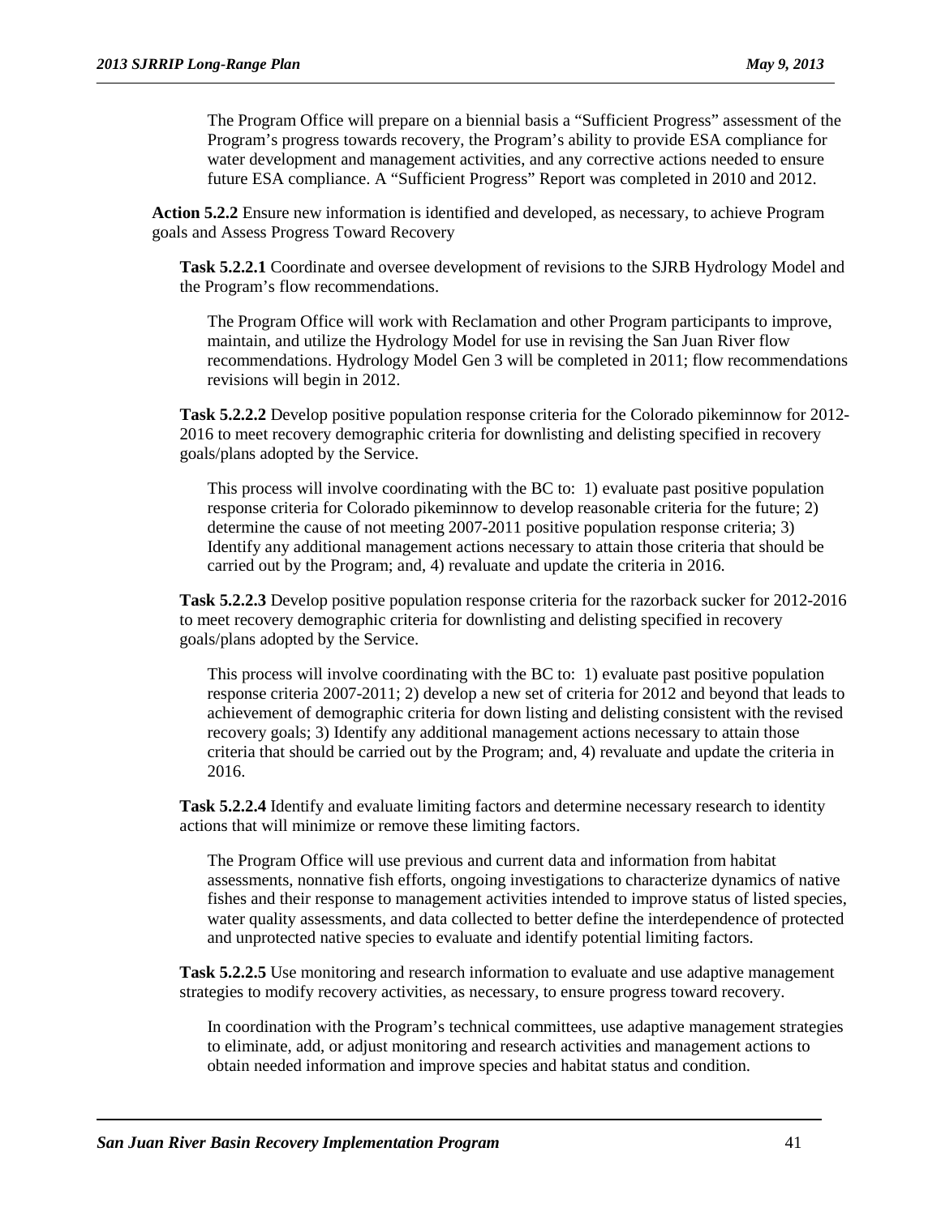The Program Office will prepare on a biennial basis a "Sufficient Progress" assessment of the Program's progress towards recovery, the Program's ability to provide ESA compliance for water development and management activities, and any corrective actions needed to ensure future ESA compliance. A "Sufficient Progress" Report was completed in 2010 and 2012.

**Action 5.2.2** Ensure new information is identified and developed, as necessary, to achieve Program goals and Assess Progress Toward Recovery

**Task 5.2.2.1** Coordinate and oversee development of revisions to the SJRB Hydrology Model and the Program's flow recommendations.

The Program Office will work with Reclamation and other Program participants to improve, maintain, and utilize the Hydrology Model for use in revising the San Juan River flow recommendations. Hydrology Model Gen 3 will be completed in 2011; flow recommendations revisions will begin in 2012.

**Task 5.2.2.2** Develop positive population response criteria for the Colorado pikeminnow for 2012-2016 to meet recovery demographic criteria for downlisting and delisting specified in recovery goals/plans adopted by the Service.

This process will involve coordinating with the BC to: 1) evaluate past positive population response criteria for Colorado pikeminnow to develop reasonable criteria for the future; 2) determine the cause of not meeting 2007-2011 positive population response criteria; 3) Identify any additional management actions necessary to attain those criteria that should be carried out by the Program; and, 4) revaluate and update the criteria in 2016.

**Task 5.2.2.3** Develop positive population response criteria for the razorback sucker for 2012-2016 to meet recovery demographic criteria for downlisting and delisting specified in recovery goals/plans adopted by the Service.

This process will involve coordinating with the BC to: 1) evaluate past positive population response criteria 2007-2011; 2) develop a new set of criteria for 2012 and beyond that leads to achievement of demographic criteria for down listing and delisting consistent with the revised recovery goals; 3) Identify any additional management actions necessary to attain those criteria that should be carried out by the Program; and, 4) revaluate and update the criteria in 2016.

**Task 5.2.2.4** Identify and evaluate limiting factors and determine necessary research to identity actions that will minimize or remove these limiting factors.

The Program Office will use previous and current data and information from habitat assessments, nonnative fish efforts, ongoing investigations to characterize dynamics of native fishes and their response to management activities intended to improve status of listed species, water quality assessments, and data collected to better define the interdependence of protected and unprotected native species to evaluate and identify potential limiting factors.

**Task 5.2.2.5** Use monitoring and research information to evaluate and use adaptive management strategies to modify recovery activities, as necessary, to ensure progress toward recovery.

In coordination with the Program's technical committees, use adaptive management strategies to eliminate, add, or adjust monitoring and research activities and management actions to obtain needed information and improve species and habitat status and condition.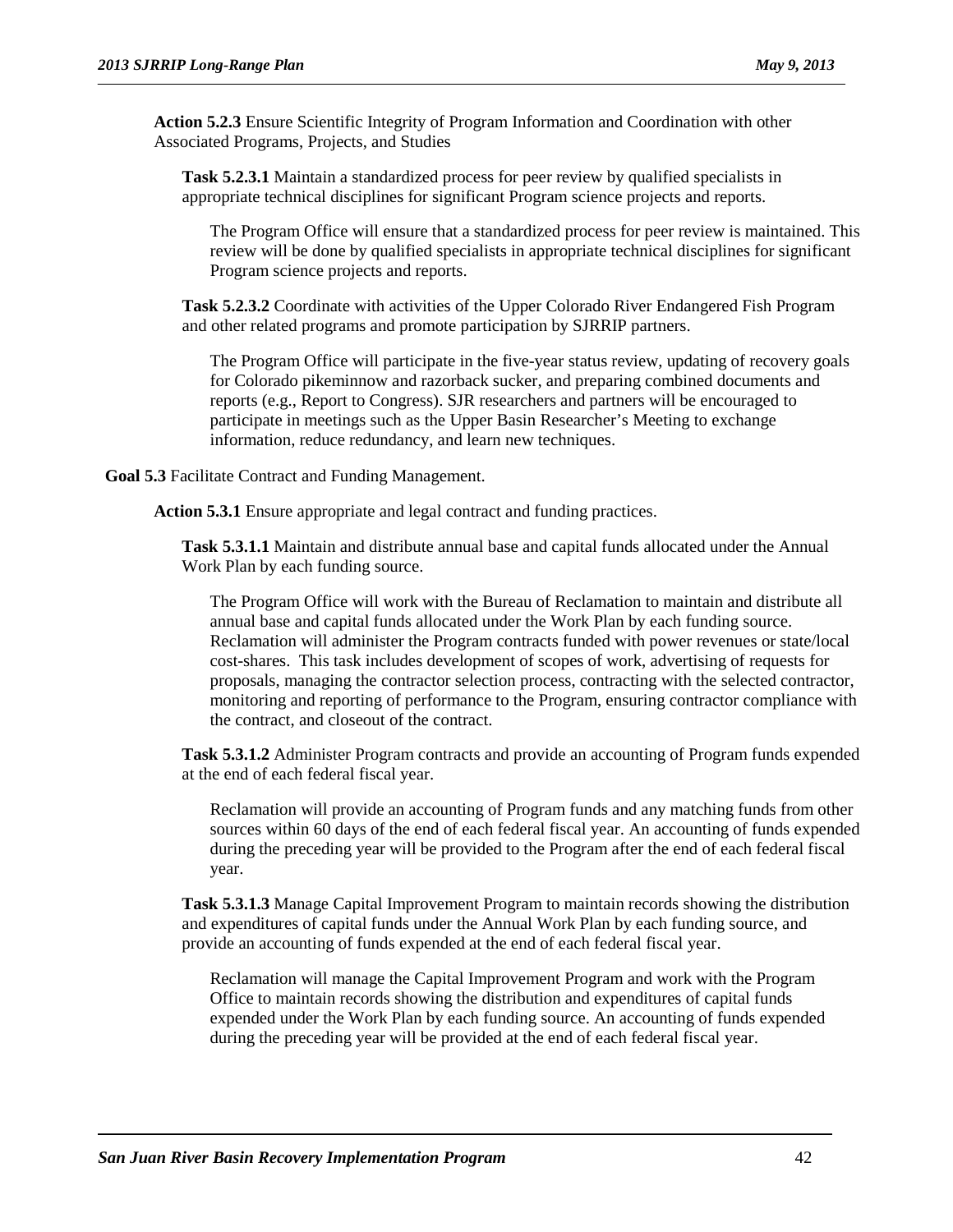**Action 5.2.3** Ensure Scientific Integrity of Program Information and Coordination with other Associated Programs, Projects, and Studies

**Task 5.2.3.1** Maintain a standardized process for peer review by qualified specialists in appropriate technical disciplines for significant Program science projects and reports.

The Program Office will ensure that a standardized process for peer review is maintained. This review will be done by qualified specialists in appropriate technical disciplines for significant Program science projects and reports.

**Task 5.2.3.2** Coordinate with activities of the Upper Colorado River Endangered Fish Program and other related programs and promote participation by SJRRIP partners.

The Program Office will participate in the five-year status review, updating of recovery goals for Colorado pikeminnow and razorback sucker, and preparing combined documents and reports (e.g., Report to Congress). SJR researchers and partners will be encouraged to participate in meetings such as the Upper Basin Researcher's Meeting to exchange information, reduce redundancy, and learn new techniques.

**Goal 5.3** Facilitate Contract and Funding Management.

**Action 5.3.1** Ensure appropriate and legal contract and funding practices.

**Task 5.3.1.1** Maintain and distribute annual base and capital funds allocated under the Annual Work Plan by each funding source.

The Program Office will work with the Bureau of Reclamation to maintain and distribute all annual base and capital funds allocated under the Work Plan by each funding source. Reclamation will administer the Program contracts funded with power revenues or state/local cost-shares. This task includes development of scopes of work, advertising of requests for proposals, managing the contractor selection process, contracting with the selected contractor, monitoring and reporting of performance to the Program, ensuring contractor compliance with the contract, and closeout of the contract.

**Task 5.3.1.2** Administer Program contracts and provide an accounting of Program funds expended at the end of each federal fiscal year.

Reclamation will provide an accounting of Program funds and any matching funds from other sources within 60 days of the end of each federal fiscal year. An accounting of funds expended during the preceding year will be provided to the Program after the end of each federal fiscal year.

**Task 5.3.1.3** Manage Capital Improvement Program to maintain records showing the distribution and expenditures of capital funds under the Annual Work Plan by each funding source, and provide an accounting of funds expended at the end of each federal fiscal year.

Reclamation will manage the Capital Improvement Program and work with the Program Office to maintain records showing the distribution and expenditures of capital funds expended under the Work Plan by each funding source. An accounting of funds expended during the preceding year will be provided at the end of each federal fiscal year.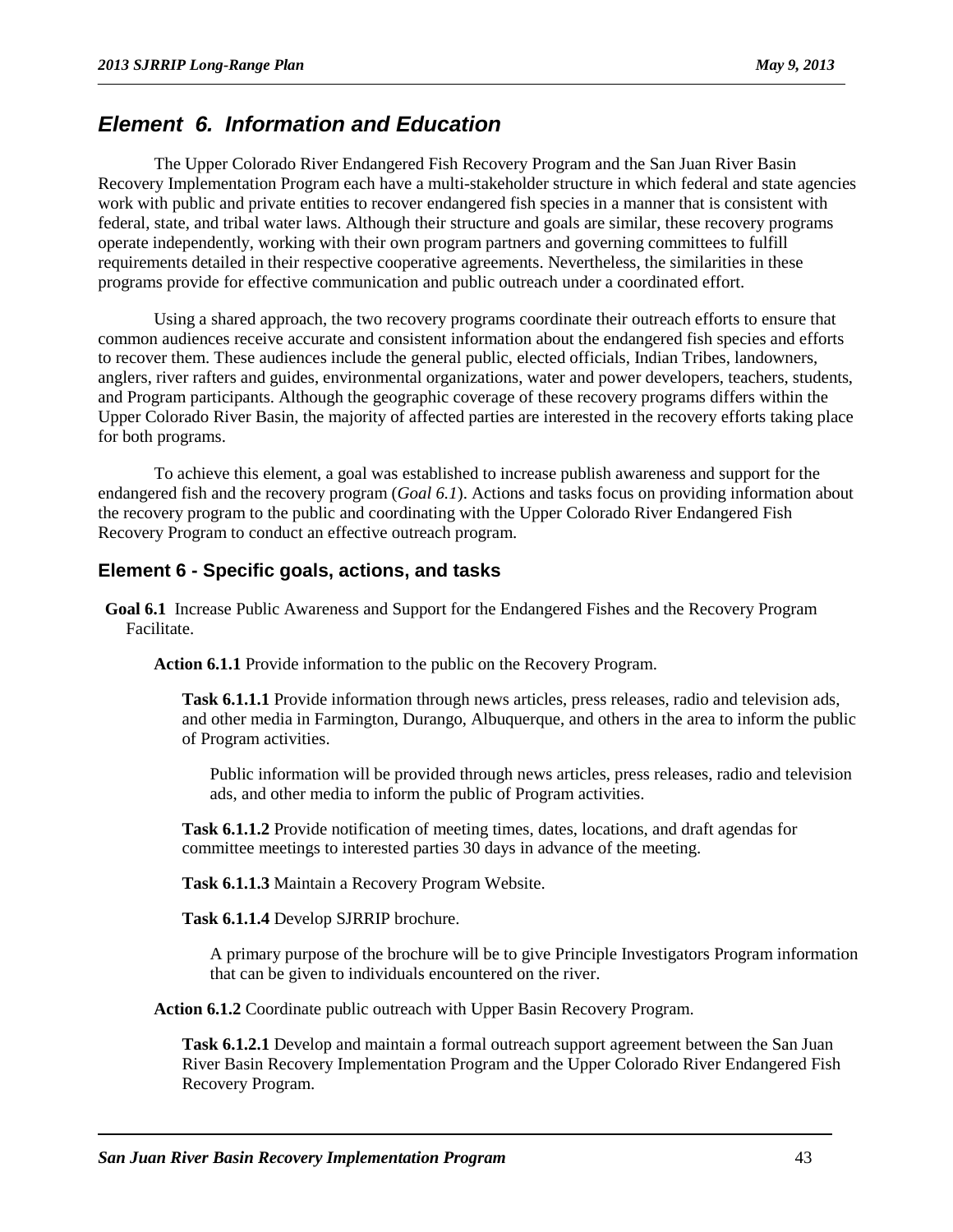## *Element 6. Information and Education*

The Upper Colorado River Endangered Fish Recovery Program and the San Juan River Basin Recovery Implementation Program each have a multi-stakeholder structure in which federal and state agencies work with public and private entities to recover endangered fish species in a manner that is consistent with federal, state, and tribal water laws. Although their structure and goals are similar, these recovery programs operate independently, working with their own program partners and governing committees to fulfill requirements detailed in their respective cooperative agreements. Nevertheless, the similarities in these programs provide for effective communication and public outreach under a coordinated effort.

Using a shared approach, the two recovery programs coordinate their outreach efforts to ensure that common audiences receive accurate and consistent information about the endangered fish species and efforts to recover them. These audiences include the general public, elected officials, Indian Tribes, landowners, anglers, river rafters and guides, environmental organizations, water and power developers, teachers, students, and Program participants. Although the geographic coverage of these recovery programs differs within the Upper Colorado River Basin, the majority of affected parties are interested in the recovery efforts taking place for both programs.

To achieve this element, a goal was established to increase publish awareness and support for the endangered fish and the recovery program (*Goal 6.1*). Actions and tasks focus on providing information about the recovery program to the public and coordinating with the Upper Colorado River Endangered Fish Recovery Program to conduct an effective outreach program.

### Element 6 - Specific goals, actions, and tasks

**Goal 6.1** Increase Public Awareness and Support for the Endangered Fishes and the Recovery Program Facilitate.

**Action 6.1.1** Provide information to the public on the Recovery Program.

**Task 6.1.1.1** Provide information through news articles, press releases, radio and television ads, and other media in Farmington, Durango, Albuquerque, and others in the area to inform the public of Program activities.

Public information will be provided through news articles, press releases, radio and television ads, and other media to inform the public of Program activities.

**Task 6.1.1.2** Provide notification of meeting times, dates, locations, and draft agendas for committee meetings to interested parties 30 days in advance of the meeting.

**Task 6.1.1.3** Maintain a Recovery Program Website.

**Task 6.1.1.4** Develop SJRRIP brochure.

A primary purpose of the brochure will be to give Principle Investigators Program information that can be given to individuals encountered on the river.

**Action 6.1.2** Coordinate public outreach with Upper Basin Recovery Program.

**Task 6.1.2.1** Develop and maintain a formal outreach support agreement between the San Juan River Basin Recovery Implementation Program and the Upper Colorado River Endangered Fish Recovery Program.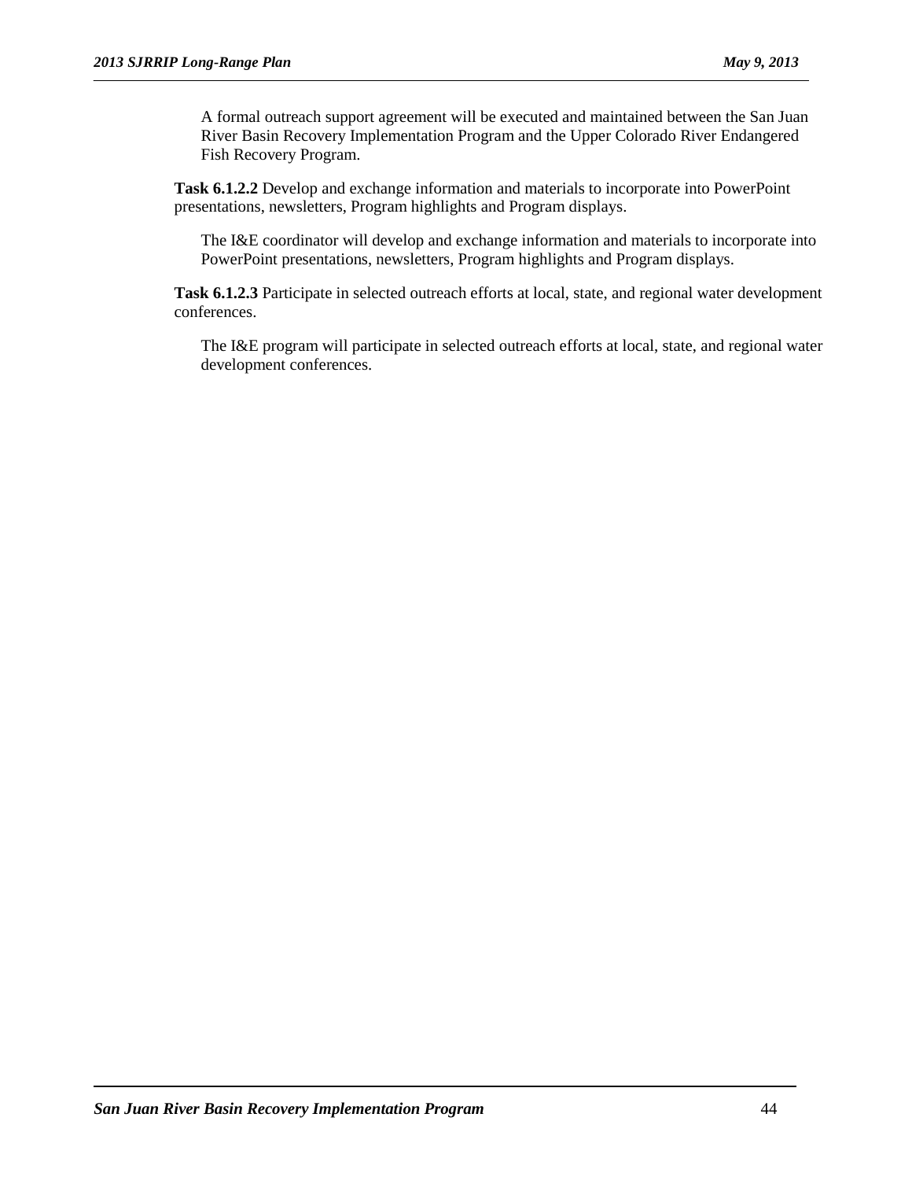A formal outreach support agreement will be executed and maintained between the San Juan River Basin Recovery Implementation Program and the Upper Colorado River Endangered Fish Recovery Program.

**Task 6.1.2.2** Develop and exchange information and materials to incorporate into PowerPoint presentations, newsletters, Program highlights and Program displays.

The I&E coordinator will develop and exchange information and materials to incorporate into PowerPoint presentations, newsletters, Program highlights and Program displays.

**Task 6.1.2.3** Participate in selected outreach efforts at local, state, and regional water development conferences.

The I&E program will participate in selected outreach efforts at local, state, and regional water development conferences.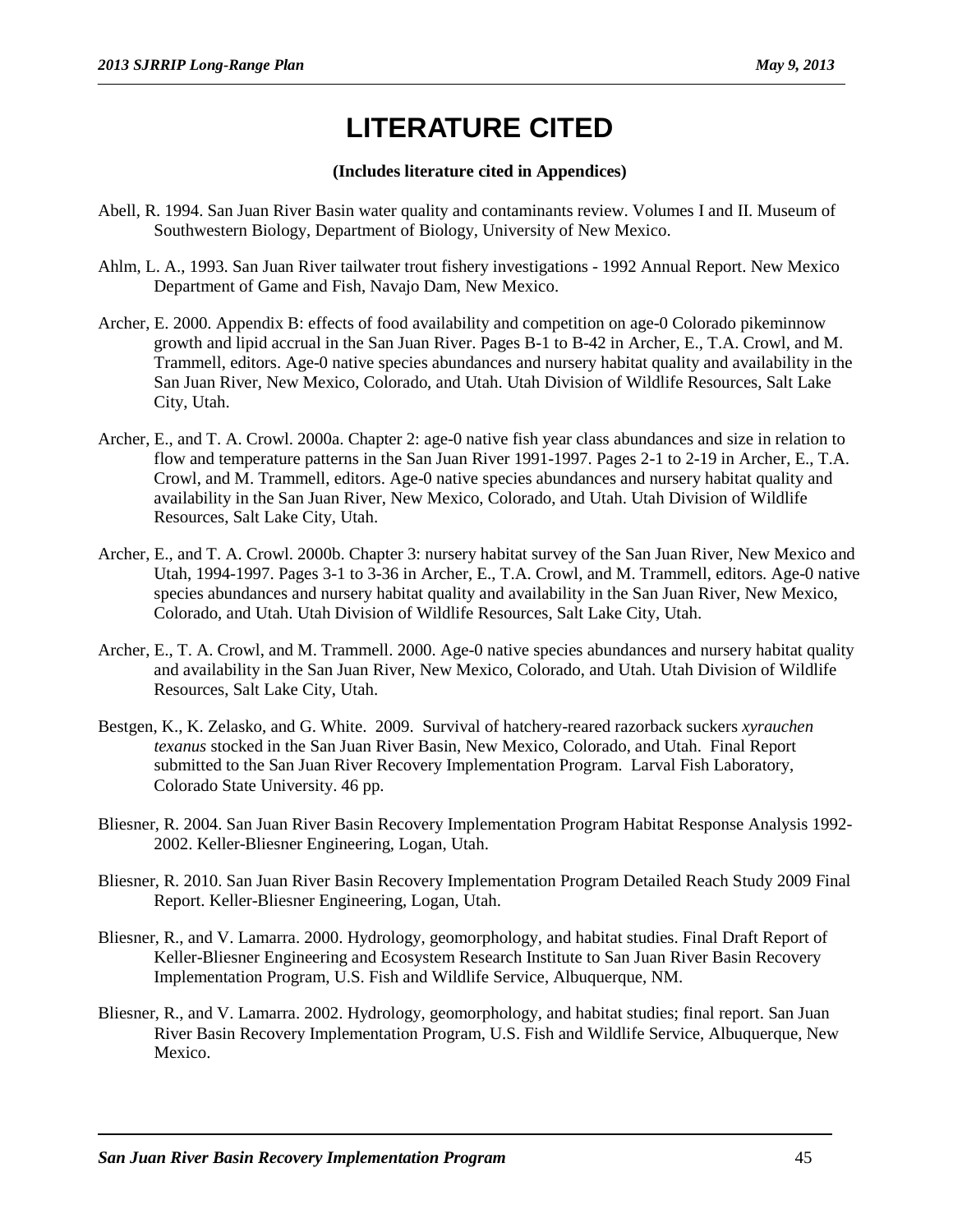# LITERATURE CITED

**(Includes literature cited in Appendices)**

Abell, R. 1994. San Juan River Basin water quality and contaminants review. Volumes I and II. Museum of Southwestern Biology, Department of Biology, University of New Mexico.

Ahlm, L. A., 1993. San Juan River tailwater trout fishery investigations - 1992 Annual Report. New Mexico Department of Game and Fish, Navajo Dam, New Mexico.

Archer, E. 2000. Appendix B: effects of food availability and competition on age-0 Colorado pikeminnow growth and lipid accrual in the San Juan River. Pages B-1 to B-42 in Archer, E., T.A. Crowl, and M. Trammell, editors. Age-0 native species abundances and nursery habitat quality and availability in the San Juan River, New Mexico, Colorado, and Utah. Utah Division of Wildlife Resources, Salt Lake City, Utah.

Archer, E., and T. A. Crowl. 2000a. Chapter 2: age-0 native fish year class abundances and size in relation to flow and temperature patterns in the San Juan River 1991-1997. Pages 2-1 to 2-19 in Archer, E., T.A. Crowl, and M. Trammell, editors. Age-0 native species abundances and nursery habitat quality and availability in the San Juan River, New Mexico, Colorado, and Utah. Utah Division of Wildlife Resources, Salt Lake City, Utah.

Archer, E., and T. A. Crowl. 2000b. Chapter 3: nursery habitat survey of the San Juan River, New Mexico and Utah, 1994-1997. Pages 3-1 to 3-36 in Archer, E., T.A. Crowl, and M. Trammell, editors. Age-0 native species abundances and nursery habitat quality and availability in the San Juan River, New Mexico, Colorado, and Utah. Utah Division of Wildlife Resources, Salt Lake City, Utah.

Archer, E., T. A. Crowl, and M. Trammell. 2000. Age-0 native species abundances and nursery habitat quality and availability in the San Juan River, New Mexico, Colorado, and Utah. Utah Division of Wildlife Resources, Salt Lake City, Utah.

Bestgen, K., K. Zelasko, and G. White. 2009. Survival of hatchery-reared razorback suckers *xyrauchen texanus* stocked in the San Juan River Basin, New Mexico, Colorado, and Utah. Final Report submitted to the San Juan River Recovery Implementation Program. Larval Fish Laboratory, Colorado State University. 46 pp.

Bliesner, R. 2004. San Juan River Basin Recovery Implementation Program Habitat Response Analysis 1992-2002. Keller-Bliesner Engineering, Logan, Utah.

Bliesner, R. 2010. San Juan River Basin Recovery Implementation Program Detailed Reach Study 2009 Final Report. Keller-Bliesner Engineering, Logan, Utah.

Bliesner, R., and V. Lamarra. 2000. Hydrology, geomorphology, and habitat studies. Final Draft Report of Keller-Bliesner Engineering and Ecosystem Research Institute to San Juan River Basin Recovery Implementation Program, U.S. Fish and Wildlife Service, Albuquerque, NM.

Bliesner, R., and V. Lamarra. 2002. Hydrology, geomorphology, and habitat studies; final report. San Juan River Basin Recovery Implementation Program, U.S. Fish and Wildlife Service, Albuquerque, New Mexico.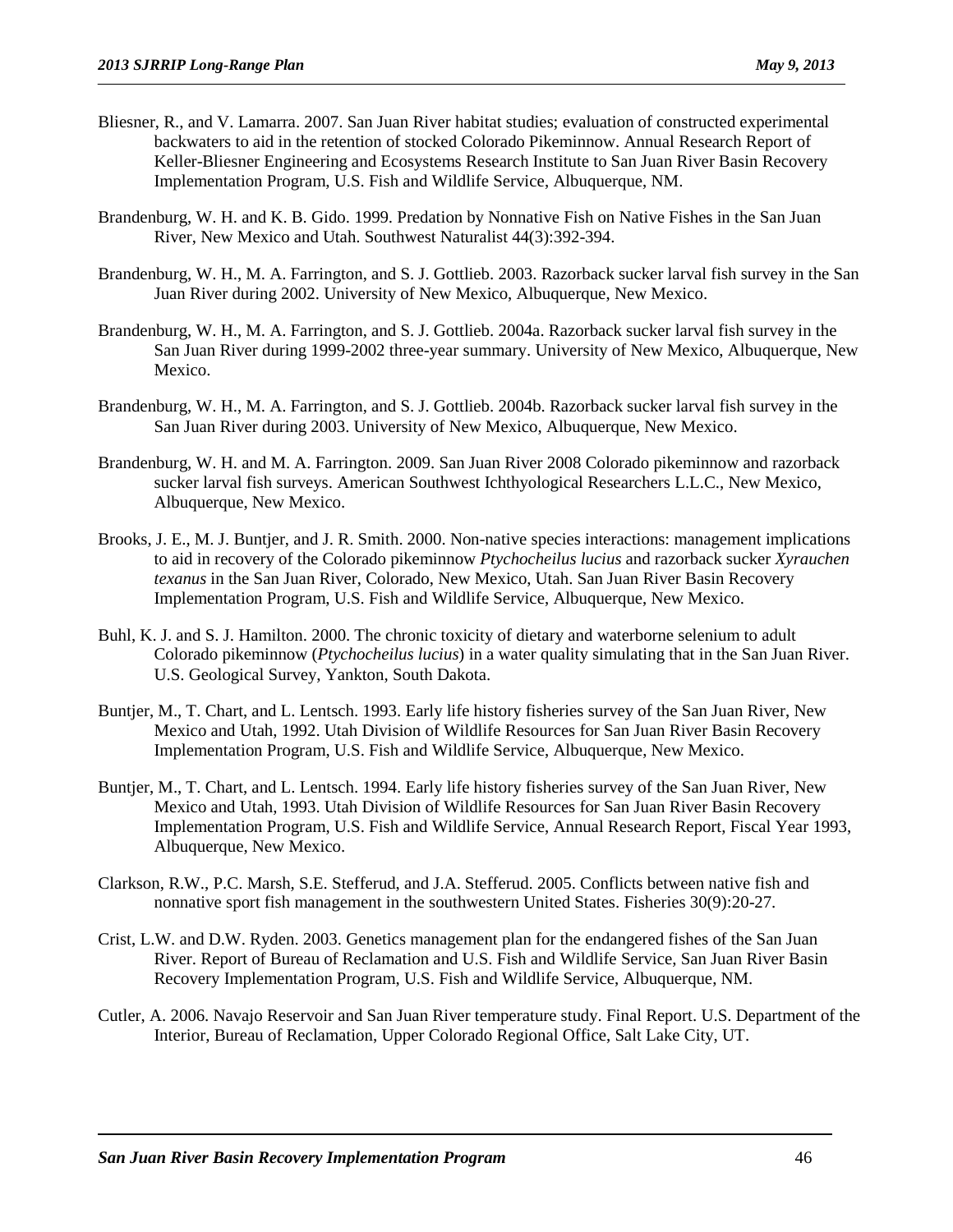Bliesner, R., and V. Lamarra. 2007. San Juan River habitat studies; evaluation of constructed experimental backwaters to aid in the retention of stocked Colorado Pikeminnow. Annual Research Report of Keller-Bliesner Engineering and Ecosystems Research Institute to San Juan River Basin Recovery Implementation Program, U.S. Fish and Wildlife Service, Albuquerque, NM.

Brandenburg, W. H. and K. B. Gido. 1999. Predation by Nonnative Fish on Native Fishes in the San Juan River, New Mexico and Utah. Southwest Naturalist 44(3):392-394.

Brandenburg, W. H., M. A. Farrington, and S. J. Gottlieb. 2003. Razorback sucker larval fish survey in the San Juan River during 2002. University of New Mexico, Albuquerque, New Mexico.

Brandenburg, W. H., M. A. Farrington, and S. J. Gottlieb. 2004a. Razorback sucker larval fish survey in the San Juan River during 1999-2002 three-year summary. University of New Mexico, Albuquerque, New Mexico.

Brandenburg, W. H., M. A. Farrington, and S. J. Gottlieb. 2004b. Razorback sucker larval fish survey in the San Juan River during 2003. University of New Mexico, Albuquerque, New Mexico.

Brandenburg, W. H. and M. A. Farrington. 2009. San Juan River 2008 Colorado pikeminnow and razorback sucker larval fish surveys. American Southwest Ichthyological Researchers L.L.C., New Mexico, Albuquerque, New Mexico.

Brooks, J. E., M. J. Buntjer, and J. R. Smith. 2000. Non-native species interactions: management implications to aid in recovery of the Colorado pikeminnow *Ptychocheilus lucius* and razorback sucker *Xyrauchen texanus* in the San Juan River, Colorado, New Mexico, Utah. San Juan River Basin Recovery Implementation Program, U.S. Fish and Wildlife Service, Albuquerque, New Mexico.

Buhl, K. J. and S. J. Hamilton. 2000. The chronic toxicity of dietary and waterborne selenium to adult Colorado pikeminnow (*Ptychocheilus lucius*) in a water quality simulating that in the San Juan River. U.S. Geological Survey, Yankton, South Dakota.

Buntjer, M., T. Chart, and L. Lentsch. 1993. Early life history fisheries survey of the San Juan River, New Mexico and Utah, 1992. Utah Division of Wildlife Resources for San Juan River Basin Recovery Implementation Program, U.S. Fish and Wildlife Service, Albuquerque, New Mexico.

Buntjer, M., T. Chart, and L. Lentsch. 1994. Early life history fisheries survey of the San Juan River, New Mexico and Utah, 1993. Utah Division of Wildlife Resources for San Juan River Basin Recovery Implementation Program, U.S. Fish and Wildlife Service, Annual Research Report, Fiscal Year 1993, Albuquerque, New Mexico.

Clarkson, R.W., P.C. Marsh, S.E. Stefferud, and J.A. Stefferud. 2005. Conflicts between native fish and nonnative sport fish management in the southwestern United States. Fisheries 30(9):20-27.

Crist, L.W. and D.W. Ryden. 2003. Genetics management plan for the endangered fishes of the San Juan River. Report of Bureau of Reclamation and U.S. Fish and Wildlife Service, San Juan River Basin Recovery Implementation Program, U.S. Fish and Wildlife Service, Albuquerque, NM.

Cutler, A. 2006. Navajo Reservoir and San Juan River temperature study. Final Report. U.S. Department of the Interior, Bureau of Reclamation, Upper Colorado Regional Office, Salt Lake City, UT.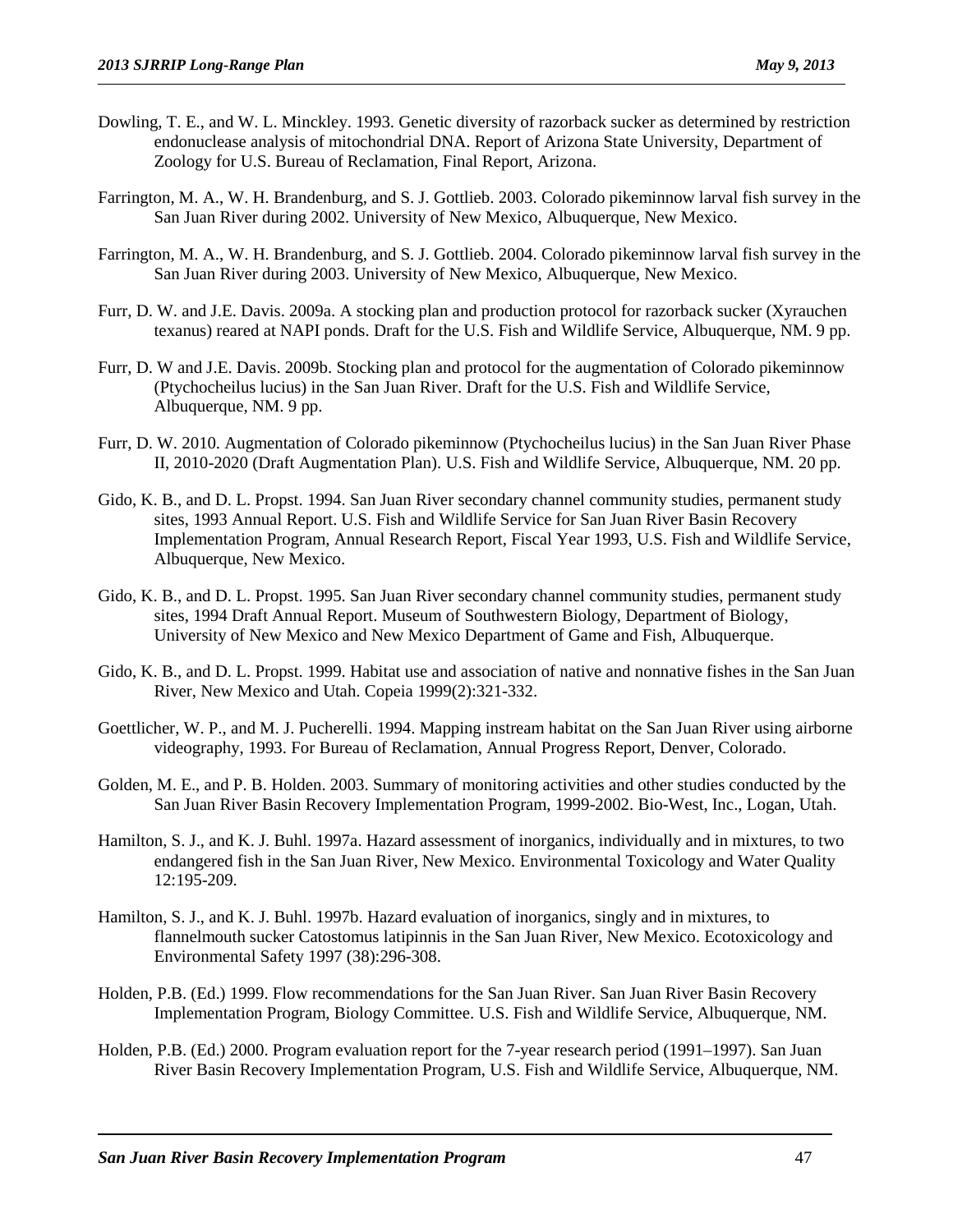Dowling, T. E., and W. L. Minckley. 1993. Genetic diversity of razorback sucker as determined by restriction endonuclease analysis of mitochondrial DNA. Report of Arizona State University, Department of Zoology for U.S. Bureau of Reclamation, Final Report, Arizona.

Farrington, M. A., W. H. Brandenburg, and S. J. Gottlieb. 2003. Colorado pikeminnow larval fish survey in the San Juan River during 2002. University of New Mexico, Albuquerque, New Mexico.

Farrington, M. A., W. H. Brandenburg, and S. J. Gottlieb. 2004. Colorado pikeminnow larval fish survey in the San Juan River during 2003. University of New Mexico, Albuquerque, New Mexico.

Furr, D. W. and J.E. Davis. 2009a. A stocking plan and production protocol for razorback sucker (Xyrauchen texanus) reared at NAPI ponds. Draft for the U.S. Fish and Wildlife Service, Albuquerque, NM. 9 pp.

Furr, D. W and J.E. Davis. 2009b. Stocking plan and protocol for the augmentation of Colorado pikeminnow (Ptychocheilus lucius) in the San Juan River. Draft for the U.S. Fish and Wildlife Service, Albuquerque, NM. 9 pp.

Furr, D. W. 2010. Augmentation of Colorado pikeminnow (Ptychocheilus lucius) in the San Juan River Phase II, 2010-2020 (Draft Augmentation Plan). U.S. Fish and Wildlife Service, Albuquerque, NM. 20 pp.

Gido, K. B., and D. L. Propst. 1994. San Juan River secondary channel community studies, permanent study sites, 1993 Annual Report. U.S. Fish and Wildlife Service for San Juan River Basin Recovery Implementation Program, Annual Research Report, Fiscal Year 1993, U.S. Fish and Wildlife Service, Albuquerque, New Mexico.

Gido, K. B., and D. L. Propst. 1995. San Juan River secondary channel community studies, permanent study sites, 1994 Draft Annual Report. Museum of Southwestern Biology, Department of Biology, University of New Mexico and New Mexico Department of Game and Fish, Albuquerque.

Gido, K. B., and D. L. Propst. 1999. Habitat use and association of native and nonnative fishes in the San Juan River, New Mexico and Utah. Copeia 1999(2):321-332.

Goettlicher, W. P., and M. J. Pucherelli. 1994. Mapping instream habitat on the San Juan River using airborne videography, 1993. For Bureau of Reclamation, Annual Progress Report, Denver, Colorado.

Golden, M. E., and P. B. Holden. 2003. Summary of monitoring activities and other studies conducted by the San Juan River Basin Recovery Implementation Program, 1999-2002. Bio-West, Inc., Logan, Utah.

Hamilton, S. J., and K. J. Buhl. 1997a. Hazard assessment of inorganics, individually and in mixtures, to two endangered fish in the San Juan River, New Mexico. Environmental Toxicology and Water Quality 12:195-209.

Hamilton, S. J., and K. J. Buhl. 1997b. Hazard evaluation of inorganics, singly and in mixtures, to flannelmouth sucker Catostomus latipinnis in the San Juan River, New Mexico. Ecotoxicology and Environmental Safety 1997 (38):296-308.

Holden, P.B. (Ed.) 1999. Flow recommendations for the San Juan River. San Juan River Basin Recovery Implementation Program, Biology Committee. U.S. Fish and Wildlife Service, Albuquerque, NM.

Holden, P.B. (Ed.) 2000. Program evaluation report for the 7-year research period (1991–1997). San Juan River Basin Recovery Implementation Program, U.S. Fish and Wildlife Service, Albuquerque, NM.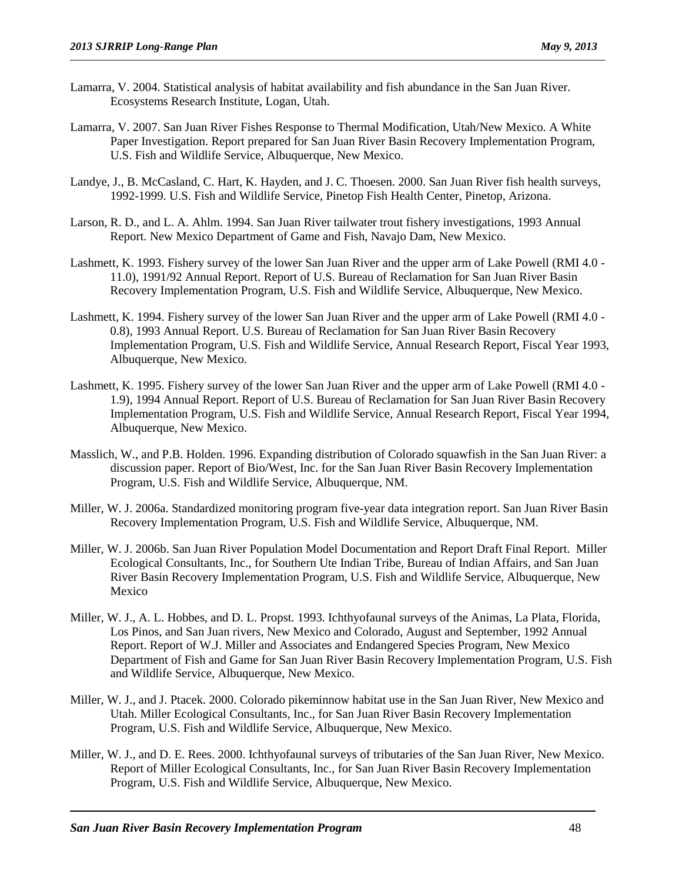Lamarra, V. 2004. Statistical analysis of habitat availability and fish abundance in the San Juan River. Ecosystems Research Institute, Logan, Utah.

Lamarra, V. 2007. San Juan River Fishes Response to Thermal Modification, Utah/New Mexico. A White Paper Investigation. Report prepared for San Juan River Basin Recovery Implementation Program, U.S. Fish and Wildlife Service, Albuquerque, New Mexico.

Landye, J., B. McCasland, C. Hart, K. Hayden, and J. C. Thoesen. 2000. San Juan River fish health surveys, 1992-1999. U.S. Fish and Wildlife Service, Pinetop Fish Health Center, Pinetop, Arizona.

Larson, R. D., and L. A. Ahlm. 1994. San Juan River tailwater trout fishery investigations, 1993 Annual Report. New Mexico Department of Game and Fish, Navajo Dam, New Mexico.

Lashmett, K. 1993. Fishery survey of the lower San Juan River and the upper arm of Lake Powell (RMI 4.0 - 11.0), 1991/92 Annual Report. Report of U.S. Bureau of Reclamation for San Juan River Basin Recovery Implementation Program, U.S. Fish and Wildlife Service, Albuquerque, New Mexico.

Lashmett, K. 1994. Fishery survey of the lower San Juan River and the upper arm of Lake Powell (RMI 4.0 - 0.8), 1993 Annual Report. U.S. Bureau of Reclamation for San Juan River Basin Recovery Implementation Program, U.S. Fish and Wildlife Service, Annual Research Report, Fiscal Year 1993, Albuquerque, New Mexico.

Lashmett, K. 1995. Fishery survey of the lower San Juan River and the upper arm of Lake Powell (RMI 4.0 - 1.9), 1994 Annual Report. Report of U.S. Bureau of Reclamation for San Juan River Basin Recovery Implementation Program, U.S. Fish and Wildlife Service, Annual Research Report, Fiscal Year 1994, Albuquerque, New Mexico.

Masslich, W., and P.B. Holden. 1996. Expanding distribution of Colorado squawfish in the San Juan River: a discussion paper. Report of Bio/West, Inc. for the San Juan River Basin Recovery Implementation Program, U.S. Fish and Wildlife Service, Albuquerque, NM.

Miller, W. J. 2006a. Standardized monitoring program five-year data integration report. San Juan River Basin Recovery Implementation Program, U.S. Fish and Wildlife Service, Albuquerque, NM.

Miller, W. J. 2006b. San Juan River Population Model Documentation and Report Draft Final Report. Miller Ecological Consultants, Inc., for Southern Ute Indian Tribe, Bureau of Indian Affairs, and San Juan River Basin Recovery Implementation Program, U.S. Fish and Wildlife Service, Albuquerque, New Mexico

Miller, W. J., A. L. Hobbes, and D. L. Propst. 1993. Ichthyofaunal surveys of the Animas, La Plata, Florida, Los Pinos, and San Juan rivers, New Mexico and Colorado, August and September, 1992 Annual Report. Report of W.J. Miller and Associates and Endangered Species Program, New Mexico Department of Fish and Game for San Juan River Basin Recovery Implementation Program, U.S. Fish and Wildlife Service, Albuquerque, New Mexico.

Miller, W. J., and J. Ptacek. 2000. Colorado pikeminnow habitat use in the San Juan River, New Mexico and Utah. Miller Ecological Consultants, Inc., for San Juan River Basin Recovery Implementation Program, U.S. Fish and Wildlife Service, Albuquerque, New Mexico.

Miller, W. J., and D. E. Rees. 2000. Ichthyofaunal surveys of tributaries of the San Juan River, New Mexico. Report of Miller Ecological Consultants, Inc., for San Juan River Basin Recovery Implementation Program, U.S. Fish and Wildlife Service, Albuquerque, New Mexico.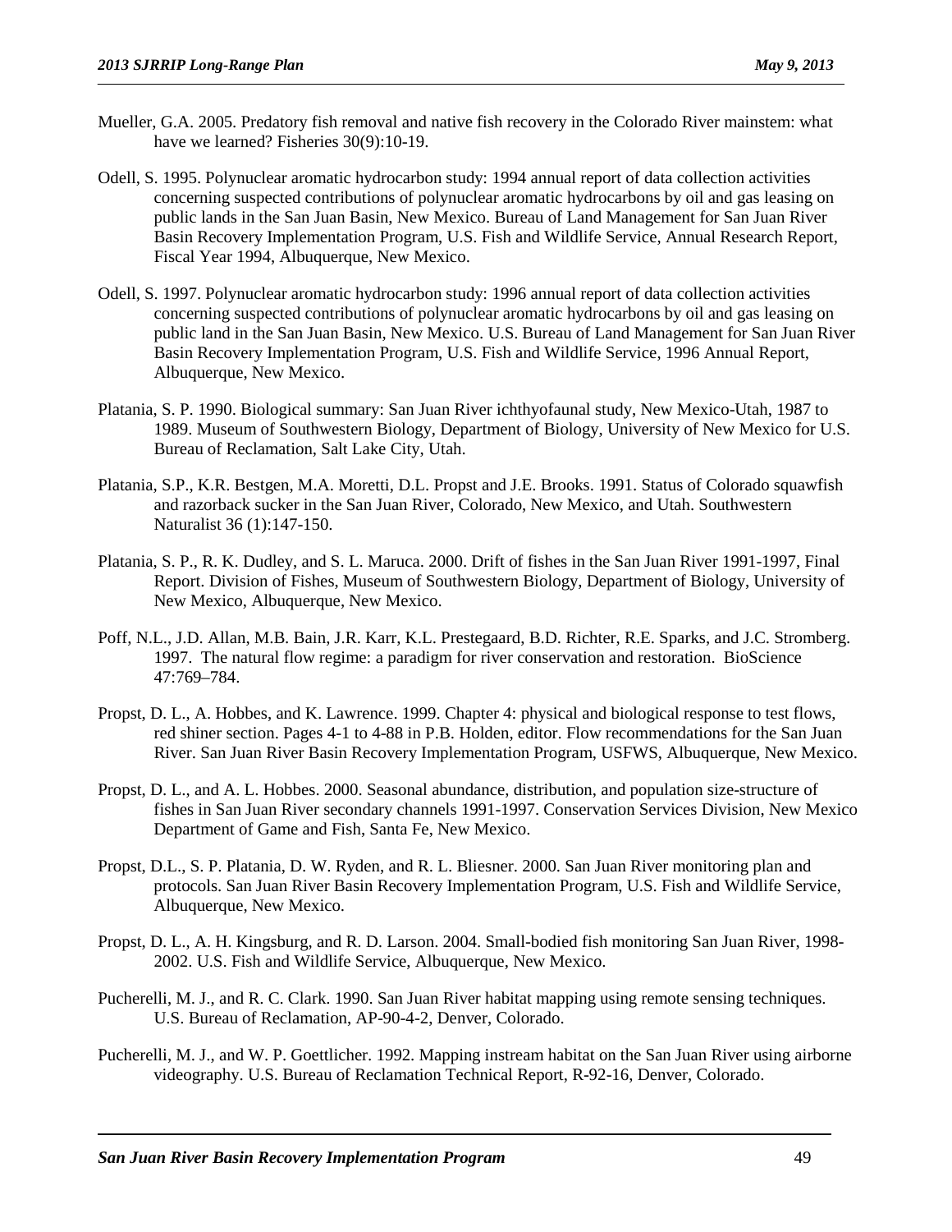Mueller, G.A. 2005. Predatory fish removal and native fish recovery in the Colorado River mainstem: what have we learned? Fisheries 30(9):10-19.

Odell, S. 1995. Polynuclear aromatic hydrocarbon study: 1994 annual report of data collection activities concerning suspected contributions of polynuclear aromatic hydrocarbons by oil and gas leasing on public lands in the San Juan Basin, New Mexico. Bureau of Land Management for San Juan River Basin Recovery Implementation Program, U.S. Fish and Wildlife Service, Annual Research Report, Fiscal Year 1994, Albuquerque, New Mexico.

Odell, S. 1997. Polynuclear aromatic hydrocarbon study: 1996 annual report of data collection activities concerning suspected contributions of polynuclear aromatic hydrocarbons by oil and gas leasing on public land in the San Juan Basin, New Mexico. U.S. Bureau of Land Management for San Juan River Basin Recovery Implementation Program, U.S. Fish and Wildlife Service, 1996 Annual Report, Albuquerque, New Mexico.

Platania, S. P. 1990. Biological summary: San Juan River ichthyofaunal study, New Mexico-Utah, 1987 to 1989. Museum of Southwestern Biology, Department of Biology, University of New Mexico for U.S. Bureau of Reclamation, Salt Lake City, Utah.

Platania, S.P., K.R. Bestgen, M.A. Moretti, D.L. Propst and J.E. Brooks. 1991. Status of Colorado squawfish and razorback sucker in the San Juan River, Colorado, New Mexico, and Utah. Southwestern Naturalist 36 (1):147-150.

Platania, S. P., R. K. Dudley, and S. L. Maruca. 2000. Drift of fishes in the San Juan River 1991-1997, Final Report. Division of Fishes, Museum of Southwestern Biology, Department of Biology, University of New Mexico, Albuquerque, New Mexico.

Poff, N.L., J.D. Allan, M.B. Bain, J.R. Karr, K.L. Prestegaard, B.D. Richter, R.E. Sparks, and J.C. Stromberg. 1997. The natural flow regime: a paradigm for river conservation and restoration. BioScience 47:769–784.

Propst, D. L., A. Hobbes, and K. Lawrence. 1999. Chapter 4: physical and biological response to test flows, red shiner section. Pages 4-1 to 4-88 in P.B. Holden, editor. Flow recommendations for the San Juan River. San Juan River Basin Recovery Implementation Program, USFWS, Albuquerque, New Mexico.

Propst, D. L., and A. L. Hobbes. 2000. Seasonal abundance, distribution, and population size-structure of fishes in San Juan River secondary channels 1991-1997. Conservation Services Division, New Mexico Department of Game and Fish, Santa Fe, New Mexico.

Propst, D.L., S. P. Platania, D. W. Ryden, and R. L. Bliesner. 2000. San Juan River monitoring plan and protocols. San Juan River Basin Recovery Implementation Program, U.S. Fish and Wildlife Service, Albuquerque, New Mexico.

Propst, D. L., A. H. Kingsburg, and R. D. Larson. 2004. Small-bodied fish monitoring San Juan River, 1998-2002. U.S. Fish and Wildlife Service, Albuquerque, New Mexico.

Pucherelli, M. J., and R. C. Clark. 1990. San Juan River habitat mapping using remote sensing techniques. U.S. Bureau of Reclamation, AP-90-4-2, Denver, Colorado.

Pucherelli, M. J., and W. P. Goettlicher. 1992. Mapping instream habitat on the San Juan River using airborne videography. U.S. Bureau of Reclamation Technical Report, R-92-16, Denver, Colorado.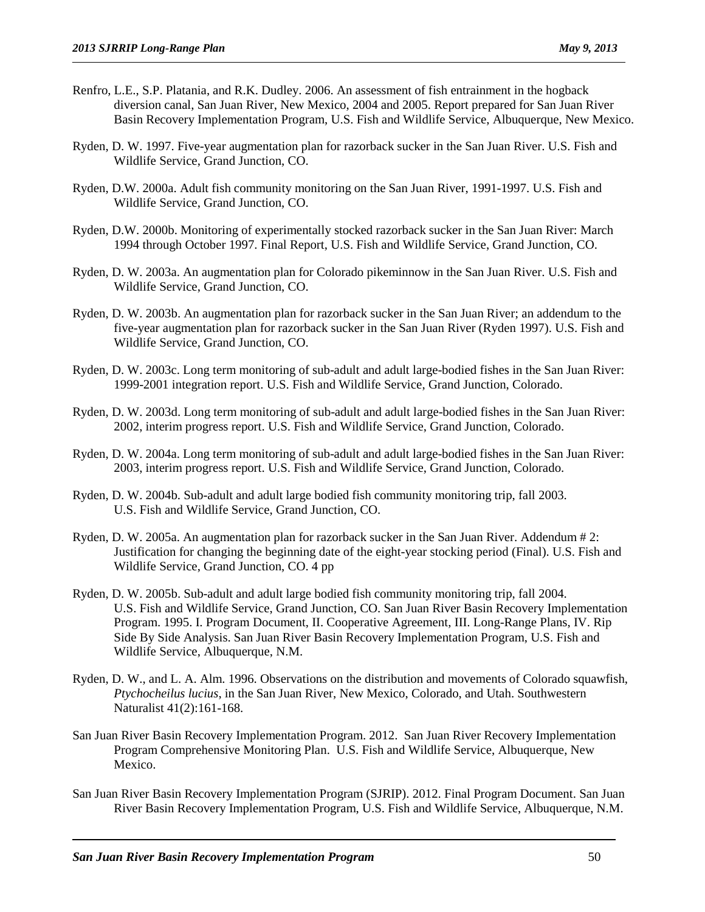Renfro, L.E., S.P. Platania, and R.K. Dudley. 2006. An assessment of fish entrainment in the hogback diversion canal, San Juan River, New Mexico, 2004 and 2005. Report prepared for San Juan River Basin Recovery Implementation Program, U.S. Fish and Wildlife Service, Albuquerque, New Mexico.

Ryden, D. W. 1997. Five-year augmentation plan for razorback sucker in the San Juan River. U.S. Fish and Wildlife Service, Grand Junction, CO.

Ryden, D.W. 2000a. Adult fish community monitoring on the San Juan River, 1991-1997. U.S. Fish and Wildlife Service, Grand Junction, CO.

Ryden, D.W. 2000b. Monitoring of experimentally stocked razorback sucker in the San Juan River: March 1994 through October 1997. Final Report, U.S. Fish and Wildlife Service, Grand Junction, CO.

Ryden, D. W. 2003a. An augmentation plan for Colorado pikeminnow in the San Juan River. U.S. Fish and Wildlife Service, Grand Junction, CO.

Ryden, D. W. 2003b. An augmentation plan for razorback sucker in the San Juan River; an addendum to the five-year augmentation plan for razorback sucker in the San Juan River (Ryden 1997). U.S. Fish and Wildlife Service, Grand Junction, CO.

Ryden, D. W. 2003c. Long term monitoring of sub-adult and adult large-bodied fishes in the San Juan River: 1999-2001 integration report. U.S. Fish and Wildlife Service, Grand Junction, Colorado.

Ryden, D. W. 2003d. Long term monitoring of sub-adult and adult large-bodied fishes in the San Juan River: 2002, interim progress report. U.S. Fish and Wildlife Service, Grand Junction, Colorado.

Ryden, D. W. 2004a. Long term monitoring of sub-adult and adult large-bodied fishes in the San Juan River: 2003, interim progress report. U.S. Fish and Wildlife Service, Grand Junction, Colorado.

Ryden, D. W. 2004b. Sub-adult and adult large bodied fish community monitoring trip, fall 2003. U.S. Fish and Wildlife Service, Grand Junction, CO.

Ryden, D. W. 2005a. An augmentation plan for razorback sucker in the San Juan River. Addendum # 2: Justification for changing the beginning date of the eight-year stocking period (Final). U.S. Fish and Wildlife Service, Grand Junction, CO. 4 pp

Ryden, D. W. 2005b. Sub-adult and adult large bodied fish community monitoring trip, fall 2004. U.S. Fish and Wildlife Service, Grand Junction, CO. San Juan River Basin Recovery Implementation Program. 1995. I. Program Document, II. Cooperative Agreement, III. Long-Range Plans, IV. Rip Side By Side Analysis. San Juan River Basin Recovery Implementation Program, U.S. Fish and Wildlife Service, Albuquerque, N.M.

Ryden, D. W., and L. A. Alm. 1996. Observations on the distribution and movements of Colorado squawfish, *Ptychocheilus lucius*, in the San Juan River, New Mexico, Colorado, and Utah. Southwestern Naturalist 41(2):161-168.

San Juan River Basin Recovery Implementation Program. 2012. San Juan River Recovery Implementation Program Comprehensive Monitoring Plan. U.S. Fish and Wildlife Service, Albuquerque, New Mexico.

San Juan River Basin Recovery Implementation Program (SJRIP). 2012. Final Program Document. San Juan River Basin Recovery Implementation Program, U.S. Fish and Wildlife Service, Albuquerque, N.M.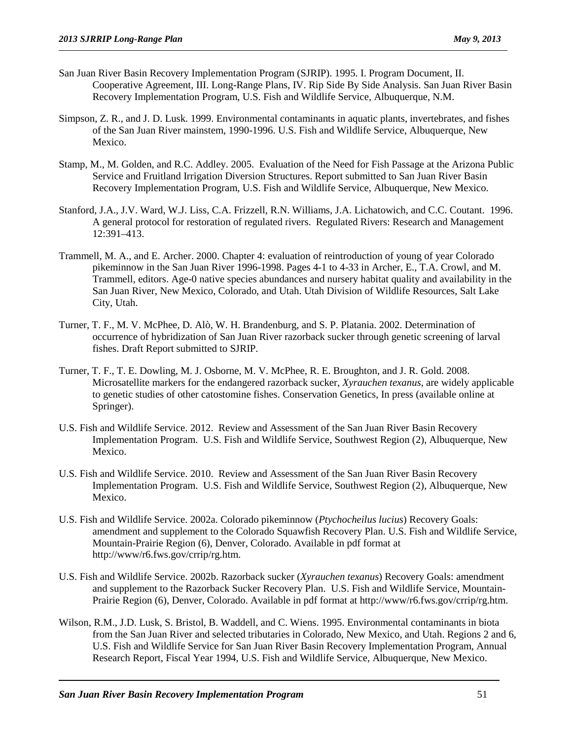San Juan River Basin Recovery Implementation Program (SJRIP). 1995. I. Program Document, II. Cooperative Agreement, III. Long-Range Plans, IV. Rip Side By Side Analysis. San Juan River Basin Recovery Implementation Program, U.S. Fish and Wildlife Service, Albuquerque, N.M.

Simpson, Z. R., and J. D. Lusk. 1999. Environmental contaminants in aquatic plants, invertebrates, and fishes of the San Juan River mainstem, 1990-1996. U.S. Fish and Wildlife Service, Albuquerque, New Mexico.

Stamp, M., M. Golden, and R.C. Addley. 2005. Evaluation of the Need for Fish Passage at the Arizona Public Service and Fruitland Irrigation Diversion Structures. Report submitted to San Juan River Basin Recovery Implementation Program, U.S. Fish and Wildlife Service, Albuquerque, New Mexico.

Stanford, J.A., J.V. Ward, W.J. Liss, C.A. Frizzell, R.N. Williams, J.A. Lichatowich, and C.C. Coutant. 1996. A general protocol for restoration of regulated rivers. Regulated Rivers: Research and Management 12:391–413.

Trammell, M. A., and E. Archer. 2000. Chapter 4: evaluation of reintroduction of young of year Colorado pikeminnow in the San Juan River 1996-1998. Pages 4-1 to 4-33 in Archer, E., T.A. Crowl, and M. Trammell, editors. Age-0 native species abundances and nursery habitat quality and availability in the San Juan River, New Mexico, Colorado, and Utah. Utah Division of Wildlife Resources, Salt Lake City, Utah.

Turner, T. F., M. V. McPhee, D. Alò, W. H. Brandenburg, and S. P. Platania. 2002. Determination of occurrence of hybridization of San Juan River razorback sucker through genetic screening of larval fishes. Draft Report submitted to SJRIP.

Turner, T. F., T. E. Dowling, M. J. Osborne, M. V. McPhee, R. E. Broughton, and J. R. Gold. 2008. Microsatellite markers for the endangered razorback sucker, *Xyrauchen texanus*, are widely applicable to genetic studies of other catostomine fishes. Conservation Genetics, In press (available online at Springer).

U.S. Fish and Wildlife Service. 2012. Review and Assessment of the San Juan River Basin Recovery Implementation Program. U.S. Fish and Wildlife Service, Southwest Region (2), Albuquerque, New Mexico.

U.S. Fish and Wildlife Service. 2010. Review and Assessment of the San Juan River Basin Recovery Implementation Program. U.S. Fish and Wildlife Service, Southwest Region (2), Albuquerque, New Mexico.

U.S. Fish and Wildlife Service. 2002a. Colorado pikeminnow (*Ptychocheilus lucius*) Recovery Goals: amendment and supplement to the Colorado Squawfish Recovery Plan. U.S. Fish and Wildlife Service, Mountain-Prairie Region (6), Denver, Colorado. Available in pdf format at http://www/r6.fws.gov/crrip/rg.htm.

U.S. Fish and Wildlife Service. 2002b. Razorback sucker (*Xyrauchen texanus*) Recovery Goals: amendment and supplement to the Razorback Sucker Recovery Plan. U.S. Fish and Wildlife Service, Mountain-Prairie Region (6), Denver, Colorado. Available in pdf format at http://www/r6.fws.gov/crrip/rg.htm.

Wilson, R.M., J.D. Lusk, S. Bristol, B. Waddell, and C. Wiens. 1995. Environmental contaminants in biota from the San Juan River and selected tributaries in Colorado, New Mexico, and Utah. Regions 2 and 6, U.S. Fish and Wildlife Service for San Juan River Basin Recovery Implementation Program, Annual Research Report, Fiscal Year 1994, U.S. Fish and Wildlife Service, Albuquerque, New Mexico.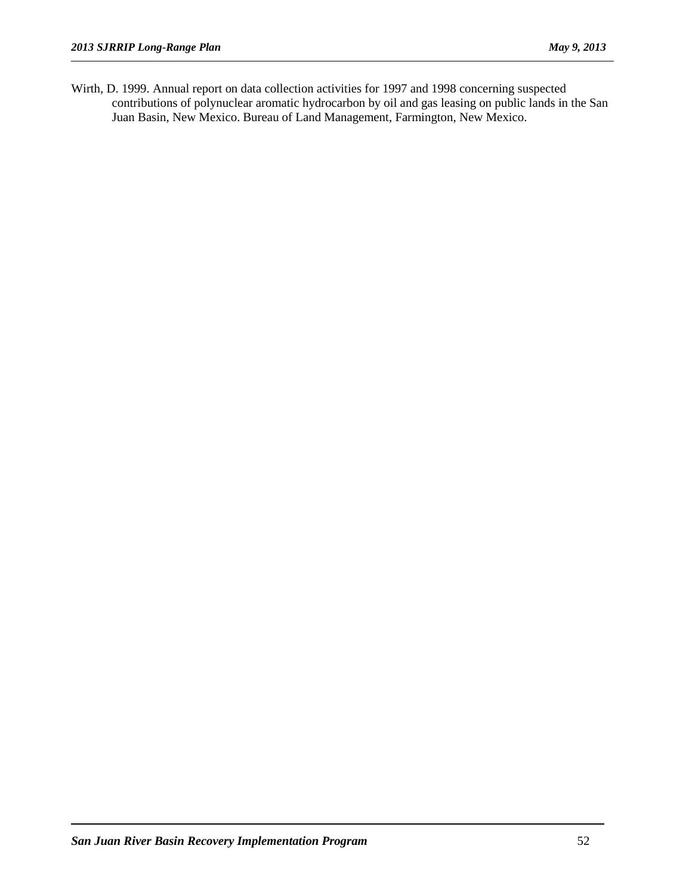Wirth, D. 1999. Annual report on data collection activities for 1997 and 1998 concerning suspected contributions of polynuclear aromatic hydrocarbon by oil and gas leasing on public lands in the San Juan Basin, New Mexico. Bureau of Land Management, Farmington, New Mexico.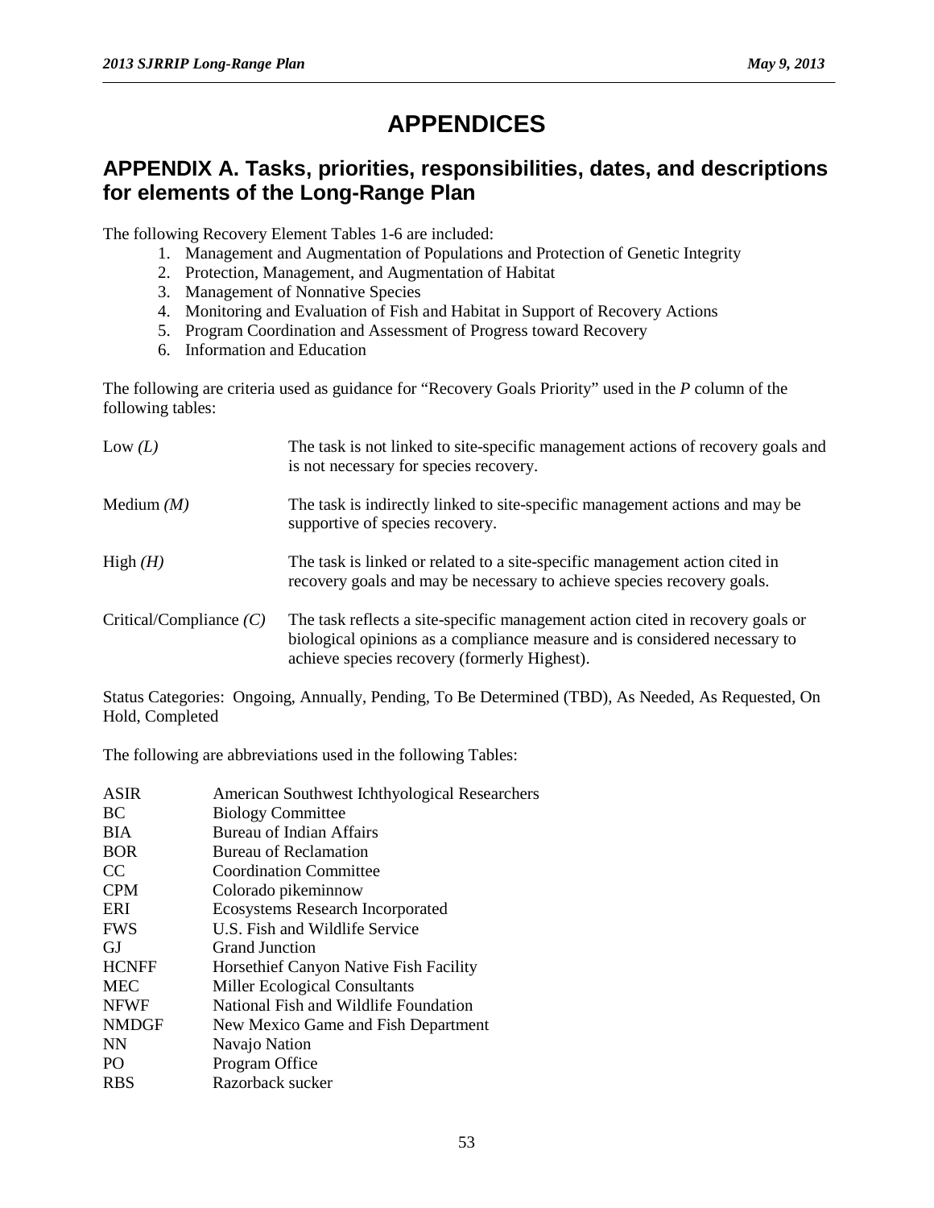# APPENDICES

## APPENDIX A. Tasks, priorities, responsibilities, dates, and descriptions for elements of the Long-Range Plan

The following Recovery Element Tables 1-6 are included:

1. Management and Augmentation of Populations and Protection of Genetic Integrity
2. Protection, Management, and Augmentation of Habitat
3. Management of Nonnative Species
4. Monitoring and Evaluation of Fish and Habitat in Support of Recovery Actions
5. Program Coordination and Assessment of Progress toward Recovery
6. Information and Education

The following are criteria used as guidance for "Recovery Goals Priority" used in the *P* column of the following tables:

| | |
|---|---|
| Low *(L)* | The task is not linked to site-specific management actions of recovery goals and is not necessary for species recovery. |
| Medium *(M)* | The task is indirectly linked to site-specific management actions and may be supportive of species recovery. |
| High *(H)* | The task is linked or related to a site-specific management action cited in recovery goals and may be necessary to achieve species recovery goals. |
| Critical/Compliance *(C)* | The task reflects a site-specific management action cited in recovery goals or biological opinions as a compliance measure and is considered necessary to achieve species recovery (formerly Highest). |

Status Categories: Ongoing, Annually, Pending, To Be Determined (TBD), As Needed, As Requested, On Hold, Completed

The following are abbreviations used in the following Tables:

| | |
|---|---|
| ASIR | American Southwest Ichthyological Researchers |
| BC | Biology Committee |
| BIA | Bureau of Indian Affairs |
| BOR | Bureau of Reclamation |
| CC | Coordination Committee |
| CPM | Colorado pikeminnow |
| ERI | Ecosystems Research Incorporated |
| FWS | U.S. Fish and Wildlife Service |
| GJ | Grand Junction |
| HCNFF | Horsethief Canyon Native Fish Facility |
| MEC | Miller Ecological Consultants |
| NFWF | National Fish and Wildlife Foundation |
| NMDGF | New Mexico Game and Fish Department |
| NN | Navajo Nation |
| PO | Program Office |
| RBS | Razorback sucker |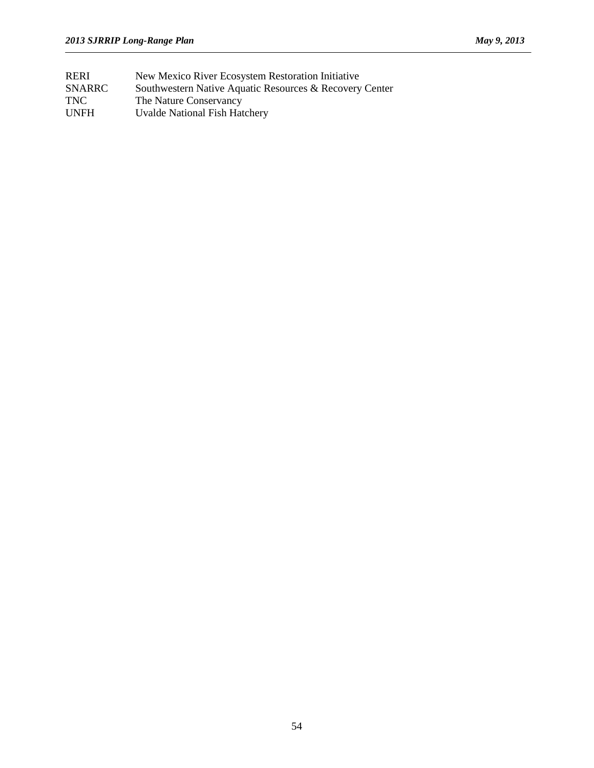| | |
|---|---|
| RERI | New Mexico River Ecosystem Restoration Initiative |
| SNARRC | Southwestern Native Aquatic Resources & Recovery Center |
| TNC | The Nature Conservancy |
| UNFH | Uvalde National Fish Hatchery |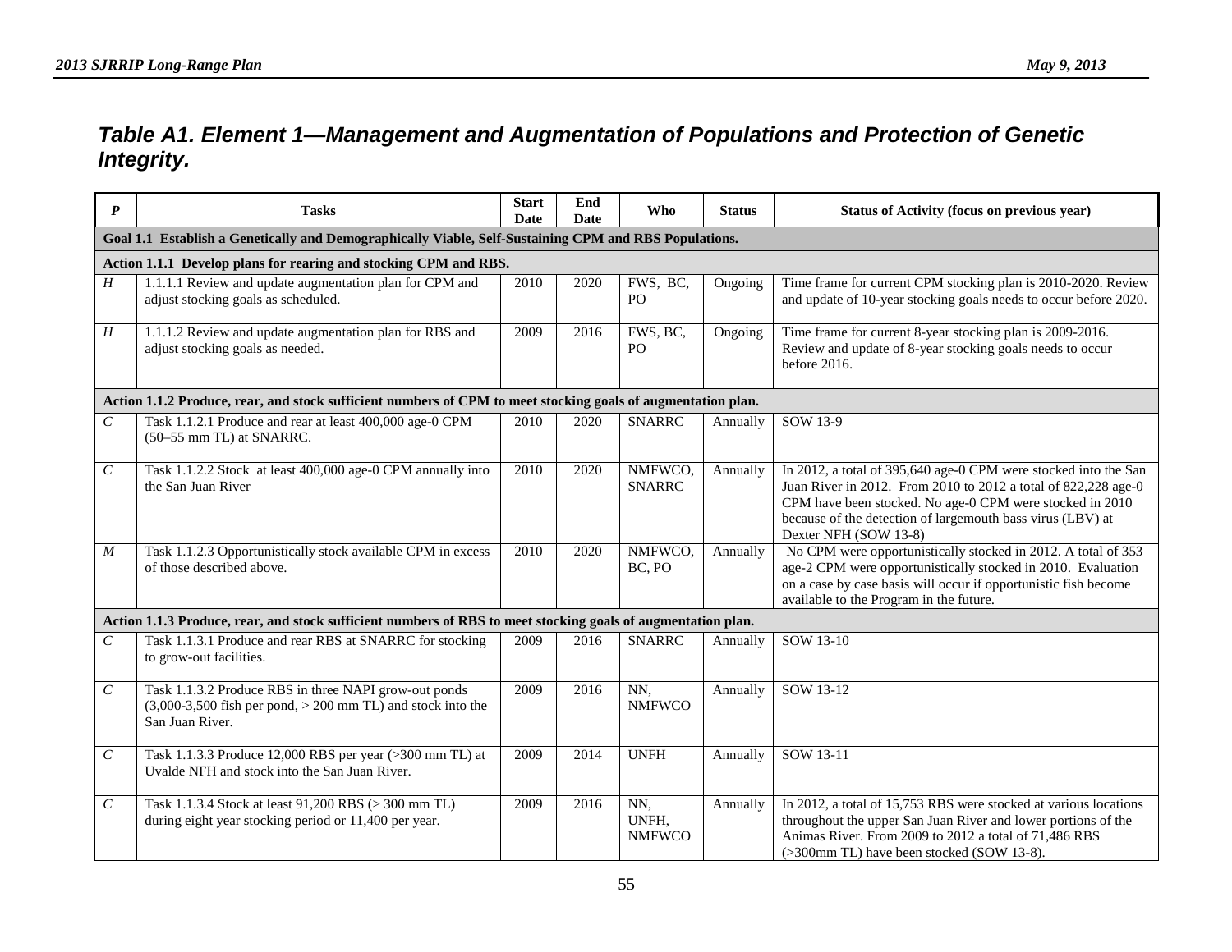## *Table A1. Element 1—Management and Augmentation of Populations and Protection of Genetic Integrity.*

| *P* | Tasks | Start Date | End Date | Who | Status | Status of Activity (focus on previous year) |
|---|---|---|---|---|---|---|
| **Goal 1.1 Establish a Genetically and Demographically Viable, Self-Sustaining CPM and RBS Populations.** | | | | | | |
| **Action 1.1.1 Develop plans for rearing and stocking CPM and RBS.** | | | | | | |
| *H* | 1.1.1.1 Review and update augmentation plan for CPM and adjust stocking goals as scheduled. | 2010 | 2020 | FWS, BC, PO | Ongoing | Time frame for current CPM stocking plan is 2010-2020. Review and update of 10-year stocking goals needs to occur before 2020. |
| *H* | 1.1.1.2 Review and update augmentation plan for RBS and adjust stocking goals as needed. | 2009 | 2016 | FWS, BC, PO | Ongoing | Time frame for current 8-year stocking plan is 2009-2016. Review and update of 8-year stocking goals needs to occur before 2016. |
| **Action 1.1.2 Produce, rear, and stock sufficient numbers of CPM to meet stocking goals of augmentation plan.** | | | | | | |
| *C* | Task 1.1.2.1 Produce and rear at least 400,000 age-0 CPM (50–55 mm TL) at SNARRC. | 2010 | 2020 | SNARRC | Annually | SOW 13-9 |
| *C* | Task 1.1.2.2 Stock at least 400,000 age-0 CPM annually into the San Juan River | 2010 | 2020 | NMFWCO, SNARRC | Annually | In 2012, a total of 395,640 age-0 CPM were stocked into the San Juan River in 2012. From 2010 to 2012 a total of 822,228 age-0 CPM have been stocked. No age-0 CPM were stocked in 2010 because of the detection of largemouth bass virus (LBV) at Dexter NFH (SOW 13-8) |
| *M* | Task 1.1.2.3 Opportunistically stock available CPM in excess of those described above. | 2010 | 2020 | NMFWCO, BC, PO | Annually | No CPM were opportunistically stocked in 2012. A total of 353 age-2 CPM were opportunistically stocked in 2010. Evaluation on a case by case basis will occur if opportunistic fish become available to the Program in the future. |
| **Action 1.1.3 Produce, rear, and stock sufficient numbers of RBS to meet stocking goals of augmentation plan.** | | | | | | |
| *C* | Task 1.1.3.1 Produce and rear RBS at SNARRC for stocking to grow-out facilities. | 2009 | 2016 | SNARRC | Annually | SOW 13-10 |
| *C* | Task 1.1.3.2 Produce RBS in three NAPI grow-out ponds (3,000-3,500 fish per pond, > 200 mm TL) and stock into the San Juan River. | 2009 | 2016 | NN, NMFWCO | Annually | SOW 13-12 |
| *C* | Task 1.1.3.3 Produce 12,000 RBS per year (>300 mm TL) at Uvalde NFH and stock into the San Juan River. | 2009 | 2014 | UNFH | Annually | SOW 13-11 |
| *C* | Task 1.1.3.4 Stock at least 91,200 RBS (> 300 mm TL) during eight year stocking period or 11,400 per year. | 2009 | 2016 | NN, UNFH, NMFWCO | Annually | In 2012, a total of 15,753 RBS were stocked at various locations throughout the upper San Juan River and lower portions of the Animas River. From 2009 to 2012 a total of 71,486 RBS (>300mm TL) have been stocked (SOW 13-8). |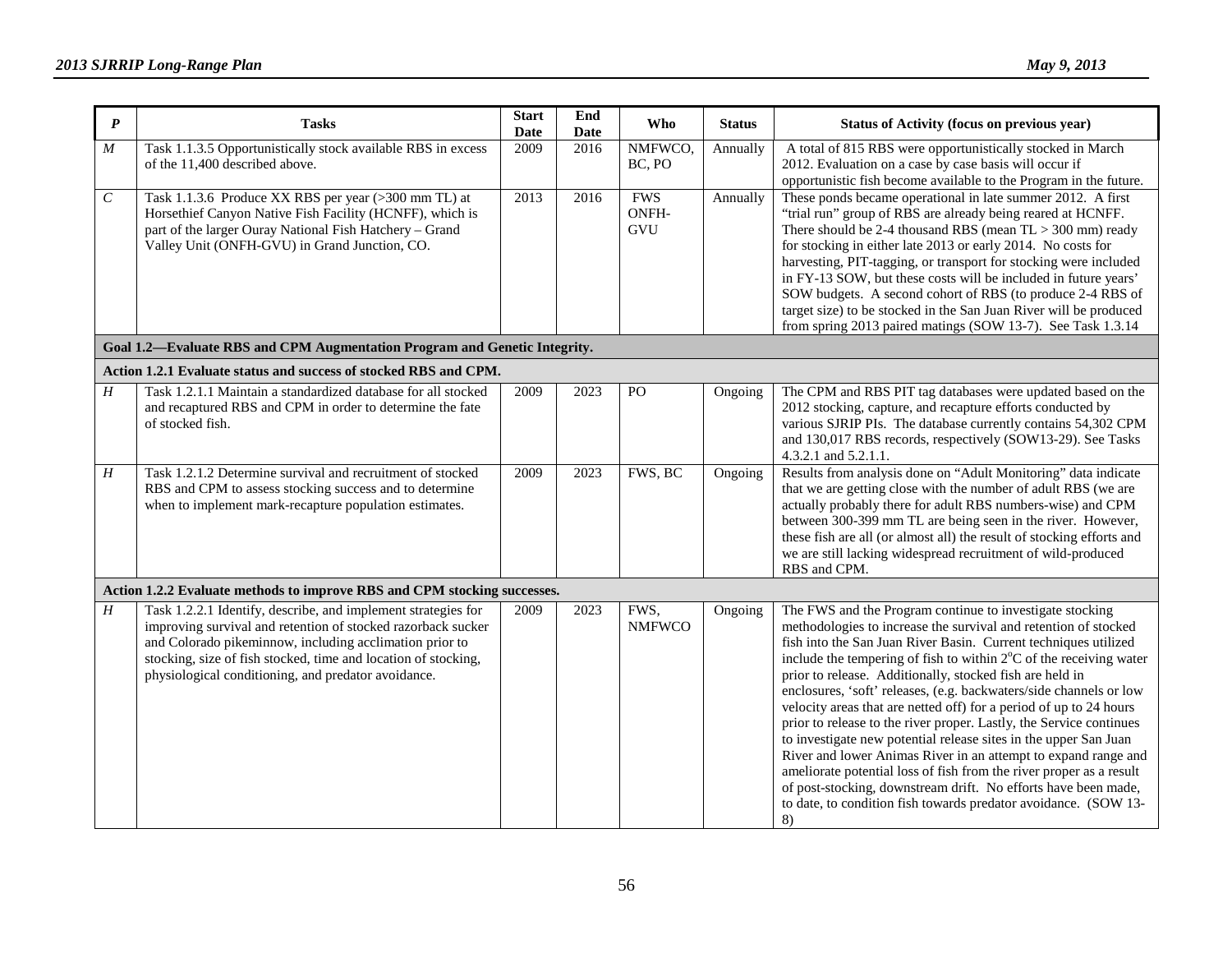| *P* | Tasks | Start Date | End Date | Who | Status | Status of Activity (focus on previous year) |
|---|---|---|---|---|---|---|
| *M* | Task 1.1.3.5 Opportunistically stock available RBS in excess of the 11,400 described above. | 2009 | 2016 | NMFWCO, BC, PO | Annually | A total of 815 RBS were opportunistically stocked in March 2012. Evaluation on a case by case basis will occur if opportunistic fish become available to the Program in the future. |
| *C* | Task 1.1.3.6 Produce XX RBS per year (>300 mm TL) at Horsethief Canyon Native Fish Facility (HCNFF), which is part of the larger Ouray National Fish Hatchery – Grand Valley Unit (ONFH-GVU) in Grand Junction, CO. | 2013 | 2016 | FWS ONFH-GVU | Annually | These ponds became operational in late summer 2012. A first "trial run" group of RBS are already being reared at HCNFF. There should be 2-4 thousand RBS (mean TL > 300 mm) ready for stocking in either late 2013 or early 2014. No costs for harvesting, PIT-tagging, or transport for stocking were included in FY-13 SOW, but these costs will be included in future years' SOW budgets. A second cohort of RBS (to produce 2-4 RBS of target size) to be stocked in the San Juan River will be produced from spring 2013 paired matings (SOW 13-7). See Task 1.3.14 |
| **Goal 1.2—Evaluate RBS and CPM Augmentation Program and Genetic Integrity.** | | | | | | |
| **Action 1.2.1 Evaluate status and success of stocked RBS and CPM.** | | | | | | |
| *H* | Task 1.2.1.1 Maintain a standardized database for all stocked and recaptured RBS and CPM in order to determine the fate of stocked fish. | 2009 | 2023 | PO | Ongoing | The CPM and RBS PIT tag databases were updated based on the 2012 stocking, capture, and recapture efforts conducted by various SJRIP PIs. The database currently contains 54,302 CPM and 130,017 RBS records, respectively (SOW13-29). See Tasks 4.3.2.1 and 5.2.1.1. |
| *H* | Task 1.2.1.2 Determine survival and recruitment of stocked RBS and CPM to assess stocking success and to determine when to implement mark-recapture population estimates. | 2009 | 2023 | FWS, BC | Ongoing | Results from analysis done on "Adult Monitoring" data indicate that we are getting close with the number of adult RBS (we are actually probably there for adult RBS numbers-wise) and CPM between 300-399 mm TL are being seen in the river. However, these fish are all (or almost all) the result of stocking efforts and we are still lacking widespread recruitment of wild-produced RBS and CPM. |
| **Action 1.2.2 Evaluate methods to improve RBS and CPM stocking successes.** | | | | | | |
| *H* | Task 1.2.2.1 Identify, describe, and implement strategies for improving survival and retention of stocked razorback sucker and Colorado pikeminnow, including acclimation prior to stocking, size of fish stocked, time and location of stocking, physiological conditioning, and predator avoidance. | 2009 | 2023 | FWS, NMFWCO | Ongoing | The FWS and the Program continue to investigate stocking methodologies to increase the survival and retention of stocked fish into the San Juan River Basin. Current techniques utilized include the tempering of fish to within 2°C of the receiving water prior to release. Additionally, stocked fish are held in enclosures, 'soft' releases, (e.g. backwaters/side channels or low velocity areas that are netted off) for a period of up to 24 hours prior to release to the river proper. Lastly, the Service continues to investigate new potential release sites in the upper San Juan River and lower Animas River in an attempt to expand range and ameliorate potential loss of fish from the river proper as a result of post-stocking, downstream drift. No efforts have been made, to date, to condition fish towards predator avoidance. (SOW 13-8) |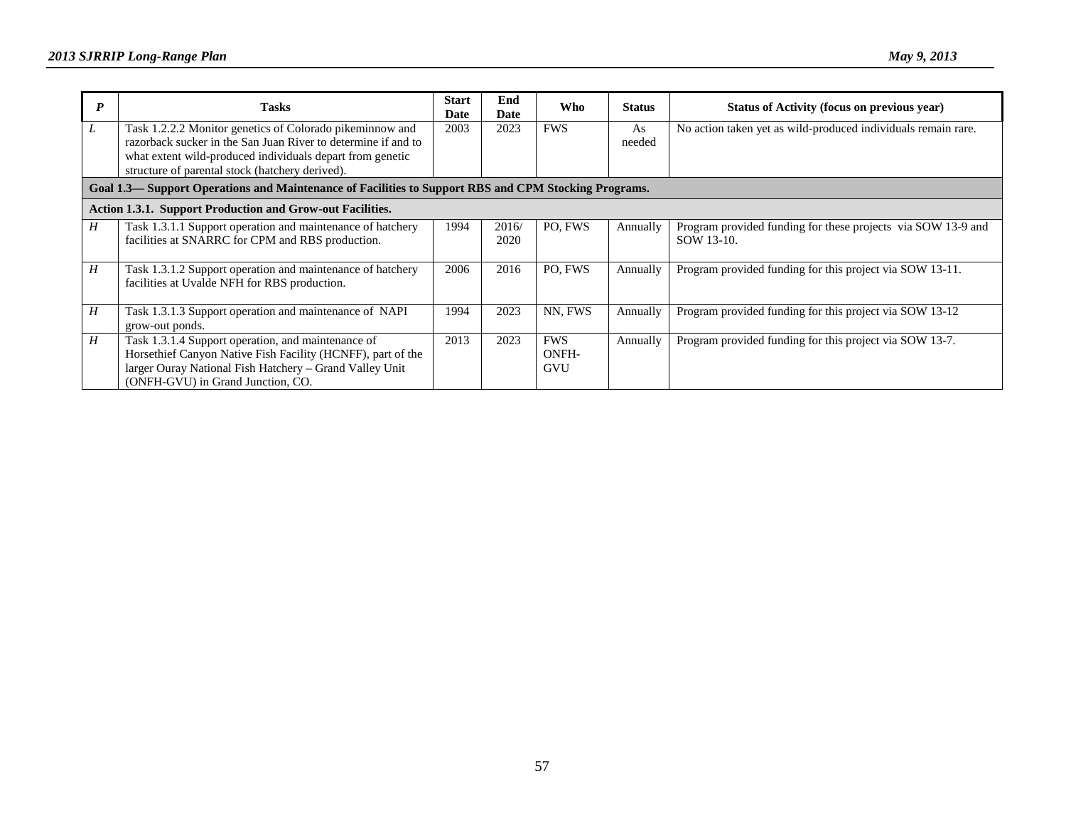| *P* | Tasks | Start Date | End Date | Who | Status | Status of Activity (focus on previous year) |
|---|---|---|---|---|---|---|
| *L* | Task 1.2.2.2 Monitor genetics of Colorado pikeminnow and razorback sucker in the San Juan River to determine if and to what extent wild-produced individuals depart from genetic structure of parental stock (hatchery derived). | 2003 | 2023 | FWS | As needed | No action taken yet as wild-produced individuals remain rare. |
| **Goal 1.3— Support Operations and Maintenance of Facilities to Support RBS and CPM Stocking Programs.** | | | | | | |
| **Action 1.3.1. Support Production and Grow-out Facilities.** | | | | | | |
| *H* | Task 1.3.1.1 Support operation and maintenance of hatchery facilities at SNARRC for CPM and RBS production. | 1994 | 2016/ 2020 | PO, FWS | Annually | Program provided funding for these projects via SOW 13-9 and SOW 13-10. |
| *H* | Task 1.3.1.2 Support operation and maintenance of hatchery facilities at Uvalde NFH for RBS production. | 2006 | 2016 | PO, FWS | Annually | Program provided funding for this project via SOW 13-11. |
| *H* | Task 1.3.1.3 Support operation and maintenance of NAPI grow-out ponds. | 1994 | 2023 | NN, FWS | Annually | Program provided funding for this project via SOW 13-12 |
| *H* | Task 1.3.1.4 Support operation, and maintenance of Horsethief Canyon Native Fish Facility (HCNFF), part of the larger Ouray National Fish Hatchery – Grand Valley Unit (ONFH-GVU) in Grand Junction, CO. | 2013 | 2023 | FWS ONFH-GVU | Annually | Program provided funding for this project via SOW 13-7. |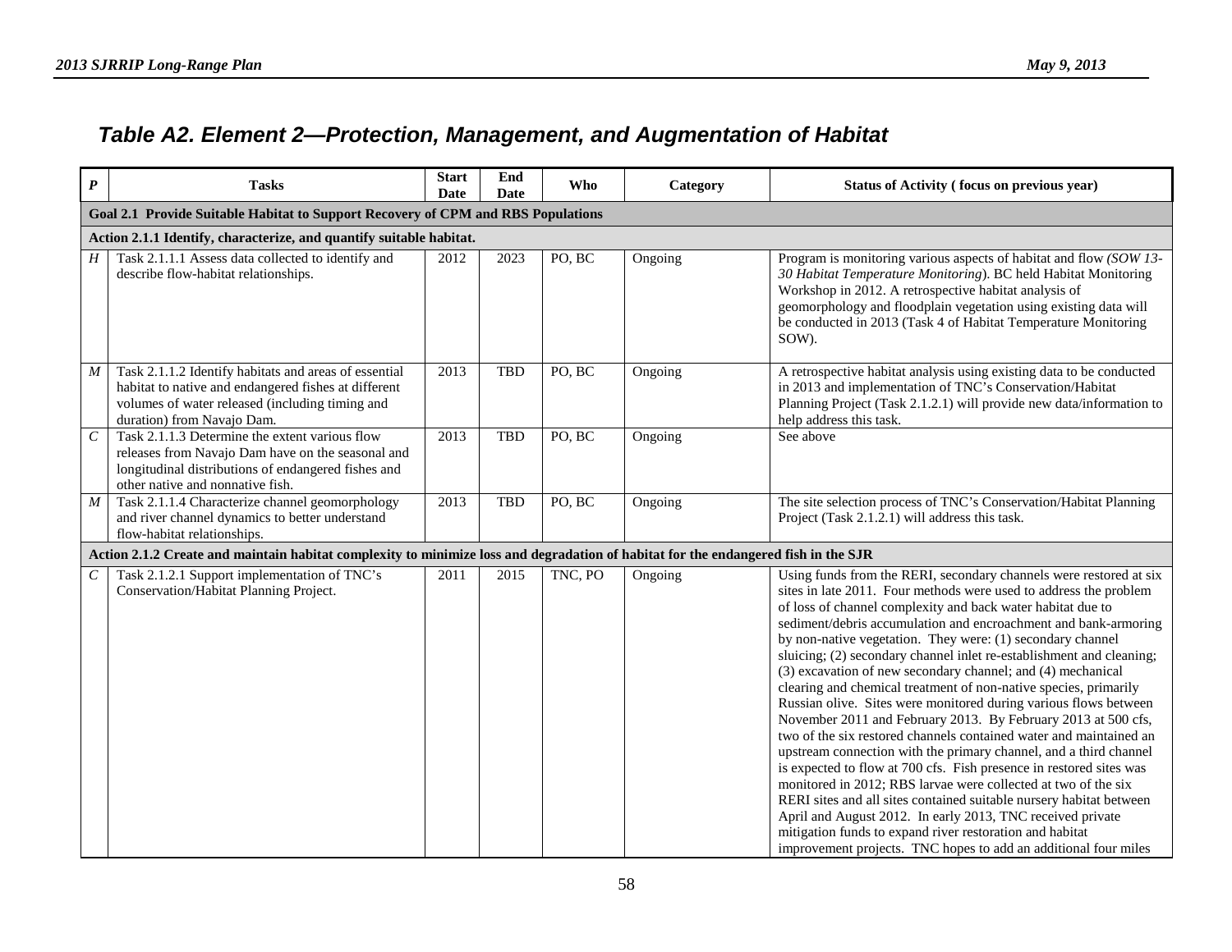## Table A2. Element 2—Protection, Management, and Augmentation of Habitat

| P | Tasks | Start Date | End Date | Who | Category | Status of Activity ( focus on previous year) |
|---|---|---|---|---|---|---|
| **Goal 2.1 Provide Suitable Habitat to Support Recovery of CPM and RBS Populations** | | | | | | |
| **Action 2.1.1 Identify, characterize, and quantify suitable habitat.** | | | | | | |
| *H* | Task 2.1.1.1 Assess data collected to identify and describe flow-habitat relationships. | 2012 | 2023 | PO, BC | Ongoing | Program is monitoring various aspects of habitat and flow *(SOW 13-30 Habitat Temperature Monitoring*). BC held Habitat Monitoring Workshop in 2012. A retrospective habitat analysis of geomorphology and floodplain vegetation using existing data will be conducted in 2013 (Task 4 of Habitat Temperature Monitoring SOW). |
| *M* | Task 2.1.1.2 Identify habitats and areas of essential habitat to native and endangered fishes at different volumes of water released (including timing and duration) from Navajo Dam. | 2013 | TBD | PO, BC | Ongoing | A retrospective habitat analysis using existing data to be conducted in 2013 and implementation of TNC's Conservation/Habitat Planning Project (Task 2.1.2.1) will provide new data/information to help address this task. |
| *C* | Task 2.1.1.3 Determine the extent various flow releases from Navajo Dam have on the seasonal and longitudinal distributions of endangered fishes and other native and nonnative fish. | 2013 | TBD | PO, BC | Ongoing | See above |
| *M* | Task 2.1.1.4 Characterize channel geomorphology and river channel dynamics to better understand flow-habitat relationships. | 2013 | TBD | PO, BC | Ongoing | The site selection process of TNC's Conservation/Habitat Planning Project (Task 2.1.2.1) will address this task. |
| **Action 2.1.2 Create and maintain habitat complexity to minimize loss and degradation of habitat for the endangered fish in the SJR** | | | | | | |
| *C* | Task 2.1.2.1 Support implementation of TNC's Conservation/Habitat Planning Project. | 2011 | 2015 | TNC, PO | Ongoing | Using funds from the RERI, secondary channels were restored at six sites in late 2011. Four methods were used to address the problem of loss of channel complexity and back water habitat due to sediment/debris accumulation and encroachment and bank-armoring by non-native vegetation. They were: (1) secondary channel sluicing; (2) secondary channel inlet re-establishment and cleaning; (3) excavation of new secondary channel; and (4) mechanical clearing and chemical treatment of non-native species, primarily Russian olive. Sites were monitored during various flows between November 2011 and February 2013. By February 2013 at 500 cfs, two of the six restored channels contained water and maintained an upstream connection with the primary channel, and a third channel is expected to flow at 700 cfs. Fish presence in restored sites was monitored in 2012; RBS larvae were collected at two of the six RERI sites and all sites contained suitable nursery habitat between April and August 2012. In early 2013, TNC received private mitigation funds to expand river restoration and habitat improvement projects. TNC hopes to add an additional four miles |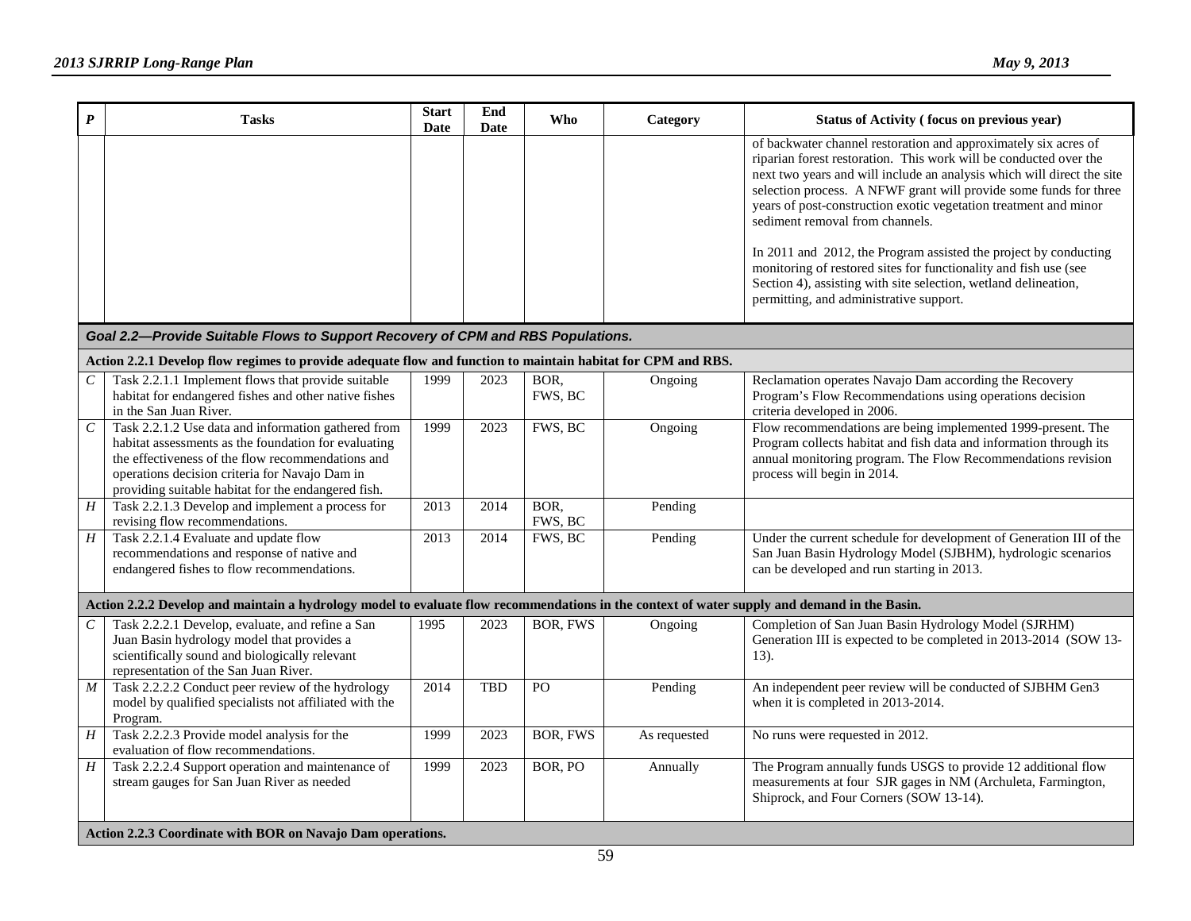| P | Tasks | Start Date | End Date | Who | Category | Status of Activity ( focus on previous year) |
|---|---|---|---|---|---|---|
| | | | | | | of backwater channel restoration and approximately six acres of riparian forest restoration. This work will be conducted over the next two years and will include an analysis which will direct the site selection process. A NFWF grant will provide some funds for three years of post-construction exotic vegetation treatment and minor sediment removal from channels.<br><br>In 2011 and 2012, the Program assisted the project by conducting monitoring of restored sites for functionality and fish use (see Section 4), assisting with site selection, wetland delineation, permitting, and administrative support. |
| ***Goal 2.2—Provide Suitable Flows to Support Recovery of CPM and RBS Populations.*** | | | | | | |
| **Action 2.2.1 Develop flow regimes to provide adequate flow and function to maintain habitat for CPM and RBS.** | | | | | | |
| *C* | Task 2.2.1.1 Implement flows that provide suitable habitat for endangered fishes and other native fishes in the San Juan River. | 1999 | 2023 | BOR, FWS, BC | Ongoing | Reclamation operates Navajo Dam according the Recovery Program's Flow Recommendations using operations decision criteria developed in 2006. |
| *C* | Task 2.2.1.2 Use data and information gathered from habitat assessments as the foundation for evaluating the effectiveness of the flow recommendations and operations decision criteria for Navajo Dam in providing suitable habitat for the endangered fish. | 1999 | 2023 | FWS, BC | Ongoing | Flow recommendations are being implemented 1999-present. The Program collects habitat and fish data and information through its annual monitoring program. The Flow Recommendations revision process will begin in 2014. |
| *H* | Task 2.2.1.3 Develop and implement a process for revising flow recommendations. | 2013 | 2014 | BOR, FWS, BC | Pending | |
| *H* | Task 2.2.1.4 Evaluate and update flow recommendations and response of native and endangered fishes to flow recommendations. | 2013 | 2014 | FWS, BC | Pending | Under the current schedule for development of Generation III of the San Juan Basin Hydrology Model (SJBHM), hydrologic scenarios can be developed and run starting in 2013. |
| **Action 2.2.2 Develop and maintain a hydrology model to evaluate flow recommendations in the context of water supply and demand in the Basin.** | | | | | | |
| *C* | Task 2.2.2.1 Develop, evaluate, and refine a San Juan Basin hydrology model that provides a scientifically sound and biologically relevant representation of the San Juan River. | 1995 | 2023 | BOR, FWS | Ongoing | Completion of San Juan Basin Hydrology Model (SJRHM) Generation III is expected to be completed in 2013-2014 (SOW 13-13). |
| *M* | Task 2.2.2.2 Conduct peer review of the hydrology model by qualified specialists not affiliated with the Program. | 2014 | TBD | PO | Pending | An independent peer review will be conducted of SJBHM Gen3 when it is completed in 2013-2014. |
| *H* | Task 2.2.2.3 Provide model analysis for the evaluation of flow recommendations. | 1999 | 2023 | BOR, FWS | As requested | No runs were requested in 2012. |
| *H* | Task 2.2.2.4 Support operation and maintenance of stream gauges for San Juan River as needed | 1999 | 2023 | BOR, PO | Annually | The Program annually funds USGS to provide 12 additional flow measurements at four SJR gages in NM (Archuleta, Farmington, Shiprock, and Four Corners (SOW 13-14). |
| **Action 2.2.3 Coordinate with BOR on Navajo Dam operations.** | | | | | | |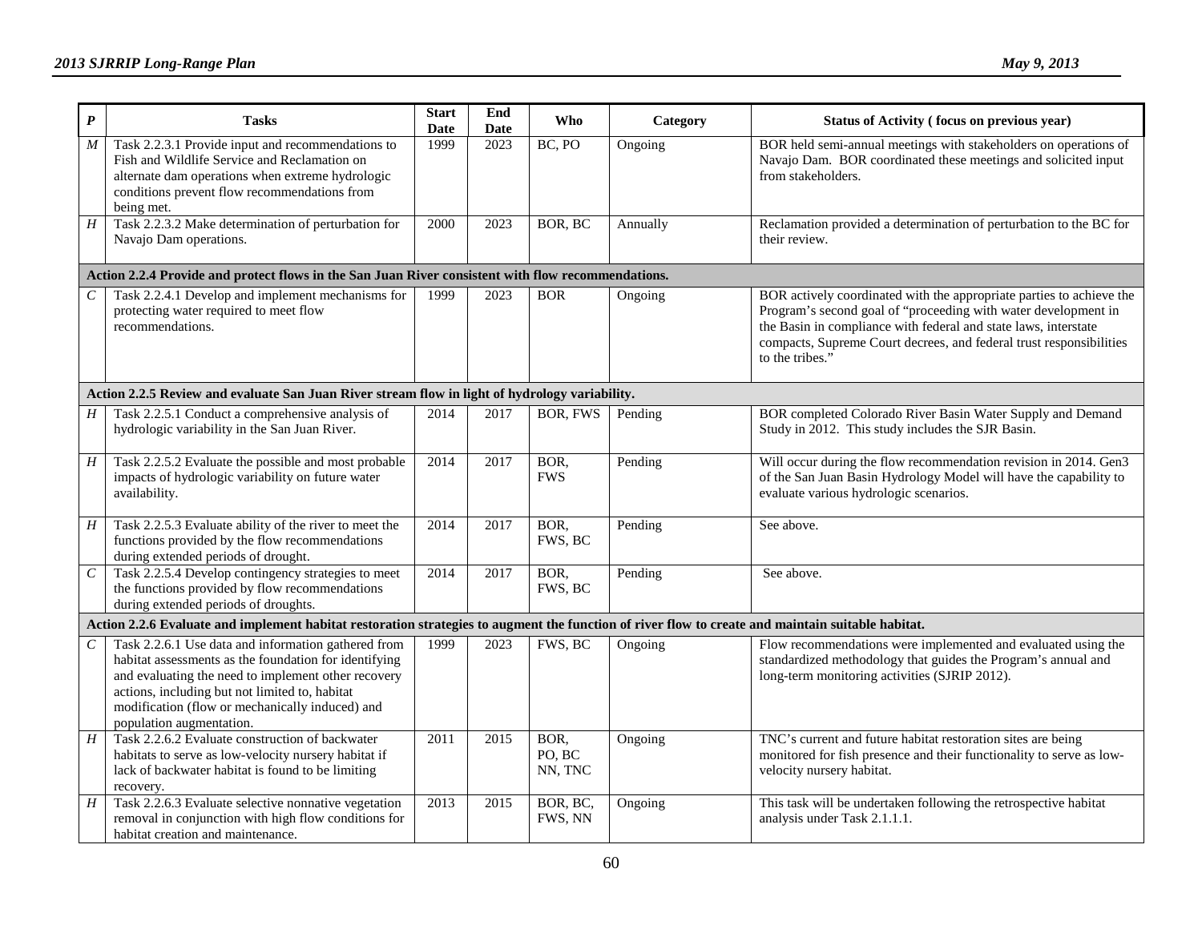| *P* | Tasks | Start Date | End Date | Who | Category | Status of Activity ( focus on previous year) |
|---|---|---|---|---|---|---|
| *M* | Task 2.2.3.1 Provide input and recommendations to Fish and Wildlife Service and Reclamation on alternate dam operations when extreme hydrologic conditions prevent flow recommendations from being met. | 1999 | 2023 | BC, PO | Ongoing | BOR held semi-annual meetings with stakeholders on operations of Navajo Dam. BOR coordinated these meetings and solicited input from stakeholders. |
| *H* | Task 2.2.3.2 Make determination of perturbation for Navajo Dam operations. | 2000 | 2023 | BOR, BC | Annually | Reclamation provided a determination of perturbation to the BC for their review. |
| **Action 2.2.4 Provide and protect flows in the San Juan River consistent with flow recommendations.** | | | | | | |
| *C* | Task 2.2.4.1 Develop and implement mechanisms for protecting water required to meet flow recommendations. | 1999 | 2023 | BOR | Ongoing | BOR actively coordinated with the appropriate parties to achieve the Program's second goal of "proceeding with water development in the Basin in compliance with federal and state laws, interstate compacts, Supreme Court decrees, and federal trust responsibilities to the tribes." |
| **Action 2.2.5 Review and evaluate San Juan River stream flow in light of hydrology variability.** | | | | | | |
| *H* | Task 2.2.5.1 Conduct a comprehensive analysis of hydrologic variability in the San Juan River. | 2014 | 2017 | BOR, FWS | Pending | BOR completed Colorado River Basin Water Supply and Demand Study in 2012. This study includes the SJR Basin. |
| *H* | Task 2.2.5.2 Evaluate the possible and most probable impacts of hydrologic variability on future water availability. | 2014 | 2017 | BOR, FWS | Pending | Will occur during the flow recommendation revision in 2014. Gen3 of the San Juan Basin Hydrology Model will have the capability to evaluate various hydrologic scenarios. |
| *H* | Task 2.2.5.3 Evaluate ability of the river to meet the functions provided by the flow recommendations during extended periods of drought. | 2014 | 2017 | BOR, FWS, BC | Pending | See above. |
| *C* | Task 2.2.5.4 Develop contingency strategies to meet the functions provided by flow recommendations during extended periods of droughts. | 2014 | 2017 | BOR, FWS, BC | Pending | See above. |
| **Action 2.2.6 Evaluate and implement habitat restoration strategies to augment the function of river flow to create and maintain suitable habitat.** | | | | | | |
| *C* | Task 2.2.6.1 Use data and information gathered from habitat assessments as the foundation for identifying and evaluating the need to implement other recovery actions, including but not limited to, habitat modification (flow or mechanically induced) and population augmentation. | 1999 | 2023 | FWS, BC | Ongoing | Flow recommendations were implemented and evaluated using the standardized methodology that guides the Program's annual and long-term monitoring activities (SJRIP 2012). |
| *H* | Task 2.2.6.2 Evaluate construction of backwater habitats to serve as low-velocity nursery habitat if lack of backwater habitat is found to be limiting recovery. | 2011 | 2015 | BOR, PO, BC NN, TNC | Ongoing | TNC's current and future habitat restoration sites are being monitored for fish presence and their functionality to serve as low-velocity nursery habitat. |
| *H* | Task 2.2.6.3 Evaluate selective nonnative vegetation removal in conjunction with high flow conditions for habitat creation and maintenance. | 2013 | 2015 | BOR, BC, FWS, NN | Ongoing | This task will be undertaken following the retrospective habitat analysis under Task 2.1.1.1. |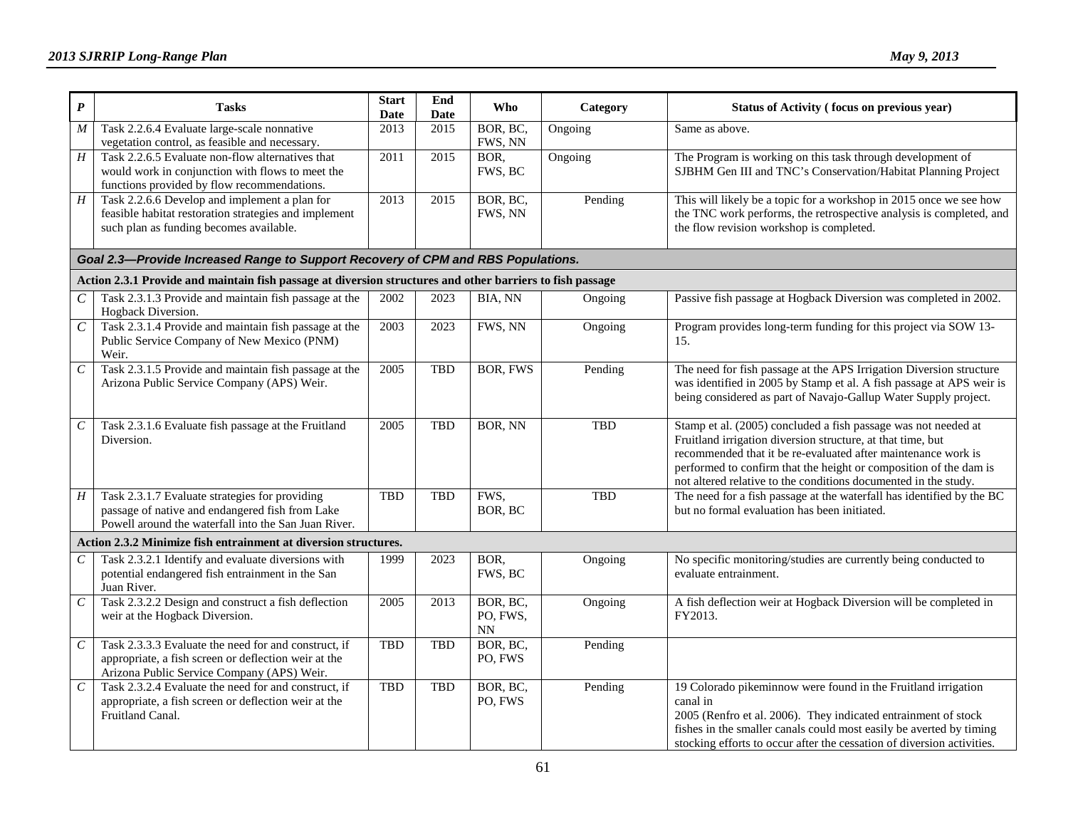| *P* | Tasks | Start Date | End Date | Who | Category | Status of Activity ( focus on previous year) |
|---|---|---|---|---|---|---|
| *M* | Task 2.2.6.4 Evaluate large-scale nonnative vegetation control, as feasible and necessary. | 2013 | 2015 | BOR, BC, FWS, NN | Ongoing | Same as above. |
| *H* | Task 2.2.6.5 Evaluate non-flow alternatives that would work in conjunction with flows to meet the functions provided by flow recommendations. | 2011 | 2015 | BOR, FWS, BC | Ongoing | The Program is working on this task through development of SJBHM Gen III and TNC's Conservation/Habitat Planning Project |
| *H* | Task 2.2.6.6 Develop and implement a plan for feasible habitat restoration strategies and implement such plan as funding becomes available. | 2013 | 2015 | BOR, BC, FWS, NN | Pending | This will likely be a topic for a workshop in 2015 once we see how the TNC work performs, the retrospective analysis is completed, and the flow revision workshop is completed. |
| ***Goal 2.3—Provide Increased Range to Support Recovery of CPM and RBS Populations.*** | | | | | | |
| **Action 2.3.1 Provide and maintain fish passage at diversion structures and other barriers to fish passage** | | | | | | |
| *C* | Task 2.3.1.3 Provide and maintain fish passage at the Hogback Diversion. | 2002 | 2023 | BIA, NN | Ongoing | Passive fish passage at Hogback Diversion was completed in 2002. |
| *C* | Task 2.3.1.4 Provide and maintain fish passage at the Public Service Company of New Mexico (PNM) Weir. | 2003 | 2023 | FWS, NN | Ongoing | Program provides long-term funding for this project via SOW 13-15. |
| *C* | Task 2.3.1.5 Provide and maintain fish passage at the Arizona Public Service Company (APS) Weir. | 2005 | TBD | BOR, FWS | Pending | The need for fish passage at the APS Irrigation Diversion structure was identified in 2005 by Stamp et al. A fish passage at APS weir is being considered as part of Navajo-Gallup Water Supply project. |
| *C* | Task 2.3.1.6 Evaluate fish passage at the Fruitland Diversion. | 2005 | TBD | BOR, NN | TBD | Stamp et al. (2005) concluded a fish passage was not needed at Fruitland irrigation diversion structure, at that time, but recommended that it be re-evaluated after maintenance work is performed to confirm that the height or composition of the dam is not altered relative to the conditions documented in the study. |
| *H* | Task 2.3.1.7 Evaluate strategies for providing passage of native and endangered fish from Lake Powell around the waterfall into the San Juan River. | TBD | TBD | FWS, BOR, BC | TBD | The need for a fish passage at the waterfall has identified by the BC but no formal evaluation has been initiated. |
| **Action 2.3.2 Minimize fish entrainment at diversion structures.** | | | | | | |
| *C* | Task 2.3.2.1 Identify and evaluate diversions with potential endangered fish entrainment in the San Juan River. | 1999 | 2023 | BOR, FWS, BC | Ongoing | No specific monitoring/studies are currently being conducted to evaluate entrainment. |
| *C* | Task 2.3.2.2 Design and construct a fish deflection weir at the Hogback Diversion. | 2005 | 2013 | BOR, BC, PO, FWS, NN | Ongoing | A fish deflection weir at Hogback Diversion will be completed in FY2013. |
| *C* | Task 2.3.3.3 Evaluate the need for and construct, if appropriate, a fish screen or deflection weir at the Arizona Public Service Company (APS) Weir. | TBD | TBD | BOR, BC, PO, FWS | Pending | |
| *C* | Task 2.3.2.4 Evaluate the need for and construct, if appropriate, a fish screen or deflection weir at the Fruitland Canal. | TBD | TBD | BOR, BC, PO, FWS | Pending | 19 Colorado pikeminnow were found in the Fruitland irrigation canal in 2005 (Renfro et al. 2006). They indicated entrainment of stock fishes in the smaller canals could most easily be averted by timing stocking efforts to occur after the cessation of diversion activities. |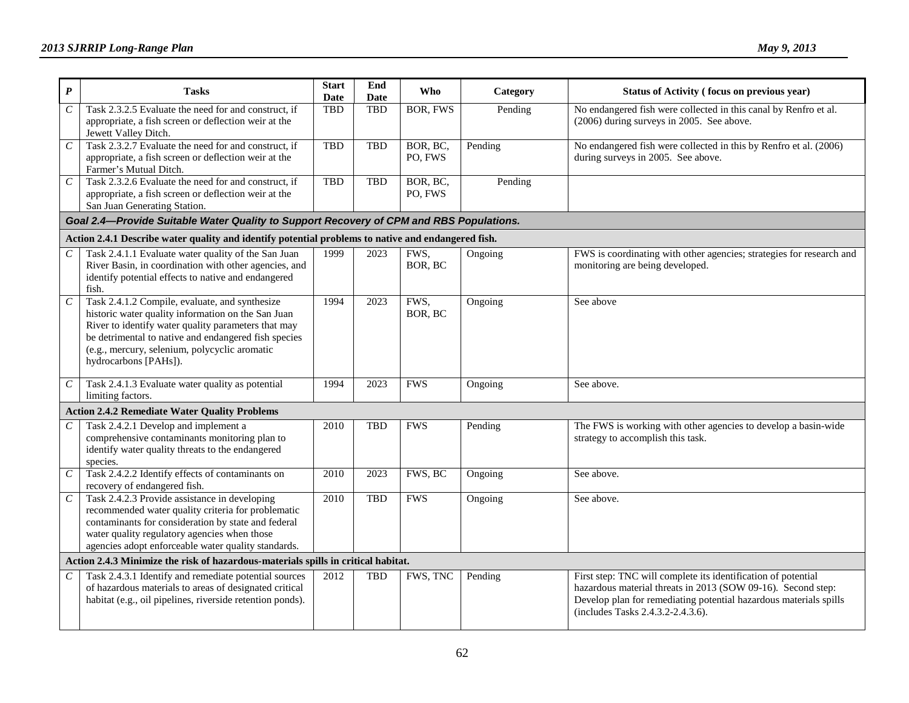| *P* | Tasks | Start Date | End Date | Who | Category | Status of Activity ( focus on previous year) |
|---|---|---|---|---|---|---|
| *C* | Task 2.3.2.5 Evaluate the need for and construct, if appropriate, a fish screen or deflection weir at the Jewett Valley Ditch. | TBD | TBD | BOR, FWS | Pending | No endangered fish were collected in this canal by Renfro et al. (2006) during surveys in 2005. See above. |
| *C* | Task 2.3.2.7 Evaluate the need for and construct, if appropriate, a fish screen or deflection weir at the Farmer's Mutual Ditch. | TBD | TBD | BOR, BC, PO, FWS | Pending | No endangered fish were collected in this by Renfro et al. (2006) during surveys in 2005. See above. |
| *C* | Task 2.3.2.6 Evaluate the need for and construct, if appropriate, a fish screen or deflection weir at the San Juan Generating Station. | TBD | TBD | BOR, BC, PO, FWS | Pending | |
| ***Goal 2.4—Provide Suitable Water Quality to Support Recovery of CPM and RBS Populations.*** | | | | | | |
| **Action 2.4.1 Describe water quality and identify potential problems to native and endangered fish.** | | | | | | |
| *C* | Task 2.4.1.1 Evaluate water quality of the San Juan River Basin, in coordination with other agencies, and identify potential effects to native and endangered fish. | 1999 | 2023 | FWS, BOR, BC | Ongoing | FWS is coordinating with other agencies; strategies for research and monitoring are being developed. |
| *C* | Task 2.4.1.2 Compile, evaluate, and synthesize historic water quality information on the San Juan River to identify water quality parameters that may be detrimental to native and endangered fish species (e.g., mercury, selenium, polycyclic aromatic hydrocarbons [PAHs]). | 1994 | 2023 | FWS, BOR, BC | Ongoing | See above |
| *C* | Task 2.4.1.3 Evaluate water quality as potential limiting factors. | 1994 | 2023 | FWS | Ongoing | See above. |
| **Action 2.4.2 Remediate Water Quality Problems** | | | | | | |
| *C* | Task 2.4.2.1 Develop and implement a comprehensive contaminants monitoring plan to identify water quality threats to the endangered species. | 2010 | TBD | FWS | Pending | The FWS is working with other agencies to develop a basin-wide strategy to accomplish this task. |
| *C* | Task 2.4.2.2 Identify effects of contaminants on recovery of endangered fish. | 2010 | 2023 | FWS, BC | Ongoing | See above. |
| *C* | Task 2.4.2.3 Provide assistance in developing recommended water quality criteria for problematic contaminants for consideration by state and federal water quality regulatory agencies when those agencies adopt enforceable water quality standards. | 2010 | TBD | FWS | Ongoing | See above. |
| **Action 2.4.3 Minimize the risk of hazardous-materials spills in critical habitat.** | | | | | | |
| *C* | Task 2.4.3.1 Identify and remediate potential sources of hazardous materials to areas of designated critical habitat (e.g., oil pipelines, riverside retention ponds). | 2012 | TBD | FWS, TNC | Pending | First step: TNC will complete its identification of potential hazardous material threats in 2013 (SOW 09-16). Second step: Develop plan for remediating potential hazardous materials spills (includes Tasks 2.4.3.2-2.4.3.6). |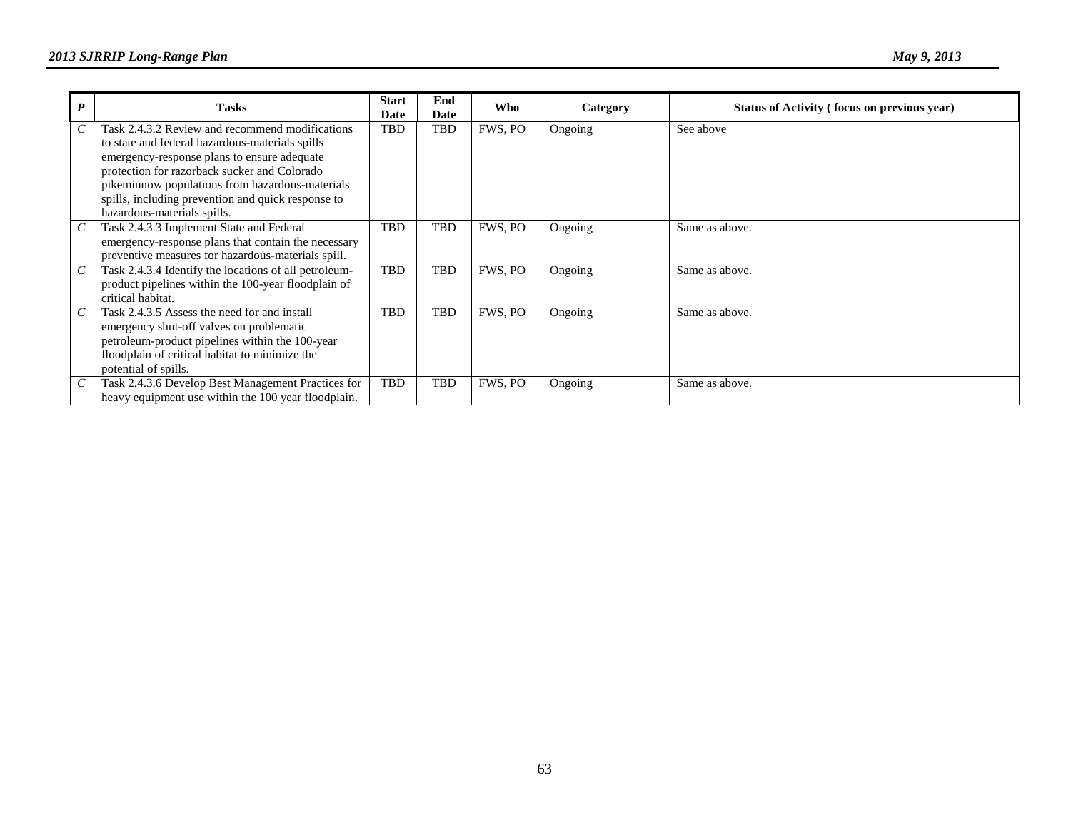| *P* | Tasks | Start Date | End Date | Who | Category | Status of Activity ( focus on previous year) |
|---|---|---|---|---|---|---|
| *C* | Task 2.4.3.2 Review and recommend modifications to state and federal hazardous-materials spills emergency-response plans to ensure adequate protection for razorback sucker and Colorado pikeminnow populations from hazardous-materials spills, including prevention and quick response to hazardous-materials spills. | TBD | TBD | FWS, PO | Ongoing | See above |
| *C* | Task 2.4.3.3 Implement State and Federal emergency-response plans that contain the necessary preventive measures for hazardous-materials spill. | TBD | TBD | FWS, PO | Ongoing | Same as above. |
| *C* | Task 2.4.3.4 Identify the locations of all petroleum-product pipelines within the 100-year floodplain of critical habitat. | TBD | TBD | FWS, PO | Ongoing | Same as above. |
| *C* | Task 2.4.3.5 Assess the need for and install emergency shut-off valves on problematic petroleum-product pipelines within the 100-year floodplain of critical habitat to minimize the potential of spills. | TBD | TBD | FWS, PO | Ongoing | Same as above. |
| *C* | Task 2.4.3.6 Develop Best Management Practices for heavy equipment use within the 100 year floodplain. | TBD | TBD | FWS, PO | Ongoing | Same as above. |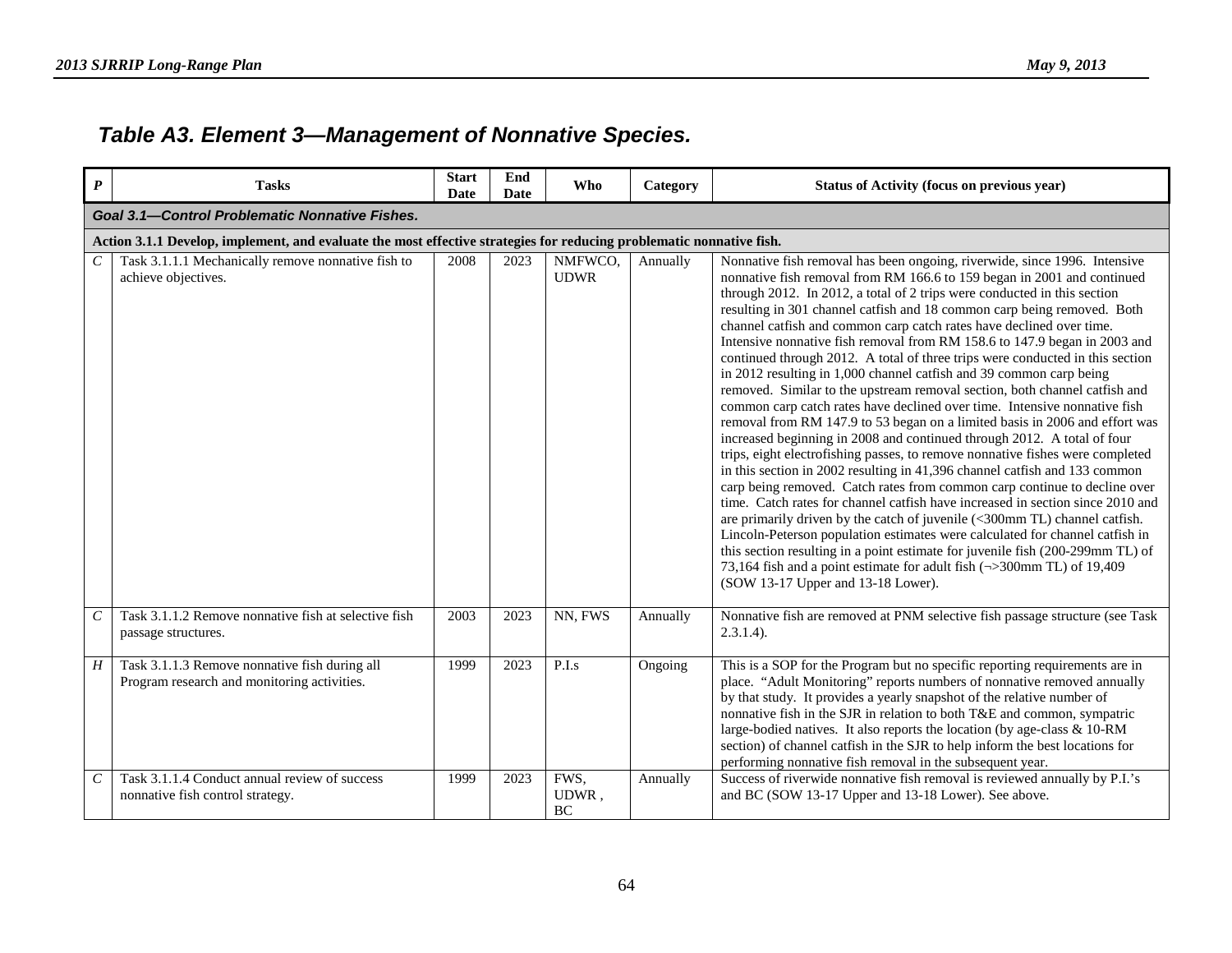## *Table A3. Element 3—Management of Nonnative Species.*

| *P* | Tasks | Start Date | End Date | Who | Category | Status of Activity (focus on previous year) |
|---|---|---|---|---|---|---|
| ***Goal 3.1—Control Problematic Nonnative Fishes.*** | | | | | | |
| **Action 3.1.1 Develop, implement, and evaluate the most effective strategies for reducing problematic nonnative fish.** | | | | | | |
| *C* | Task 3.1.1.1 Mechanically remove nonnative fish to achieve objectives. | 2008 | 2023 | NMFWCO, UDWR | Annually | Nonnative fish removal has been ongoing, riverwide, since 1996. Intensive nonnative fish removal from RM 166.6 to 159 began in 2001 and continued through 2012. In 2012, a total of 2 trips were conducted in this section resulting in 301 channel catfish and 18 common carp being removed. Both channel catfish and common carp catch rates have declined over time. Intensive nonnative fish removal from RM 158.6 to 147.9 began in 2003 and continued through 2012. A total of three trips were conducted in this section in 2012 resulting in 1,000 channel catfish and 39 common carp being removed. Similar to the upstream removal section, both channel catfish and common carp catch rates have declined over time. Intensive nonnative fish removal from RM 147.9 to 53 began on a limited basis in 2006 and effort was increased beginning in 2008 and continued through 2012. A total of four trips, eight electrofishing passes, to remove nonnative fishes were completed in this section in 2002 resulting in 41,396 channel catfish and 133 common carp being removed. Catch rates from common carp continue to decline over time. Catch rates for channel catfish have increased in section since 2010 and are primarily driven by the catch of juvenile (<300mm TL) channel catfish. Lincoln-Peterson population estimates were calculated for channel catfish in this section resulting in a point estimate for juvenile fish (200-299mm TL) of 73,164 fish and a point estimate for adult fish (¬>300mm TL) of 19,409 (SOW 13-17 Upper and 13-18 Lower). |
| *C* | Task 3.1.1.2 Remove nonnative fish at selective fish passage structures. | 2003 | 2023 | NN, FWS | Annually | Nonnative fish are removed at PNM selective fish passage structure (see Task 2.3.1.4). |
| *H* | Task 3.1.1.3 Remove nonnative fish during all Program research and monitoring activities. | 1999 | 2023 | P.I.s | Ongoing | This is a SOP for the Program but no specific reporting requirements are in place. "Adult Monitoring" reports numbers of nonnative removed annually by that study. It provides a yearly snapshot of the relative number of nonnative fish in the SJR in relation to both T&E and common, sympatric large-bodied natives. It also reports the location (by age-class & 10-RM section) of channel catfish in the SJR to help inform the best locations for performing nonnative fish removal in the subsequent year. |
| *C* | Task 3.1.1.4 Conduct annual review of success nonnative fish control strategy. | 1999 | 2023 | FWS, UDWR , BC | Annually | Success of riverwide nonnative fish removal is reviewed annually by P.I.'s and BC (SOW 13-17 Upper and 13-18 Lower). See above. |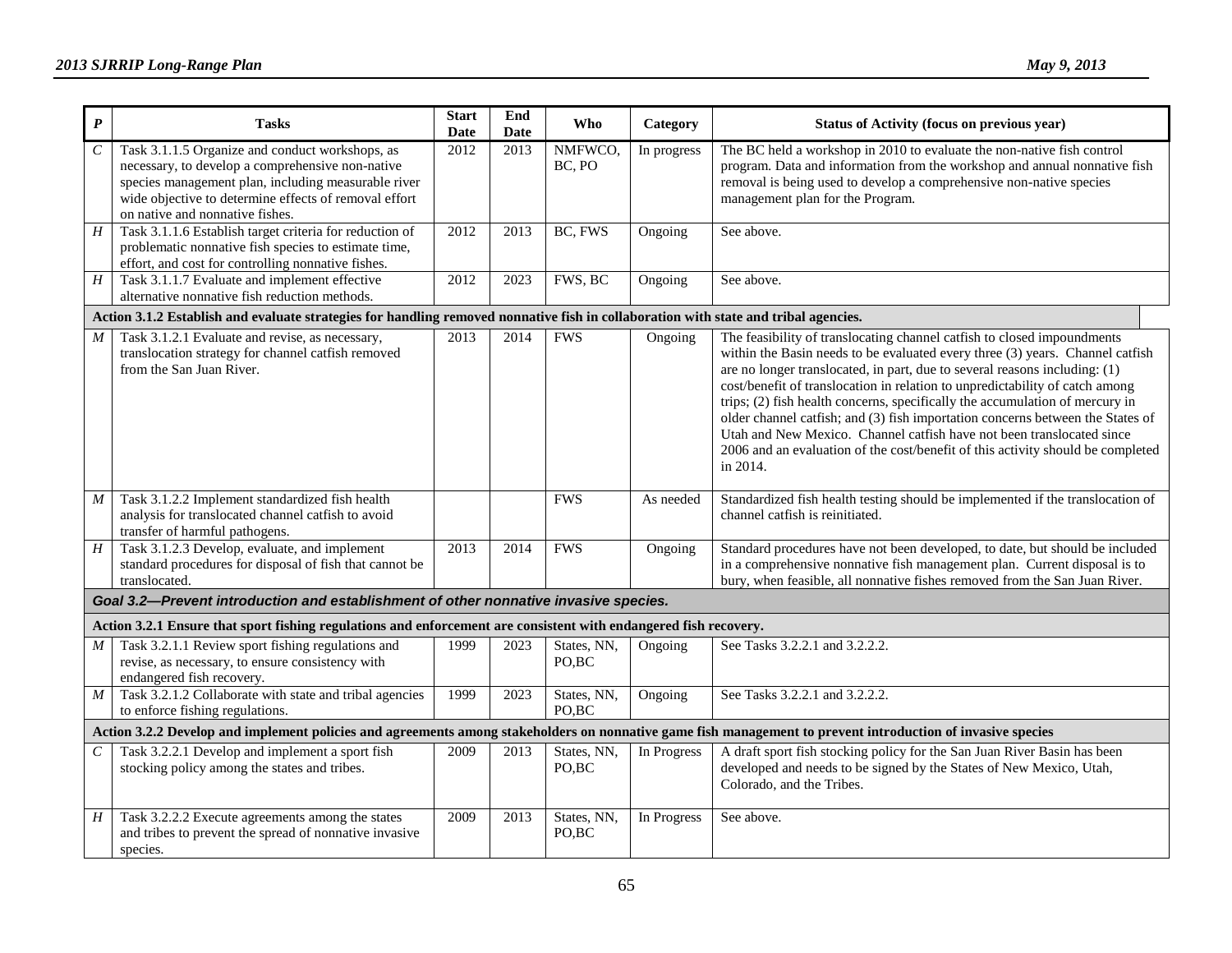| *P* | Tasks | Start Date | End Date | Who | Category | Status of Activity (focus on previous year) |
|---|---|---|---|---|---|---|
| *C* | Task 3.1.1.5 Organize and conduct workshops, as necessary, to develop a comprehensive non-native species management plan, including measurable river wide objective to determine effects of removal effort on native and nonnative fishes. | 2012 | 2013 | NMFWCO, BC, PO | In progress | The BC held a workshop in 2010 to evaluate the non-native fish control program. Data and information from the workshop and annual nonnative fish removal is being used to develop a comprehensive non-native species management plan for the Program. |
| *H* | Task 3.1.1.6 Establish target criteria for reduction of problematic nonnative fish species to estimate time, effort, and cost for controlling nonnative fishes. | 2012 | 2013 | BC, FWS | Ongoing | See above. |
| *H* | Task 3.1.1.7 Evaluate and implement effective alternative nonnative fish reduction methods. | 2012 | 2023 | FWS, BC | Ongoing | See above. |
| **Action 3.1.2 Establish and evaluate strategies for handling removed nonnative fish in collaboration with state and tribal agencies.** | | | | | | |
| *M* | Task 3.1.2.1 Evaluate and revise, as necessary, translocation strategy for channel catfish removed from the San Juan River. | 2013 | 2014 | FWS | Ongoing | The feasibility of translocating channel catfish to closed impoundments within the Basin needs to be evaluated every three (3) years. Channel catfish are no longer translocated, in part, due to several reasons including: (1) cost/benefit of translocation in relation to unpredictability of catch among trips; (2) fish health concerns, specifically the accumulation of mercury in older channel catfish; and (3) fish importation concerns between the States of Utah and New Mexico. Channel catfish have not been translocated since 2006 and an evaluation of the cost/benefit of this activity should be completed in 2014. |
| *M* | Task 3.1.2.2 Implement standardized fish health analysis for translocated channel catfish to avoid transfer of harmful pathogens. | | | FWS | As needed | Standardized fish health testing should be implemented if the translocation of channel catfish is reinitiated. |
| *H* | Task 3.1.2.3 Develop, evaluate, and implement standard procedures for disposal of fish that cannot be translocated. | 2013 | 2014 | FWS | Ongoing | Standard procedures have not been developed, to date, but should be included in a comprehensive nonnative fish management plan. Current disposal is to bury, when feasible, all nonnative fishes removed from the San Juan River. |
| ***Goal 3.2—Prevent introduction and establishment of other nonnative invasive species.*** | | | | | | |
| **Action 3.2.1 Ensure that sport fishing regulations and enforcement are consistent with endangered fish recovery.** | | | | | | |
| *M* | Task 3.2.1.1 Review sport fishing regulations and revise, as necessary, to ensure consistency with endangered fish recovery. | 1999 | 2023 | States, NN, PO,BC | Ongoing | See Tasks 3.2.2.1 and 3.2.2.2. |
| *M* | Task 3.2.1.2 Collaborate with state and tribal agencies to enforce fishing regulations. | 1999 | 2023 | States, NN, PO,BC | Ongoing | See Tasks 3.2.2.1 and 3.2.2.2. |
| **Action 3.2.2 Develop and implement policies and agreements among stakeholders on nonnative game fish management to prevent introduction of invasive species** | | | | | | |
| *C* | Task 3.2.2.1 Develop and implement a sport fish stocking policy among the states and tribes. | 2009 | 2013 | States, NN, PO,BC | In Progress | A draft sport fish stocking policy for the San Juan River Basin has been developed and needs to be signed by the States of New Mexico, Utah, Colorado, and the Tribes. |
| *H* | Task 3.2.2.2 Execute agreements among the states and tribes to prevent the spread of nonnative invasive species. | 2009 | 2013 | States, NN, PO,BC | In Progress | See above. |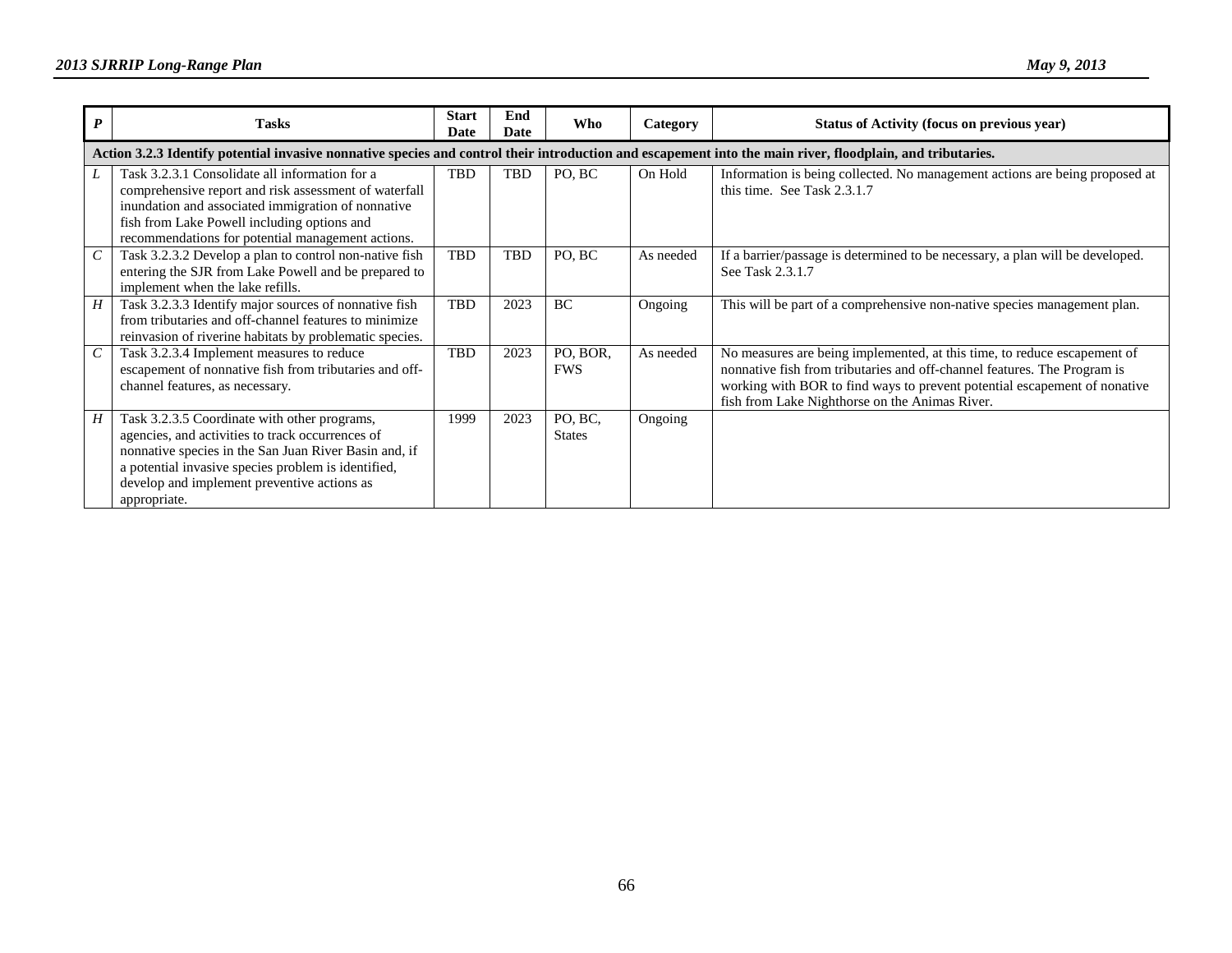| *P* | Tasks | Start Date | End Date | Who | Category | Status of Activity (focus on previous year) |
|---|---|---|---|---|---|---|
| **Action 3.2.3 Identify potential invasive nonnative species and control their introduction and escapement into the main river, floodplain, and tributaries.** | | | | | | |
| *L* | Task 3.2.3.1 Consolidate all information for a comprehensive report and risk assessment of waterfall inundation and associated immigration of nonnative fish from Lake Powell including options and recommendations for potential management actions. | TBD | TBD | PO, BC | On Hold | Information is being collected. No management actions are being proposed at this time. See Task 2.3.1.7 |
| *C* | Task 3.2.3.2 Develop a plan to control non-native fish entering the SJR from Lake Powell and be prepared to implement when the lake refills. | TBD | TBD | PO, BC | As needed | If a barrier/passage is determined to be necessary, a plan will be developed. See Task 2.3.1.7 |
| *H* | Task 3.2.3.3 Identify major sources of nonnative fish from tributaries and off-channel features to minimize reinvasion of riverine habitats by problematic species. | TBD | 2023 | BC | Ongoing | This will be part of a comprehensive non-native species management plan. |
| *C* | Task 3.2.3.4 Implement measures to reduce escapement of nonnative fish from tributaries and off-channel features, as necessary. | TBD | 2023 | PO, BOR, FWS | As needed | No measures are being implemented, at this time, to reduce escapement of nonnative fish from tributaries and off-channel features. The Program is working with BOR to find ways to prevent potential escapement of nonative fish from Lake Nighthorse on the Animas River. |
| *H* | Task 3.2.3.5 Coordinate with other programs, agencies, and activities to track occurrences of nonnative species in the San Juan River Basin and, if a potential invasive species problem is identified, develop and implement preventive actions as appropriate. | 1999 | 2023 | PO, BC, States | Ongoing | |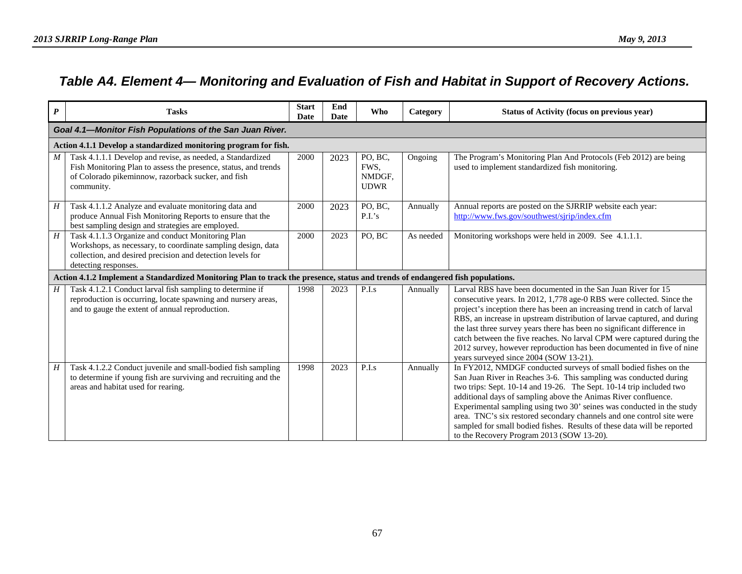## *Table A4. Element 4— Monitoring and Evaluation of Fish and Habitat in Support of Recovery Actions.*

| *P* | Tasks | Start Date | End Date | Who | Category | Status of Activity (focus on previous year) |
|---|---|---|---|---|---|---|
| ***Goal 4.1—Monitor Fish Populations of the San Juan River.*** | | | | | | |
| **Action 4.1.1 Develop a standardized monitoring program for fish.** | | | | | | |
| *M* | Task 4.1.1.1 Develop and revise, as needed, a Standardized Fish Monitoring Plan to assess the presence, status, and trends of Colorado pikeminnow, razorback sucker, and fish community. | 2000 | 2023 | PO, BC, FWS, NMDGF, UDWR | Ongoing | The Program's Monitoring Plan And Protocols (Feb 2012) are being used to implement standardized fish monitoring. |
| *H* | Task 4.1.1.2 Analyze and evaluate monitoring data and produce Annual Fish Monitoring Reports to ensure that the best sampling design and strategies are employed. | 2000 | 2023 | PO, BC, P.I.'s | Annually | Annual reports are posted on the SJRRIP website each year: http://www.fws.gov/southwest/sjrip/index.cfm |
| *H* | Task 4.1.1.3 Organize and conduct Monitoring Plan Workshops, as necessary, to coordinate sampling design, data collection, and desired precision and detection levels for detecting responses. | 2000 | 2023 | PO, BC | As needed | Monitoring workshops were held in 2009. See 4.1.1.1. |
| **Action 4.1.2 Implement a Standardized Monitoring Plan to track the presence, status and trends of endangered fish populations.** | | | | | | |
| *H* | Task 4.1.2.1 Conduct larval fish sampling to determine if reproduction is occurring, locate spawning and nursery areas, and to gauge the extent of annual reproduction. | 1998 | 2023 | P.I.s | Annually | Larval RBS have been documented in the San Juan River for 15 consecutive years. In 2012, 1,778 age-0 RBS were collected. Since the project's inception there has been an increasing trend in catch of larval RBS, an increase in upstream distribution of larvae captured, and during the last three survey years there has been no significant difference in catch between the five reaches. No larval CPM were captured during the 2012 survey, however reproduction has been documented in five of nine years surveyed since 2004 (SOW 13-21). |
| *H* | Task 4.1.2.2 Conduct juvenile and small-bodied fish sampling to determine if young fish are surviving and recruiting and the areas and habitat used for rearing. | 1998 | 2023 | P.I.s | Annually | In FY2012, NMDGF conducted surveys of small bodied fishes on the San Juan River in Reaches 3-6. This sampling was conducted during two trips: Sept. 10-14 and 19-26. The Sept. 10-14 trip included two additional days of sampling above the Animas River confluence. Experimental sampling using two 30' seines was conducted in the study area. TNC's six restored secondary channels and one control site were sampled for small bodied fishes. Results of these data will be reported to the Recovery Program 2013 (SOW 13-20). |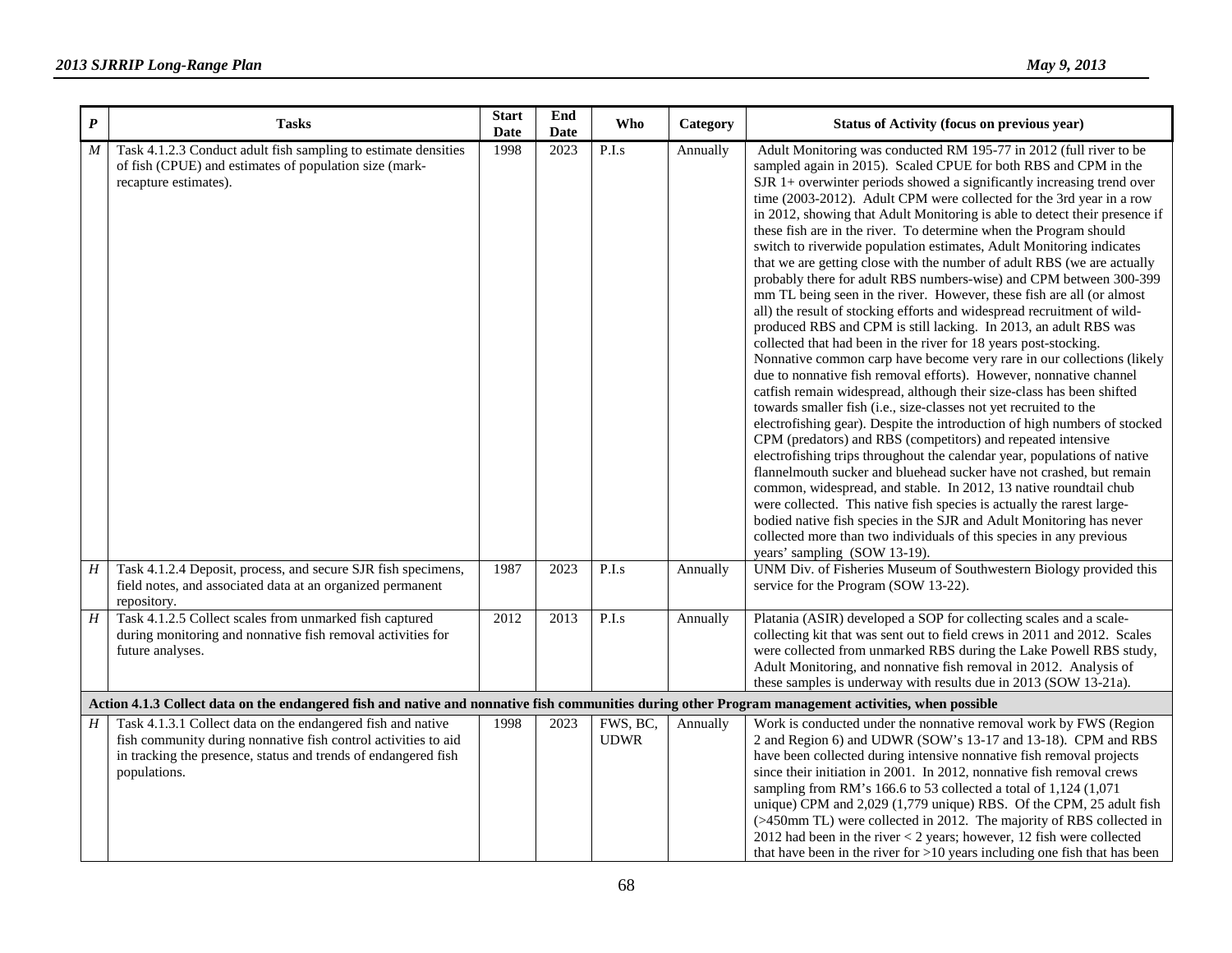| P | Tasks | Start Date | End Date | Who | Category | Status of Activity (focus on previous year) |
|---|---|---|---|---|---|---|
| M | Task 4.1.2.3 Conduct adult fish sampling to estimate densities of fish (CPUE) and estimates of population size (mark-recapture estimates). | 1998 | 2023 | P.I.s | Annually | Adult Monitoring was conducted RM 195-77 in 2012 (full river to be sampled again in 2015). Scaled CPUE for both RBS and CPM in the SJR 1+ overwinter periods showed a significantly increasing trend over time (2003-2012). Adult CPM were collected for the 3rd year in a row in 2012, showing that Adult Monitoring is able to detect their presence if these fish are in the river. To determine when the Program should switch to riverwide population estimates, Adult Monitoring indicates that we are getting close with the number of adult RBS (we are actually probably there for adult RBS numbers-wise) and CPM between 300-399 mm TL being seen in the river. However, these fish are all (or almost all) the result of stocking efforts and widespread recruitment of wild-produced RBS and CPM is still lacking. In 2013, an adult RBS was collected that had been in the river for 18 years post-stocking. Nonnative common carp have become very rare in our collections (likely due to nonnative fish removal efforts). However, nonnative channel catfish remain widespread, although their size-class has been shifted towards smaller fish (i.e., size-classes not yet recruited to the electrofishing gear). Despite the introduction of high numbers of stocked CPM (predators) and RBS (competitors) and repeated intensive electrofishing trips throughout the calendar year, populations of native flannelmouth sucker and bluehead sucker have not crashed, but remain common, widespread, and stable. In 2012, 13 native roundtail chub were collected. This native fish species is actually the rarest large-bodied native fish species in the SJR and Adult Monitoring has never collected more than two individuals of this species in any previous years' sampling (SOW 13-19). |
| H | Task 4.1.2.4 Deposit, process, and secure SJR fish specimens, field notes, and associated data at an organized permanent repository. | 1987 | 2023 | P.I.s | Annually | UNM Div. of Fisheries Museum of Southwestern Biology provided this service for the Program (SOW 13-22). |
| H | Task 4.1.2.5 Collect scales from unmarked fish captured during monitoring and nonnative fish removal activities for future analyses. | 2012 | 2013 | P.I.s | Annually | Platania (ASIR) developed a SOP for collecting scales and a scale-collecting kit that was sent out to field crews in 2011 and 2012. Scales were collected from unmarked RBS during the Lake Powell RBS study, Adult Monitoring, and nonnative fish removal in 2012. Analysis of these samples is underway with results due in 2013 (SOW 13-21a). |
| **Action 4.1.3 Collect data on the endangered fish and native and nonnative fish communities during other Program management activities, when possible** | | | | | | |
| H | Task 4.1.3.1 Collect data on the endangered fish and native fish community during nonnative fish control activities to aid in tracking the presence, status and trends of endangered fish populations. | 1998 | 2023 | FWS, BC, UDWR | Annually | Work is conducted under the nonnative removal work by FWS (Region 2 and Region 6) and UDWR (SOW's 13-17 and 13-18). CPM and RBS have been collected during intensive nonnative fish removal projects since their initiation in 2001. In 2012, nonnative fish removal crews sampling from RM's 166.6 to 53 collected a total of 1,124 (1,071 unique) CPM and 2,029 (1,779 unique) RBS. Of the CPM, 25 adult fish (>450mm TL) were collected in 2012. The majority of RBS collected in 2012 had been in the river < 2 years; however, 12 fish were collected that have been in the river for >10 years including one fish that has been |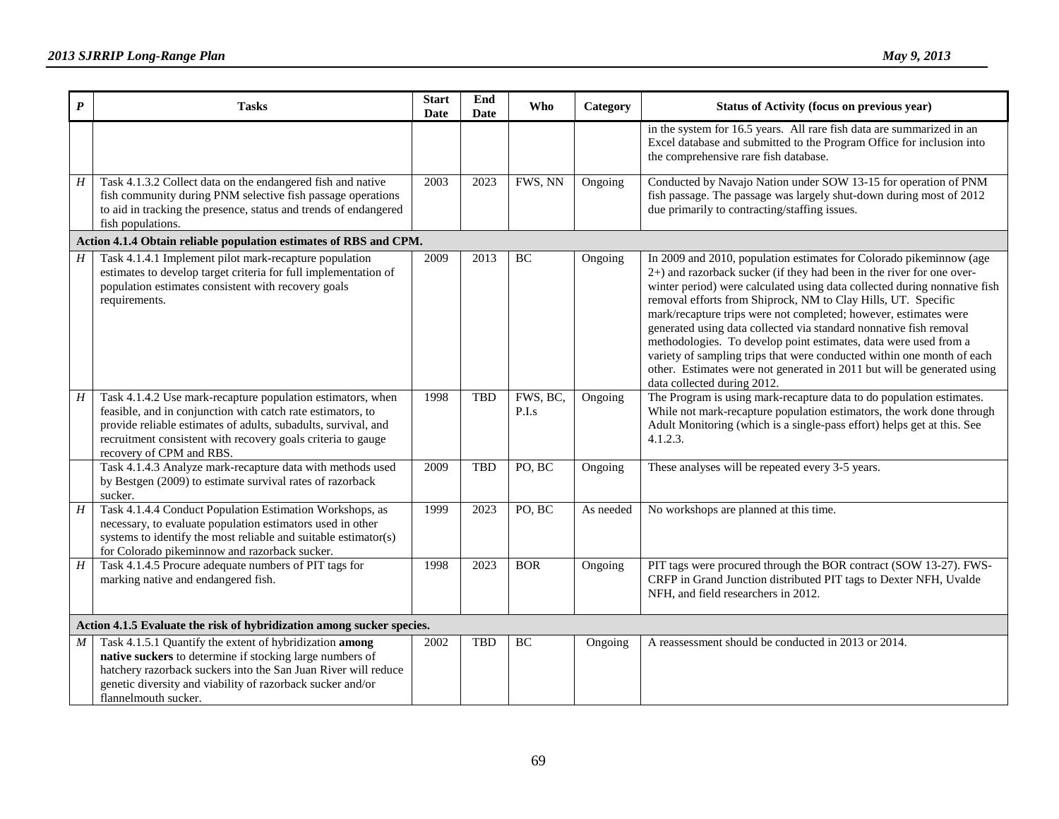| P | Tasks | Start Date | End Date | Who | Category | Status of Activity (focus on previous year) |
|---|---|---|---|---|---|---|
| | | | | | | in the system for 16.5 years. All rare fish data are summarized in an Excel database and submitted to the Program Office for inclusion into the comprehensive rare fish database. |
| *H* | Task 4.1.3.2 Collect data on the endangered fish and native fish community during PNM selective fish passage operations to aid in tracking the presence, status and trends of endangered fish populations. | 2003 | 2023 | FWS, NN | Ongoing | Conducted by Navajo Nation under SOW 13-15 for operation of PNM fish passage. The passage was largely shut-down during most of 2012 due primarily to contracting/staffing issues. |
| **Action 4.1.4 Obtain reliable population estimates of RBS and CPM.** | | | | | | |
| *H* | Task 4.1.4.1 Implement pilot mark-recapture population estimates to develop target criteria for full implementation of population estimates consistent with recovery goals requirements. | 2009 | 2013 | BC | Ongoing | In 2009 and 2010, population estimates for Colorado pikeminnow (age 2+) and razorback sucker (if they had been in the river for one over-winter period) were calculated using data collected during nonnative fish removal efforts from Shiprock, NM to Clay Hills, UT. Specific mark/recapture trips were not completed; however, estimates were generated using data collected via standard nonnative fish removal methodologies. To develop point estimates, data were used from a variety of sampling trips that were conducted within one month of each other. Estimates were not generated in 2011 but will be generated using data collected during 2012. |
| *H* | Task 4.1.4.2 Use mark-recapture population estimators, when feasible, and in conjunction with catch rate estimators, to provide reliable estimates of adults, subadults, survival, and recruitment consistent with recovery goals criteria to gauge recovery of CPM and RBS. | 1998 | TBD | FWS, BC, P.I.s | Ongoing | The Program is using mark-recapture data to do population estimates. While not mark-recapture population estimators, the work done through Adult Monitoring (which is a single-pass effort) helps get at this. See 4.1.2.3. |
| | Task 4.1.4.3 Analyze mark-recapture data with methods used by Bestgen (2009) to estimate survival rates of razorback sucker. | 2009 | TBD | PO, BC | Ongoing | These analyses will be repeated every 3-5 years. |
| *H* | Task 4.1.4.4 Conduct Population Estimation Workshops, as necessary, to evaluate population estimators used in other systems to identify the most reliable and suitable estimator(s) for Colorado pikeminnow and razorback sucker. | 1999 | 2023 | PO, BC | As needed | No workshops are planned at this time. |
| *H* | Task 4.1.4.5 Procure adequate numbers of PIT tags for marking native and endangered fish. | 1998 | 2023 | BOR | Ongoing | PIT tags were procured through the BOR contract (SOW 13-27). FWS-CRFP in Grand Junction distributed PIT tags to Dexter NFH, Uvalde NFH, and field researchers in 2012. |
| **Action 4.1.5 Evaluate the risk of hybridization among sucker species.** | | | | | | |
| *M* | Task 4.1.5.1 Quantify the extent of hybridization **among native suckers** to determine if stocking large numbers of hatchery razorback suckers into the San Juan River will reduce genetic diversity and viability of razorback sucker and/or flannelmouth sucker. | 2002 | TBD | BC | Ongoing | A reassessment should be conducted in 2013 or 2014. |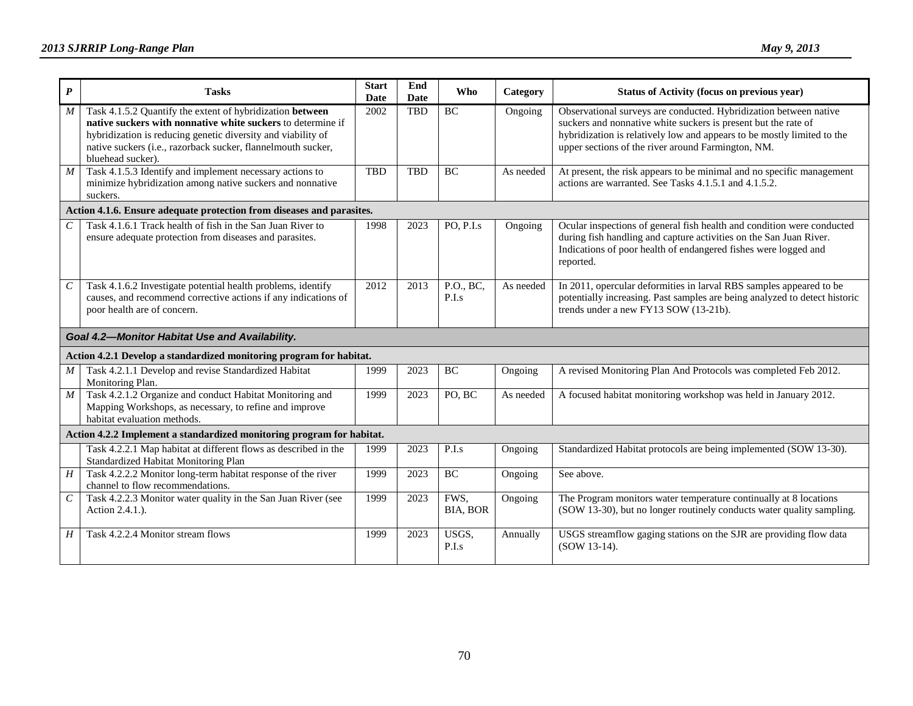| *P* | Tasks | Start Date | End Date | Who | Category | Status of Activity (focus on previous year) |
|---|---|---|---|---|---|---|
| *M* | Task 4.1.5.2 Quantify the extent of hybridization **between native suckers with nonnative white suckers** to determine if hybridization is reducing genetic diversity and viability of native suckers (i.e., razorback sucker, flannelmouth sucker, bluehead sucker). | 2002 | TBD | BC | Ongoing | Observational surveys are conducted. Hybridization between native suckers and nonnative white suckers is present but the rate of hybridization is relatively low and appears to be mostly limited to the upper sections of the river around Farmington, NM. |
| *M* | Task 4.1.5.3 Identify and implement necessary actions to minimize hybridization among native suckers and nonnative suckers. | TBD | TBD | BC | As needed | At present, the risk appears to be minimal and no specific management actions are warranted. See Tasks 4.1.5.1 and 4.1.5.2. |
| **Action 4.1.6. Ensure adequate protection from diseases and parasites.** | | | | | | |
| *C* | Task 4.1.6.1 Track health of fish in the San Juan River to ensure adequate protection from diseases and parasites. | 1998 | 2023 | PO, P.I.s | Ongoing | Ocular inspections of general fish health and condition were conducted during fish handling and capture activities on the San Juan River. Indications of poor health of endangered fishes were logged and reported. |
| *C* | Task 4.1.6.2 Investigate potential health problems, identify causes, and recommend corrective actions if any indications of poor health are of concern. | 2012 | 2013 | P.O., BC, P.I.s | As needed | In 2011, opercular deformities in larval RBS samples appeared to be potentially increasing. Past samples are being analyzed to detect historic trends under a new FY13 SOW (13-21b). |
| ***Goal 4.2—Monitor Habitat Use and Availability.*** | | | | | | |
| **Action 4.2.1 Develop a standardized monitoring program for habitat.** | | | | | | |
| *M* | Task 4.2.1.1 Develop and revise Standardized Habitat Monitoring Plan. | 1999 | 2023 | BC | Ongoing | A revised Monitoring Plan And Protocols was completed Feb 2012. |
| *M* | Task 4.2.1.2 Organize and conduct Habitat Monitoring and Mapping Workshops, as necessary, to refine and improve habitat evaluation methods. | 1999 | 2023 | PO, BC | As needed | A focused habitat monitoring workshop was held in January 2012. |
| **Action 4.2.2 Implement a standardized monitoring program for habitat.** | | | | | | |
| | Task 4.2.2.1 Map habitat at different flows as described in the Standardized Habitat Monitoring Plan | 1999 | 2023 | P.I.s | Ongoing | Standardized Habitat protocols are being implemented (SOW 13-30). |
| *H* | Task 4.2.2.2 Monitor long-term habitat response of the river channel to flow recommendations. | 1999 | 2023 | BC | Ongoing | See above. |
| *C* | Task 4.2.2.3 Monitor water quality in the San Juan River (see Action 2.4.1.). | 1999 | 2023 | FWS, BIA, BOR | Ongoing | The Program monitors water temperature continually at 8 locations (SOW 13-30), but no longer routinely conducts water quality sampling. |
| *H* | Task 4.2.2.4 Monitor stream flows | 1999 | 2023 | USGS, P.I.s | Annually | USGS streamflow gaging stations on the SJR are providing flow data (SOW 13-14). |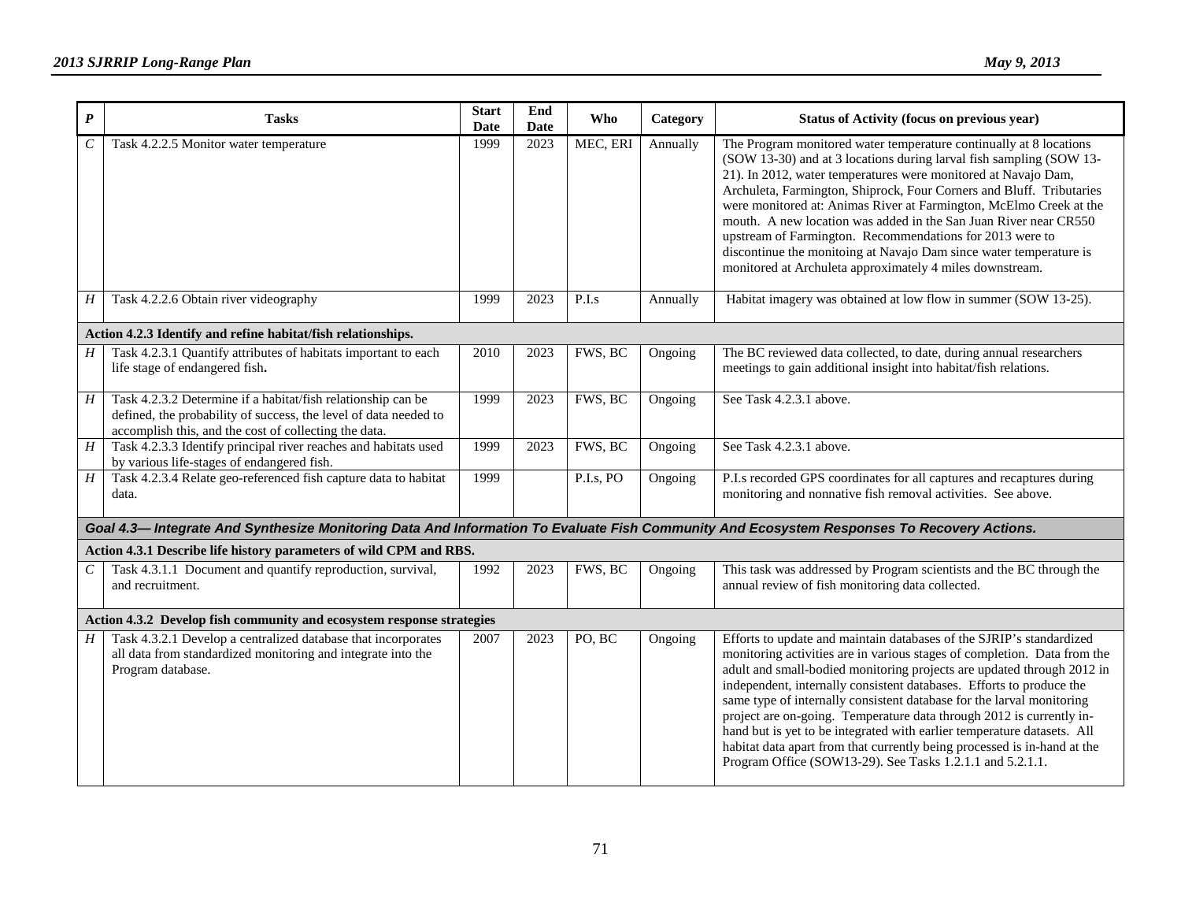| *P* | Tasks | Start Date | End Date | Who | Category | Status of Activity (focus on previous year) |
|---|---|---|---|---|---|---|
| *C* | Task 4.2.2.5 Monitor water temperature | 1999 | 2023 | MEC, ERI | Annually | The Program monitored water temperature continually at 8 locations (SOW 13-30) and at 3 locations during larval fish sampling (SOW 13-21). In 2012, water temperatures were monitored at Navajo Dam, Archuleta, Farmington, Shiprock, Four Corners and Bluff. Tributaries were monitored at: Animas River at Farmington, McElmo Creek at the mouth. A new location was added in the San Juan River near CR550 upstream of Farmington. Recommendations for 2013 were to discontinue the monitoing at Navajo Dam since water temperature is monitored at Archuleta approximately 4 miles downstream. |
| *H* | Task 4.2.2.6 Obtain river videography | 1999 | 2023 | P.I.s | Annually | Habitat imagery was obtained at low flow in summer (SOW 13-25). |
| **Action 4.2.3 Identify and refine habitat/fish relationships.** | | | | | | |
| *H* | Task 4.2.3.1 Quantify attributes of habitats important to each life stage of endangered fish**.** | 2010 | 2023 | FWS, BC | Ongoing | The BC reviewed data collected, to date, during annual researchers meetings to gain additional insight into habitat/fish relations. |
| *H* | Task 4.2.3.2 Determine if a habitat/fish relationship can be defined, the probability of success, the level of data needed to accomplish this, and the cost of collecting the data. | 1999 | 2023 | FWS, BC | Ongoing | See Task 4.2.3.1 above. |
| *H* | Task 4.2.3.3 Identify principal river reaches and habitats used by various life-stages of endangered fish. | 1999 | 2023 | FWS, BC | Ongoing | See Task 4.2.3.1 above. |
| *H* | Task 4.2.3.4 Relate geo-referenced fish capture data to habitat data. | 1999 | | P.I.s, PO | Ongoing | P.I.s recorded GPS coordinates for all captures and recaptures during monitoring and nonnative fish removal activities. See above. |
| ***Goal 4.3— Integrate And Synthesize Monitoring Data And Information To Evaluate Fish Community And Ecosystem Responses To Recovery Actions.*** | | | | | | |
| **Action 4.3.1 Describe life history parameters of wild CPM and RBS.** | | | | | | |
| *C* | Task 4.3.1.1 Document and quantify reproduction, survival, and recruitment. | 1992 | 2023 | FWS, BC | Ongoing | This task was addressed by Program scientists and the BC through the annual review of fish monitoring data collected. |
| **Action 4.3.2 Develop fish community and ecosystem response strategies** | | | | | | |
| *H* | Task 4.3.2.1 Develop a centralized database that incorporates all data from standardized monitoring and integrate into the Program database. | 2007 | 2023 | PO, BC | Ongoing | Efforts to update and maintain databases of the SJRIP's standardized monitoring activities are in various stages of completion. Data from the adult and small-bodied monitoring projects are updated through 2012 in independent, internally consistent databases. Efforts to produce the same type of internally consistent database for the larval monitoring project are on-going. Temperature data through 2012 is currently in-hand but is yet to be integrated with earlier temperature datasets. All habitat data apart from that currently being processed is in-hand at the Program Office (SOW13-29). See Tasks 1.2.1.1 and 5.2.1.1. |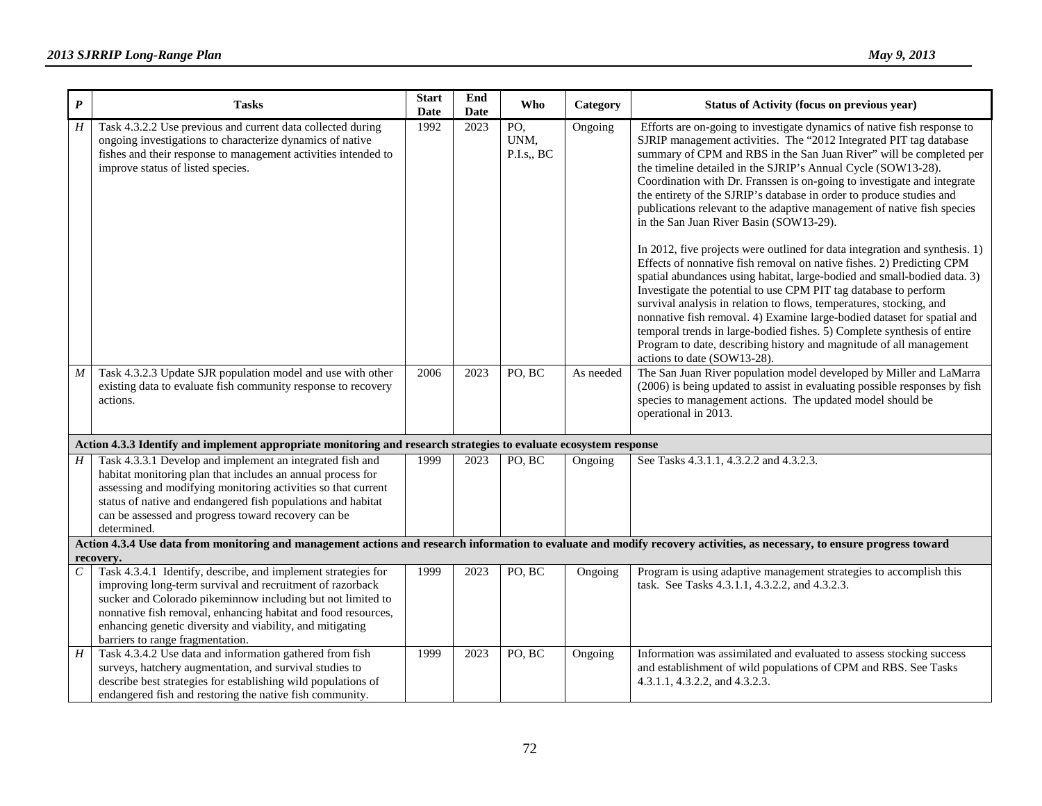| P | Tasks | Start Date | End Date | Who | Category | Status of Activity (focus on previous year) |
|---|---|---|---|---|---|---|
| H | Task 4.3.2.2 Use previous and current data collected during ongoing investigations to characterize dynamics of native fishes and their response to management activities intended to improve status of listed species. | 1992 | 2023 | PO, UNM, P.I.s,, BC | Ongoing | Efforts are on-going to investigate dynamics of native fish response to SJRIP management activities. The "2012 Integrated PIT tag database summary of CPM and RBS in the San Juan River" will be completed per the timeline detailed in the SJRIP's Annual Cycle (SOW13-28). Coordination with Dr. Franssen is on-going to investigate and integrate the entirety of the SJRIP's database in order to produce studies and publications relevant to the adaptive management of native fish species in the San Juan River Basin (SOW13-29).<br><br>In 2012, five projects were outlined for data integration and synthesis. 1) Effects of nonnative fish removal on native fishes. 2) Predicting CPM spatial abundances using habitat, large-bodied and small-bodied data. 3) Investigate the potential to use CPM PIT tag database to perform survival analysis in relation to flows, temperatures, stocking, and nonnative fish removal. 4) Examine large-bodied dataset for spatial and temporal trends in large-bodied fishes. 5) Complete synthesis of entire Program to date, describing history and magnitude of all management actions to date (SOW13-28). |
| M | Task 4.3.2.3 Update SJR population model and use with other existing data to evaluate fish community response to recovery actions. | 2006 | 2023 | PO, BC | As needed | The San Juan River population model developed by Miller and LaMarra (2006) is being updated to assist in evaluating possible responses by fish species to management actions. The updated model should be operational in 2013. |
| **Action 4.3.3 Identify and implement appropriate monitoring and research strategies to evaluate ecosystem response** | | | | | | |
| H | Task 4.3.3.1 Develop and implement an integrated fish and habitat monitoring plan that includes an annual process for assessing and modifying monitoring activities so that current status of native and endangered fish populations and habitat can be assessed and progress toward recovery can be determined. | 1999 | 2023 | PO, BC | Ongoing | See Tasks 4.3.1.1, 4.3.2.2 and 4.3.2.3. |
| **Action 4.3.4 Use data from monitoring and management actions and research information to evaluate and modify recovery activities, as necessary, to ensure progress toward recovery.** | | | | | | |
| C | Task 4.3.4.1 Identify, describe, and implement strategies for improving long-term survival and recruitment of razorback sucker and Colorado pikeminnow including but not limited to nonnative fish removal, enhancing habitat and food resources, enhancing genetic diversity and viability, and mitigating barriers to range fragmentation. | 1999 | 2023 | PO, BC | Ongoing | Program is using adaptive management strategies to accomplish this task. See Tasks 4.3.1.1, 4.3.2.2, and 4.3.2.3. |
| H | Task 4.3.4.2 Use data and information gathered from fish surveys, hatchery augmentation, and survival studies to describe best strategies for establishing wild populations of endangered fish and restoring the native fish community. | 1999 | 2023 | PO, BC | Ongoing | Information was assimilated and evaluated to assess stocking success and establishment of wild populations of CPM and RBS. See Tasks 4.3.1.1, 4.3.2.2, and 4.3.2.3. |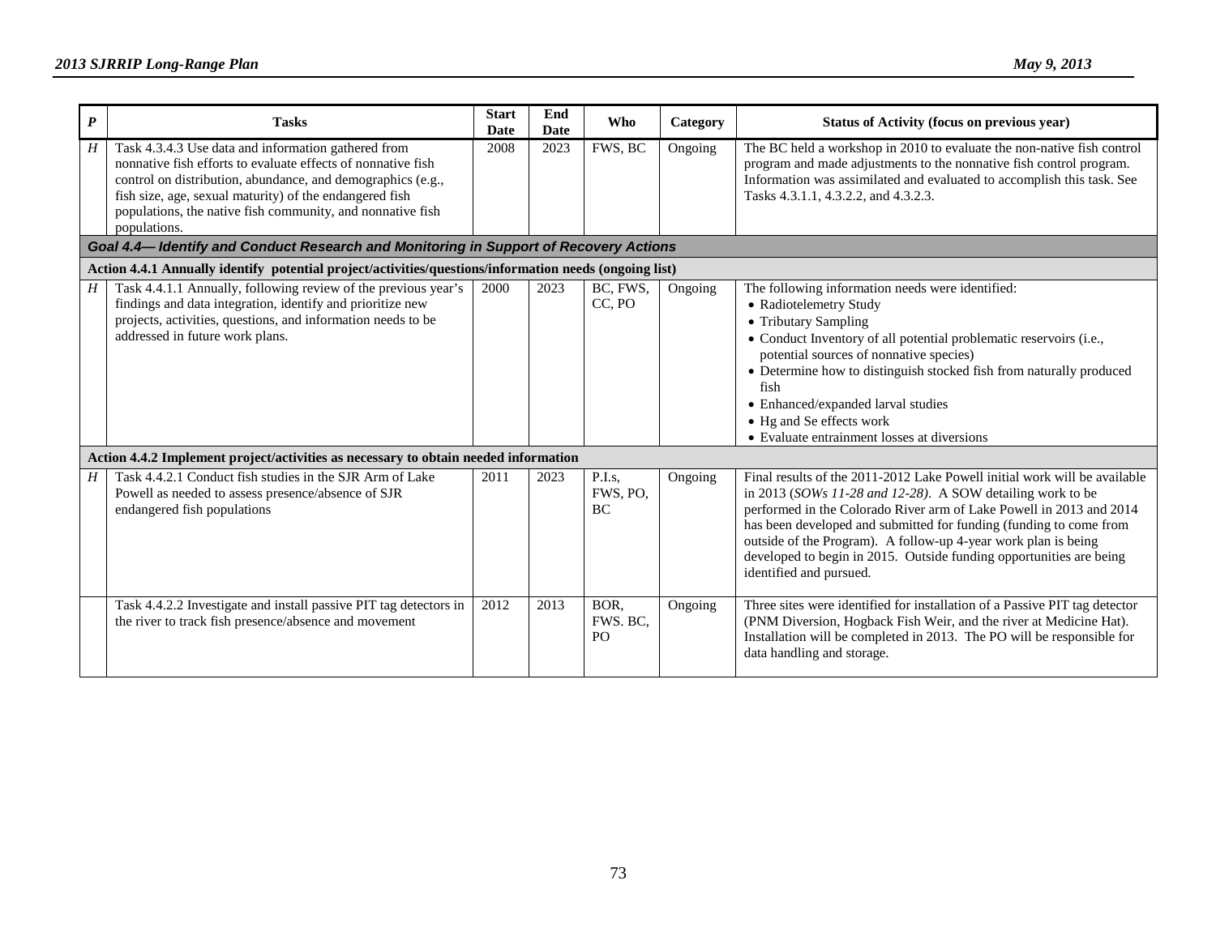| *P* | Tasks | Start Date | End Date | Who | Category | Status of Activity (focus on previous year) |
|---|---|---|---|---|---|---|
| *H* | Task 4.3.4.3 Use data and information gathered from nonnative fish efforts to evaluate effects of nonnative fish control on distribution, abundance, and demographics (e.g., fish size, age, sexual maturity) of the endangered fish populations, the native fish community, and nonnative fish populations. | 2008 | 2023 | FWS, BC | Ongoing | The BC held a workshop in 2010 to evaluate the non-native fish control program and made adjustments to the nonnative fish control program. Information was assimilated and evaluated to accomplish this task. See Tasks 4.3.1.1, 4.3.2.2, and 4.3.2.3. |
| ***Goal 4.4— Identify and Conduct Research and Monitoring in Support of Recovery Actions*** | | | | | | |
| **Action 4.4.1 Annually identify potential project/activities/questions/information needs (ongoing list)** | | | | | | |
| *H* | Task 4.4.1.1 Annually, following review of the previous year's findings and data integration, identify and prioritize new projects, activities, questions, and information needs to be addressed in future work plans. | 2000 | 2023 | BC, FWS, CC, PO | Ongoing | The following information needs were identified:<br>• Radiotelemetry Study<br>• Tributary Sampling<br>• Conduct Inventory of all potential problematic reservoirs (i.e., potential sources of nonnative species)<br>• Determine how to distinguish stocked fish from naturally produced fish<br>• Enhanced/expanded larval studies<br>• Hg and Se effects work<br>• Evaluate entrainment losses at diversions |
| **Action 4.4.2 Implement project/activities as necessary to obtain needed information** | | | | | | |
| *H* | Task 4.4.2.1 Conduct fish studies in the SJR Arm of Lake Powell as needed to assess presence/absence of SJR endangered fish populations | 2011 | 2023 | P.I.s, FWS, PO, BC | Ongoing | Final results of the 2011-2012 Lake Powell initial work will be available in 2013 (*SOWs 11-28 and 12-28)*. A SOW detailing work to be performed in the Colorado River arm of Lake Powell in 2013 and 2014 has been developed and submitted for funding (funding to come from outside of the Program). A follow-up 4-year work plan is being developed to begin in 2015. Outside funding opportunities are being identified and pursued. |
| | Task 4.4.2.2 Investigate and install passive PIT tag detectors in the river to track fish presence/absence and movement | 2012 | 2013 | BOR, FWS. BC, PO | Ongoing | Three sites were identified for installation of a Passive PIT tag detector (PNM Diversion, Hogback Fish Weir, and the river at Medicine Hat). Installation will be completed in 2013. The PO will be responsible for data handling and storage. |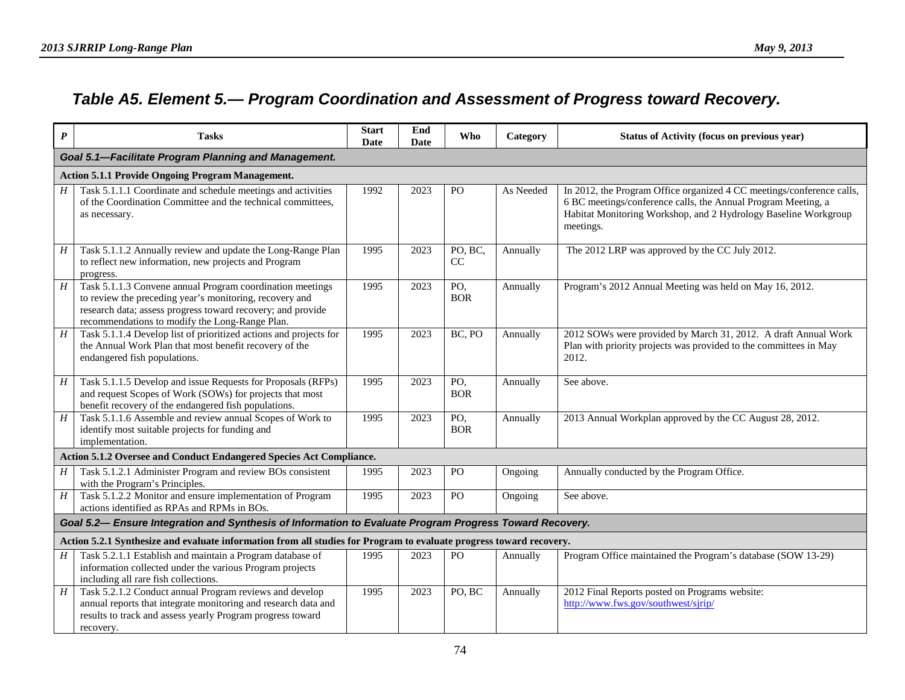## Table A5. Element 5.— Program Coordination and Assessment of Progress toward Recovery.

| *P* | Tasks | Start Date | End Date | Who | Category | Status of Activity (focus on previous year) |
|---|---|---|---|---|---|---|
| ***Goal 5.1—Facilitate Program Planning and Management.*** | | | | | | |
| **Action 5.1.1 Provide Ongoing Program Management.** | | | | | | |
| *H* | Task 5.1.1.1 Coordinate and schedule meetings and activities of the Coordination Committee and the technical committees, as necessary. | 1992 | 2023 | PO | As Needed | In 2012, the Program Office organized 4 CC meetings/conference calls, 6 BC meetings/conference calls, the Annual Program Meeting, a Habitat Monitoring Workshop, and 2 Hydrology Baseline Workgroup meetings. |
| *H* | Task 5.1.1.2 Annually review and update the Long-Range Plan to reflect new information, new projects and Program progress. | 1995 | 2023 | PO, BC, CC | Annually | The 2012 LRP was approved by the CC July 2012. |
| *H* | Task 5.1.1.3 Convene annual Program coordination meetings to review the preceding year's monitoring, recovery and research data; assess progress toward recovery; and provide recommendations to modify the Long-Range Plan. | 1995 | 2023 | PO, BOR | Annually | Program's 2012 Annual Meeting was held on May 16, 2012. |
| *H* | Task 5.1.1.4 Develop list of prioritized actions and projects for the Annual Work Plan that most benefit recovery of the endangered fish populations. | 1995 | 2023 | BC, PO | Annually | 2012 SOWs were provided by March 31, 2012. A draft Annual Work Plan with priority projects was provided to the committees in May 2012. |
| *H* | Task 5.1.1.5 Develop and issue Requests for Proposals (RFPs) and request Scopes of Work (SOWs) for projects that most benefit recovery of the endangered fish populations. | 1995 | 2023 | PO, BOR | Annually | See above. |
| *H* | Task 5.1.1.6 Assemble and review annual Scopes of Work to identify most suitable projects for funding and implementation. | 1995 | 2023 | PO, BOR | Annually | 2013 Annual Workplan approved by the CC August 28, 2012. |
| **Action 5.1.2 Oversee and Conduct Endangered Species Act Compliance.** | | | | | | |
| *H* | Task 5.1.2.1 Administer Program and review BOs consistent with the Program's Principles. | 1995 | 2023 | PO | Ongoing | Annually conducted by the Program Office. |
| *H* | Task 5.1.2.2 Monitor and ensure implementation of Program actions identified as RPAs and RPMs in BOs. | 1995 | 2023 | PO | Ongoing | See above. |
| ***Goal 5.2— Ensure Integration and Synthesis of Information to Evaluate Program Progress Toward Recovery.*** | | | | | | |
| **Action 5.2.1 Synthesize and evaluate information from all studies for Program to evaluate progress toward recovery.** | | | | | | |
| *H* | Task 5.2.1.1 Establish and maintain a Program database of information collected under the various Program projects including all rare fish collections. | 1995 | 2023 | PO | Annually | Program Office maintained the Program's database (SOW 13-29) |
| *H* | Task 5.2.1.2 Conduct annual Program reviews and develop annual reports that integrate monitoring and research data and results to track and assess yearly Program progress toward recovery. | 1995 | 2023 | PO, BC | Annually | 2012 Final Reports posted on Programs website: http://www.fws.gov/southwest/sjrip/ |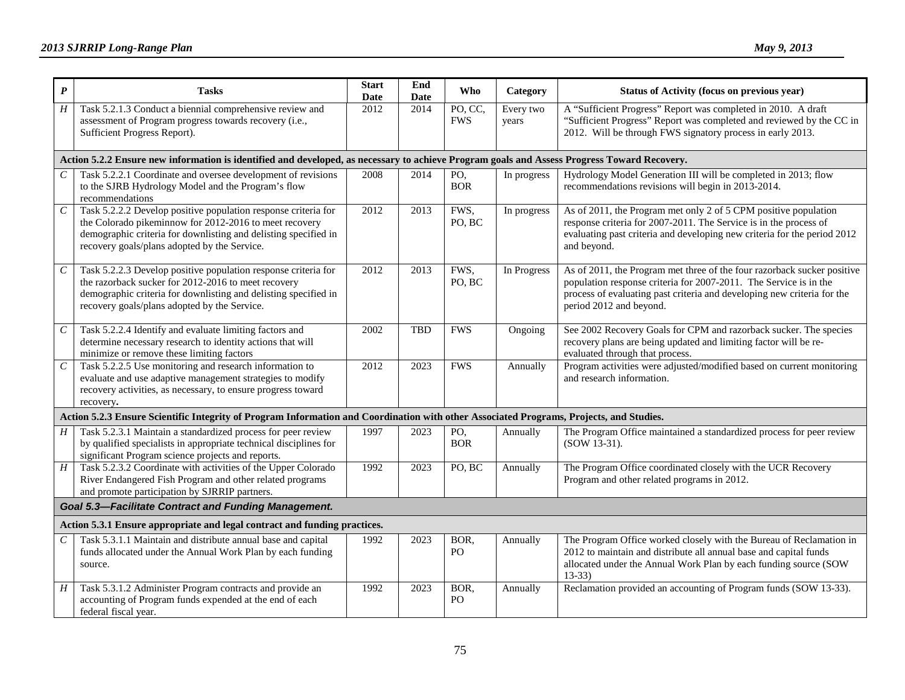| *P* | Tasks | Start Date | End Date | Who | Category | Status of Activity (focus on previous year) |
|---|---|---|---|---|---|---|
| *H* | Task 5.2.1.3 Conduct a biennial comprehensive review and assessment of Program progress towards recovery (i.e., Sufficient Progress Report). | 2012 | 2014 | PO, CC, FWS | Every two years | A "Sufficient Progress" Report was completed in 2010. A draft "Sufficient Progress" Report was completed and reviewed by the CC in 2012. Will be through FWS signatory process in early 2013. |
| **Action 5.2.2 Ensure new information is identified and developed, as necessary to achieve Program goals and Assess Progress Toward Recovery.** | | | | | | |
| *C* | Task 5.2.2.1 Coordinate and oversee development of revisions to the SJRB Hydrology Model and the Program's flow recommendations | 2008 | 2014 | PO, BOR | In progress | Hydrology Model Generation III will be completed in 2013; flow recommendations revisions will begin in 2013-2014. |
| *C* | Task 5.2.2.2 Develop positive population response criteria for the Colorado pikeminnow for 2012-2016 to meet recovery demographic criteria for downlisting and delisting specified in recovery goals/plans adopted by the Service. | 2012 | 2013 | FWS, PO, BC | In progress | As of 2011, the Program met only 2 of 5 CPM positive population response criteria for 2007-2011. The Service is in the process of evaluating past criteria and developing new criteria for the period 2012 and beyond. |
| *C* | Task 5.2.2.3 Develop positive population response criteria for the razorback sucker for 2012-2016 to meet recovery demographic criteria for downlisting and delisting specified in recovery goals/plans adopted by the Service. | 2012 | 2013 | FWS, PO, BC | In Progress | As of 2011, the Program met three of the four razorback sucker positive population response criteria for 2007-2011. The Service is in the process of evaluating past criteria and developing new criteria for the period 2012 and beyond. |
| *C* | Task 5.2.2.4 Identify and evaluate limiting factors and determine necessary research to identity actions that will minimize or remove these limiting factors | 2002 | TBD | FWS | Ongoing | See 2002 Recovery Goals for CPM and razorback sucker. The species recovery plans are being updated and limiting factor will be re-evaluated through that process. |
| *C* | Task 5.2.2.5 Use monitoring and research information to evaluate and use adaptive management strategies to modify recovery activities, as necessary, to ensure progress toward recovery**.** | 2012 | 2023 | FWS | Annually | Program activities were adjusted/modified based on current monitoring and research information. |
| **Action 5.2.3 Ensure Scientific Integrity of Program Information and Coordination with other Associated Programs, Projects, and Studies.** | | | | | | |
| *H* | Task 5.2.3.1 Maintain a standardized process for peer review by qualified specialists in appropriate technical disciplines for significant Program science projects and reports. | 1997 | 2023 | PO, BOR | Annually | The Program Office maintained a standardized process for peer review (SOW 13-31). |
| *H* | Task 5.2.3.2 Coordinate with activities of the Upper Colorado River Endangered Fish Program and other related programs and promote participation by SJRRIP partners. | 1992 | 2023 | PO, BC | Annually | The Program Office coordinated closely with the UCR Recovery Program and other related programs in 2012. |
| ***Goal 5.3—Facilitate Contract and Funding Management.*** | | | | | | |
| **Action 5.3.1 Ensure appropriate and legal contract and funding practices.** | | | | | | |
| *C* | Task 5.3.1.1 Maintain and distribute annual base and capital funds allocated under the Annual Work Plan by each funding source. | 1992 | 2023 | BOR, PO | Annually | The Program Office worked closely with the Bureau of Reclamation in 2012 to maintain and distribute all annual base and capital funds allocated under the Annual Work Plan by each funding source (SOW 13-33) |
| *H* | Task 5.3.1.2 Administer Program contracts and provide an accounting of Program funds expended at the end of each federal fiscal year. | 1992 | 2023 | BOR, PO | Annually | Reclamation provided an accounting of Program funds (SOW 13-33). |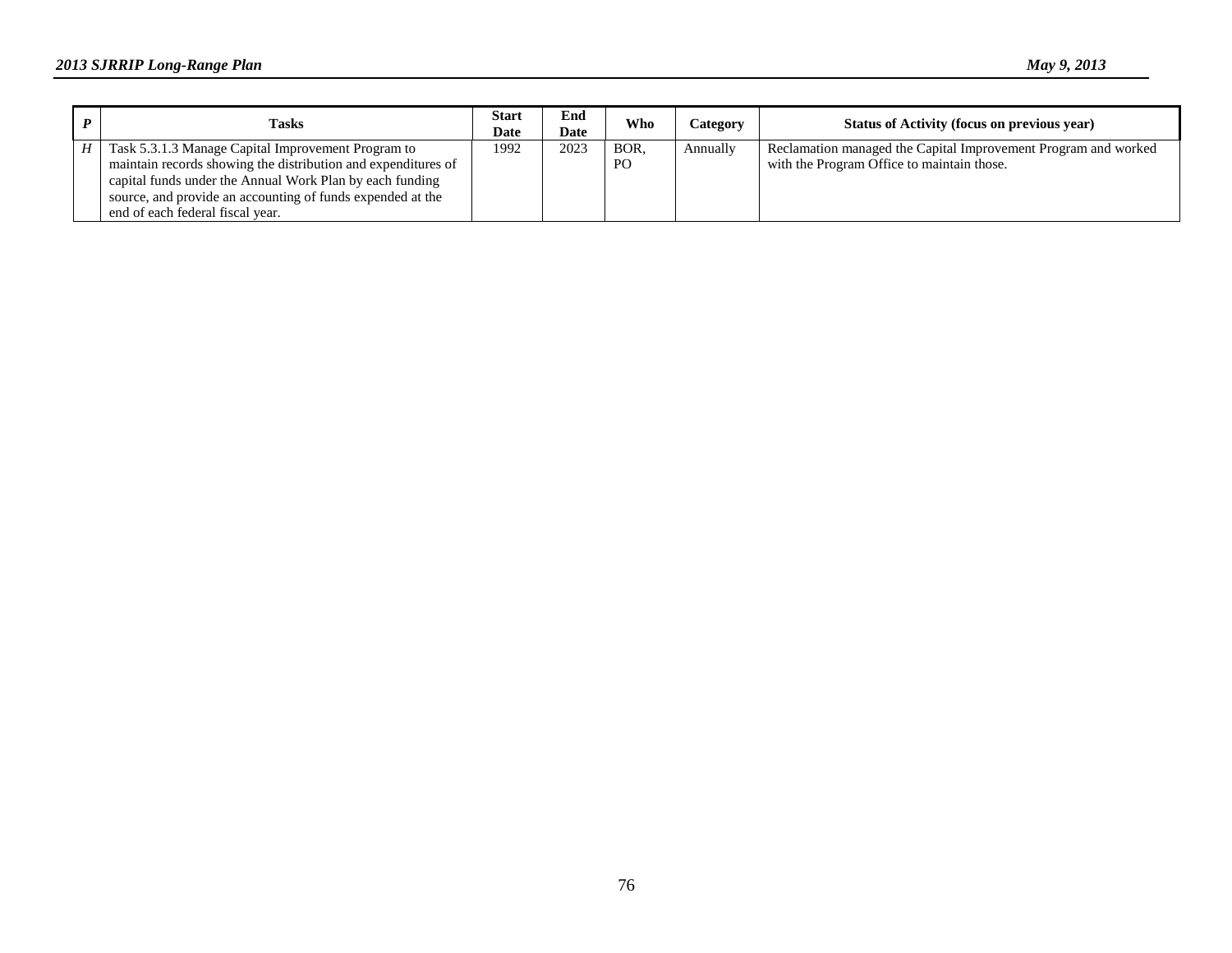| *P* | Tasks | Start Date | End Date | Who | Category | Status of Activity (focus on previous year) |
|---|---|---|---|---|---|---|
| *H* | Task 5.3.1.3 Manage Capital Improvement Program to maintain records showing the distribution and expenditures of capital funds under the Annual Work Plan by each funding source, and provide an accounting of funds expended at the end of each federal fiscal year. | 1992 | 2023 | BOR, PO | Annually | Reclamation managed the Capital Improvement Program and worked with the Program Office to maintain those. |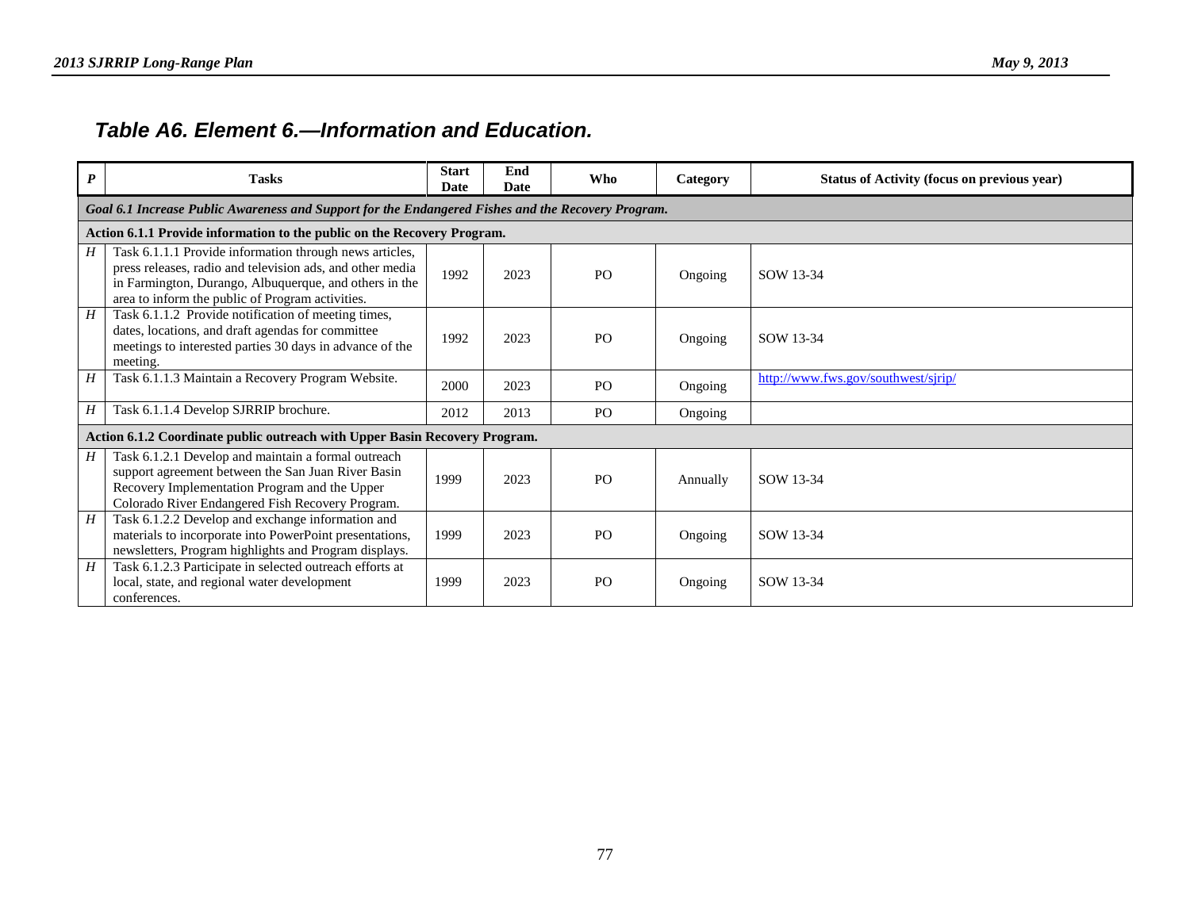## *Table A6. Element 6.—Information and Education.*

| *P* | Tasks | Start Date | End Date | Who | Category | Status of Activity (focus on previous year) |
|---|---|---|---|---|---|---|
| ***Goal 6.1 Increase Public Awareness and Support for the Endangered Fishes and the Recovery Program.*** | | | | | | |
| **Action 6.1.1 Provide information to the public on the Recovery Program.** | | | | | | |
| *H* | Task 6.1.1.1 Provide information through news articles, press releases, radio and television ads, and other media in Farmington, Durango, Albuquerque, and others in the area to inform the public of Program activities. | 1992 | 2023 | PO | Ongoing | SOW 13-34 |
| *H* | Task 6.1.1.2 Provide notification of meeting times, dates, locations, and draft agendas for committee meetings to interested parties 30 days in advance of the meeting. | 1992 | 2023 | PO | Ongoing | SOW 13-34 |
| *H* | Task 6.1.1.3 Maintain a Recovery Program Website. | 2000 | 2023 | PO | Ongoing | http://www.fws.gov/southwest/sjrip/ |
| *H* | Task 6.1.1.4 Develop SJRRIP brochure. | 2012 | 2013 | PO | Ongoing | |
| **Action 6.1.2 Coordinate public outreach with Upper Basin Recovery Program.** | | | | | | |
| *H* | Task 6.1.2.1 Develop and maintain a formal outreach support agreement between the San Juan River Basin Recovery Implementation Program and the Upper Colorado River Endangered Fish Recovery Program. | 1999 | 2023 | PO | Annually | SOW 13-34 |
| *H* | Task 6.1.2.2 Develop and exchange information and materials to incorporate into PowerPoint presentations, newsletters, Program highlights and Program displays. | 1999 | 2023 | PO | Ongoing | SOW 13-34 |
| *H* | Task 6.1.2.3 Participate in selected outreach efforts at local, state, and regional water development conferences. | 1999 | 2023 | PO | Ongoing | SOW 13-34 |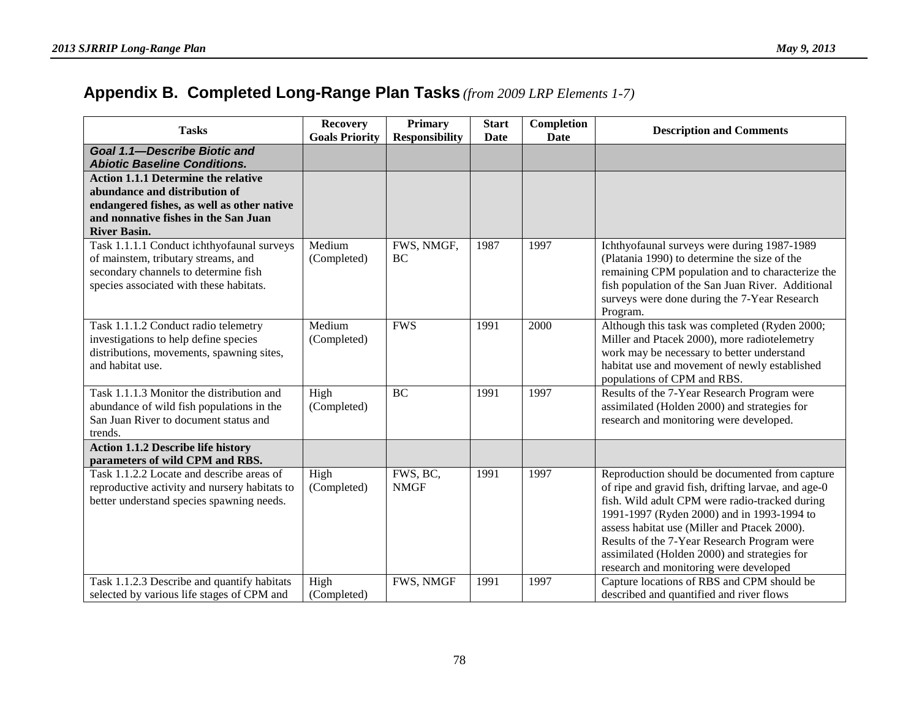## Appendix B. Completed Long-Range Plan Tasks *(from 2009 LRP Elements 1-7)*

| Tasks | Recovery Goals Priority | Primary Responsibility | Start Date | Completion Date | Description and Comments |
|---|---|---|---|---|---|
| ***Goal 1.1—Describe Biotic and Abiotic Baseline Conditions.*** | | | | | |
| **Action 1.1.1 Determine the relative abundance and distribution of endangered fishes, as well as other native and nonnative fishes in the San Juan River Basin.** | | | | | |
| Task 1.1.1.1 Conduct ichthyofaunal surveys of mainstem, tributary streams, and secondary channels to determine fish species associated with these habitats. | Medium (Completed) | FWS, NMGF, BC | 1987 | 1997 | Ichthyofaunal surveys were during 1987-1989 (Platania 1990) to determine the size of the remaining CPM population and to characterize the fish population of the San Juan River. Additional surveys were done during the 7-Year Research Program. |
| Task 1.1.1.2 Conduct radio telemetry investigations to help define species distributions, movements, spawning sites, and habitat use. | Medium (Completed) | FWS | 1991 | 2000 | Although this task was completed (Ryden 2000; Miller and Ptacek 2000), more radiotelemetry work may be necessary to better understand habitat use and movement of newly established populations of CPM and RBS. |
| Task 1.1.1.3 Monitor the distribution and abundance of wild fish populations in the San Juan River to document status and trends. | High (Completed) | BC | 1991 | 1997 | Results of the 7-Year Research Program were assimilated (Holden 2000) and strategies for research and monitoring were developed. |
| **Action 1.1.2 Describe life history parameters of wild CPM and RBS.** | | | | | |
| Task 1.1.2.2 Locate and describe areas of reproductive activity and nursery habitats to better understand species spawning needs. | High (Completed) | FWS, BC, NMGF | 1991 | 1997 | Reproduction should be documented from capture of ripe and gravid fish, drifting larvae, and age-0 fish. Wild adult CPM were radio-tracked during 1991-1997 (Ryden 2000) and in 1993-1994 to assess habitat use (Miller and Ptacek 2000). Results of the 7-Year Research Program were assimilated (Holden 2000) and strategies for research and monitoring were developed |
| Task 1.1.2.3 Describe and quantify habitats selected by various life stages of CPM and | High (Completed) | FWS, NMGF | 1991 | 1997 | Capture locations of RBS and CPM should be described and quantified and river flows |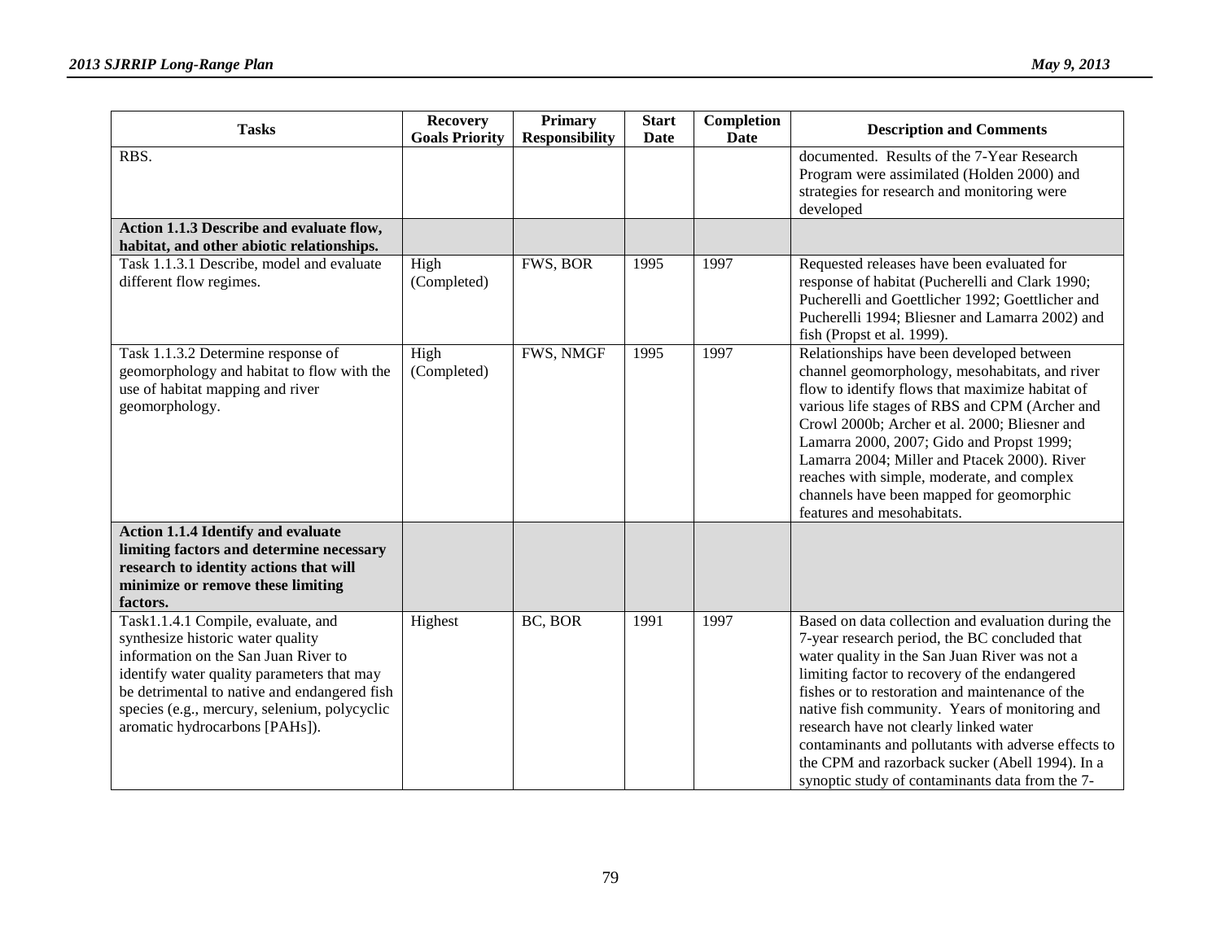| Tasks | Recovery Goals Priority | Primary Responsibility | Start Date | Completion Date | Description and Comments |
|---|---|---|---|---|---|
| RBS. | | | | | documented. Results of the 7-Year Research Program were assimilated (Holden 2000) and strategies for research and monitoring were developed |
| **Action 1.1.3 Describe and evaluate flow, habitat, and other abiotic relationships.** | | | | | |
| Task 1.1.3.1 Describe, model and evaluate different flow regimes. | High (Completed) | FWS, BOR | 1995 | 1997 | Requested releases have been evaluated for response of habitat (Pucherelli and Clark 1990; Pucherelli and Goettlicher 1992; Goettlicher and Pucherelli 1994; Bliesner and Lamarra 2002) and fish (Propst et al. 1999). |
| Task 1.1.3.2 Determine response of geomorphology and habitat to flow with the use of habitat mapping and river geomorphology. | High (Completed) | FWS, NMGF | 1995 | 1997 | Relationships have been developed between channel geomorphology, mesohabitats, and river flow to identify flows that maximize habitat of various life stages of RBS and CPM (Archer and Crowl 2000b; Archer et al. 2000; Bliesner and Lamarra 2000, 2007; Gido and Propst 1999; Lamarra 2004; Miller and Ptacek 2000). River reaches with simple, moderate, and complex channels have been mapped for geomorphic features and mesohabitats. |
| **Action 1.1.4 Identify and evaluate limiting factors and determine necessary research to identity actions that will minimize or remove these limiting factors.** | | | | | |
| Task1.1.4.1 Compile, evaluate, and synthesize historic water quality information on the San Juan River to identify water quality parameters that may be detrimental to native and endangered fish species (e.g., mercury, selenium, polycyclic aromatic hydrocarbons [PAHs]). | Highest | BC, BOR | 1991 | 1997 | Based on data collection and evaluation during the 7-year research period, the BC concluded that water quality in the San Juan River was not a limiting factor to recovery of the endangered fishes or to restoration and maintenance of the native fish community. Years of monitoring and research have not clearly linked water contaminants and pollutants with adverse effects to the CPM and razorback sucker (Abell 1994). In a synoptic study of contaminants data from the 7- |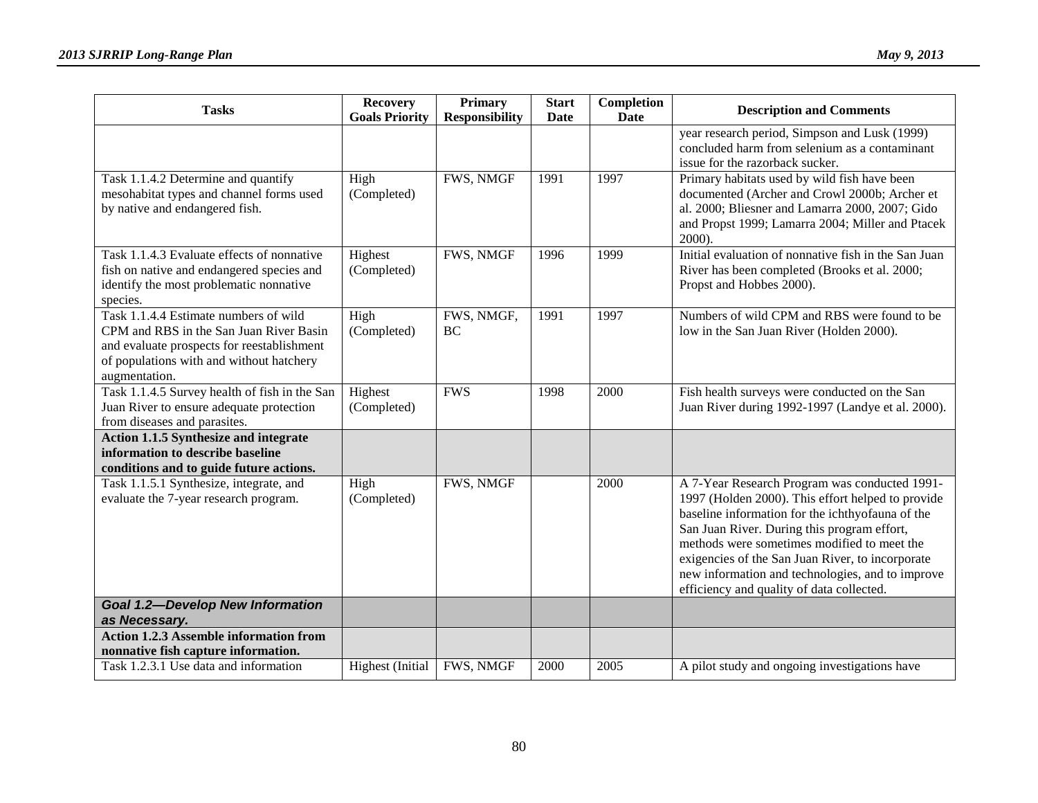| Tasks | Recovery Goals Priority | Primary Responsibility | Start Date | Completion Date | Description and Comments |
|---|---|---|---|---|---|
| | | | | | year research period, Simpson and Lusk (1999) concluded harm from selenium as a contaminant issue for the razorback sucker. |
| Task 1.1.4.2 Determine and quantify mesohabitat types and channel forms used by native and endangered fish. | High (Completed) | FWS, NMGF | 1991 | 1997 | Primary habitats used by wild fish have been documented (Archer and Crowl 2000b; Archer et al. 2000; Bliesner and Lamarra 2000, 2007; Gido and Propst 1999; Lamarra 2004; Miller and Ptacek 2000). |
| Task 1.1.4.3 Evaluate effects of nonnative fish on native and endangered species and identify the most problematic nonnative species. | Highest (Completed) | FWS, NMGF | 1996 | 1999 | Initial evaluation of nonnative fish in the San Juan River has been completed (Brooks et al. 2000; Propst and Hobbes 2000). |
| Task 1.1.4.4 Estimate numbers of wild CPM and RBS in the San Juan River Basin and evaluate prospects for reestablishment of populations with and without hatchery augmentation. | High (Completed) | FWS, NMGF, BC | 1991 | 1997 | Numbers of wild CPM and RBS were found to be low in the San Juan River (Holden 2000). |
| Task 1.1.4.5 Survey health of fish in the San Juan River to ensure adequate protection from diseases and parasites. | Highest (Completed) | FWS | 1998 | 2000 | Fish health surveys were conducted on the San Juan River during 1992-1997 (Landye et al. 2000). |
| **Action 1.1.5 Synthesize and integrate information to describe baseline conditions and to guide future actions.** | | | | | |
| Task 1.1.5.1 Synthesize, integrate, and evaluate the 7-year research program. | High (Completed) | FWS, NMGF | | 2000 | A 7-Year Research Program was conducted 1991-1997 (Holden 2000). This effort helped to provide baseline information for the ichthyofauna of the San Juan River. During this program effort, methods were sometimes modified to meet the exigencies of the San Juan River, to incorporate new information and technologies, and to improve efficiency and quality of data collected. |
| ***Goal 1.2—Develop New Information as Necessary.*** | | | | | |
| **Action 1.2.3 Assemble information from nonnative fish capture information.** | | | | | |
| Task 1.2.3.1 Use data and information | Highest (Initial | FWS, NMGF | 2000 | 2005 | A pilot study and ongoing investigations have |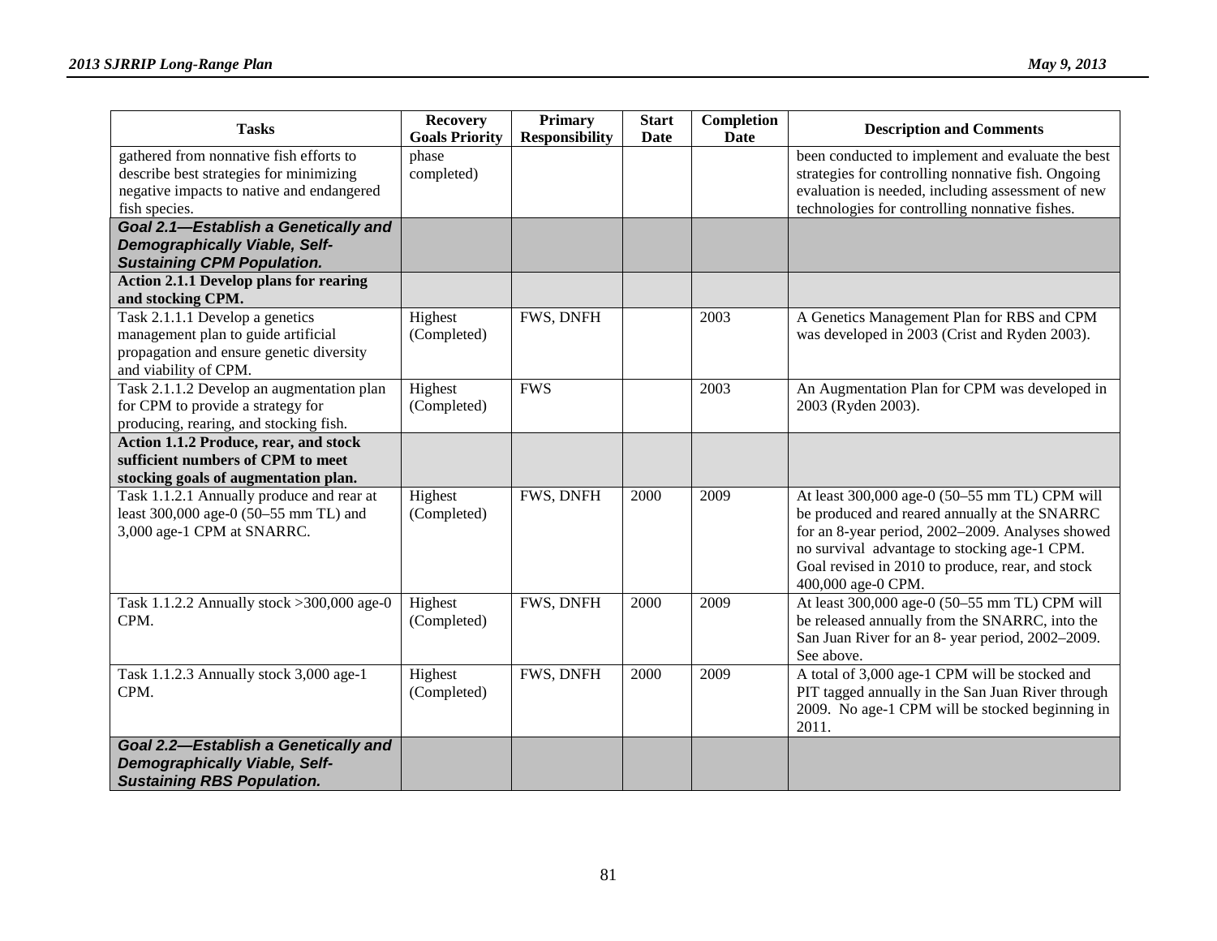| Tasks | Recovery Goals Priority | Primary Responsibility | Start Date | Completion Date | Description and Comments |
|---|---|---|---|---|---|
| gathered from nonnative fish efforts to describe best strategies for minimizing negative impacts to native and endangered fish species. | phase completed) | | | | been conducted to implement and evaluate the best strategies for controlling nonnative fish. Ongoing evaluation is needed, including assessment of new technologies for controlling nonnative fishes. |
| ***Goal 2.1—Establish a Genetically and Demographically Viable, Self-Sustaining CPM Population.*** | | | | | |
| **Action 2.1.1 Develop plans for rearing and stocking CPM.** | | | | | |
| Task 2.1.1.1 Develop a genetics management plan to guide artificial propagation and ensure genetic diversity and viability of CPM. | Highest (Completed) | FWS, DNFH | | 2003 | A Genetics Management Plan for RBS and CPM was developed in 2003 (Crist and Ryden 2003). |
| Task 2.1.1.2 Develop an augmentation plan for CPM to provide a strategy for producing, rearing, and stocking fish. | Highest (Completed) | FWS | | 2003 | An Augmentation Plan for CPM was developed in 2003 (Ryden 2003). |
| **Action 1.1.2 Produce, rear, and stock sufficient numbers of CPM to meet stocking goals of augmentation plan.** | | | | | |
| Task 1.1.2.1 Annually produce and rear at least 300,000 age-0 (50–55 mm TL) and 3,000 age-1 CPM at SNARRC. | Highest (Completed) | FWS, DNFH | 2000 | 2009 | At least 300,000 age-0 (50–55 mm TL) CPM will be produced and reared annually at the SNARRC for an 8-year period, 2002–2009. Analyses showed no survival advantage to stocking age-1 CPM. Goal revised in 2010 to produce, rear, and stock 400,000 age-0 CPM. |
| Task 1.1.2.2 Annually stock >300,000 age-0 CPM. | Highest (Completed) | FWS, DNFH | 2000 | 2009 | At least 300,000 age-0 (50–55 mm TL) CPM will be released annually from the SNARRC, into the San Juan River for an 8- year period, 2002–2009. See above. |
| Task 1.1.2.3 Annually stock 3,000 age-1 CPM. | Highest (Completed) | FWS, DNFH | 2000 | 2009 | A total of 3,000 age-1 CPM will be stocked and PIT tagged annually in the San Juan River through 2009. No age-1 CPM will be stocked beginning in 2011. |
| ***Goal 2.2—Establish a Genetically and Demographically Viable, Self-Sustaining RBS Population.*** | | | | | |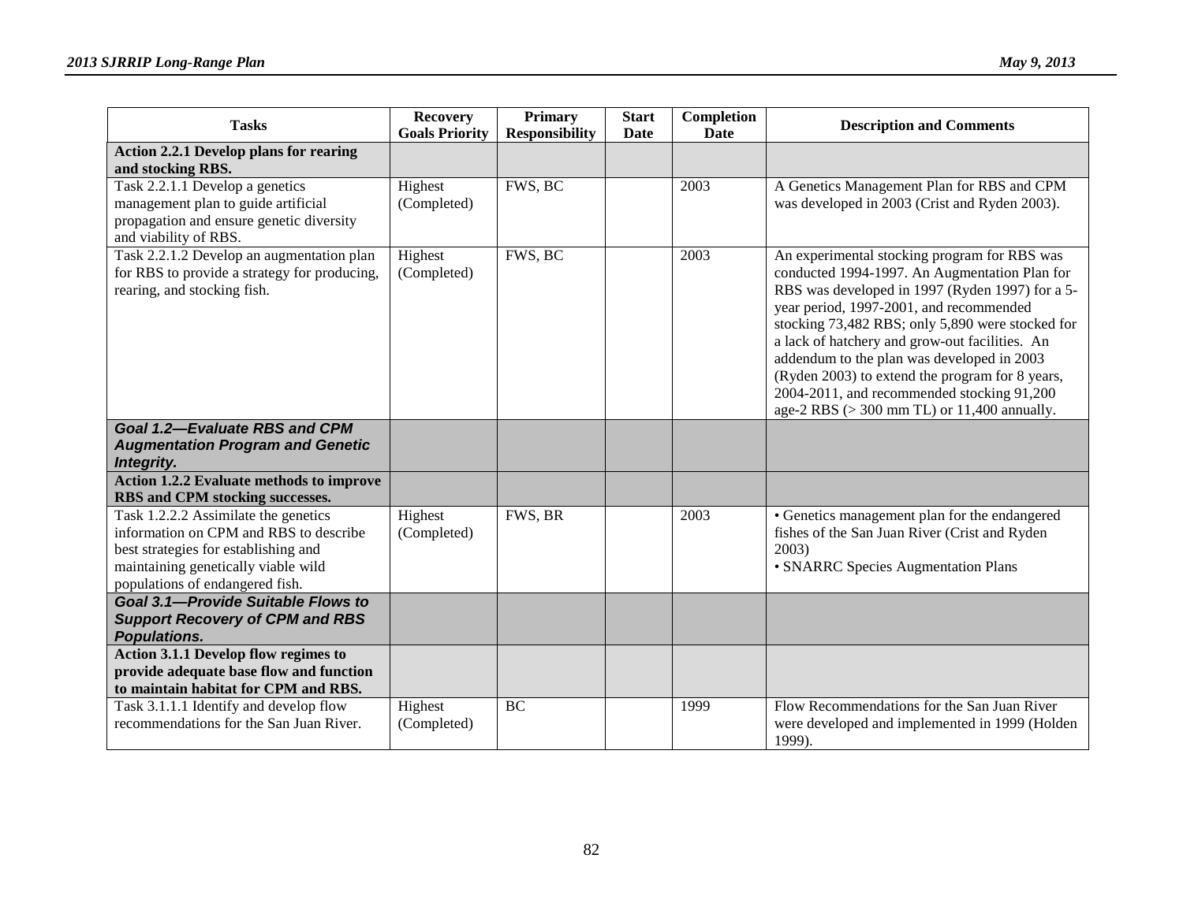| Tasks | Recovery Goals Priority | Primary Responsibility | Start Date | Completion Date | Description and Comments |
|---|---|---|---|---|---|
| **Action 2.2.1 Develop plans for rearing and stocking RBS.** | | | | | |
| Task 2.2.1.1 Develop a genetics management plan to guide artificial propagation and ensure genetic diversity and viability of RBS. | Highest (Completed) | FWS, BC | | 2003 | A Genetics Management Plan for RBS and CPM was developed in 2003 (Crist and Ryden 2003). |
| Task 2.2.1.2 Develop an augmentation plan for RBS to provide a strategy for producing, rearing, and stocking fish. | Highest (Completed) | FWS, BC | | 2003 | An experimental stocking program for RBS was conducted 1994-1997. An Augmentation Plan for RBS was developed in 1997 (Ryden 1997) for a 5-year period, 1997-2001, and recommended stocking 73,482 RBS; only 5,890 were stocked for a lack of hatchery and grow-out facilities. An addendum to the plan was developed in 2003 (Ryden 2003) to extend the program for 8 years, 2004-2011, and recommended stocking 91,200 age-2 RBS (> 300 mm TL) or 11,400 annually. |
| ***Goal 1.2—Evaluate RBS and CPM Augmentation Program and Genetic Integrity.*** | | | | | |
| **Action 1.2.2 Evaluate methods to improve RBS and CPM stocking successes.** | | | | | |
| Task 1.2.2.2 Assimilate the genetics information on CPM and RBS to describe best strategies for establishing and maintaining genetically viable wild populations of endangered fish. | Highest (Completed) | FWS, BR | | 2003 | • Genetics management plan for the endangered fishes of the San Juan River (Crist and Ryden 2003)<br>• SNARRC Species Augmentation Plans |
| ***Goal 3.1—Provide Suitable Flows to Support Recovery of CPM and RBS Populations.*** | | | | | |
| **Action 3.1.1 Develop flow regimes to provide adequate base flow and function to maintain habitat for CPM and RBS.** | | | | | |
| Task 3.1.1.1 Identify and develop flow recommendations for the San Juan River. | Highest (Completed) | BC | | 1999 | Flow Recommendations for the San Juan River were developed and implemented in 1999 (Holden 1999). |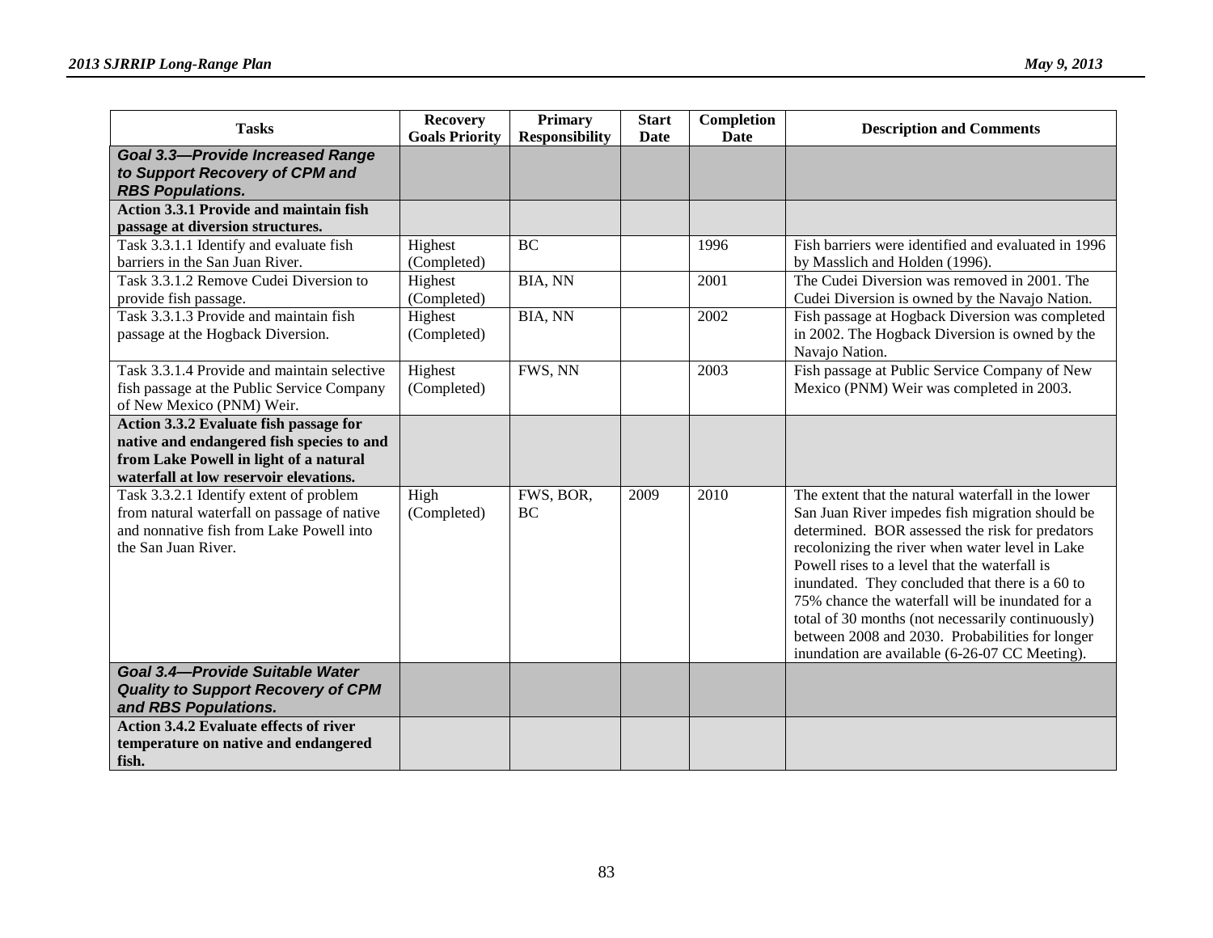| Tasks | Recovery Goals Priority | Primary Responsibility | Start Date | Completion Date | Description and Comments |
|---|---|---|---|---|---|
| ***Goal 3.3—Provide Increased Range to Support Recovery of CPM and RBS Populations.*** | | | | | |
| **Action 3.3.1 Provide and maintain fish passage at diversion structures.** | | | | | |
| Task 3.3.1.1 Identify and evaluate fish barriers in the San Juan River. | Highest (Completed) | BC | | 1996 | Fish barriers were identified and evaluated in 1996 by Masslich and Holden (1996). |
| Task 3.3.1.2 Remove Cudei Diversion to provide fish passage. | Highest (Completed) | BIA, NN | | 2001 | The Cudei Diversion was removed in 2001. The Cudei Diversion is owned by the Navajo Nation. |
| Task 3.3.1.3 Provide and maintain fish passage at the Hogback Diversion. | Highest (Completed) | BIA, NN | | 2002 | Fish passage at Hogback Diversion was completed in 2002. The Hogback Diversion is owned by the Navajo Nation. |
| Task 3.3.1.4 Provide and maintain selective fish passage at the Public Service Company of New Mexico (PNM) Weir. | Highest (Completed) | FWS, NN | | 2003 | Fish passage at Public Service Company of New Mexico (PNM) Weir was completed in 2003. |
| **Action 3.3.2 Evaluate fish passage for native and endangered fish species to and from Lake Powell in light of a natural waterfall at low reservoir elevations.** | | | | | |
| Task 3.3.2.1 Identify extent of problem from natural waterfall on passage of native and nonnative fish from Lake Powell into the San Juan River. | High (Completed) | FWS, BOR, BC | 2009 | 2010 | The extent that the natural waterfall in the lower San Juan River impedes fish migration should be determined. BOR assessed the risk for predators recolonizing the river when water level in Lake Powell rises to a level that the waterfall is inundated. They concluded that there is a 60 to 75% chance the waterfall will be inundated for a total of 30 months (not necessarily continuously) between 2008 and 2030. Probabilities for longer inundation are available (6-26-07 CC Meeting). |
| ***Goal 3.4—Provide Suitable Water Quality to Support Recovery of CPM and RBS Populations.*** | | | | | |
| **Action 3.4.2 Evaluate effects of river temperature on native and endangered fish.** | | | | | |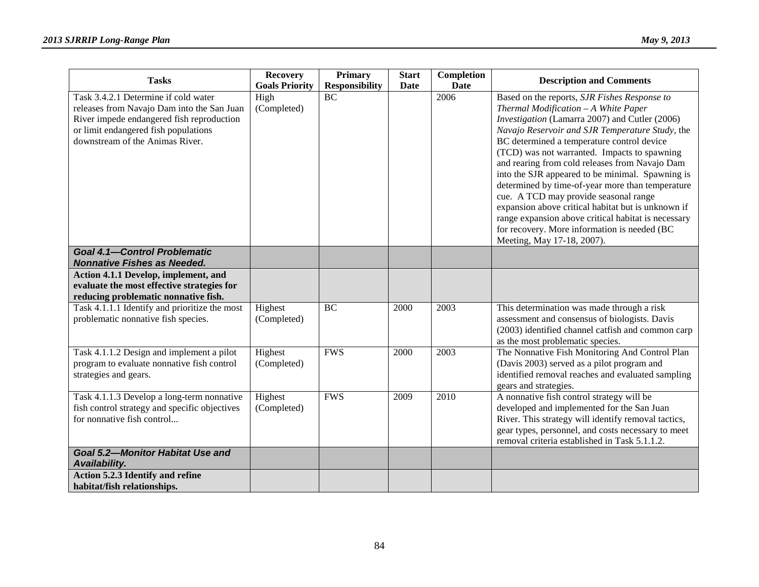| Tasks | Recovery Goals Priority | Primary Responsibility | Start Date | Completion Date | Description and Comments |
|---|---|---|---|---|---|
| Task 3.4.2.1 Determine if cold water releases from Navajo Dam into the San Juan River impede endangered fish reproduction or limit endangered fish populations downstream of the Animas River. | High (Completed) | BC | | 2006 | Based on the reports, *SJR Fishes Response to Thermal Modification – A White Paper Investigation* (Lamarra 2007) and Cutler (2006) *Navajo Reservoir and SJR Temperature Study*, the BC determined a temperature control device (TCD) was not warranted. Impacts to spawning and rearing from cold releases from Navajo Dam into the SJR appeared to be minimal. Spawning is determined by time-of-year more than temperature cue. A TCD may provide seasonal range expansion above critical habitat but is unknown if range expansion above critical habitat is necessary for recovery. More information is needed (BC Meeting, May 17-18, 2007). |
| ***Goal 4.1—Control Problematic Nonnative Fishes as Needed.*** | | | | | |
| **Action 4.1.1 Develop, implement, and evaluate the most effective strategies for reducing problematic nonnative fish.** | | | | | |
| Task 4.1.1.1 Identify and prioritize the most problematic nonnative fish species. | Highest (Completed) | BC | 2000 | 2003 | This determination was made through a risk assessment and consensus of biologists. Davis (2003) identified channel catfish and common carp as the most problematic species. |
| Task 4.1.1.2 Design and implement a pilot program to evaluate nonnative fish control strategies and gears. | Highest (Completed) | FWS | 2000 | 2003 | The Nonnative Fish Monitoring And Control Plan (Davis 2003) served as a pilot program and identified removal reaches and evaluated sampling gears and strategies. |
| Task 4.1.1.3 Develop a long-term nonnative fish control strategy and specific objectives for nonnative fish control... | Highest (Completed) | FWS | 2009 | 2010 | A nonnative fish control strategy will be developed and implemented for the San Juan River. This strategy will identify removal tactics, gear types, personnel, and costs necessary to meet removal criteria established in Task 5.1.1.2. |
| ***Goal 5.2—Monitor Habitat Use and Availability.*** | | | | | |
| **Action 5.2.3 Identify and refine habitat/fish relationships.** | | | | | |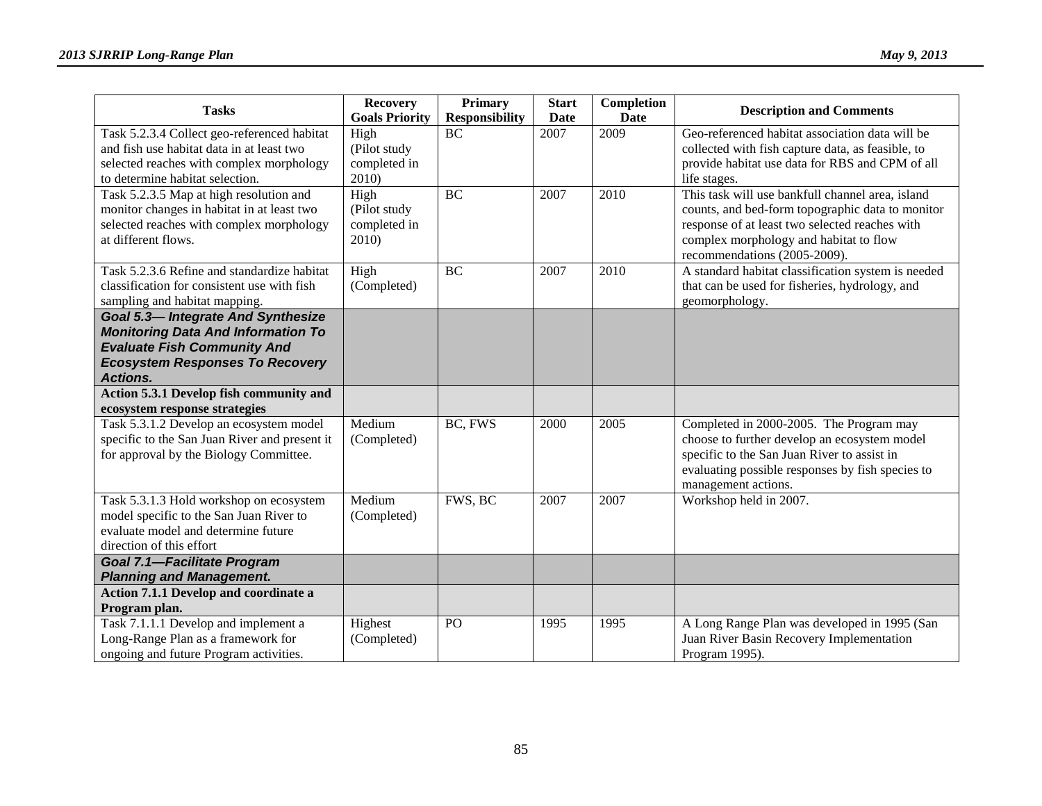| Tasks | Recovery Goals Priority | Primary Responsibility | Start Date | Completion Date | Description and Comments |
|---|---|---|---|---|---|
| Task 5.2.3.4 Collect geo-referenced habitat and fish use habitat data in at least two selected reaches with complex morphology to determine habitat selection. | High (Pilot study completed in 2010) | BC | 2007 | 2009 | Geo-referenced habitat association data will be collected with fish capture data, as feasible, to provide habitat use data for RBS and CPM of all life stages. |
| Task 5.2.3.5 Map at high resolution and monitor changes in habitat in at least two selected reaches with complex morphology at different flows. | High (Pilot study completed in 2010) | BC | 2007 | 2010 | This task will use bankfull channel area, island counts, and bed-form topographic data to monitor response of at least two selected reaches with complex morphology and habitat to flow recommendations (2005-2009). |
| Task 5.2.3.6 Refine and standardize habitat classification for consistent use with fish sampling and habitat mapping. | High (Completed) | BC | 2007 | 2010 | A standard habitat classification system is needed that can be used for fisheries, hydrology, and geomorphology. |
| ***Goal 5.3— Integrate And Synthesize Monitoring Data And Information To Evaluate Fish Community And Ecosystem Responses To Recovery Actions.*** | | | | | |
| **Action 5.3.1 Develop fish community and ecosystem response strategies** | | | | | |
| Task 5.3.1.2 Develop an ecosystem model specific to the San Juan River and present it for approval by the Biology Committee. | Medium (Completed) | BC, FWS | 2000 | 2005 | Completed in 2000-2005. The Program may choose to further develop an ecosystem model specific to the San Juan River to assist in evaluating possible responses by fish species to management actions. |
| Task 5.3.1.3 Hold workshop on ecosystem model specific to the San Juan River to evaluate model and determine future direction of this effort | Medium (Completed) | FWS, BC | 2007 | 2007 | Workshop held in 2007. |
| ***Goal 7.1—Facilitate Program Planning and Management.*** | | | | | |
| **Action 7.1.1 Develop and coordinate a Program plan.** | | | | | |
| Task 7.1.1.1 Develop and implement a Long-Range Plan as a framework for ongoing and future Program activities. | Highest (Completed) | PO | 1995 | 1995 | A Long Range Plan was developed in 1995 (San Juan River Basin Recovery Implementation Program 1995). |